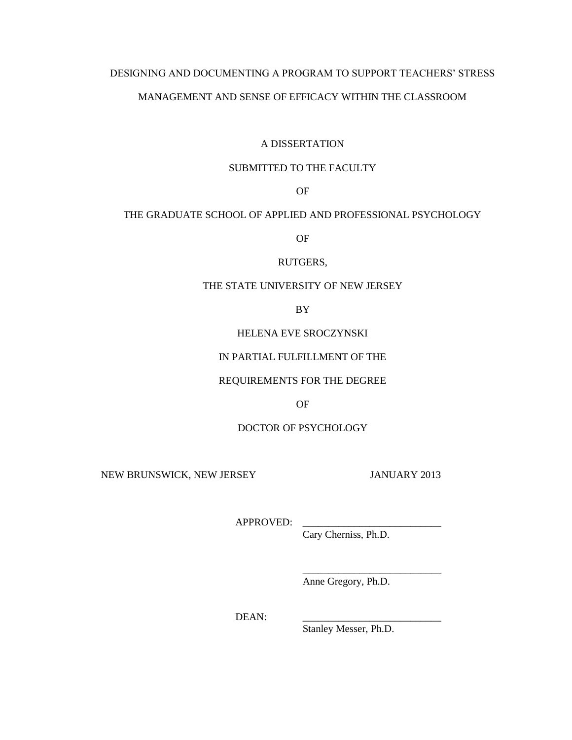# DESIGNING AND DOCUMENTING A PROGRAM TO SUPPORT TEACHERS' STRESS MANAGEMENT AND SENSE OF EFFICACY WITHIN THE CLASSROOM

A DISSERTATION

SUBMITTED TO THE FACULTY

OF

THE GRADUATE SCHOOL OF APPLIED AND PROFESSIONAL PSYCHOLOGY

OF

RUTGERS,

THE STATE UNIVERSITY OF NEW JERSEY

BY

HELENA EVE SROCZYNSKI

IN PARTIAL FULFILLMENT OF THE

REQUIREMENTS FOR THE DEGREE

OF

DOCTOR OF PSYCHOLOGY

NEW BRUNSWICK, NEW JERSEY JANUARY 2013

APPROVED: ___________________________
Cary Cherniss, Ph.D.

___________________________
Anne Gregory, Ph.D.

DEAN: ___________________________
Stanley Messer, Ph.D.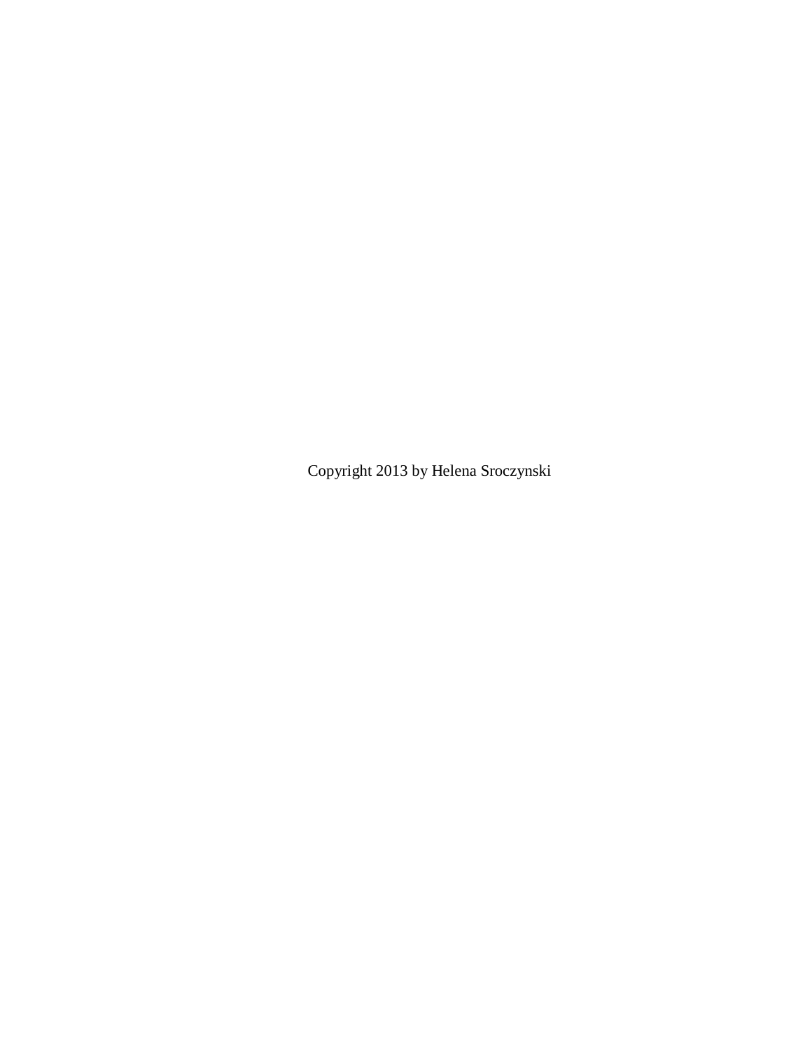Copyright 2013 by Helena Sroczynski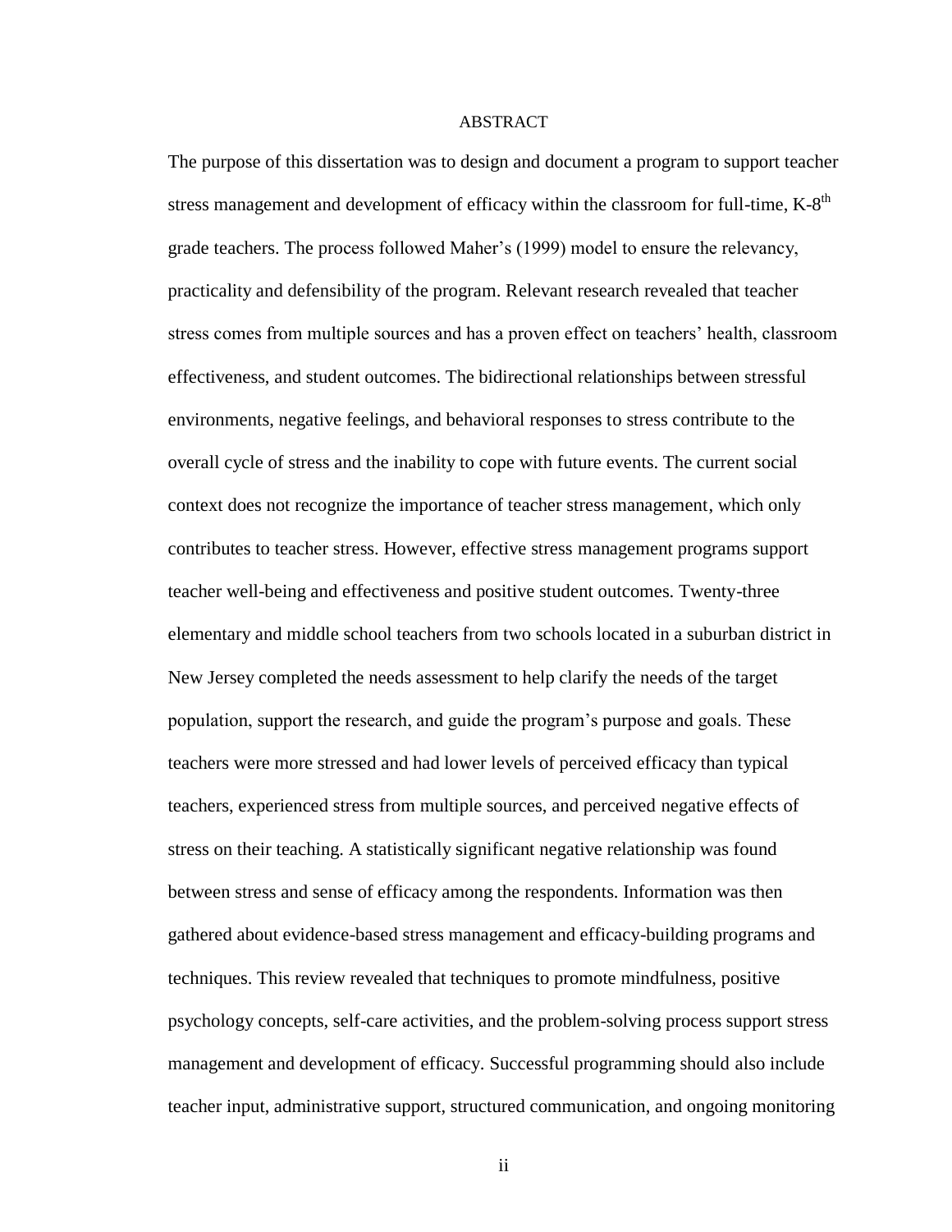# ABSTRACT

The purpose of this dissertation was to design and document a program to support teacher stress management and development of efficacy within the classroom for full-time, K-8$^{th}$ grade teachers. The process followed Maher's (1999) model to ensure the relevancy, practicality and defensibility of the program. Relevant research revealed that teacher stress comes from multiple sources and has a proven effect on teachers' health, classroom effectiveness, and student outcomes. The bidirectional relationships between stressful environments, negative feelings, and behavioral responses to stress contribute to the overall cycle of stress and the inability to cope with future events. The current social context does not recognize the importance of teacher stress management, which only contributes to teacher stress. However, effective stress management programs support teacher well-being and effectiveness and positive student outcomes. Twenty-three elementary and middle school teachers from two schools located in a suburban district in New Jersey completed the needs assessment to help clarify the needs of the target population, support the research, and guide the program's purpose and goals. These teachers were more stressed and had lower levels of perceived efficacy than typical teachers, experienced stress from multiple sources, and perceived negative effects of stress on their teaching. A statistically significant negative relationship was found between stress and sense of efficacy among the respondents. Information was then gathered about evidence-based stress management and efficacy-building programs and techniques. This review revealed that techniques to promote mindfulness, positive psychology concepts, self-care activities, and the problem-solving process support stress management and development of efficacy. Successful programming should also include teacher input, administrative support, structured communication, and ongoing monitoring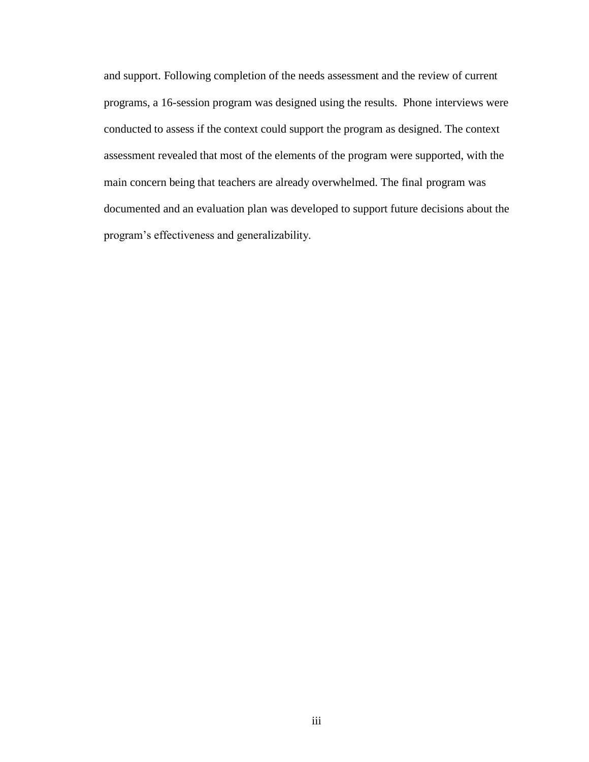and support. Following completion of the needs assessment and the review of current programs, a 16-session program was designed using the results. Phone interviews were conducted to assess if the context could support the program as designed. The context assessment revealed that most of the elements of the program were supported, with the main concern being that teachers are already overwhelmed. The final program was documented and an evaluation plan was developed to support future decisions about the program's effectiveness and generalizability.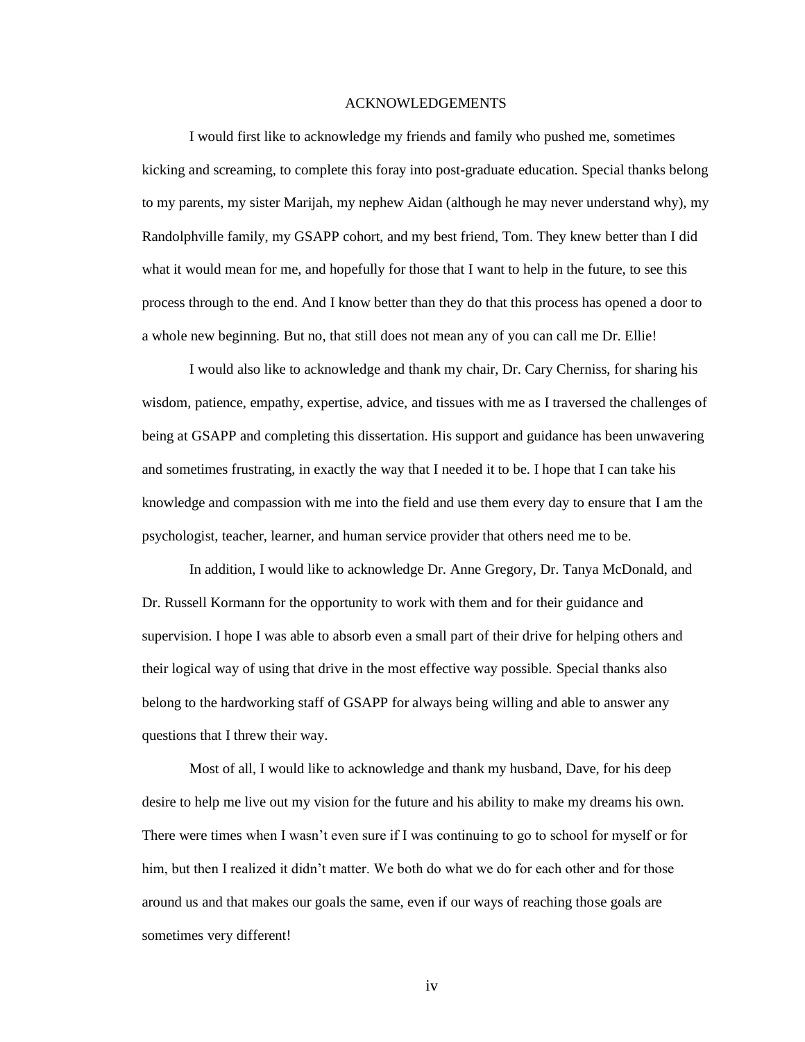# ACKNOWLEDGEMENTS

I would first like to acknowledge my friends and family who pushed me, sometimes kicking and screaming, to complete this foray into post-graduate education. Special thanks belong to my parents, my sister Marijah, my nephew Aidan (although he may never understand why), my Randolphville family, my GSAPP cohort, and my best friend, Tom. They knew better than I did what it would mean for me, and hopefully for those that I want to help in the future, to see this process through to the end. And I know better than they do that this process has opened a door to a whole new beginning. But no, that still does not mean any of you can call me Dr. Ellie!

I would also like to acknowledge and thank my chair, Dr. Cary Cherniss, for sharing his wisdom, patience, empathy, expertise, advice, and tissues with me as I traversed the challenges of being at GSAPP and completing this dissertation. His support and guidance has been unwavering and sometimes frustrating, in exactly the way that I needed it to be. I hope that I can take his knowledge and compassion with me into the field and use them every day to ensure that I am the psychologist, teacher, learner, and human service provider that others need me to be.

In addition, I would like to acknowledge Dr. Anne Gregory, Dr. Tanya McDonald, and Dr. Russell Kormann for the opportunity to work with them and for their guidance and supervision. I hope I was able to absorb even a small part of their drive for helping others and their logical way of using that drive in the most effective way possible. Special thanks also belong to the hardworking staff of GSAPP for always being willing and able to answer any questions that I threw their way.

Most of all, I would like to acknowledge and thank my husband, Dave, for his deep desire to help me live out my vision for the future and his ability to make my dreams his own. There were times when I wasn't even sure if I was continuing to go to school for myself or for him, but then I realized it didn't matter. We both do what we do for each other and for those around us and that makes our goals the same, even if our ways of reaching those goals are sometimes very different!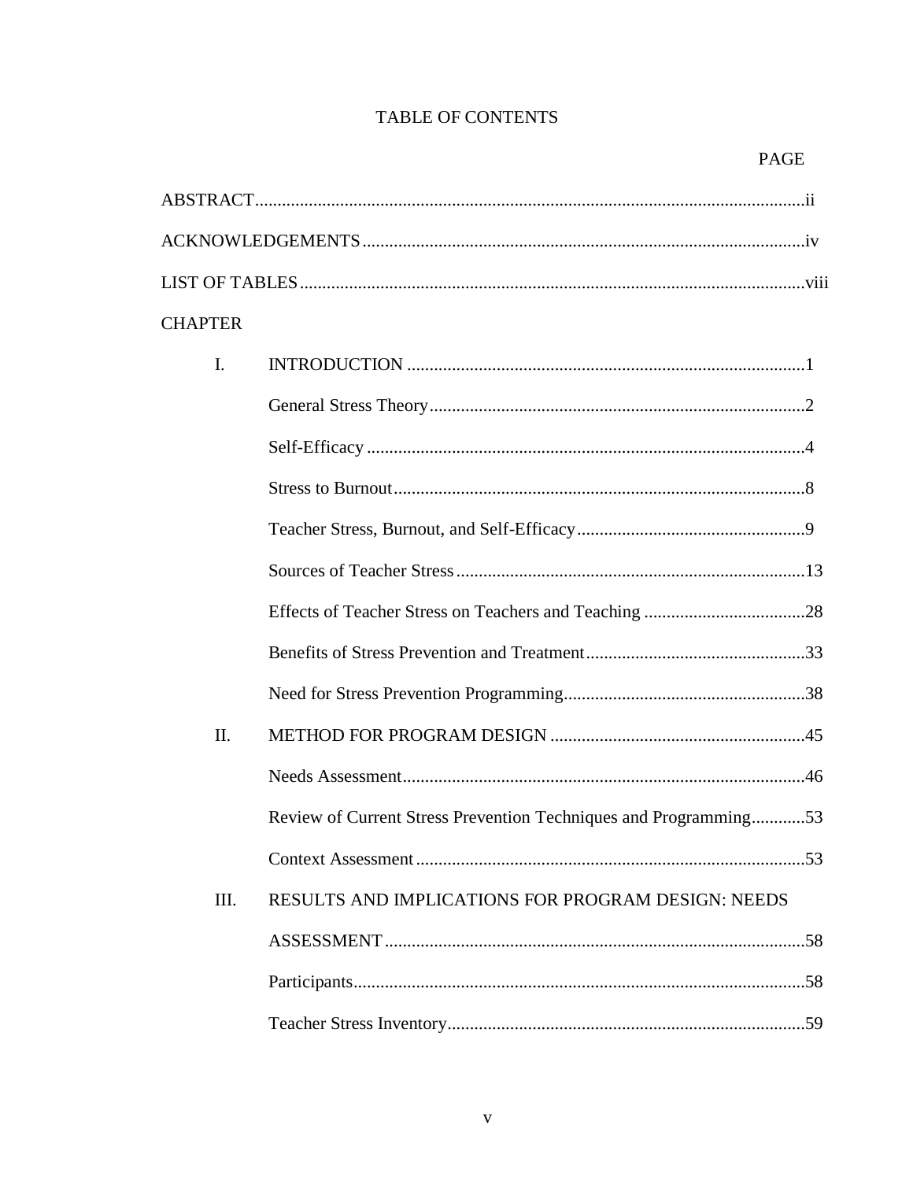# TABLE OF CONTENTS

PAGE

ABSTRACT.......................................................................................................................ii

ACKNOWLEDGEMENTS...............................................................................................iv

LIST OF TABLES..........................................................................................................viii

CHAPTER

I. INTRODUCTION ........................................................................................1

- General Stress Theory...................................................................................2
- Self-Efficacy .................................................................................................4
- Stress to Burnout...........................................................................................8
- Teacher Stress, Burnout, and Self-Efficacy..................................................9
- Sources of Teacher Stress.............................................................................13
- Effects of Teacher Stress on Teachers and Teaching ...................................28
- Benefits of Stress Prevention and Treatment................................................33
- Need for Stress Prevention Programming.....................................................38

II. METHOD FOR PROGRAM DESIGN ........................................................45

- Needs Assessment.........................................................................................46
- Review of Current Stress Prevention Techniques and Programming............53
- Context Assessment......................................................................................53

III. RESULTS AND IMPLICATIONS FOR PROGRAM DESIGN: NEEDS ASSESSMENT .............................................................................................58

- Participants....................................................................................................58
- Teacher Stress Inventory...............................................................................59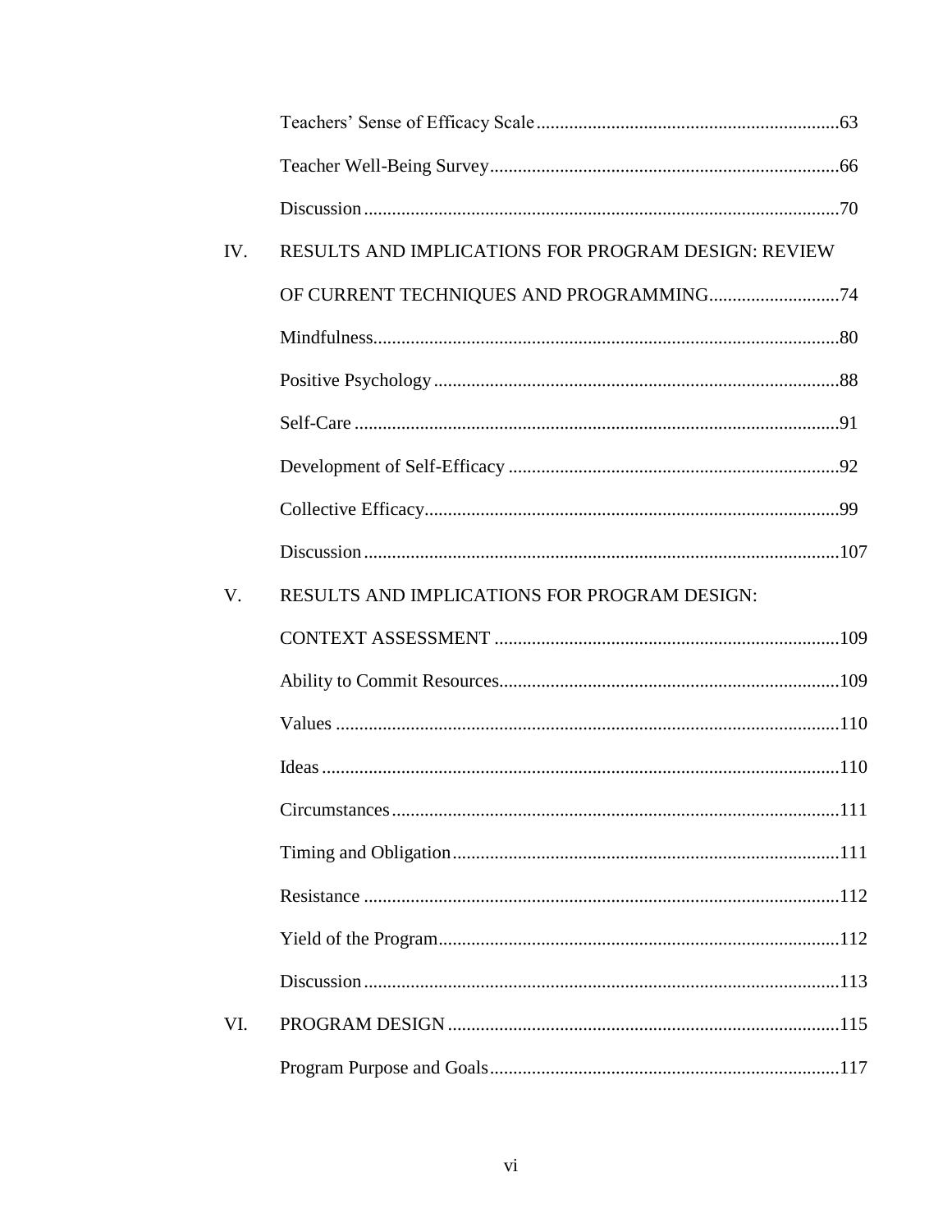Teachers' Sense of Efficacy Scale ................................................................63

Teacher Well-Being Survey..........................................................................66

Discussion.....................................................................................................70

IV. RESULTS AND IMPLICATIONS FOR PROGRAM DESIGN: REVIEW OF CURRENT TECHNIQUES AND PROGRAMMING............................74

Mindfulness...................................................................................................80

Positive Psychology......................................................................................88

Self-Care.......................................................................................................91

Development of Self-Efficacy......................................................................92

Collective Efficacy........................................................................................99

Discussion.....................................................................................................107

V. RESULTS AND IMPLICATIONS FOR PROGRAM DESIGN: CONTEXT ASSESSMENT.........................................................................109

Ability to Commit Resources........................................................................109

Values...........................................................................................................110

Ideas.............................................................................................................110

Circumstances...............................................................................................111

Timing and Obligation..................................................................................111

Resistance.....................................................................................................112

Yield of the Program.....................................................................................112

Discussion.....................................................................................................113

VI. PROGRAM DESIGN...................................................................................115

Program Purpose and Goals..........................................................................117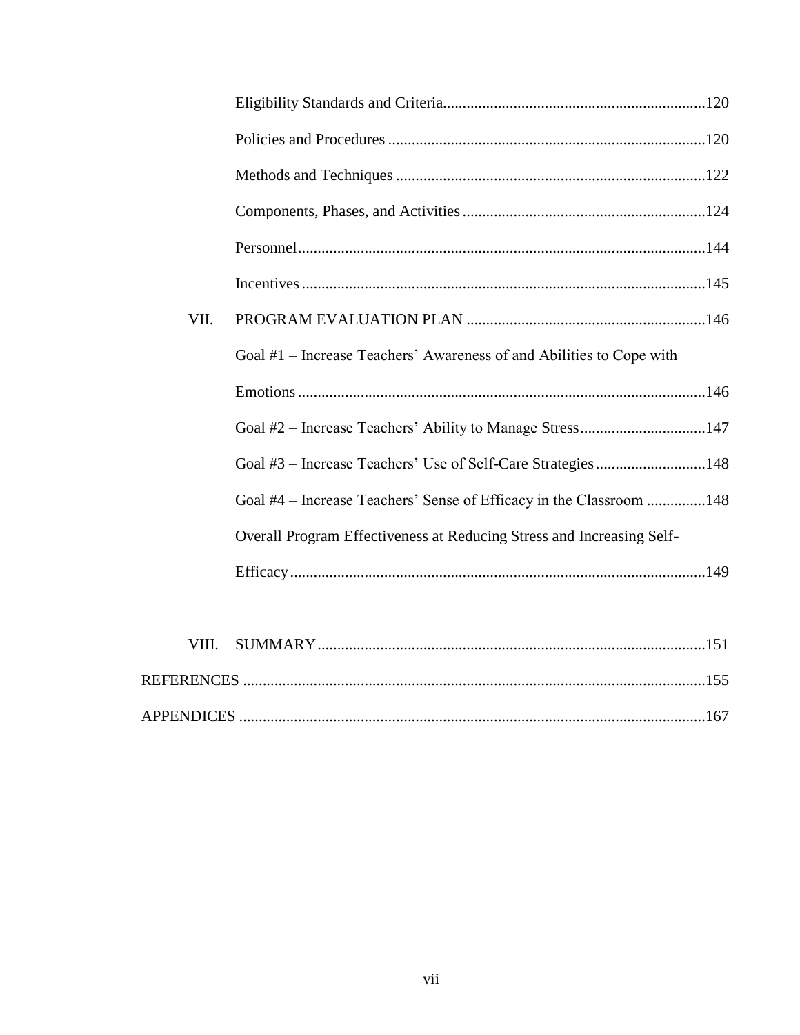Eligibility Standards and Criteria .......... 120

Policies and Procedures .......... 120

Methods and Techniques .......... 122

Components, Phases, and Activities .......... 124

Personnel .......... 144

Incentives .......... 145

VII. PROGRAM EVALUATION PLAN .......... 146

Goal #1 – Increase Teachers' Awareness of and Abilities to Cope with Emotions .......... 146

Goal #2 – Increase Teachers' Ability to Manage Stress .......... 147

Goal #3 – Increase Teachers' Use of Self-Care Strategies .......... 148

Goal #4 – Increase Teachers' Sense of Efficacy in the Classroom .......... 148

Overall Program Effectiveness at Reducing Stress and Increasing Self-Efficacy .......... 149

VIII. SUMMARY .......... 151

REFERENCES .......... 155

APPENDICES .......... 167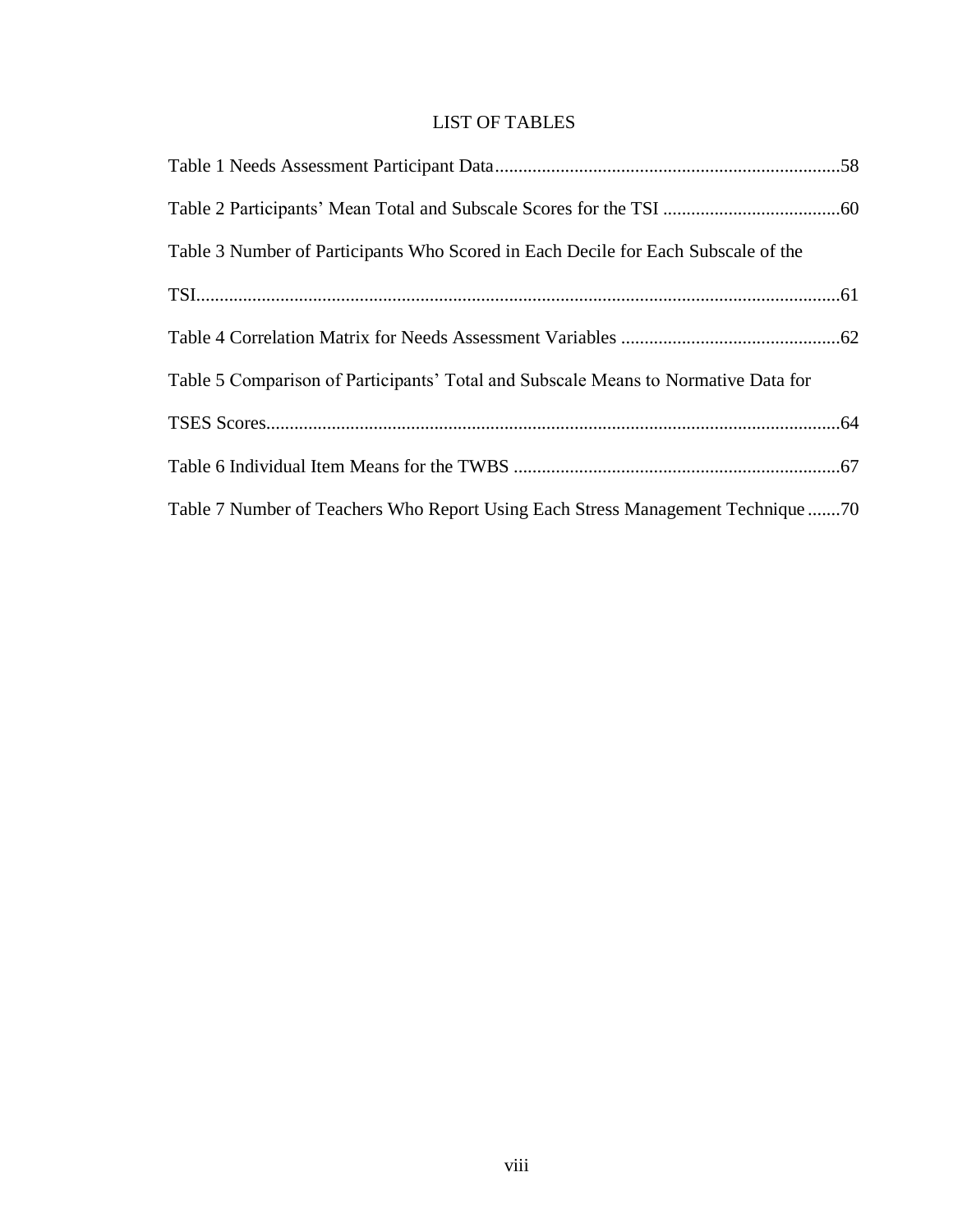# LIST OF TABLES

Table 1 Needs Assessment Participant Data..........................................................................58

Table 2 Participants' Mean Total and Subscale Scores for the TSI ......................................60

Table 3 Number of Participants Who Scored in Each Decile for Each Subscale of the TSI..........................................................................................................................................61

Table 4 Correlation Matrix for Needs Assessment Variables ...............................................62

Table 5 Comparison of Participants' Total and Subscale Means to Normative Data for TSES Scores..........................................................................................................................64

Table 6 Individual Item Means for the TWBS .......................................................................67

Table 7 Number of Teachers Who Report Using Each Stress Management Technique .......70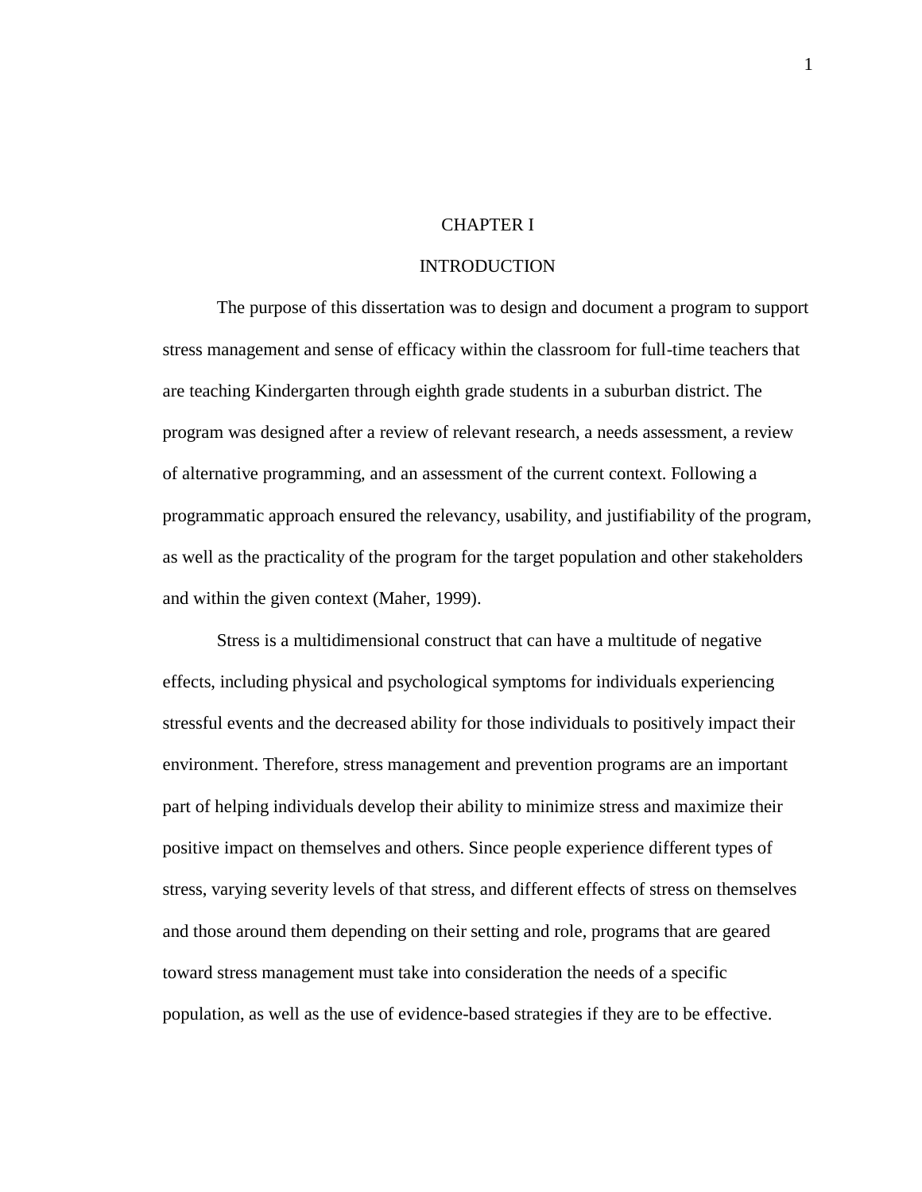# CHAPTER I

## INTRODUCTION

The purpose of this dissertation was to design and document a program to support stress management and sense of efficacy within the classroom for full-time teachers that are teaching Kindergarten through eighth grade students in a suburban district. The program was designed after a review of relevant research, a needs assessment, a review of alternative programming, and an assessment of the current context. Following a programmatic approach ensured the relevancy, usability, and justifiability of the program, as well as the practicality of the program for the target population and other stakeholders and within the given context (Maher, 1999).

Stress is a multidimensional construct that can have a multitude of negative effects, including physical and psychological symptoms for individuals experiencing stressful events and the decreased ability for those individuals to positively impact their environment. Therefore, stress management and prevention programs are an important part of helping individuals develop their ability to minimize stress and maximize their positive impact on themselves and others. Since people experience different types of stress, varying severity levels of that stress, and different effects of stress on themselves and those around them depending on their setting and role, programs that are geared toward stress management must take into consideration the needs of a specific population, as well as the use of evidence-based strategies if they are to be effective.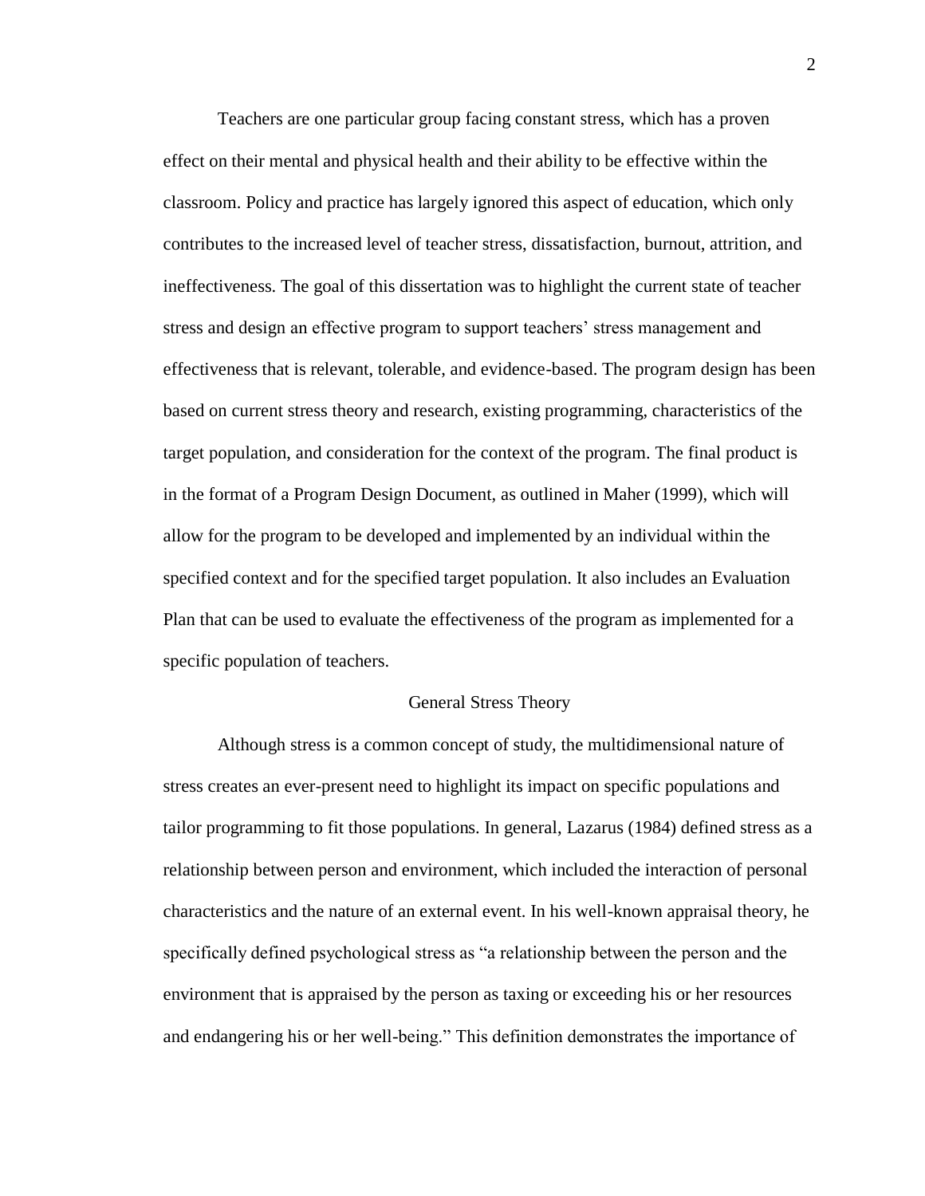Teachers are one particular group facing constant stress, which has a proven effect on their mental and physical health and their ability to be effective within the classroom. Policy and practice has largely ignored this aspect of education, which only contributes to the increased level of teacher stress, dissatisfaction, burnout, attrition, and ineffectiveness. The goal of this dissertation was to highlight the current state of teacher stress and design an effective program to support teachers' stress management and effectiveness that is relevant, tolerable, and evidence-based. The program design has been based on current stress theory and research, existing programming, characteristics of the target population, and consideration for the context of the program. The final product is in the format of a Program Design Document, as outlined in Maher (1999), which will allow for the program to be developed and implemented by an individual within the specified context and for the specified target population. It also includes an Evaluation Plan that can be used to evaluate the effectiveness of the program as implemented for a specific population of teachers.

## General Stress Theory

Although stress is a common concept of study, the multidimensional nature of stress creates an ever-present need to highlight its impact on specific populations and tailor programming to fit those populations. In general, Lazarus (1984) defined stress as a relationship between person and environment, which included the interaction of personal characteristics and the nature of an external event. In his well-known appraisal theory, he specifically defined psychological stress as "a relationship between the person and the environment that is appraised by the person as taxing or exceeding his or her resources and endangering his or her well-being." This definition demonstrates the importance of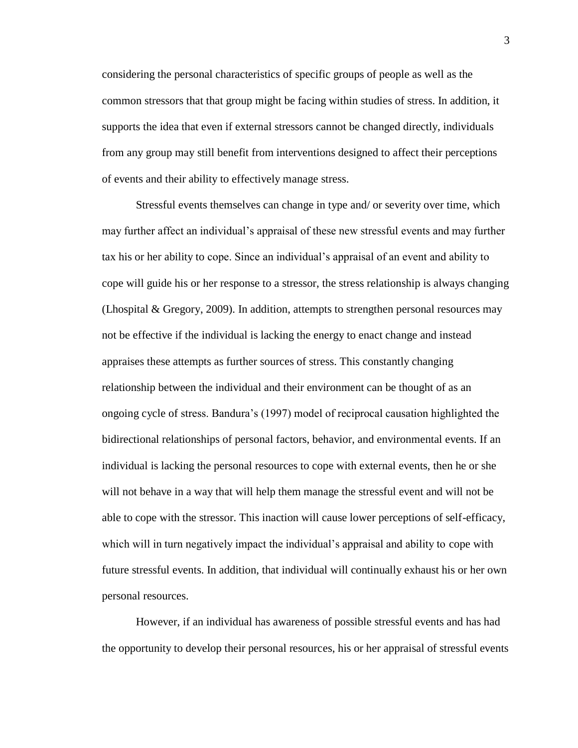considering the personal characteristics of specific groups of people as well as the common stressors that that group might be facing within studies of stress. In addition, it supports the idea that even if external stressors cannot be changed directly, individuals from any group may still benefit from interventions designed to affect their perceptions of events and their ability to effectively manage stress.

Stressful events themselves can change in type and/ or severity over time, which may further affect an individual's appraisal of these new stressful events and may further tax his or her ability to cope. Since an individual's appraisal of an event and ability to cope will guide his or her response to a stressor, the stress relationship is always changing (Lhospital & Gregory, 2009). In addition, attempts to strengthen personal resources may not be effective if the individual is lacking the energy to enact change and instead appraises these attempts as further sources of stress. This constantly changing relationship between the individual and their environment can be thought of as an ongoing cycle of stress. Bandura's (1997) model of reciprocal causation highlighted the bidirectional relationships of personal factors, behavior, and environmental events. If an individual is lacking the personal resources to cope with external events, then he or she will not behave in a way that will help them manage the stressful event and will not be able to cope with the stressor. This inaction will cause lower perceptions of self-efficacy, which will in turn negatively impact the individual's appraisal and ability to cope with future stressful events. In addition, that individual will continually exhaust his or her own personal resources.

However, if an individual has awareness of possible stressful events and has had the opportunity to develop their personal resources, his or her appraisal of stressful events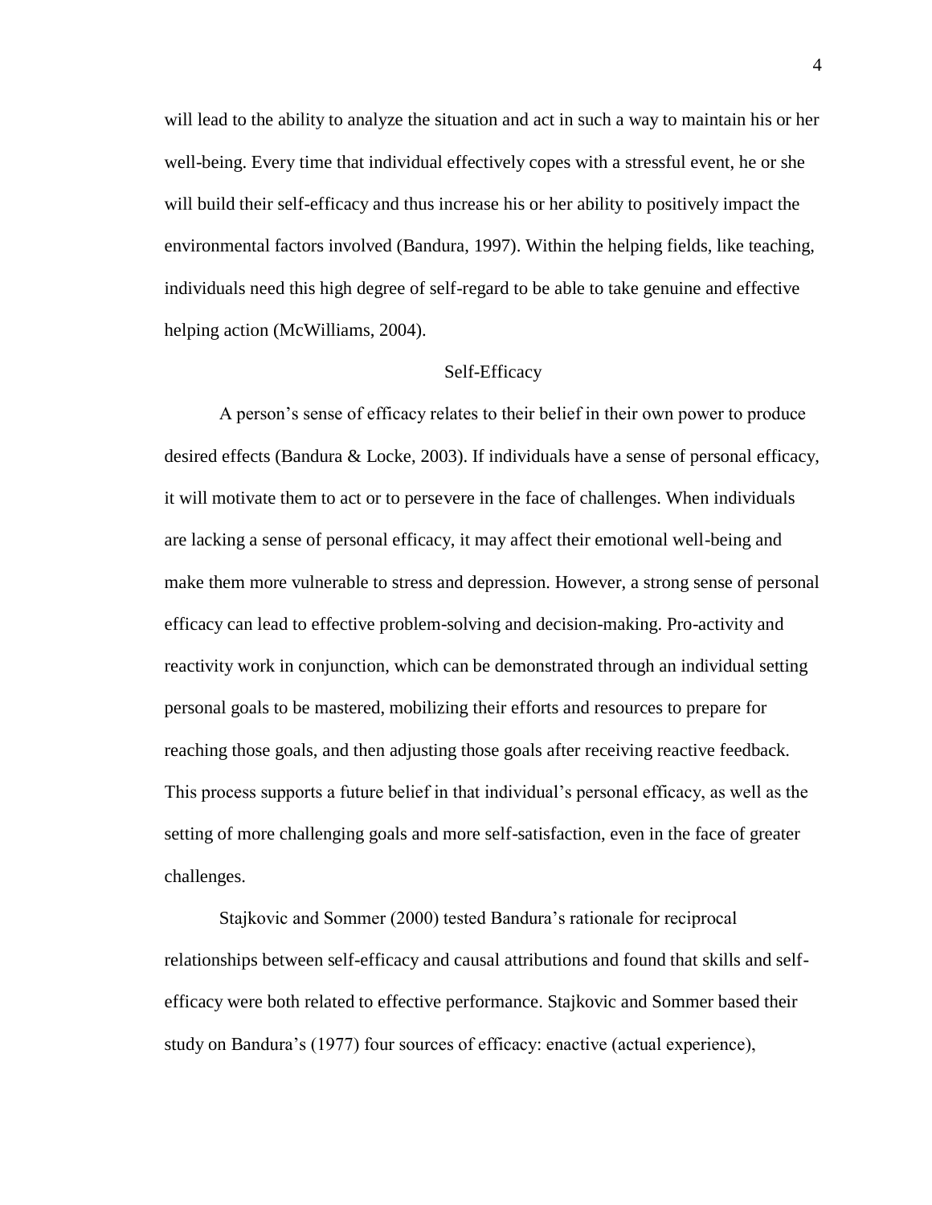will lead to the ability to analyze the situation and act in such a way to maintain his or her well-being. Every time that individual effectively copes with a stressful event, he or she will build their self-efficacy and thus increase his or her ability to positively impact the environmental factors involved (Bandura, 1997). Within the helping fields, like teaching, individuals need this high degree of self-regard to be able to take genuine and effective helping action (McWilliams, 2004).

## Self-Efficacy

A person's sense of efficacy relates to their belief in their own power to produce desired effects (Bandura & Locke, 2003). If individuals have a sense of personal efficacy, it will motivate them to act or to persevere in the face of challenges. When individuals are lacking a sense of personal efficacy, it may affect their emotional well-being and make them more vulnerable to stress and depression. However, a strong sense of personal efficacy can lead to effective problem-solving and decision-making. Pro-activity and reactivity work in conjunction, which can be demonstrated through an individual setting personal goals to be mastered, mobilizing their efforts and resources to prepare for reaching those goals, and then adjusting those goals after receiving reactive feedback. This process supports a future belief in that individual's personal efficacy, as well as the setting of more challenging goals and more self-satisfaction, even in the face of greater challenges.

Stajkovic and Sommer (2000) tested Bandura's rationale for reciprocal relationships between self-efficacy and causal attributions and found that skills and self-efficacy were both related to effective performance. Stajkovic and Sommer based their study on Bandura's (1977) four sources of efficacy: enactive (actual experience),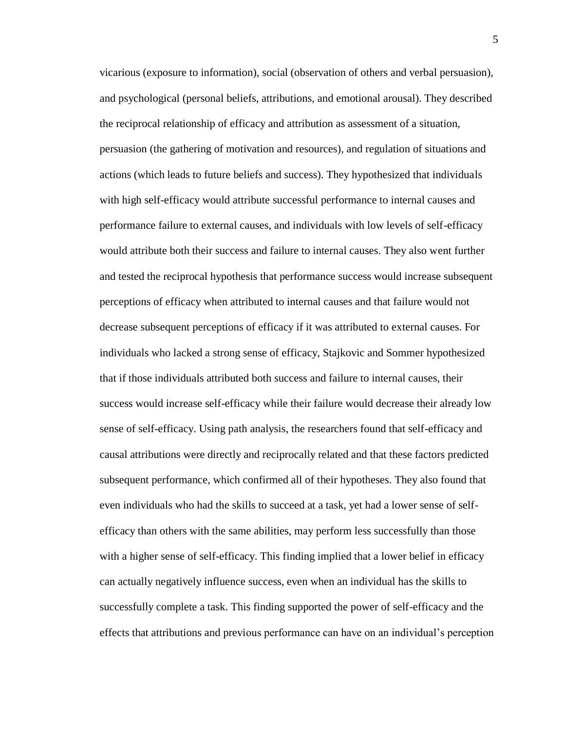vicarious (exposure to information), social (observation of others and verbal persuasion), and psychological (personal beliefs, attributions, and emotional arousal). They described the reciprocal relationship of efficacy and attribution as assessment of a situation, persuasion (the gathering of motivation and resources), and regulation of situations and actions (which leads to future beliefs and success). They hypothesized that individuals with high self-efficacy would attribute successful performance to internal causes and performance failure to external causes, and individuals with low levels of self-efficacy would attribute both their success and failure to internal causes. They also went further and tested the reciprocal hypothesis that performance success would increase subsequent perceptions of efficacy when attributed to internal causes and that failure would not decrease subsequent perceptions of efficacy if it was attributed to external causes. For individuals who lacked a strong sense of efficacy, Stajkovic and Sommer hypothesized that if those individuals attributed both success and failure to internal causes, their success would increase self-efficacy while their failure would decrease their already low sense of self-efficacy. Using path analysis, the researchers found that self-efficacy and causal attributions were directly and reciprocally related and that these factors predicted subsequent performance, which confirmed all of their hypotheses. They also found that even individuals who had the skills to succeed at a task, yet had a lower sense of self-efficacy than others with the same abilities, may perform less successfully than those with a higher sense of self-efficacy. This finding implied that a lower belief in efficacy can actually negatively influence success, even when an individual has the skills to successfully complete a task. This finding supported the power of self-efficacy and the effects that attributions and previous performance can have on an individual's perception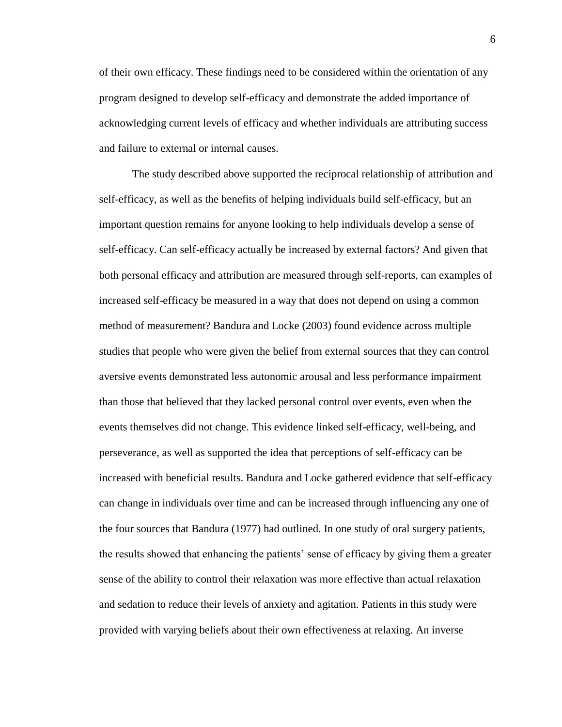of their own efficacy. These findings need to be considered within the orientation of any program designed to develop self-efficacy and demonstrate the added importance of acknowledging current levels of efficacy and whether individuals are attributing success and failure to external or internal causes.

The study described above supported the reciprocal relationship of attribution and self-efficacy, as well as the benefits of helping individuals build self-efficacy, but an important question remains for anyone looking to help individuals develop a sense of self-efficacy. Can self-efficacy actually be increased by external factors? And given that both personal efficacy and attribution are measured through self-reports, can examples of increased self-efficacy be measured in a way that does not depend on using a common method of measurement? Bandura and Locke (2003) found evidence across multiple studies that people who were given the belief from external sources that they can control aversive events demonstrated less autonomic arousal and less performance impairment than those that believed that they lacked personal control over events, even when the events themselves did not change. This evidence linked self-efficacy, well-being, and perseverance, as well as supported the idea that perceptions of self-efficacy can be increased with beneficial results. Bandura and Locke gathered evidence that self-efficacy can change in individuals over time and can be increased through influencing any one of the four sources that Bandura (1977) had outlined. In one study of oral surgery patients, the results showed that enhancing the patients' sense of efficacy by giving them a greater sense of the ability to control their relaxation was more effective than actual relaxation and sedation to reduce their levels of anxiety and agitation. Patients in this study were provided with varying beliefs about their own effectiveness at relaxing. An inverse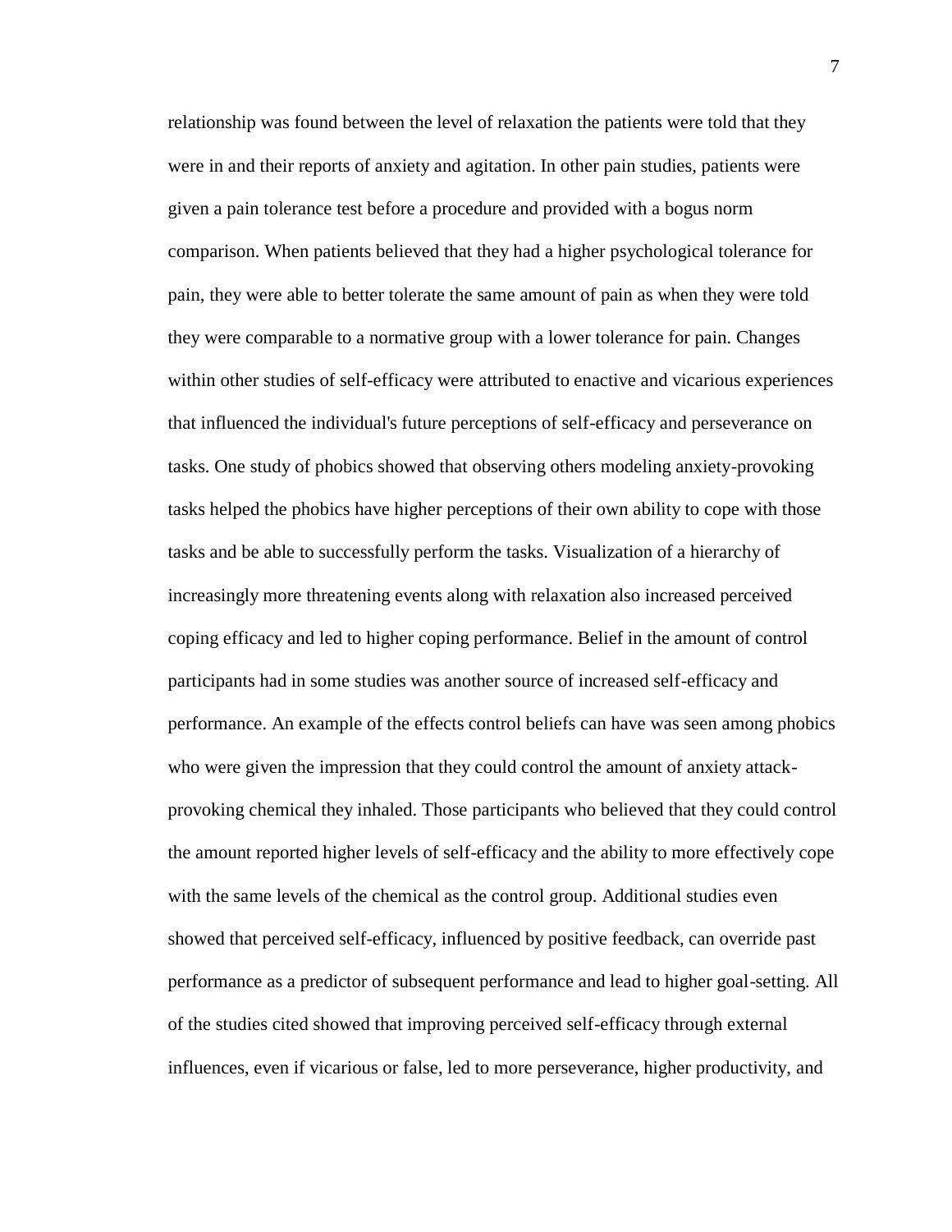relationship was found between the level of relaxation the patients were told that they were in and their reports of anxiety and agitation. In other pain studies, patients were given a pain tolerance test before a procedure and provided with a bogus norm comparison. When patients believed that they had a higher psychological tolerance for pain, they were able to better tolerate the same amount of pain as when they were told they were comparable to a normative group with a lower tolerance for pain. Changes within other studies of self-efficacy were attributed to enactive and vicarious experiences that influenced the individual's future perceptions of self-efficacy and perseverance on tasks. One study of phobics showed that observing others modeling anxiety-provoking tasks helped the phobics have higher perceptions of their own ability to cope with those tasks and be able to successfully perform the tasks. Visualization of a hierarchy of increasingly more threatening events along with relaxation also increased perceived coping efficacy and led to higher coping performance. Belief in the amount of control participants had in some studies was another source of increased self-efficacy and performance. An example of the effects control beliefs can have was seen among phobics who were given the impression that they could control the amount of anxiety attack-provoking chemical they inhaled. Those participants who believed that they could control the amount reported higher levels of self-efficacy and the ability to more effectively cope with the same levels of the chemical as the control group. Additional studies even showed that perceived self-efficacy, influenced by positive feedback, can override past performance as a predictor of subsequent performance and lead to higher goal-setting. All of the studies cited showed that improving perceived self-efficacy through external influences, even if vicarious or false, led to more perseverance, higher productivity, and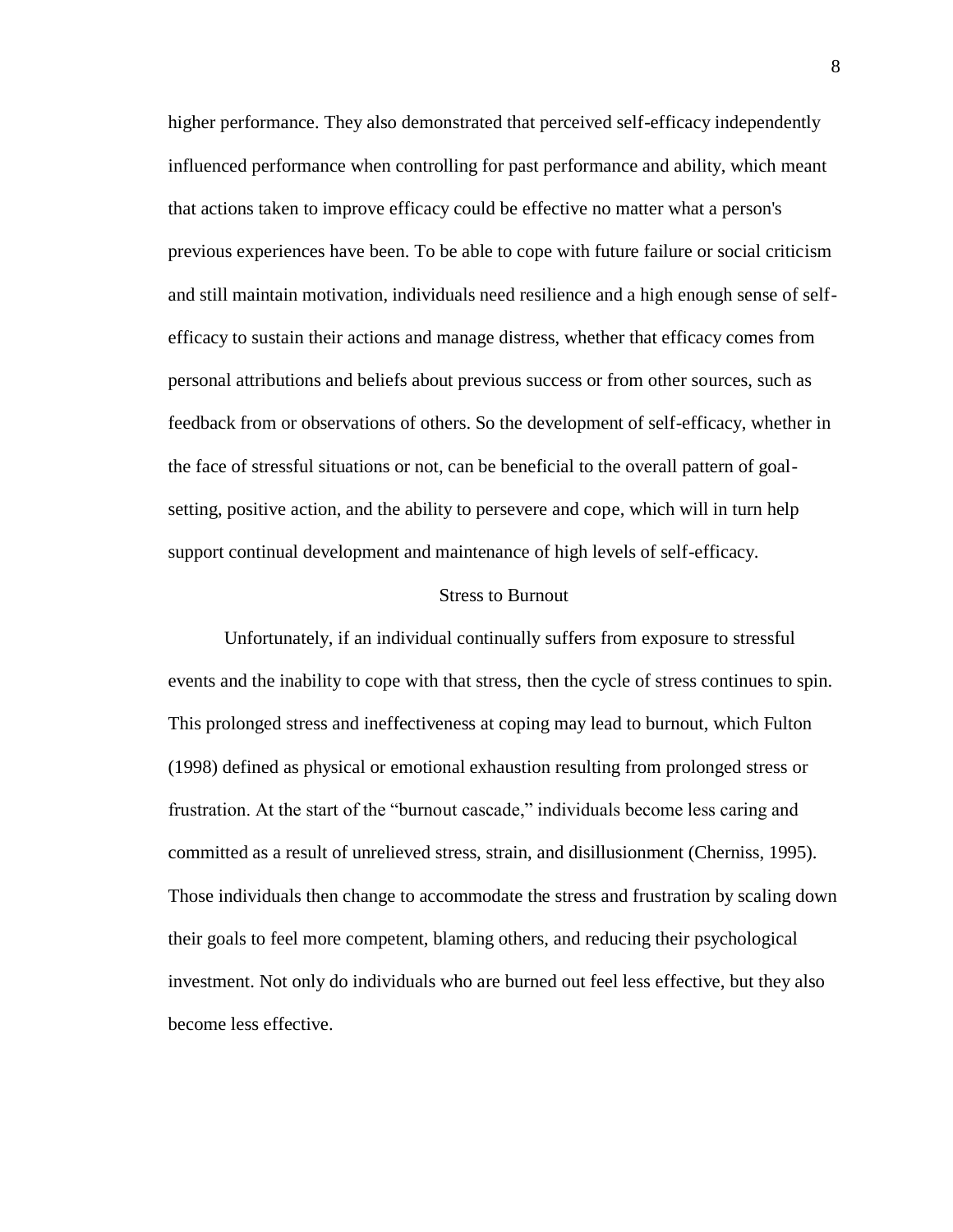higher performance. They also demonstrated that perceived self-efficacy independently influenced performance when controlling for past performance and ability, which meant that actions taken to improve efficacy could be effective no matter what a person's previous experiences have been. To be able to cope with future failure or social criticism and still maintain motivation, individuals need resilience and a high enough sense of self-efficacy to sustain their actions and manage distress, whether that efficacy comes from personal attributions and beliefs about previous success or from other sources, such as feedback from or observations of others. So the development of self-efficacy, whether in the face of stressful situations or not, can be beneficial to the overall pattern of goal-setting, positive action, and the ability to persevere and cope, which will in turn help support continual development and maintenance of high levels of self-efficacy.

## Stress to Burnout

Unfortunately, if an individual continually suffers from exposure to stressful events and the inability to cope with that stress, then the cycle of stress continues to spin. This prolonged stress and ineffectiveness at coping may lead to burnout, which Fulton (1998) defined as physical or emotional exhaustion resulting from prolonged stress or frustration. At the start of the "burnout cascade," individuals become less caring and committed as a result of unrelieved stress, strain, and disillusionment (Cherniss, 1995). Those individuals then change to accommodate the stress and frustration by scaling down their goals to feel more competent, blaming others, and reducing their psychological investment. Not only do individuals who are burned out feel less effective, but they also become less effective.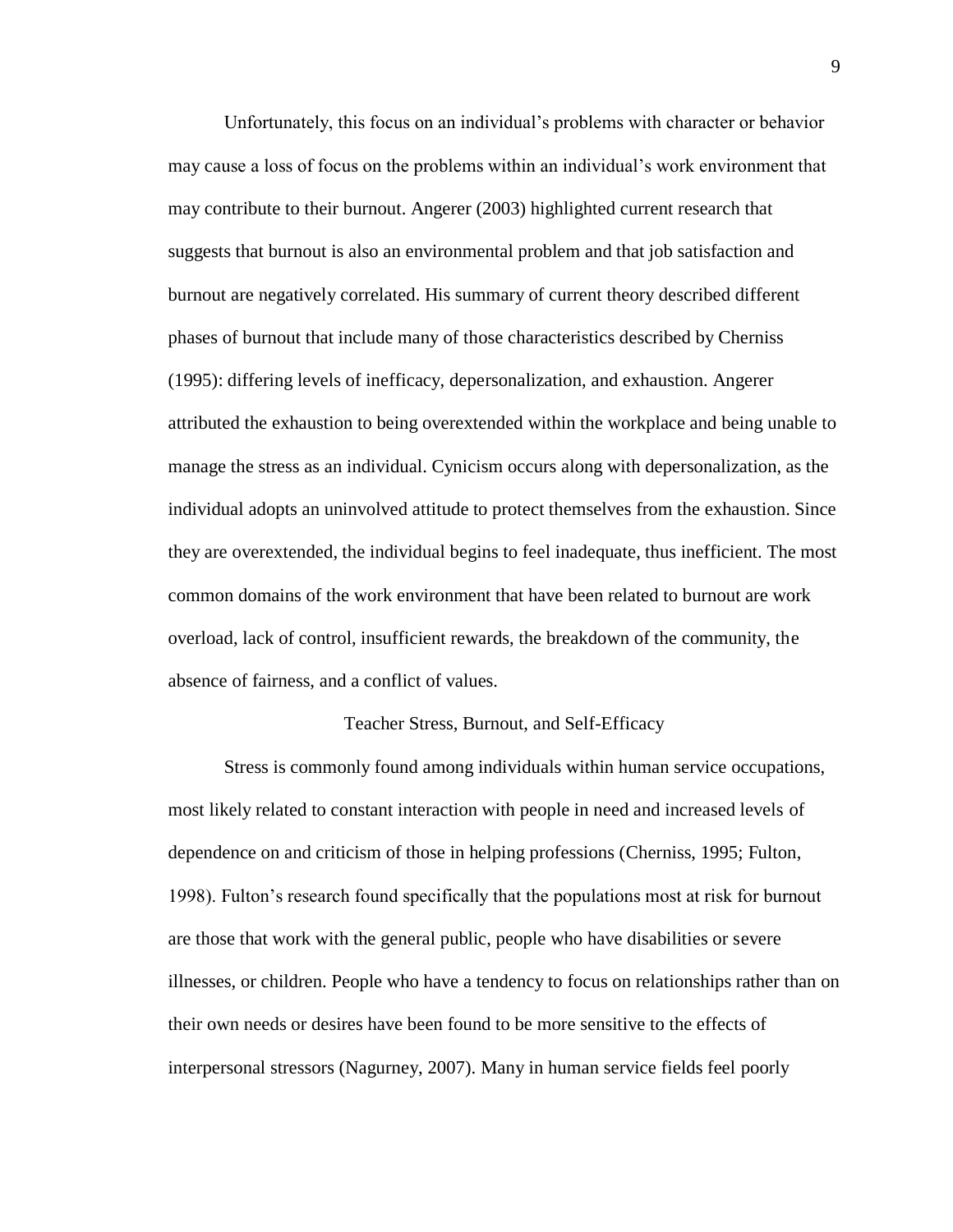Unfortunately, this focus on an individual's problems with character or behavior may cause a loss of focus on the problems within an individual's work environment that may contribute to their burnout. Angerer (2003) highlighted current research that suggests that burnout is also an environmental problem and that job satisfaction and burnout are negatively correlated. His summary of current theory described different phases of burnout that include many of those characteristics described by Cherniss (1995): differing levels of inefficacy, depersonalization, and exhaustion. Angerer attributed the exhaustion to being overextended within the workplace and being unable to manage the stress as an individual. Cynicism occurs along with depersonalization, as the individual adopts an uninvolved attitude to protect themselves from the exhaustion. Since they are overextended, the individual begins to feel inadequate, thus inefficient. The most common domains of the work environment that have been related to burnout are work overload, lack of control, insufficient rewards, the breakdown of the community, the absence of fairness, and a conflict of values.

## Teacher Stress, Burnout, and Self-Efficacy

Stress is commonly found among individuals within human service occupations, most likely related to constant interaction with people in need and increased levels of dependence on and criticism of those in helping professions (Cherniss, 1995; Fulton, 1998). Fulton's research found specifically that the populations most at risk for burnout are those that work with the general public, people who have disabilities or severe illnesses, or children. People who have a tendency to focus on relationships rather than on their own needs or desires have been found to be more sensitive to the effects of interpersonal stressors (Nagurney, 2007). Many in human service fields feel poorly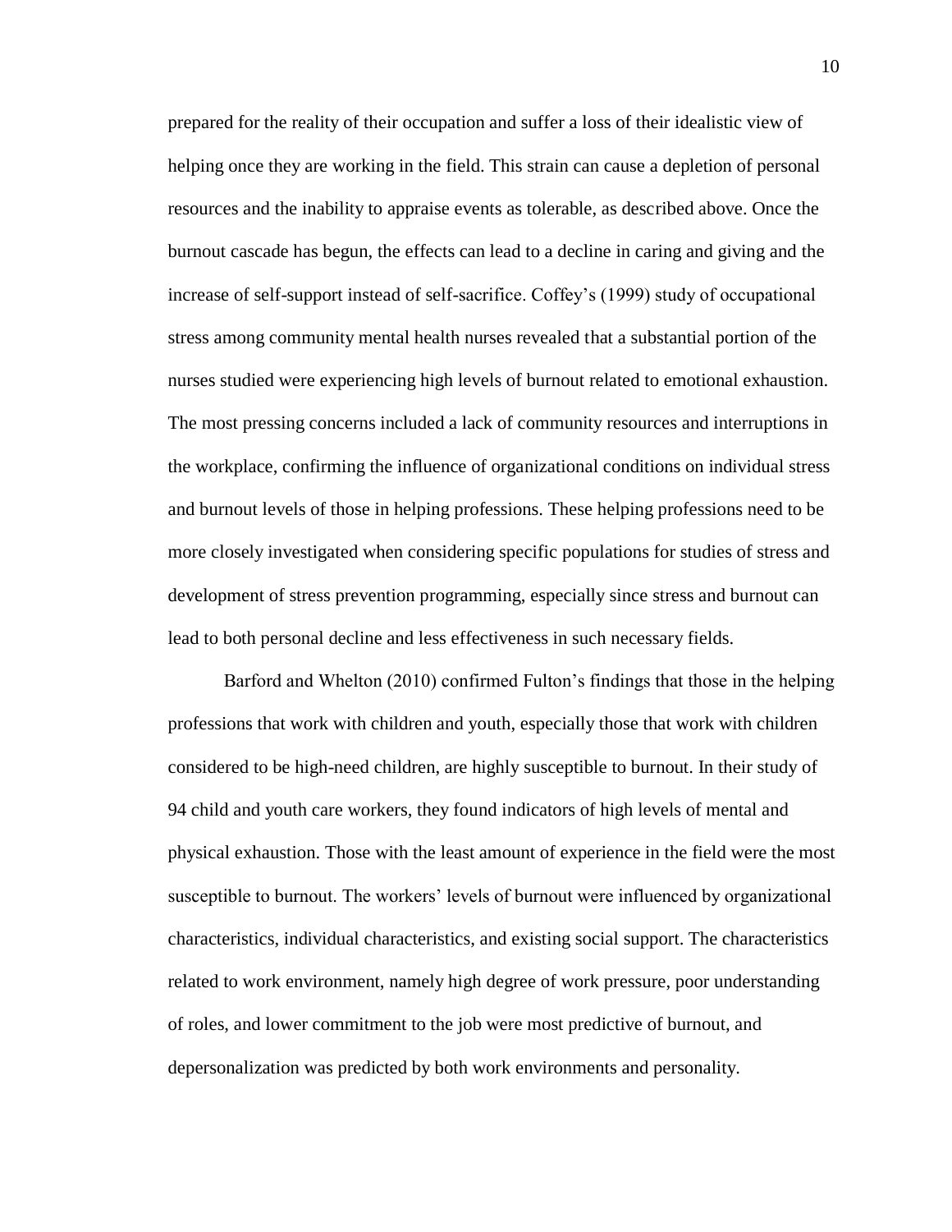prepared for the reality of their occupation and suffer a loss of their idealistic view of helping once they are working in the field. This strain can cause a depletion of personal resources and the inability to appraise events as tolerable, as described above. Once the burnout cascade has begun, the effects can lead to a decline in caring and giving and the increase of self-support instead of self-sacrifice. Coffey's (1999) study of occupational stress among community mental health nurses revealed that a substantial portion of the nurses studied were experiencing high levels of burnout related to emotional exhaustion. The most pressing concerns included a lack of community resources and interruptions in the workplace, confirming the influence of organizational conditions on individual stress and burnout levels of those in helping professions. These helping professions need to be more closely investigated when considering specific populations for studies of stress and development of stress prevention programming, especially since stress and burnout can lead to both personal decline and less effectiveness in such necessary fields.

Barford and Whelton (2010) confirmed Fulton's findings that those in the helping professions that work with children and youth, especially those that work with children considered to be high-need children, are highly susceptible to burnout. In their study of 94 child and youth care workers, they found indicators of high levels of mental and physical exhaustion. Those with the least amount of experience in the field were the most susceptible to burnout. The workers' levels of burnout were influenced by organizational characteristics, individual characteristics, and existing social support. The characteristics related to work environment, namely high degree of work pressure, poor understanding of roles, and lower commitment to the job were most predictive of burnout, and depersonalization was predicted by both work environments and personality.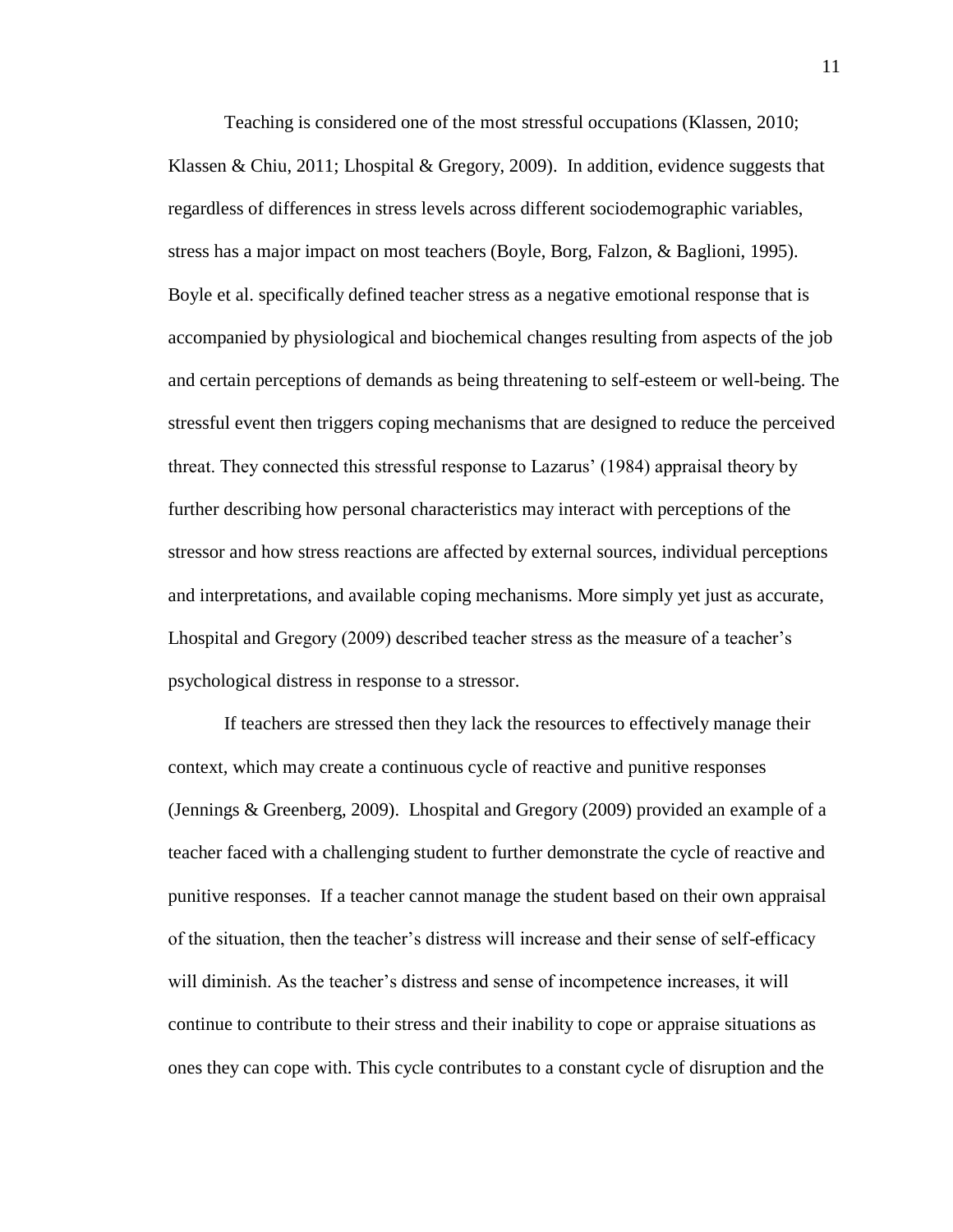Teaching is considered one of the most stressful occupations (Klassen, 2010; Klassen & Chiu, 2011; Lhospital & Gregory, 2009). In addition, evidence suggests that regardless of differences in stress levels across different sociodemographic variables, stress has a major impact on most teachers (Boyle, Borg, Falzon, & Baglioni, 1995). Boyle et al. specifically defined teacher stress as a negative emotional response that is accompanied by physiological and biochemical changes resulting from aspects of the job and certain perceptions of demands as being threatening to self-esteem or well-being. The stressful event then triggers coping mechanisms that are designed to reduce the perceived threat. They connected this stressful response to Lazarus' (1984) appraisal theory by further describing how personal characteristics may interact with perceptions of the stressor and how stress reactions are affected by external sources, individual perceptions and interpretations, and available coping mechanisms. More simply yet just as accurate, Lhospital and Gregory (2009) described teacher stress as the measure of a teacher's psychological distress in response to a stressor.

If teachers are stressed then they lack the resources to effectively manage their context, which may create a continuous cycle of reactive and punitive responses (Jennings & Greenberg, 2009). Lhospital and Gregory (2009) provided an example of a teacher faced with a challenging student to further demonstrate the cycle of reactive and punitive responses. If a teacher cannot manage the student based on their own appraisal of the situation, then the teacher's distress will increase and their sense of self-efficacy will diminish. As the teacher's distress and sense of incompetence increases, it will continue to contribute to their stress and their inability to cope or appraise situations as ones they can cope with. This cycle contributes to a constant cycle of disruption and the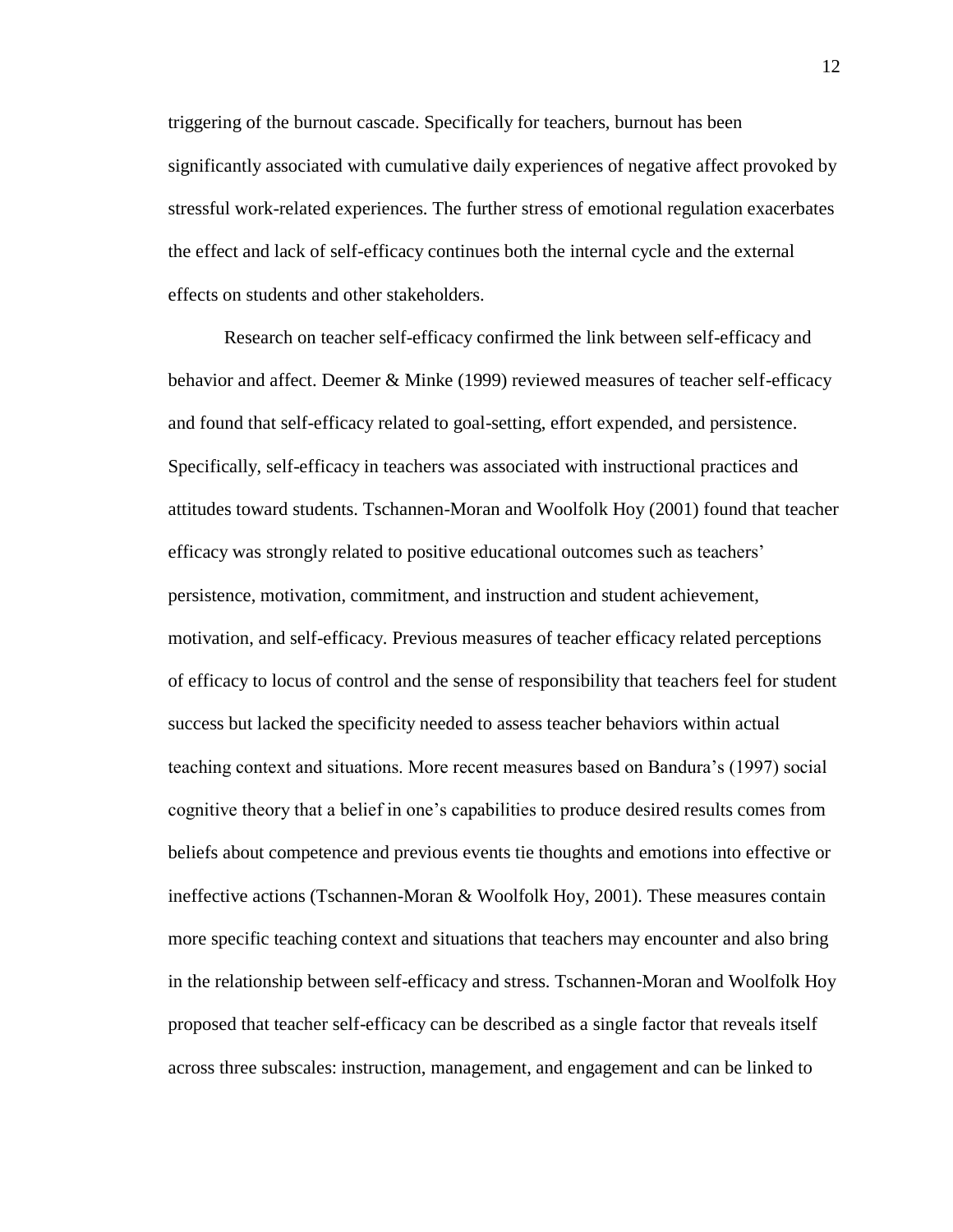triggering of the burnout cascade. Specifically for teachers, burnout has been significantly associated with cumulative daily experiences of negative affect provoked by stressful work-related experiences. The further stress of emotional regulation exacerbates the effect and lack of self-efficacy continues both the internal cycle and the external effects on students and other stakeholders.

Research on teacher self-efficacy confirmed the link between self-efficacy and behavior and affect. Deemer & Minke (1999) reviewed measures of teacher self-efficacy and found that self-efficacy related to goal-setting, effort expended, and persistence. Specifically, self-efficacy in teachers was associated with instructional practices and attitudes toward students. Tschannen-Moran and Woolfolk Hoy (2001) found that teacher efficacy was strongly related to positive educational outcomes such as teachers' persistence, motivation, commitment, and instruction and student achievement, motivation, and self-efficacy. Previous measures of teacher efficacy related perceptions of efficacy to locus of control and the sense of responsibility that teachers feel for student success but lacked the specificity needed to assess teacher behaviors within actual teaching context and situations. More recent measures based on Bandura's (1997) social cognitive theory that a belief in one's capabilities to produce desired results comes from beliefs about competence and previous events tie thoughts and emotions into effective or ineffective actions (Tschannen-Moran & Woolfolk Hoy, 2001). These measures contain more specific teaching context and situations that teachers may encounter and also bring in the relationship between self-efficacy and stress. Tschannen-Moran and Woolfolk Hoy proposed that teacher self-efficacy can be described as a single factor that reveals itself across three subscales: instruction, management, and engagement and can be linked to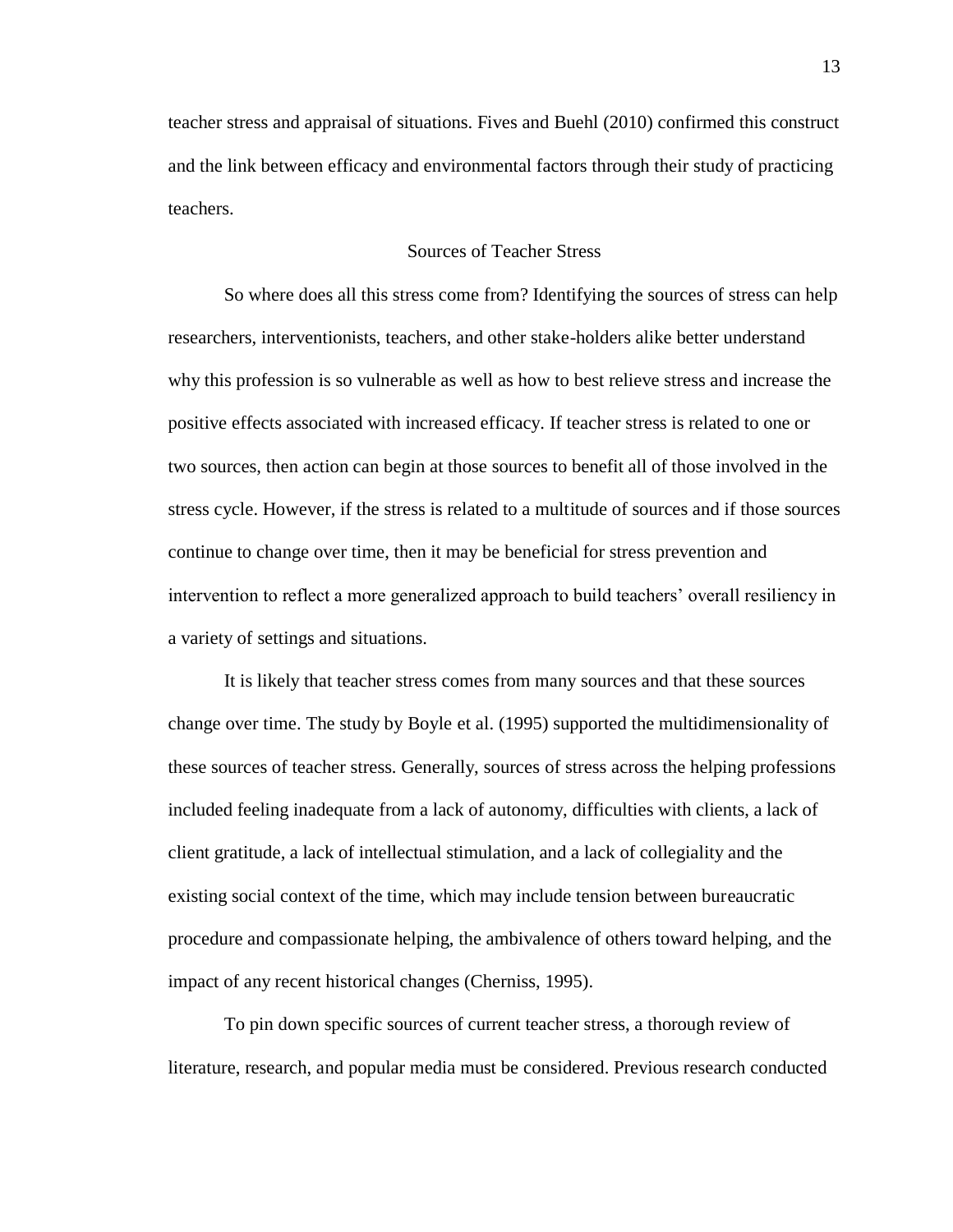teacher stress and appraisal of situations. Fives and Buehl (2010) confirmed this construct and the link between efficacy and environmental factors through their study of practicing teachers.

## Sources of Teacher Stress

So where does all this stress come from? Identifying the sources of stress can help researchers, interventionists, teachers, and other stake-holders alike better understand why this profession is so vulnerable as well as how to best relieve stress and increase the positive effects associated with increased efficacy. If teacher stress is related to one or two sources, then action can begin at those sources to benefit all of those involved in the stress cycle. However, if the stress is related to a multitude of sources and if those sources continue to change over time, then it may be beneficial for stress prevention and intervention to reflect a more generalized approach to build teachers' overall resiliency in a variety of settings and situations.

It is likely that teacher stress comes from many sources and that these sources change over time. The study by Boyle et al. (1995) supported the multidimensionality of these sources of teacher stress. Generally, sources of stress across the helping professions included feeling inadequate from a lack of autonomy, difficulties with clients, a lack of client gratitude, a lack of intellectual stimulation, and a lack of collegiality and the existing social context of the time, which may include tension between bureaucratic procedure and compassionate helping, the ambivalence of others toward helping, and the impact of any recent historical changes (Cherniss, 1995).

To pin down specific sources of current teacher stress, a thorough review of literature, research, and popular media must be considered. Previous research conducted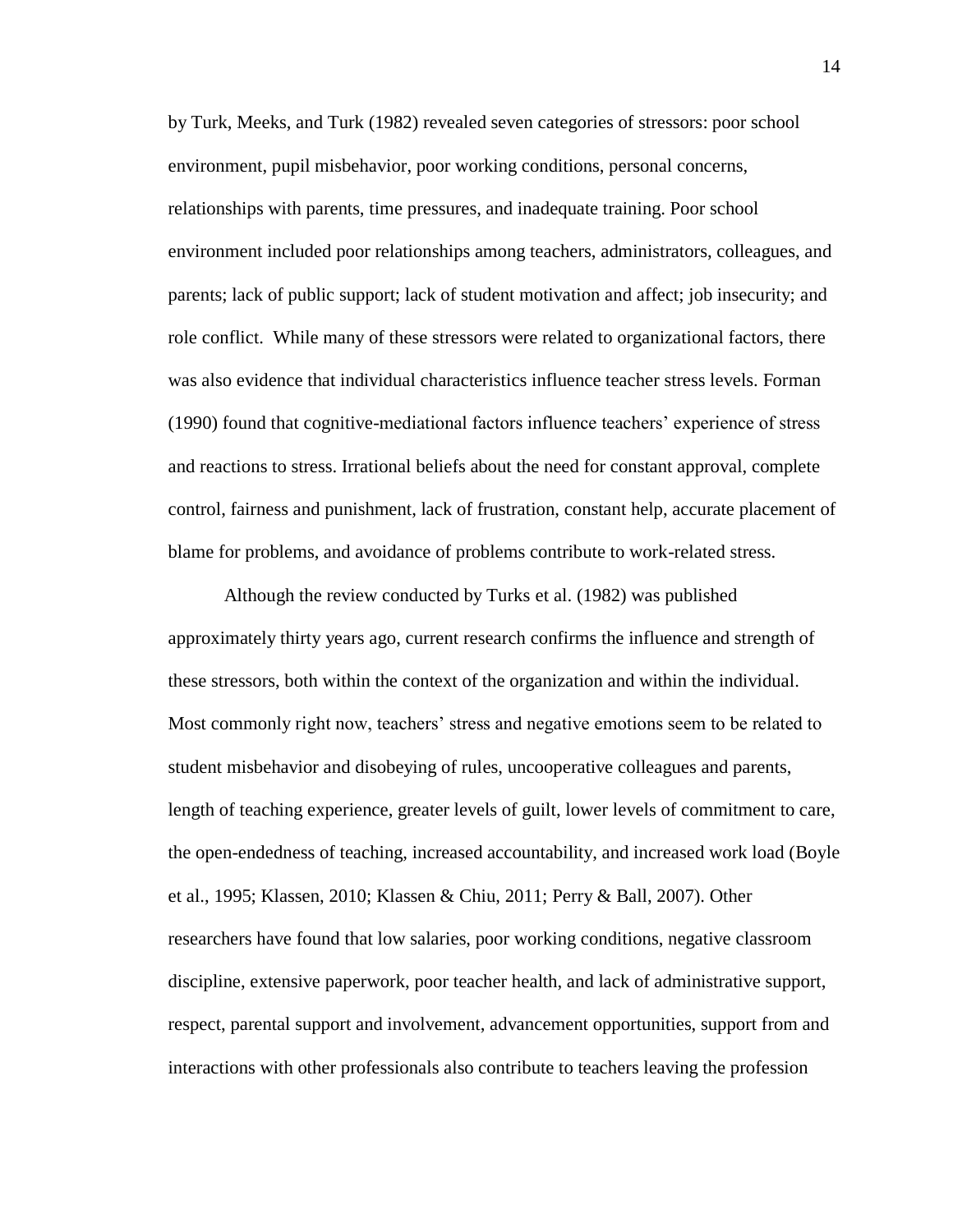by Turk, Meeks, and Turk (1982) revealed seven categories of stressors: poor school environment, pupil misbehavior, poor working conditions, personal concerns, relationships with parents, time pressures, and inadequate training. Poor school environment included poor relationships among teachers, administrators, colleagues, and parents; lack of public support; lack of student motivation and affect; job insecurity; and role conflict. While many of these stressors were related to organizational factors, there was also evidence that individual characteristics influence teacher stress levels. Forman (1990) found that cognitive-mediational factors influence teachers' experience of stress and reactions to stress. Irrational beliefs about the need for constant approval, complete control, fairness and punishment, lack of frustration, constant help, accurate placement of blame for problems, and avoidance of problems contribute to work-related stress.

Although the review conducted by Turks et al. (1982) was published approximately thirty years ago, current research confirms the influence and strength of these stressors, both within the context of the organization and within the individual. Most commonly right now, teachers' stress and negative emotions seem to be related to student misbehavior and disobeying of rules, uncooperative colleagues and parents, length of teaching experience, greater levels of guilt, lower levels of commitment to care, the open-endedness of teaching, increased accountability, and increased work load (Boyle et al., 1995; Klassen, 2010; Klassen & Chiu, 2011; Perry & Ball, 2007). Other researchers have found that low salaries, poor working conditions, negative classroom discipline, extensive paperwork, poor teacher health, and lack of administrative support, respect, parental support and involvement, advancement opportunities, support from and interactions with other professionals also contribute to teachers leaving the profession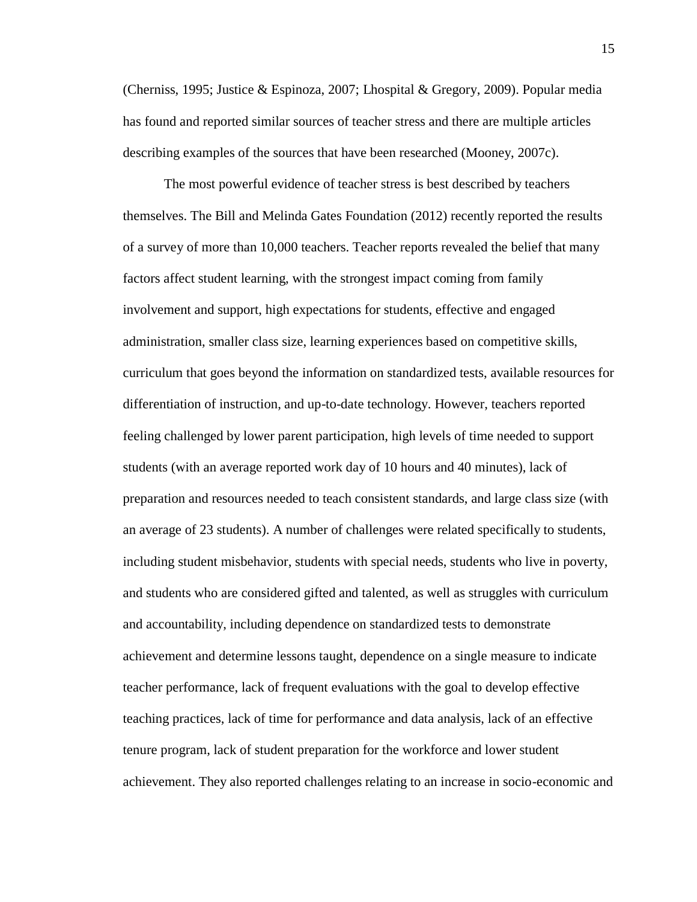(Cherniss, 1995; Justice & Espinoza, 2007; Lhospital & Gregory, 2009). Popular media has found and reported similar sources of teacher stress and there are multiple articles describing examples of the sources that have been researched (Mooney, 2007c).

The most powerful evidence of teacher stress is best described by teachers themselves. The Bill and Melinda Gates Foundation (2012) recently reported the results of a survey of more than 10,000 teachers. Teacher reports revealed the belief that many factors affect student learning, with the strongest impact coming from family involvement and support, high expectations for students, effective and engaged administration, smaller class size, learning experiences based on competitive skills, curriculum that goes beyond the information on standardized tests, available resources for differentiation of instruction, and up-to-date technology. However, teachers reported feeling challenged by lower parent participation, high levels of time needed to support students (with an average reported work day of 10 hours and 40 minutes), lack of preparation and resources needed to teach consistent standards, and large class size (with an average of 23 students). A number of challenges were related specifically to students, including student misbehavior, students with special needs, students who live in poverty, and students who are considered gifted and talented, as well as struggles with curriculum and accountability, including dependence on standardized tests to demonstrate achievement and determine lessons taught, dependence on a single measure to indicate teacher performance, lack of frequent evaluations with the goal to develop effective teaching practices, lack of time for performance and data analysis, lack of an effective tenure program, lack of student preparation for the workforce and lower student achievement. They also reported challenges relating to an increase in socio-economic and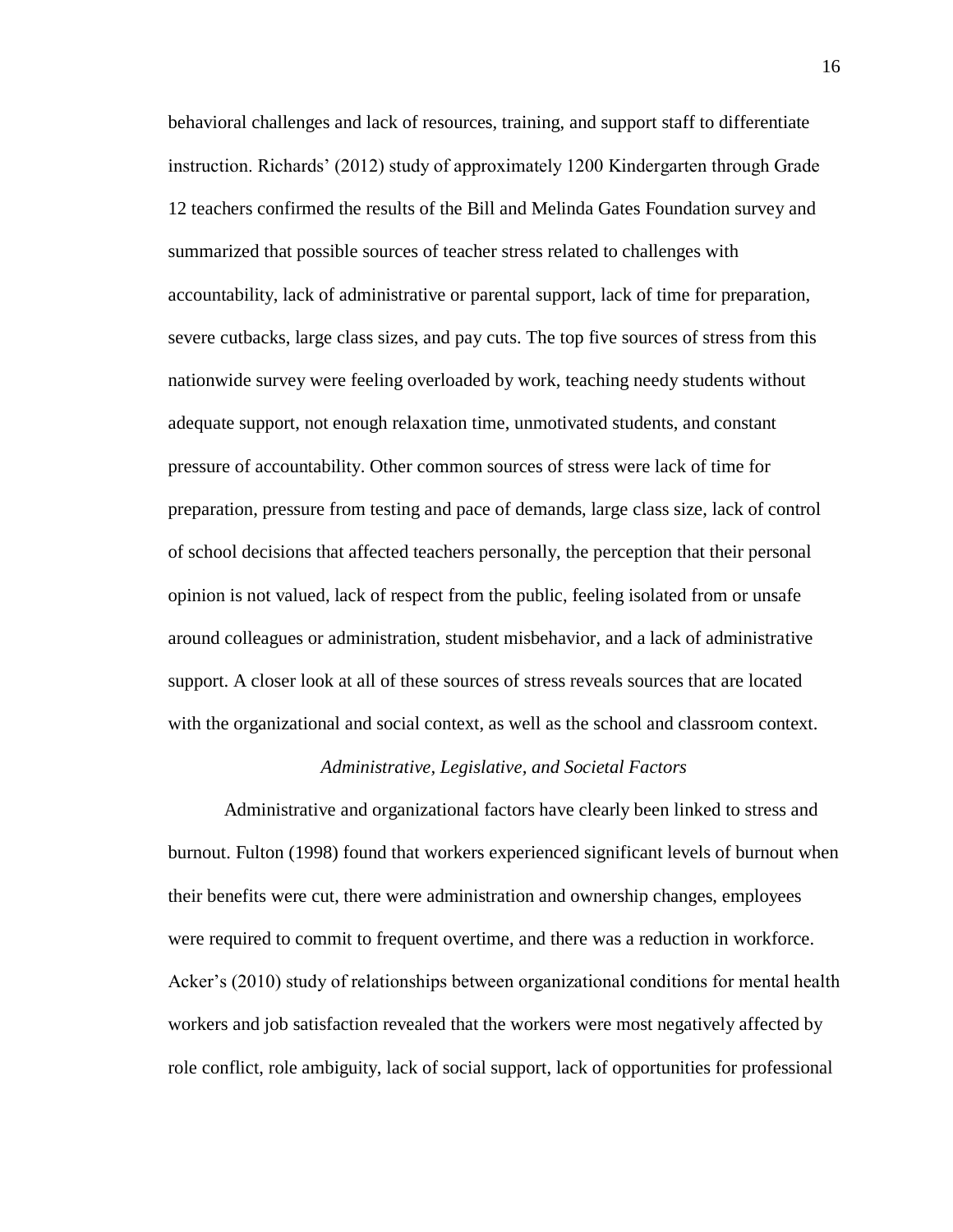behavioral challenges and lack of resources, training, and support staff to differentiate instruction. Richards' (2012) study of approximately 1200 Kindergarten through Grade 12 teachers confirmed the results of the Bill and Melinda Gates Foundation survey and summarized that possible sources of teacher stress related to challenges with accountability, lack of administrative or parental support, lack of time for preparation, severe cutbacks, large class sizes, and pay cuts. The top five sources of stress from this nationwide survey were feeling overloaded by work, teaching needy students without adequate support, not enough relaxation time, unmotivated students, and constant pressure of accountability. Other common sources of stress were lack of time for preparation, pressure from testing and pace of demands, large class size, lack of control of school decisions that affected teachers personally, the perception that their personal opinion is not valued, lack of respect from the public, feeling isolated from or unsafe around colleagues or administration, student misbehavior, and a lack of administrative support. A closer look at all of these sources of stress reveals sources that are located with the organizational and social context, as well as the school and classroom context.

### *Administrative, Legislative, and Societal Factors*

Administrative and organizational factors have clearly been linked to stress and burnout. Fulton (1998) found that workers experienced significant levels of burnout when their benefits were cut, there were administration and ownership changes, employees were required to commit to frequent overtime, and there was a reduction in workforce. Acker's (2010) study of relationships between organizational conditions for mental health workers and job satisfaction revealed that the workers were most negatively affected by role conflict, role ambiguity, lack of social support, lack of opportunities for professional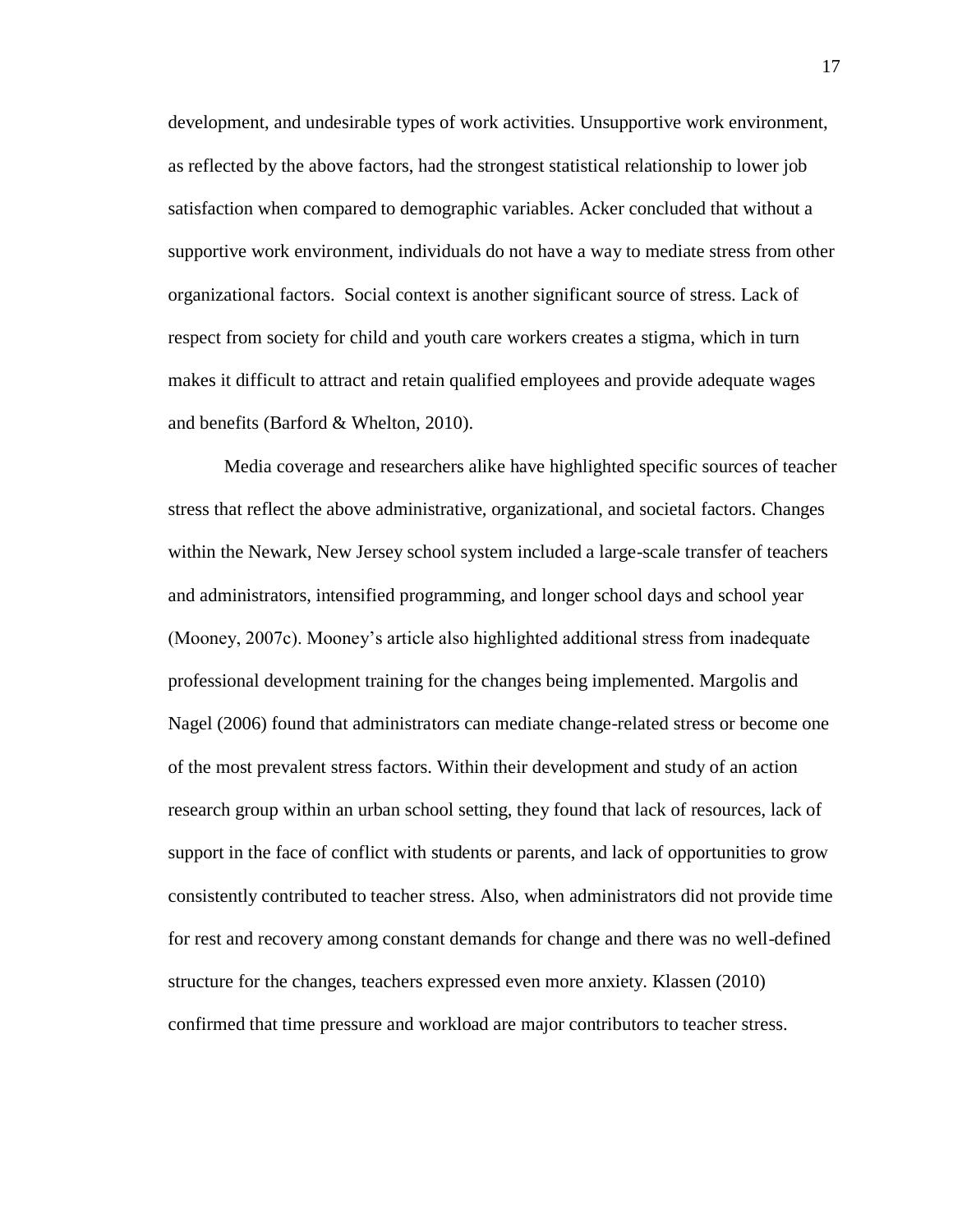development, and undesirable types of work activities. Unsupportive work environment, as reflected by the above factors, had the strongest statistical relationship to lower job satisfaction when compared to demographic variables. Acker concluded that without a supportive work environment, individuals do not have a way to mediate stress from other organizational factors. Social context is another significant source of stress. Lack of respect from society for child and youth care workers creates a stigma, which in turn makes it difficult to attract and retain qualified employees and provide adequate wages and benefits (Barford & Whelton, 2010).

Media coverage and researchers alike have highlighted specific sources of teacher stress that reflect the above administrative, organizational, and societal factors. Changes within the Newark, New Jersey school system included a large-scale transfer of teachers and administrators, intensified programming, and longer school days and school year (Mooney, 2007c). Mooney's article also highlighted additional stress from inadequate professional development training for the changes being implemented. Margolis and Nagel (2006) found that administrators can mediate change-related stress or become one of the most prevalent stress factors. Within their development and study of an action research group within an urban school setting, they found that lack of resources, lack of support in the face of conflict with students or parents, and lack of opportunities to grow consistently contributed to teacher stress. Also, when administrators did not provide time for rest and recovery among constant demands for change and there was no well-defined structure for the changes, teachers expressed even more anxiety. Klassen (2010) confirmed that time pressure and workload are major contributors to teacher stress.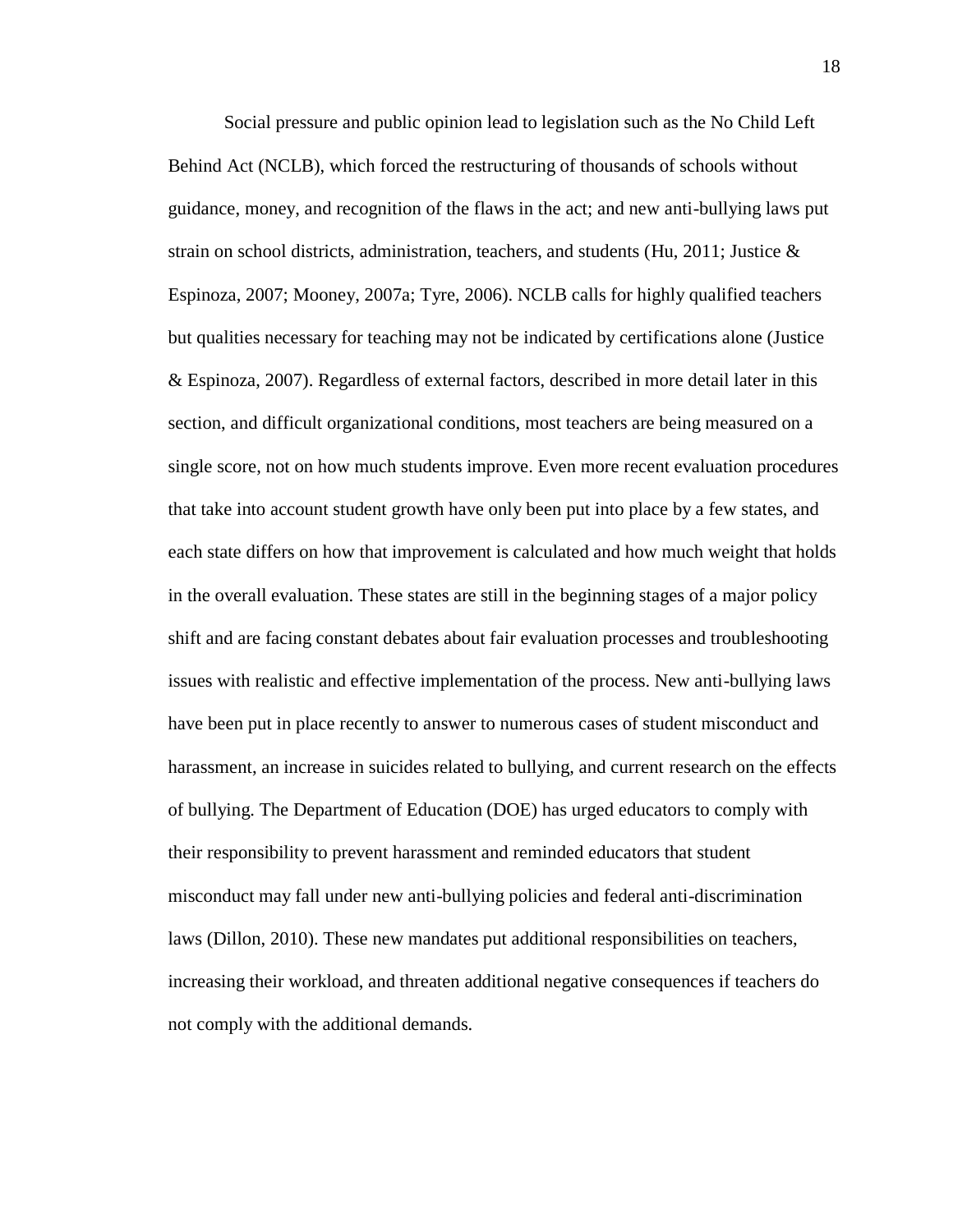Social pressure and public opinion lead to legislation such as the No Child Left Behind Act (NCLB), which forced the restructuring of thousands of schools without guidance, money, and recognition of the flaws in the act; and new anti-bullying laws put strain on school districts, administration, teachers, and students (Hu, 2011; Justice & Espinoza, 2007; Mooney, 2007a; Tyre, 2006). NCLB calls for highly qualified teachers but qualities necessary for teaching may not be indicated by certifications alone (Justice & Espinoza, 2007). Regardless of external factors, described in more detail later in this section, and difficult organizational conditions, most teachers are being measured on a single score, not on how much students improve. Even more recent evaluation procedures that take into account student growth have only been put into place by a few states, and each state differs on how that improvement is calculated and how much weight that holds in the overall evaluation. These states are still in the beginning stages of a major policy shift and are facing constant debates about fair evaluation processes and troubleshooting issues with realistic and effective implementation of the process. New anti-bullying laws have been put in place recently to answer to numerous cases of student misconduct and harassment, an increase in suicides related to bullying, and current research on the effects of bullying. The Department of Education (DOE) has urged educators to comply with their responsibility to prevent harassment and reminded educators that student misconduct may fall under new anti-bullying policies and federal anti-discrimination laws (Dillon, 2010). These new mandates put additional responsibilities on teachers, increasing their workload, and threaten additional negative consequences if teachers do not comply with the additional demands.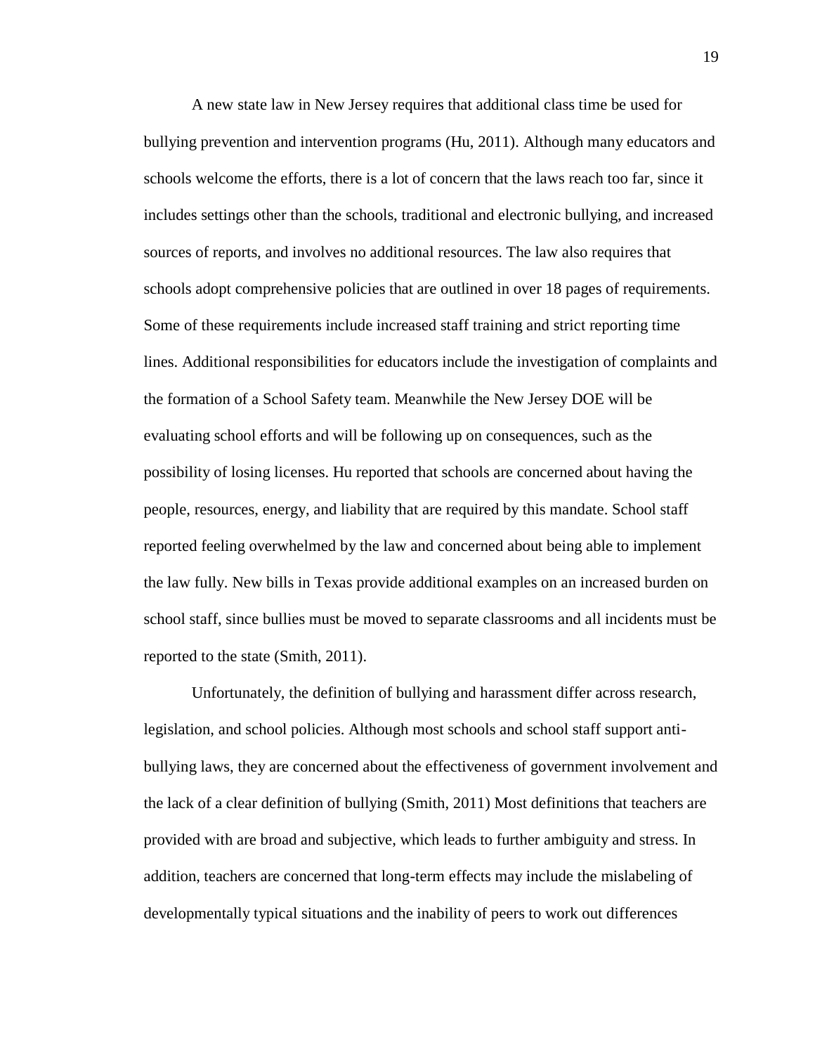A new state law in New Jersey requires that additional class time be used for bullying prevention and intervention programs (Hu, 2011). Although many educators and schools welcome the efforts, there is a lot of concern that the laws reach too far, since it includes settings other than the schools, traditional and electronic bullying, and increased sources of reports, and involves no additional resources. The law also requires that schools adopt comprehensive policies that are outlined in over 18 pages of requirements. Some of these requirements include increased staff training and strict reporting time lines. Additional responsibilities for educators include the investigation of complaints and the formation of a School Safety team. Meanwhile the New Jersey DOE will be evaluating school efforts and will be following up on consequences, such as the possibility of losing licenses. Hu reported that schools are concerned about having the people, resources, energy, and liability that are required by this mandate. School staff reported feeling overwhelmed by the law and concerned about being able to implement the law fully. New bills in Texas provide additional examples on an increased burden on school staff, since bullies must be moved to separate classrooms and all incidents must be reported to the state (Smith, 2011).

Unfortunately, the definition of bullying and harassment differ across research, legislation, and school policies. Although most schools and school staff support anti-bullying laws, they are concerned about the effectiveness of government involvement and the lack of a clear definition of bullying (Smith, 2011) Most definitions that teachers are provided with are broad and subjective, which leads to further ambiguity and stress. In addition, teachers are concerned that long-term effects may include the mislabeling of developmentally typical situations and the inability of peers to work out differences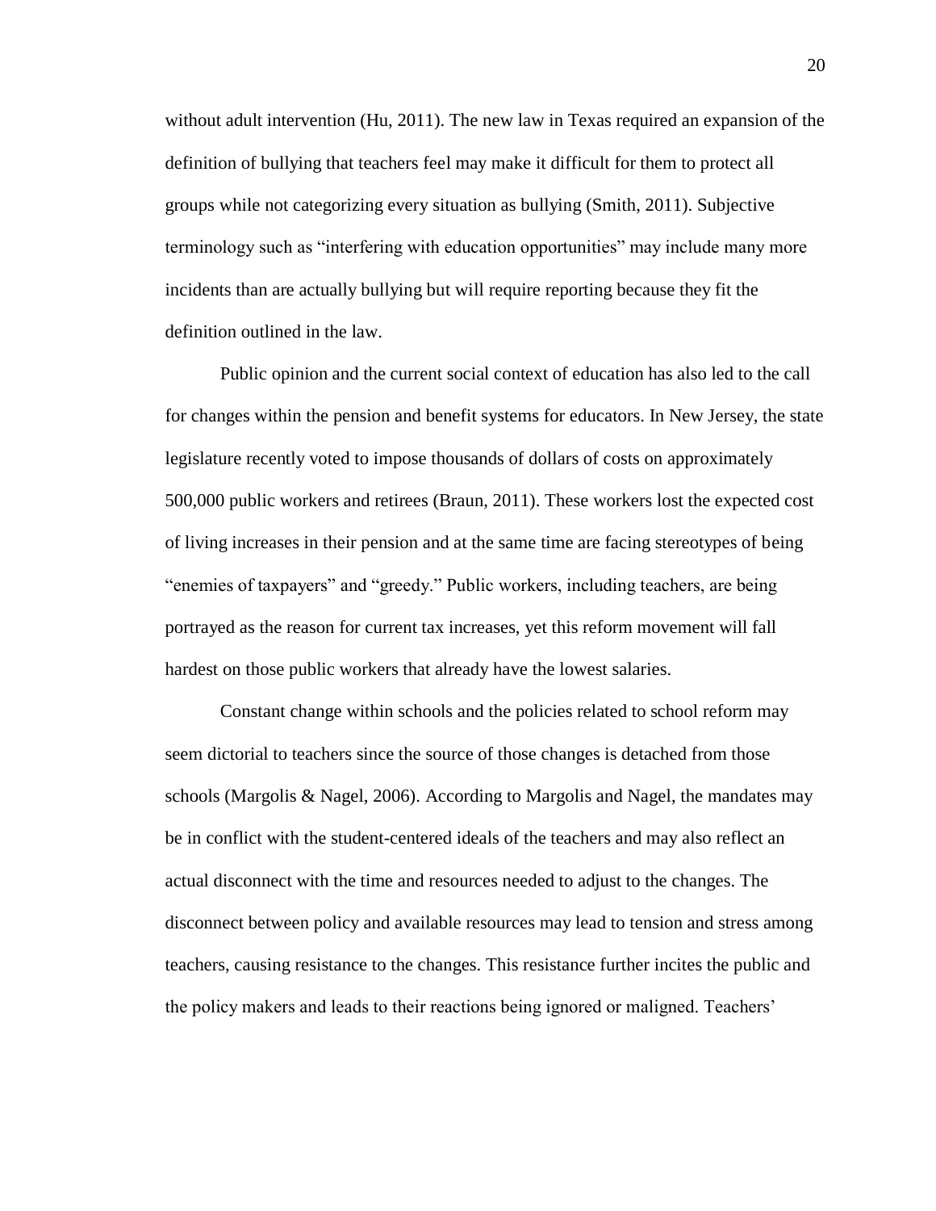without adult intervention (Hu, 2011). The new law in Texas required an expansion of the definition of bullying that teachers feel may make it difficult for them to protect all groups while not categorizing every situation as bullying (Smith, 2011). Subjective terminology such as "interfering with education opportunities" may include many more incidents than are actually bullying but will require reporting because they fit the definition outlined in the law.

Public opinion and the current social context of education has also led to the call for changes within the pension and benefit systems for educators. In New Jersey, the state legislature recently voted to impose thousands of dollars of costs on approximately 500,000 public workers and retirees (Braun, 2011). These workers lost the expected cost of living increases in their pension and at the same time are facing stereotypes of being "enemies of taxpayers" and "greedy." Public workers, including teachers, are being portrayed as the reason for current tax increases, yet this reform movement will fall hardest on those public workers that already have the lowest salaries.

Constant change within schools and the policies related to school reform may seem dictorial to teachers since the source of those changes is detached from those schools (Margolis & Nagel, 2006). According to Margolis and Nagel, the mandates may be in conflict with the student-centered ideals of the teachers and may also reflect an actual disconnect with the time and resources needed to adjust to the changes. The disconnect between policy and available resources may lead to tension and stress among teachers, causing resistance to the changes. This resistance further incites the public and the policy makers and leads to their reactions being ignored or maligned. Teachers'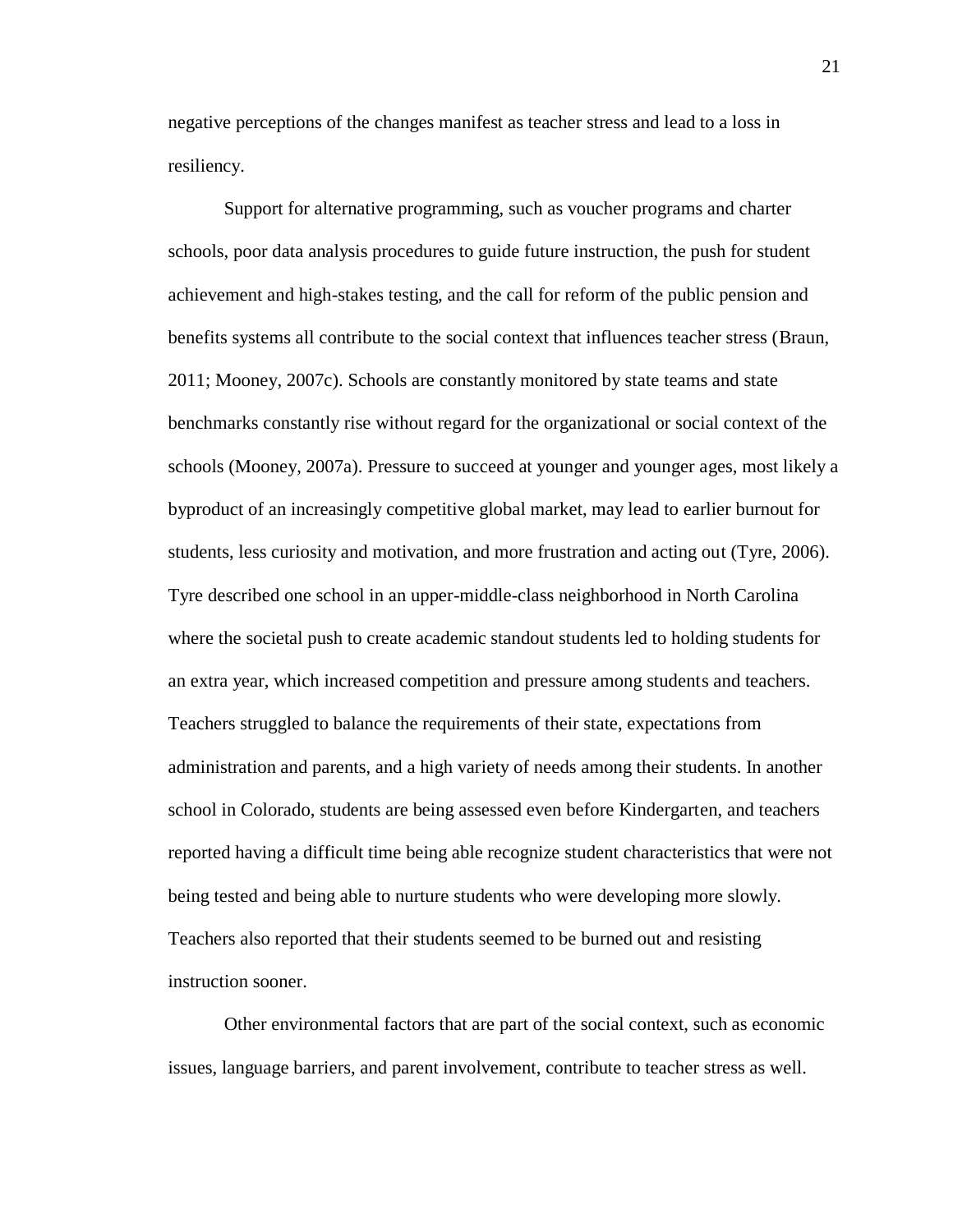negative perceptions of the changes manifest as teacher stress and lead to a loss in resiliency.

Support for alternative programming, such as voucher programs and charter schools, poor data analysis procedures to guide future instruction, the push for student achievement and high-stakes testing, and the call for reform of the public pension and benefits systems all contribute to the social context that influences teacher stress (Braun, 2011; Mooney, 2007c). Schools are constantly monitored by state teams and state benchmarks constantly rise without regard for the organizational or social context of the schools (Mooney, 2007a). Pressure to succeed at younger and younger ages, most likely a byproduct of an increasingly competitive global market, may lead to earlier burnout for students, less curiosity and motivation, and more frustration and acting out (Tyre, 2006). Tyre described one school in an upper-middle-class neighborhood in North Carolina where the societal push to create academic standout students led to holding students for an extra year, which increased competition and pressure among students and teachers. Teachers struggled to balance the requirements of their state, expectations from administration and parents, and a high variety of needs among their students. In another school in Colorado, students are being assessed even before Kindergarten, and teachers reported having a difficult time being able recognize student characteristics that were not being tested and being able to nurture students who were developing more slowly. Teachers also reported that their students seemed to be burned out and resisting instruction sooner.

Other environmental factors that are part of the social context, such as economic issues, language barriers, and parent involvement, contribute to teacher stress as well.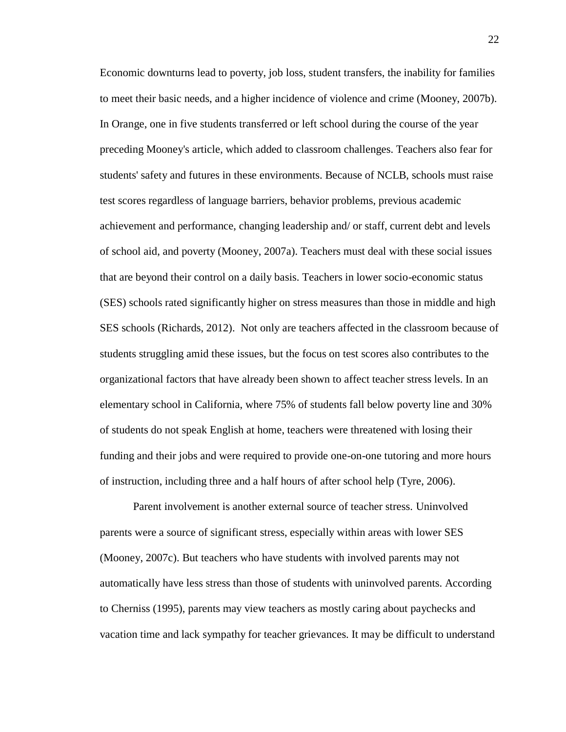Economic downturns lead to poverty, job loss, student transfers, the inability for families to meet their basic needs, and a higher incidence of violence and crime (Mooney, 2007b). In Orange, one in five students transferred or left school during the course of the year preceding Mooney's article, which added to classroom challenges. Teachers also fear for students' safety and futures in these environments. Because of NCLB, schools must raise test scores regardless of language barriers, behavior problems, previous academic achievement and performance, changing leadership and/ or staff, current debt and levels of school aid, and poverty (Mooney, 2007a). Teachers must deal with these social issues that are beyond their control on a daily basis. Teachers in lower socio-economic status (SES) schools rated significantly higher on stress measures than those in middle and high SES schools (Richards, 2012). Not only are teachers affected in the classroom because of students struggling amid these issues, but the focus on test scores also contributes to the organizational factors that have already been shown to affect teacher stress levels. In an elementary school in California, where 75% of students fall below poverty line and 30% of students do not speak English at home, teachers were threatened with losing their funding and their jobs and were required to provide one-on-one tutoring and more hours of instruction, including three and a half hours of after school help (Tyre, 2006).

Parent involvement is another external source of teacher stress. Uninvolved parents were a source of significant stress, especially within areas with lower SES (Mooney, 2007c). But teachers who have students with involved parents may not automatically have less stress than those of students with uninvolved parents. According to Cherniss (1995), parents may view teachers as mostly caring about paychecks and vacation time and lack sympathy for teacher grievances. It may be difficult to understand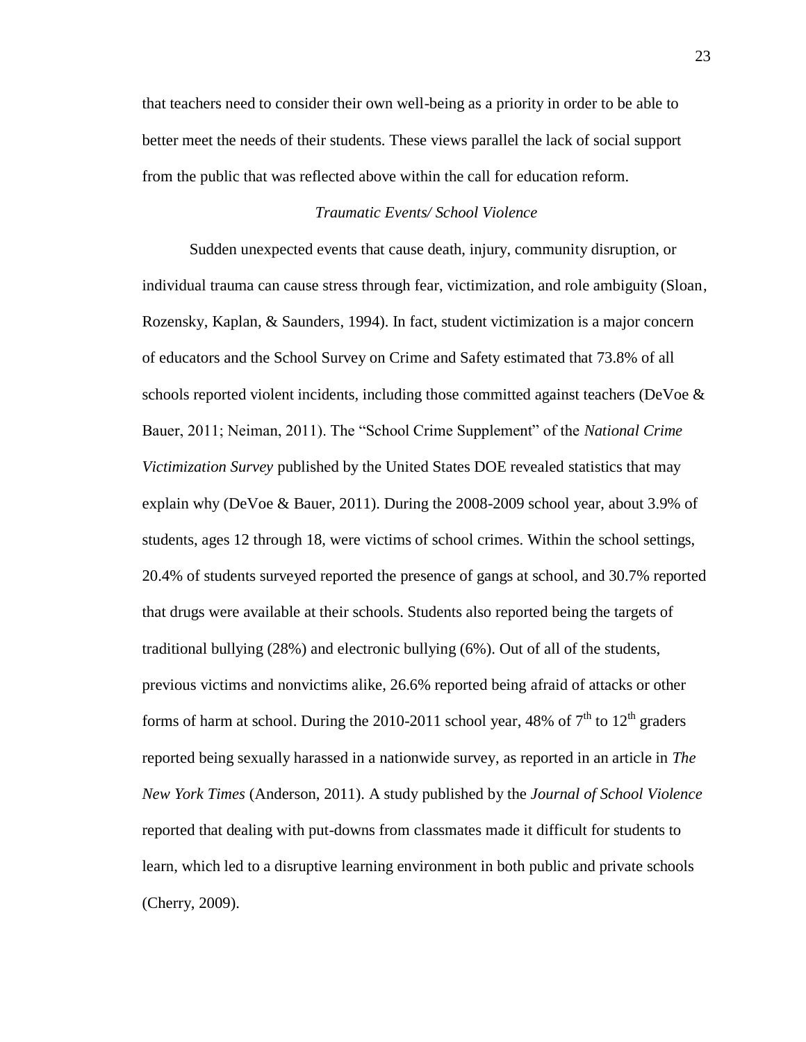that teachers need to consider their own well-being as a priority in order to be able to better meet the needs of their students. These views parallel the lack of social support from the public that was reflected above within the call for education reform.

### *Traumatic Events/ School Violence*

Sudden unexpected events that cause death, injury, community disruption, or individual trauma can cause stress through fear, victimization, and role ambiguity (Sloan, Rozensky, Kaplan, & Saunders, 1994). In fact, student victimization is a major concern of educators and the School Survey on Crime and Safety estimated that 73.8% of all schools reported violent incidents, including those committed against teachers (DeVoe & Bauer, 2011; Neiman, 2011). The "School Crime Supplement" of the *National Crime Victimization Survey* published by the United States DOE revealed statistics that may explain why (DeVoe & Bauer, 2011). During the 2008-2009 school year, about 3.9% of students, ages 12 through 18, were victims of school crimes. Within the school settings, 20.4% of students surveyed reported the presence of gangs at school, and 30.7% reported that drugs were available at their schools. Students also reported being the targets of traditional bullying (28%) and electronic bullying (6%). Out of all of the students, previous victims and nonvictims alike, 26.6% reported being afraid of attacks or other forms of harm at school. During the 2010-2011 school year, 48% of 7th to 12th graders reported being sexually harassed in a nationwide survey, as reported in an article in *The New York Times* (Anderson, 2011). A study published by the *Journal of School Violence* reported that dealing with put-downs from classmates made it difficult for students to learn, which led to a disruptive learning environment in both public and private schools (Cherry, 2009).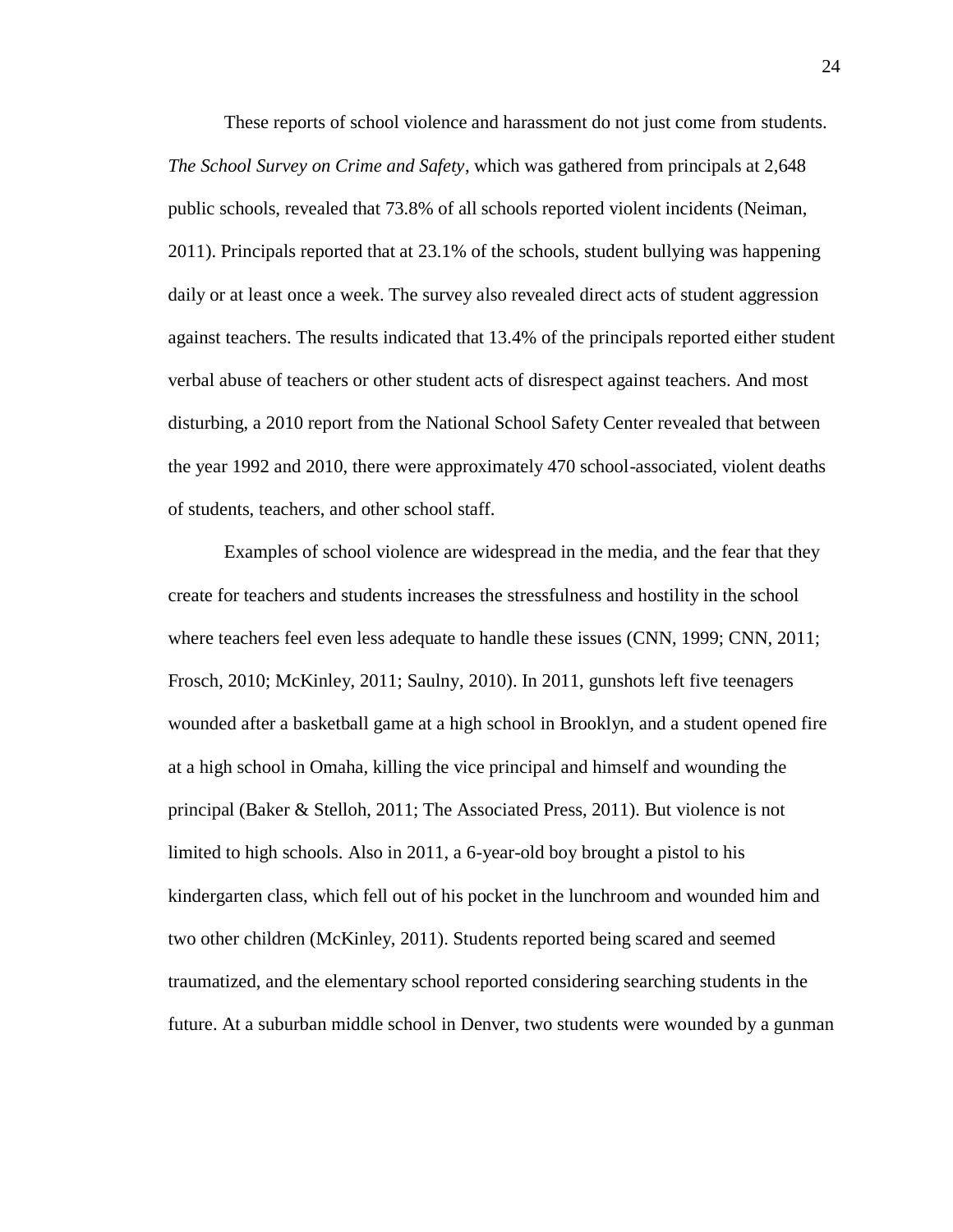These reports of school violence and harassment do not just come from students. *The School Survey on Crime and Safety*, which was gathered from principals at 2,648 public schools, revealed that 73.8% of all schools reported violent incidents (Neiman, 2011). Principals reported that at 23.1% of the schools, student bullying was happening daily or at least once a week. The survey also revealed direct acts of student aggression against teachers. The results indicated that 13.4% of the principals reported either student verbal abuse of teachers or other student acts of disrespect against teachers. And most disturbing, a 2010 report from the National School Safety Center revealed that between the year 1992 and 2010, there were approximately 470 school-associated, violent deaths of students, teachers, and other school staff.

Examples of school violence are widespread in the media, and the fear that they create for teachers and students increases the stressfulness and hostility in the school where teachers feel even less adequate to handle these issues (CNN, 1999; CNN, 2011; Frosch, 2010; McKinley, 2011; Saulny, 2010). In 2011, gunshots left five teenagers wounded after a basketball game at a high school in Brooklyn, and a student opened fire at a high school in Omaha, killing the vice principal and himself and wounding the principal (Baker & Stelloh, 2011; The Associated Press, 2011). But violence is not limited to high schools. Also in 2011, a 6-year-old boy brought a pistol to his kindergarten class, which fell out of his pocket in the lunchroom and wounded him and two other children (McKinley, 2011). Students reported being scared and seemed traumatized, and the elementary school reported considering searching students in the future. At a suburban middle school in Denver, two students were wounded by a gunman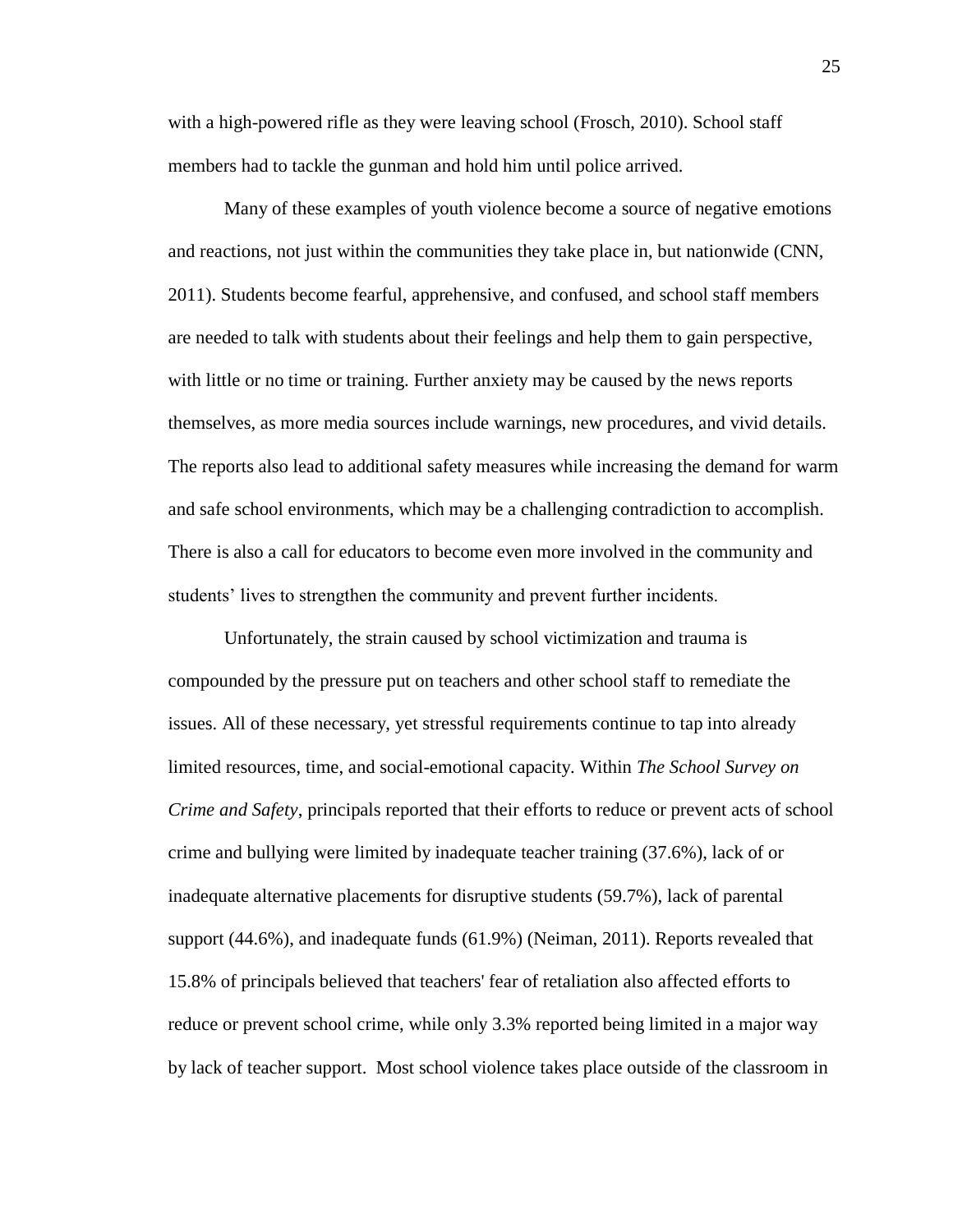with a high-powered rifle as they were leaving school (Frosch, 2010). School staff members had to tackle the gunman and hold him until police arrived.

Many of these examples of youth violence become a source of negative emotions and reactions, not just within the communities they take place in, but nationwide (CNN, 2011). Students become fearful, apprehensive, and confused, and school staff members are needed to talk with students about their feelings and help them to gain perspective, with little or no time or training. Further anxiety may be caused by the news reports themselves, as more media sources include warnings, new procedures, and vivid details. The reports also lead to additional safety measures while increasing the demand for warm and safe school environments, which may be a challenging contradiction to accomplish. There is also a call for educators to become even more involved in the community and students' lives to strengthen the community and prevent further incidents.

Unfortunately, the strain caused by school victimization and trauma is compounded by the pressure put on teachers and other school staff to remediate the issues. All of these necessary, yet stressful requirements continue to tap into already limited resources, time, and social-emotional capacity. Within *The School Survey on Crime and Safety*, principals reported that their efforts to reduce or prevent acts of school crime and bullying were limited by inadequate teacher training (37.6%), lack of or inadequate alternative placements for disruptive students (59.7%), lack of parental support (44.6%), and inadequate funds (61.9%) (Neiman, 2011). Reports revealed that 15.8% of principals believed that teachers' fear of retaliation also affected efforts to reduce or prevent school crime, while only 3.3% reported being limited in a major way by lack of teacher support. Most school violence takes place outside of the classroom in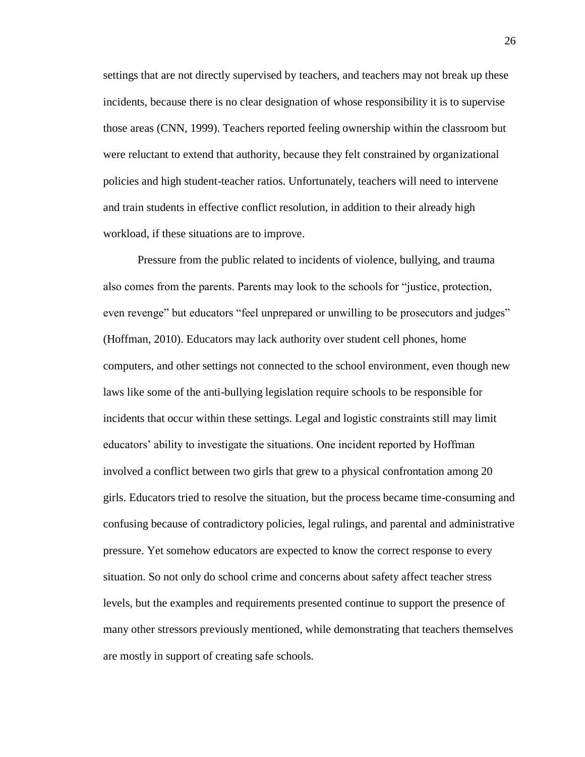settings that are not directly supervised by teachers, and teachers may not break up these incidents, because there is no clear designation of whose responsibility it is to supervise those areas (CNN, 1999). Teachers reported feeling ownership within the classroom but were reluctant to extend that authority, because they felt constrained by organizational policies and high student-teacher ratios. Unfortunately, teachers will need to intervene and train students in effective conflict resolution, in addition to their already high workload, if these situations are to improve.

Pressure from the public related to incidents of violence, bullying, and trauma also comes from the parents. Parents may look to the schools for "justice, protection, even revenge" but educators "feel unprepared or unwilling to be prosecutors and judges" (Hoffman, 2010). Educators may lack authority over student cell phones, home computers, and other settings not connected to the school environment, even though new laws like some of the anti-bullying legislation require schools to be responsible for incidents that occur within these settings. Legal and logistic constraints still may limit educators' ability to investigate the situations. One incident reported by Hoffman involved a conflict between two girls that grew to a physical confrontation among 20 girls. Educators tried to resolve the situation, but the process became time-consuming and confusing because of contradictory policies, legal rulings, and parental and administrative pressure. Yet somehow educators are expected to know the correct response to every situation. So not only do school crime and concerns about safety affect teacher stress levels, but the examples and requirements presented continue to support the presence of many other stressors previously mentioned, while demonstrating that teachers themselves are mostly in support of creating safe schools.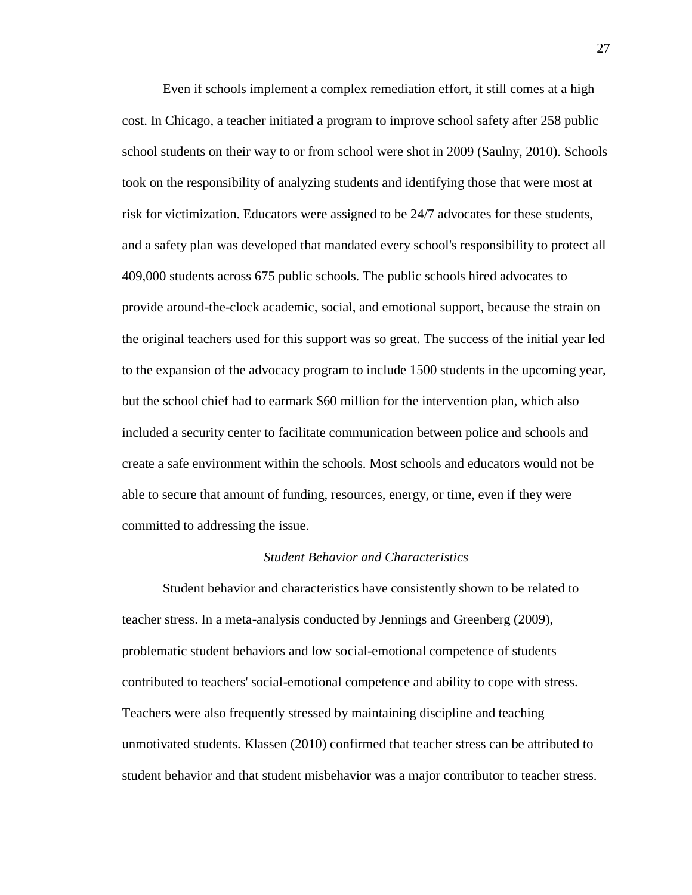Even if schools implement a complex remediation effort, it still comes at a high cost. In Chicago, a teacher initiated a program to improve school safety after 258 public school students on their way to or from school were shot in 2009 (Saulny, 2010). Schools took on the responsibility of analyzing students and identifying those that were most at risk for victimization. Educators were assigned to be 24/7 advocates for these students, and a safety plan was developed that mandated every school's responsibility to protect all 409,000 students across 675 public schools. The public schools hired advocates to provide around-the-clock academic, social, and emotional support, because the strain on the original teachers used for this support was so great. The success of the initial year led to the expansion of the advocacy program to include 1500 students in the upcoming year, but the school chief had to earmark $60 million for the intervention plan, which also included a security center to facilitate communication between police and schools and create a safe environment within the schools. Most schools and educators would not be able to secure that amount of funding, resources, energy, or time, even if they were committed to addressing the issue.

### *Student Behavior and Characteristics*

Student behavior and characteristics have consistently shown to be related to teacher stress. In a meta-analysis conducted by Jennings and Greenberg (2009), problematic student behaviors and low social-emotional competence of students contributed to teachers' social-emotional competence and ability to cope with stress. Teachers were also frequently stressed by maintaining discipline and teaching unmotivated students. Klassen (2010) confirmed that teacher stress can be attributed to student behavior and that student misbehavior was a major contributor to teacher stress.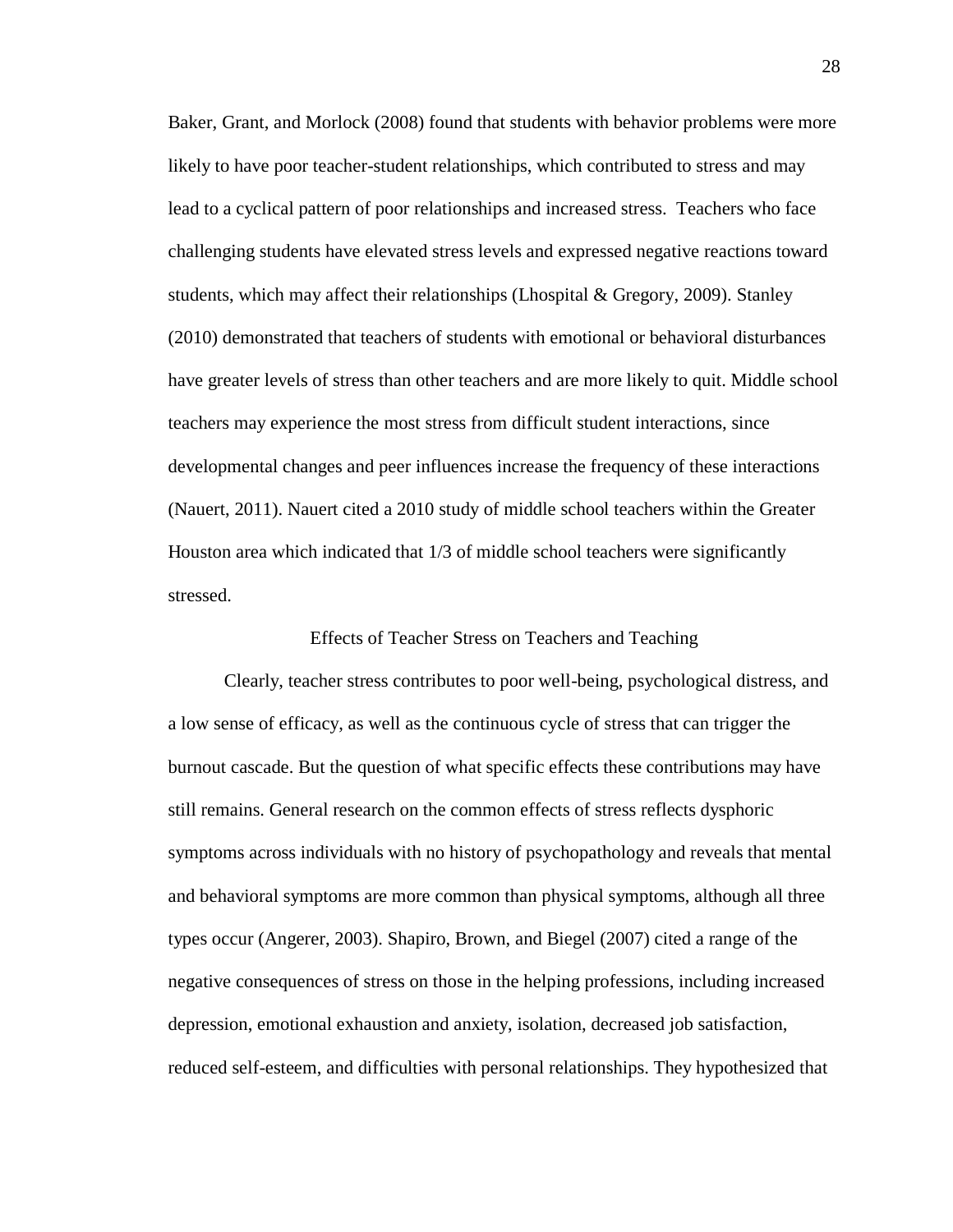Baker, Grant, and Morlock (2008) found that students with behavior problems were more likely to have poor teacher-student relationships, which contributed to stress and may lead to a cyclical pattern of poor relationships and increased stress. Teachers who face challenging students have elevated stress levels and expressed negative reactions toward students, which may affect their relationships (Lhospital & Gregory, 2009). Stanley (2010) demonstrated that teachers of students with emotional or behavioral disturbances have greater levels of stress than other teachers and are more likely to quit. Middle school teachers may experience the most stress from difficult student interactions, since developmental changes and peer influences increase the frequency of these interactions (Nauert, 2011). Nauert cited a 2010 study of middle school teachers within the Greater Houston area which indicated that 1/3 of middle school teachers were significantly stressed.

## Effects of Teacher Stress on Teachers and Teaching

Clearly, teacher stress contributes to poor well-being, psychological distress, and a low sense of efficacy, as well as the continuous cycle of stress that can trigger the burnout cascade. But the question of what specific effects these contributions may have still remains. General research on the common effects of stress reflects dysphoric symptoms across individuals with no history of psychopathology and reveals that mental and behavioral symptoms are more common than physical symptoms, although all three types occur (Angerer, 2003). Shapiro, Brown, and Biegel (2007) cited a range of the negative consequences of stress on those in the helping professions, including increased depression, emotional exhaustion and anxiety, isolation, decreased job satisfaction, reduced self-esteem, and difficulties with personal relationships. They hypothesized that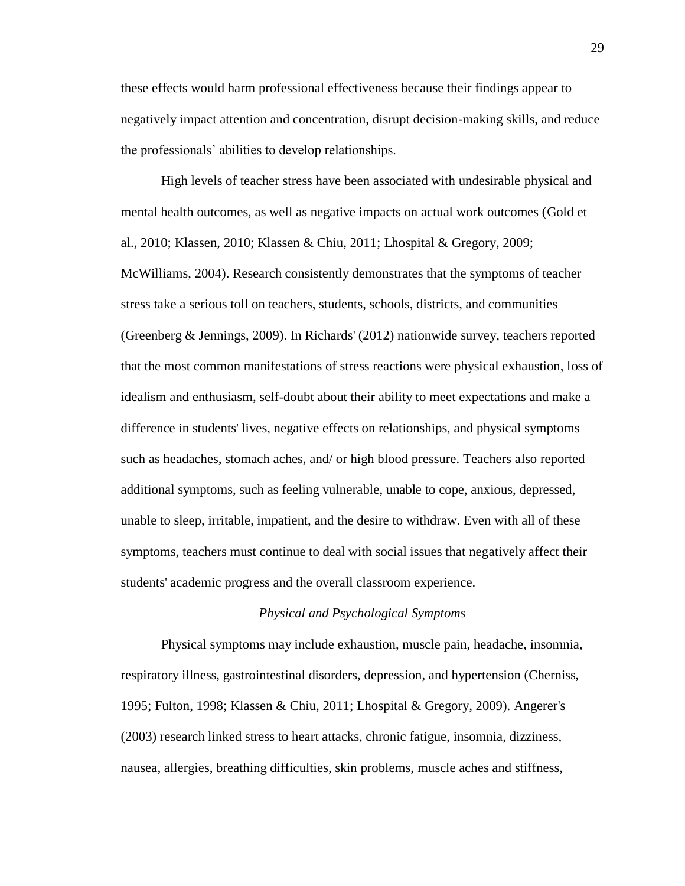these effects would harm professional effectiveness because their findings appear to negatively impact attention and concentration, disrupt decision-making skills, and reduce the professionals' abilities to develop relationships.

High levels of teacher stress have been associated with undesirable physical and mental health outcomes, as well as negative impacts on actual work outcomes (Gold et al., 2010; Klassen, 2010; Klassen & Chiu, 2011; Lhospital & Gregory, 2009; McWilliams, 2004). Research consistently demonstrates that the symptoms of teacher stress take a serious toll on teachers, students, schools, districts, and communities (Greenberg & Jennings, 2009). In Richards' (2012) nationwide survey, teachers reported that the most common manifestations of stress reactions were physical exhaustion, loss of idealism and enthusiasm, self-doubt about their ability to meet expectations and make a difference in students' lives, negative effects on relationships, and physical symptoms such as headaches, stomach aches, and/ or high blood pressure. Teachers also reported additional symptoms, such as feeling vulnerable, unable to cope, anxious, depressed, unable to sleep, irritable, impatient, and the desire to withdraw. Even with all of these symptoms, teachers must continue to deal with social issues that negatively affect their students' academic progress and the overall classroom experience.

### *Physical and Psychological Symptoms*

Physical symptoms may include exhaustion, muscle pain, headache, insomnia, respiratory illness, gastrointestinal disorders, depression, and hypertension (Cherniss, 1995; Fulton, 1998; Klassen & Chiu, 2011; Lhospital & Gregory, 2009). Angerer's (2003) research linked stress to heart attacks, chronic fatigue, insomnia, dizziness, nausea, allergies, breathing difficulties, skin problems, muscle aches and stiffness,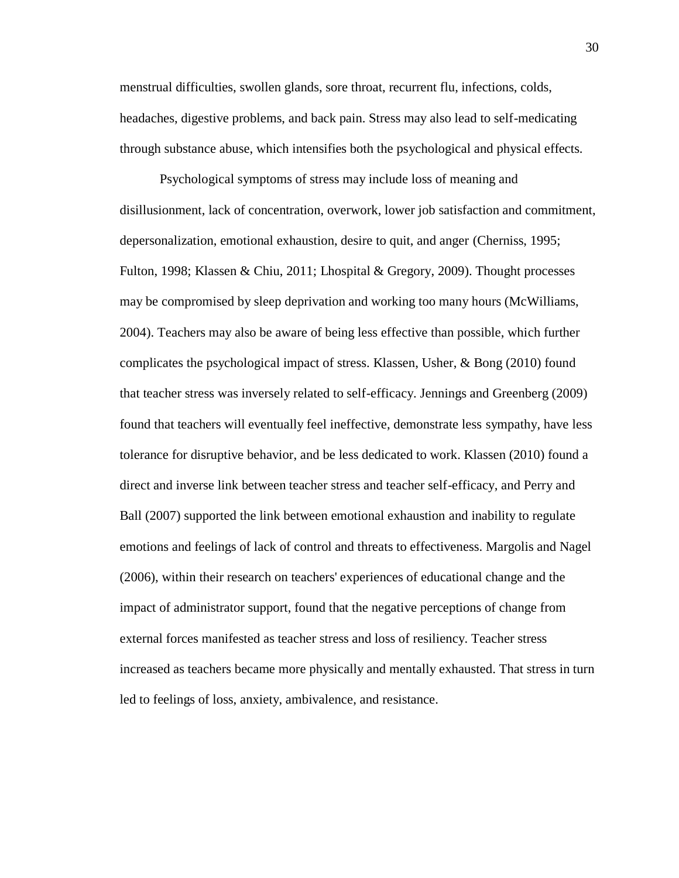menstrual difficulties, swollen glands, sore throat, recurrent flu, infections, colds, headaches, digestive problems, and back pain. Stress may also lead to self-medicating through substance abuse, which intensifies both the psychological and physical effects.

Psychological symptoms of stress may include loss of meaning and disillusionment, lack of concentration, overwork, lower job satisfaction and commitment, depersonalization, emotional exhaustion, desire to quit, and anger (Cherniss, 1995; Fulton, 1998; Klassen & Chiu, 2011; Lhospital & Gregory, 2009). Thought processes may be compromised by sleep deprivation and working too many hours (McWilliams, 2004). Teachers may also be aware of being less effective than possible, which further complicates the psychological impact of stress. Klassen, Usher, & Bong (2010) found that teacher stress was inversely related to self-efficacy. Jennings and Greenberg (2009) found that teachers will eventually feel ineffective, demonstrate less sympathy, have less tolerance for disruptive behavior, and be less dedicated to work. Klassen (2010) found a direct and inverse link between teacher stress and teacher self-efficacy, and Perry and Ball (2007) supported the link between emotional exhaustion and inability to regulate emotions and feelings of lack of control and threats to effectiveness. Margolis and Nagel (2006), within their research on teachers' experiences of educational change and the impact of administrator support, found that the negative perceptions of change from external forces manifested as teacher stress and loss of resiliency. Teacher stress increased as teachers became more physically and mentally exhausted. That stress in turn led to feelings of loss, anxiety, ambivalence, and resistance.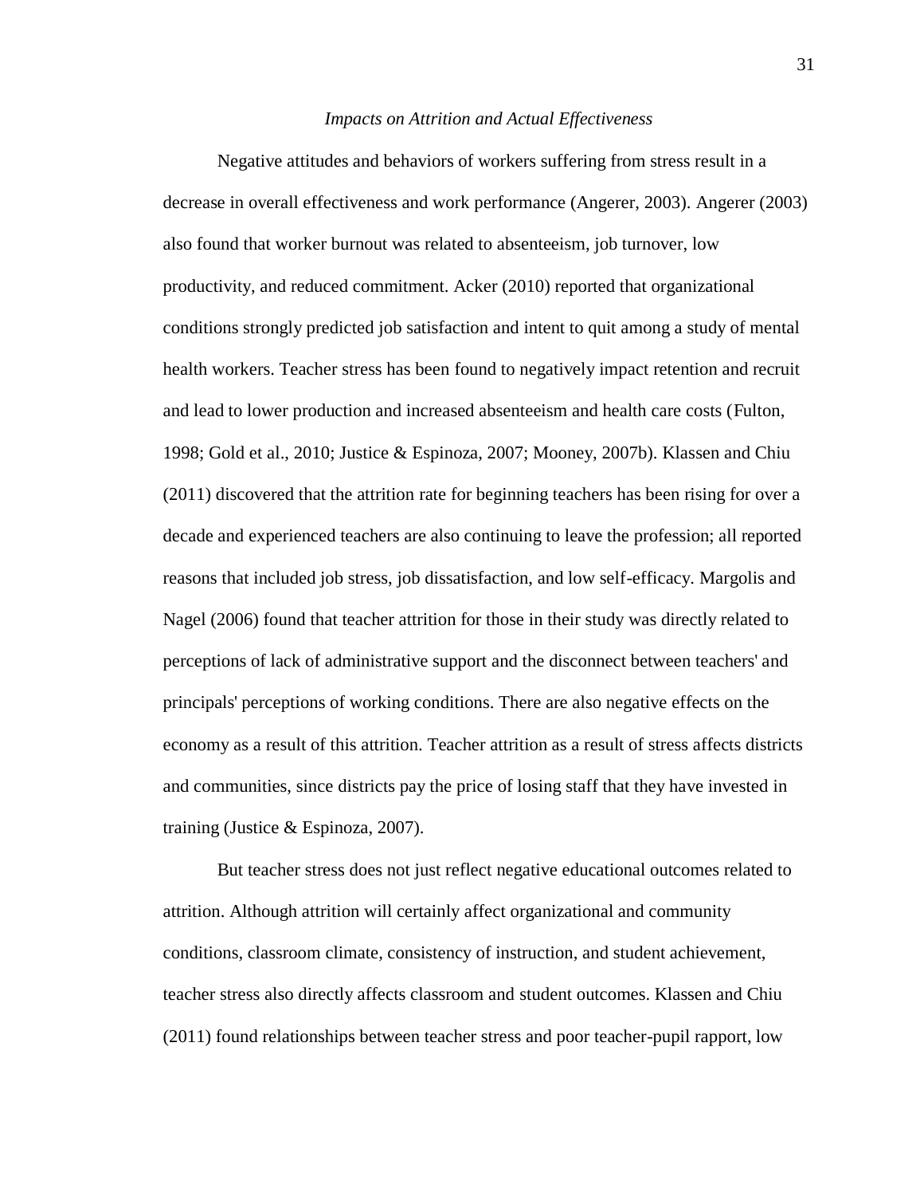### *Impacts on Attrition and Actual Effectiveness*

Negative attitudes and behaviors of workers suffering from stress result in a decrease in overall effectiveness and work performance (Angerer, 2003). Angerer (2003) also found that worker burnout was related to absenteeism, job turnover, low productivity, and reduced commitment. Acker (2010) reported that organizational conditions strongly predicted job satisfaction and intent to quit among a study of mental health workers. Teacher stress has been found to negatively impact retention and recruit and lead to lower production and increased absenteeism and health care costs (Fulton, 1998; Gold et al., 2010; Justice & Espinoza, 2007; Mooney, 2007b). Klassen and Chiu (2011) discovered that the attrition rate for beginning teachers has been rising for over a decade and experienced teachers are also continuing to leave the profession; all reported reasons that included job stress, job dissatisfaction, and low self-efficacy. Margolis and Nagel (2006) found that teacher attrition for those in their study was directly related to perceptions of lack of administrative support and the disconnect between teachers' and principals' perceptions of working conditions. There are also negative effects on the economy as a result of this attrition. Teacher attrition as a result of stress affects districts and communities, since districts pay the price of losing staff that they have invested in training (Justice & Espinoza, 2007).

But teacher stress does not just reflect negative educational outcomes related to attrition. Although attrition will certainly affect organizational and community conditions, classroom climate, consistency of instruction, and student achievement, teacher stress also directly affects classroom and student outcomes. Klassen and Chiu (2011) found relationships between teacher stress and poor teacher-pupil rapport, low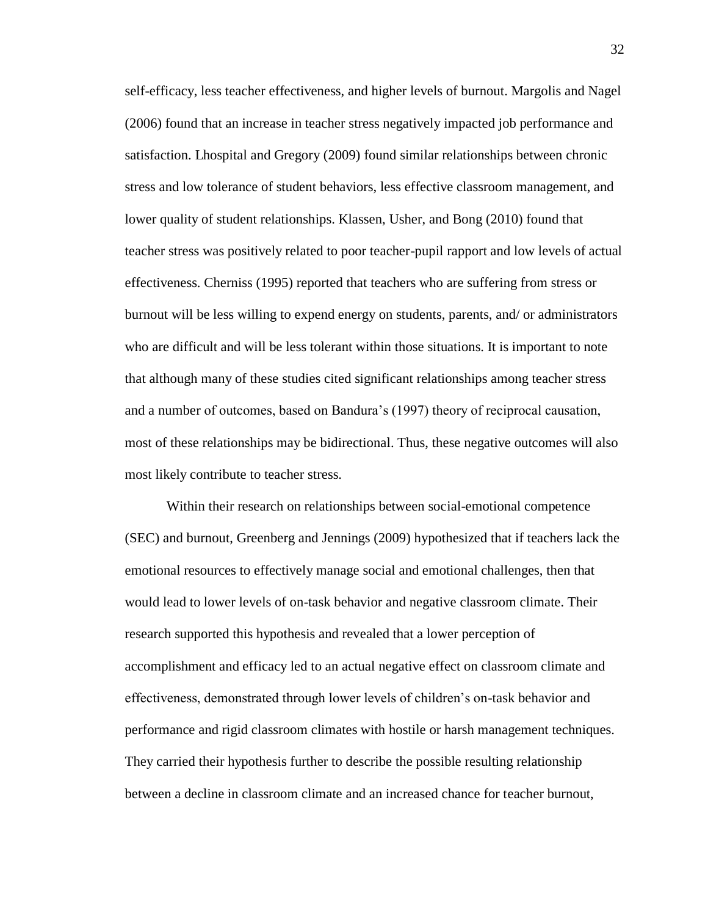self-efficacy, less teacher effectiveness, and higher levels of burnout. Margolis and Nagel (2006) found that an increase in teacher stress negatively impacted job performance and satisfaction. Lhospital and Gregory (2009) found similar relationships between chronic stress and low tolerance of student behaviors, less effective classroom management, and lower quality of student relationships. Klassen, Usher, and Bong (2010) found that teacher stress was positively related to poor teacher-pupil rapport and low levels of actual effectiveness. Cherniss (1995) reported that teachers who are suffering from stress or burnout will be less willing to expend energy on students, parents, and/ or administrators who are difficult and will be less tolerant within those situations. It is important to note that although many of these studies cited significant relationships among teacher stress and a number of outcomes, based on Bandura's (1997) theory of reciprocal causation, most of these relationships may be bidirectional. Thus, these negative outcomes will also most likely contribute to teacher stress.

Within their research on relationships between social-emotional competence (SEC) and burnout, Greenberg and Jennings (2009) hypothesized that if teachers lack the emotional resources to effectively manage social and emotional challenges, then that would lead to lower levels of on-task behavior and negative classroom climate. Their research supported this hypothesis and revealed that a lower perception of accomplishment and efficacy led to an actual negative effect on classroom climate and effectiveness, demonstrated through lower levels of children's on-task behavior and performance and rigid classroom climates with hostile or harsh management techniques. They carried their hypothesis further to describe the possible resulting relationship between a decline in classroom climate and an increased chance for teacher burnout,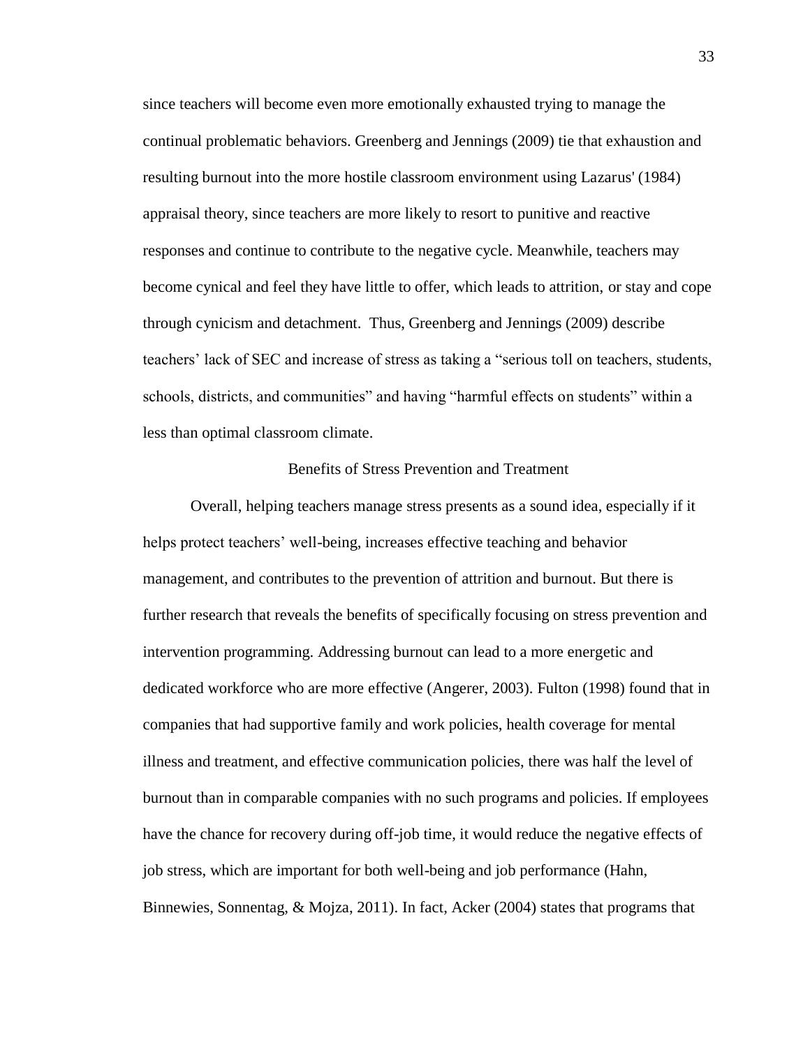since teachers will become even more emotionally exhausted trying to manage the continual problematic behaviors. Greenberg and Jennings (2009) tie that exhaustion and resulting burnout into the more hostile classroom environment using Lazarus' (1984) appraisal theory, since teachers are more likely to resort to punitive and reactive responses and continue to contribute to the negative cycle. Meanwhile, teachers may become cynical and feel they have little to offer, which leads to attrition, or stay and cope through cynicism and detachment. Thus, Greenberg and Jennings (2009) describe teachers' lack of SEC and increase of stress as taking a "serious toll on teachers, students, schools, districts, and communities" and having "harmful effects on students" within a less than optimal classroom climate.

## Benefits of Stress Prevention and Treatment

Overall, helping teachers manage stress presents as a sound idea, especially if it helps protect teachers' well-being, increases effective teaching and behavior management, and contributes to the prevention of attrition and burnout. But there is further research that reveals the benefits of specifically focusing on stress prevention and intervention programming. Addressing burnout can lead to a more energetic and dedicated workforce who are more effective (Angerer, 2003). Fulton (1998) found that in companies that had supportive family and work policies, health coverage for mental illness and treatment, and effective communication policies, there was half the level of burnout than in comparable companies with no such programs and policies. If employees have the chance for recovery during off-job time, it would reduce the negative effects of job stress, which are important for both well-being and job performance (Hahn, Binnewies, Sonnentag, & Mojza, 2011). In fact, Acker (2004) states that programs that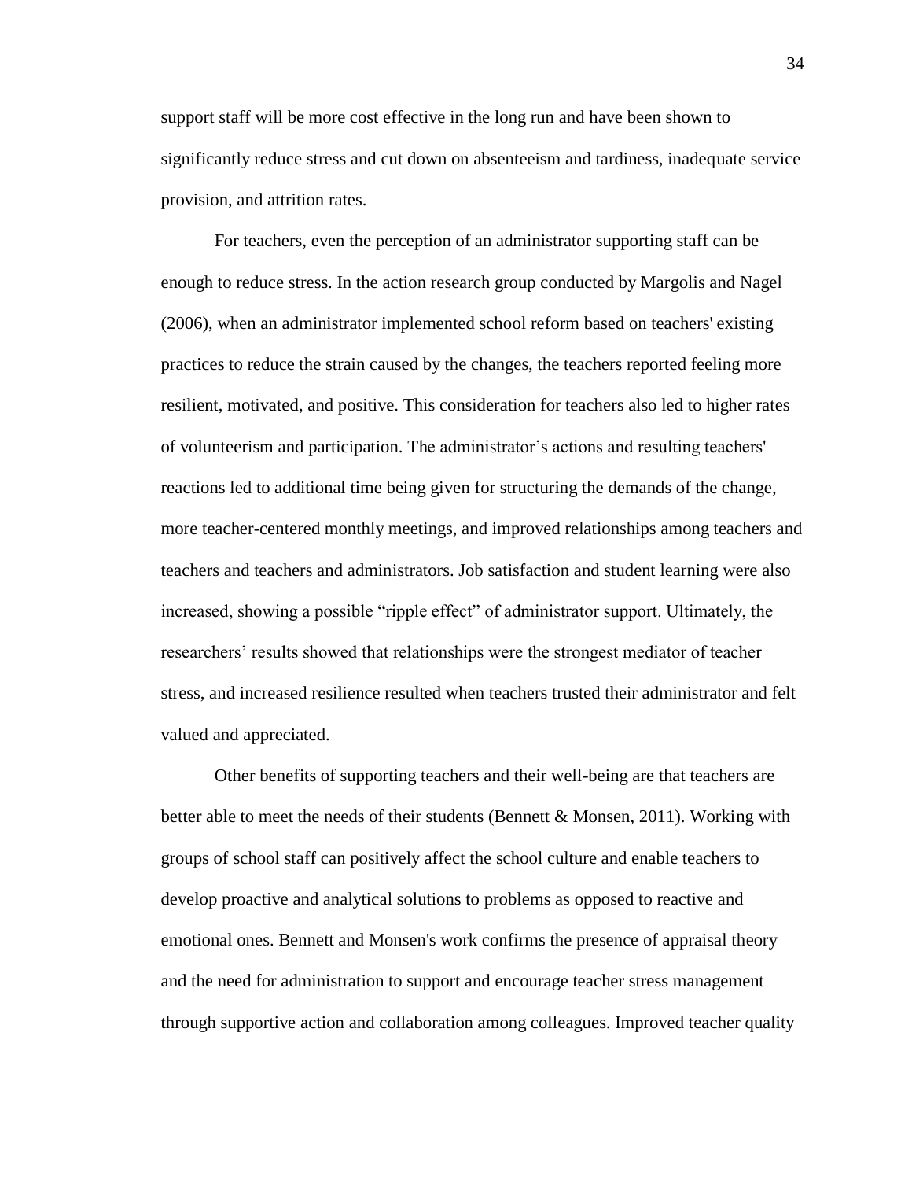support staff will be more cost effective in the long run and have been shown to significantly reduce stress and cut down on absenteeism and tardiness, inadequate service provision, and attrition rates.

For teachers, even the perception of an administrator supporting staff can be enough to reduce stress. In the action research group conducted by Margolis and Nagel (2006), when an administrator implemented school reform based on teachers' existing practices to reduce the strain caused by the changes, the teachers reported feeling more resilient, motivated, and positive. This consideration for teachers also led to higher rates of volunteerism and participation. The administrator's actions and resulting teachers' reactions led to additional time being given for structuring the demands of the change, more teacher-centered monthly meetings, and improved relationships among teachers and teachers and teachers and administrators. Job satisfaction and student learning were also increased, showing a possible "ripple effect" of administrator support. Ultimately, the researchers' results showed that relationships were the strongest mediator of teacher stress, and increased resilience resulted when teachers trusted their administrator and felt valued and appreciated.

Other benefits of supporting teachers and their well-being are that teachers are better able to meet the needs of their students (Bennett & Monsen, 2011). Working with groups of school staff can positively affect the school culture and enable teachers to develop proactive and analytical solutions to problems as opposed to reactive and emotional ones. Bennett and Monsen's work confirms the presence of appraisal theory and the need for administration to support and encourage teacher stress management through supportive action and collaboration among colleagues. Improved teacher quality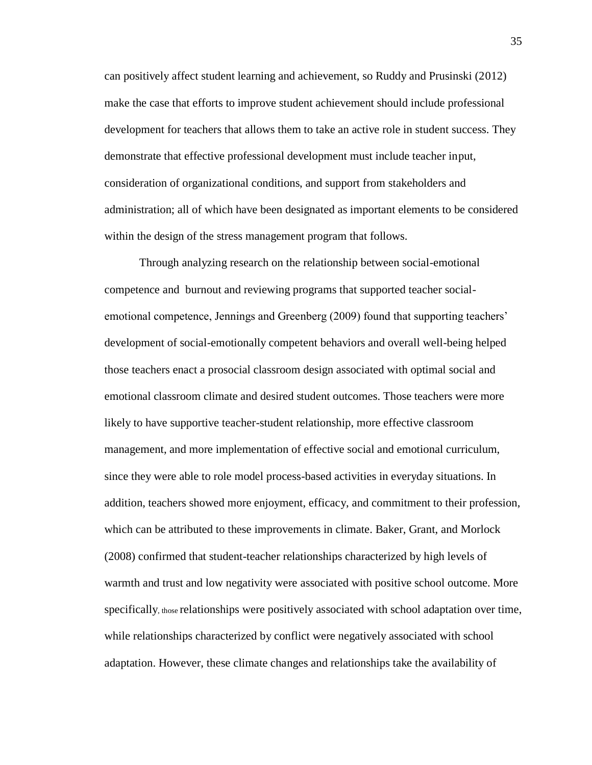can positively affect student learning and achievement, so Ruddy and Prusinski (2012) make the case that efforts to improve student achievement should include professional development for teachers that allows them to take an active role in student success. They demonstrate that effective professional development must include teacher input, consideration of organizational conditions, and support from stakeholders and administration; all of which have been designated as important elements to be considered within the design of the stress management program that follows.

Through analyzing research on the relationship between social-emotional competence and  burnout and reviewing programs that supported teacher social-emotional competence, Jennings and Greenberg (2009) found that supporting teachers' development of social-emotionally competent behaviors and overall well-being helped those teachers enact a prosocial classroom design associated with optimal social and emotional classroom climate and desired student outcomes. Those teachers were more likely to have supportive teacher-student relationship, more effective classroom management, and more implementation of effective social and emotional curriculum, since they were able to role model process-based activities in everyday situations. In addition, teachers showed more enjoyment, efficacy, and commitment to their profession, which can be attributed to these improvements in climate. Baker, Grant, and Morlock (2008) confirmed that student-teacher relationships characterized by high levels of warmth and trust and low negativity were associated with positive school outcome. More specifically, those relationships were positively associated with school adaptation over time, while relationships characterized by conflict were negatively associated with school adaptation. However, these climate changes and relationships take the availability of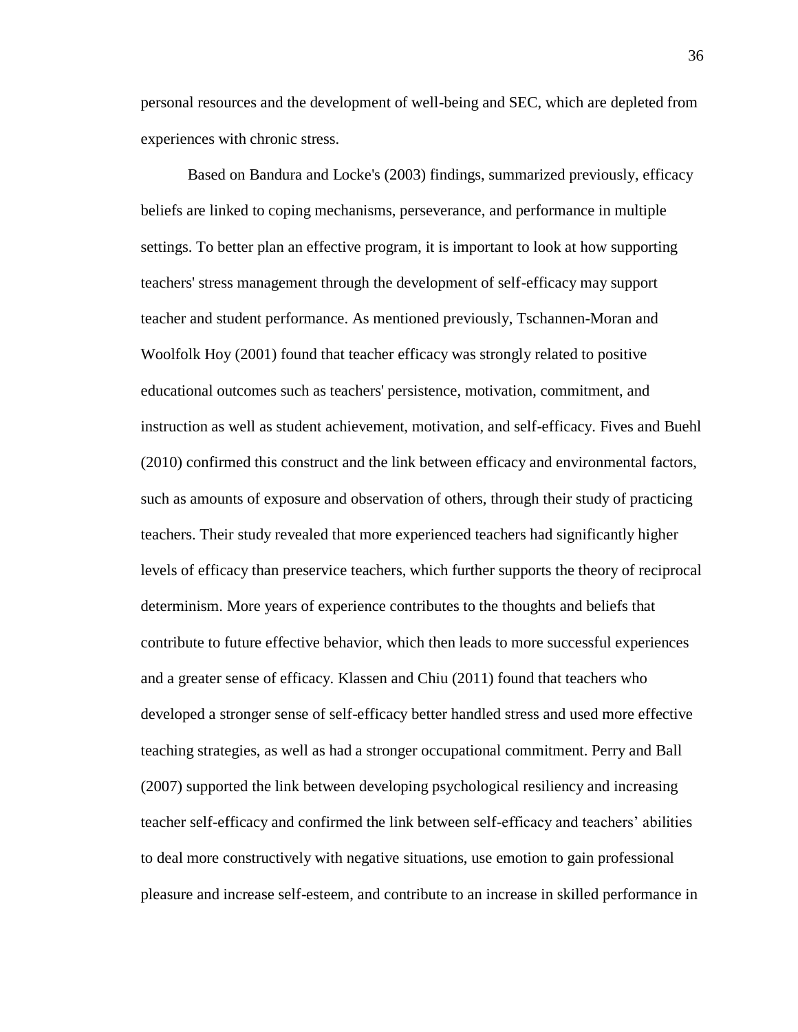personal resources and the development of well-being and SEC, which are depleted from experiences with chronic stress.

Based on Bandura and Locke's (2003) findings, summarized previously, efficacy beliefs are linked to coping mechanisms, perseverance, and performance in multiple settings. To better plan an effective program, it is important to look at how supporting teachers' stress management through the development of self-efficacy may support teacher and student performance. As mentioned previously, Tschannen-Moran and Woolfolk Hoy (2001) found that teacher efficacy was strongly related to positive educational outcomes such as teachers' persistence, motivation, commitment, and instruction as well as student achievement, motivation, and self-efficacy. Fives and Buehl (2010) confirmed this construct and the link between efficacy and environmental factors, such as amounts of exposure and observation of others, through their study of practicing teachers. Their study revealed that more experienced teachers had significantly higher levels of efficacy than preservice teachers, which further supports the theory of reciprocal determinism. More years of experience contributes to the thoughts and beliefs that contribute to future effective behavior, which then leads to more successful experiences and a greater sense of efficacy. Klassen and Chiu (2011) found that teachers who developed a stronger sense of self-efficacy better handled stress and used more effective teaching strategies, as well as had a stronger occupational commitment. Perry and Ball (2007) supported the link between developing psychological resiliency and increasing teacher self-efficacy and confirmed the link between self-efficacy and teachers’ abilities to deal more constructively with negative situations, use emotion to gain professional pleasure and increase self-esteem, and contribute to an increase in skilled performance in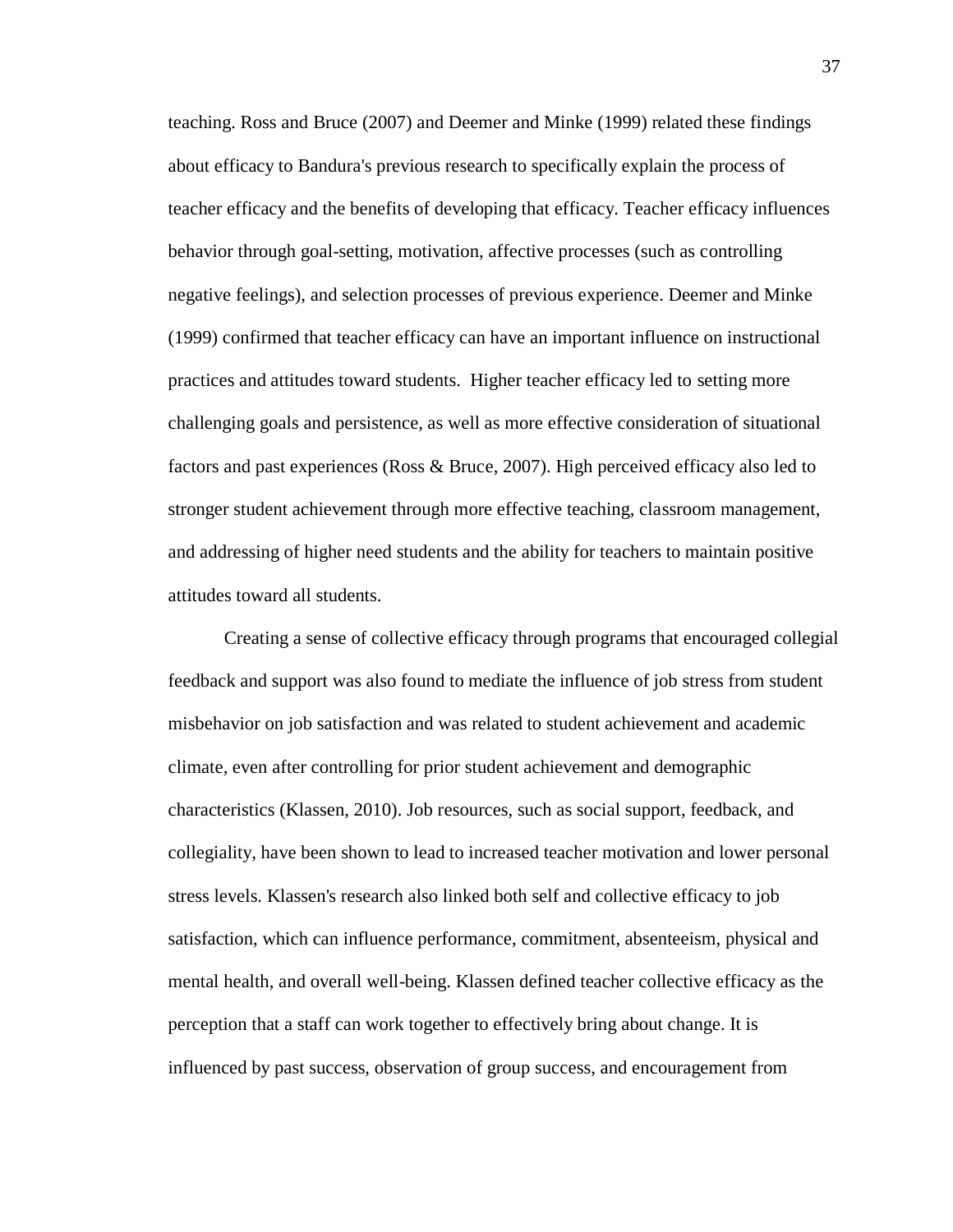teaching. Ross and Bruce (2007) and Deemer and Minke (1999) related these findings about efficacy to Bandura's previous research to specifically explain the process of teacher efficacy and the benefits of developing that efficacy. Teacher efficacy influences behavior through goal-setting, motivation, affective processes (such as controlling negative feelings), and selection processes of previous experience. Deemer and Minke (1999) confirmed that teacher efficacy can have an important influence on instructional practices and attitudes toward students. Higher teacher efficacy led to setting more challenging goals and persistence, as well as more effective consideration of situational factors and past experiences (Ross & Bruce, 2007). High perceived efficacy also led to stronger student achievement through more effective teaching, classroom management, and addressing of higher need students and the ability for teachers to maintain positive attitudes toward all students.

Creating a sense of collective efficacy through programs that encouraged collegial feedback and support was also found to mediate the influence of job stress from student misbehavior on job satisfaction and was related to student achievement and academic climate, even after controlling for prior student achievement and demographic characteristics (Klassen, 2010). Job resources, such as social support, feedback, and collegiality, have been shown to lead to increased teacher motivation and lower personal stress levels. Klassen's research also linked both self and collective efficacy to job satisfaction, which can influence performance, commitment, absenteeism, physical and mental health, and overall well-being. Klassen defined teacher collective efficacy as the perception that a staff can work together to effectively bring about change. It is influenced by past success, observation of group success, and encouragement from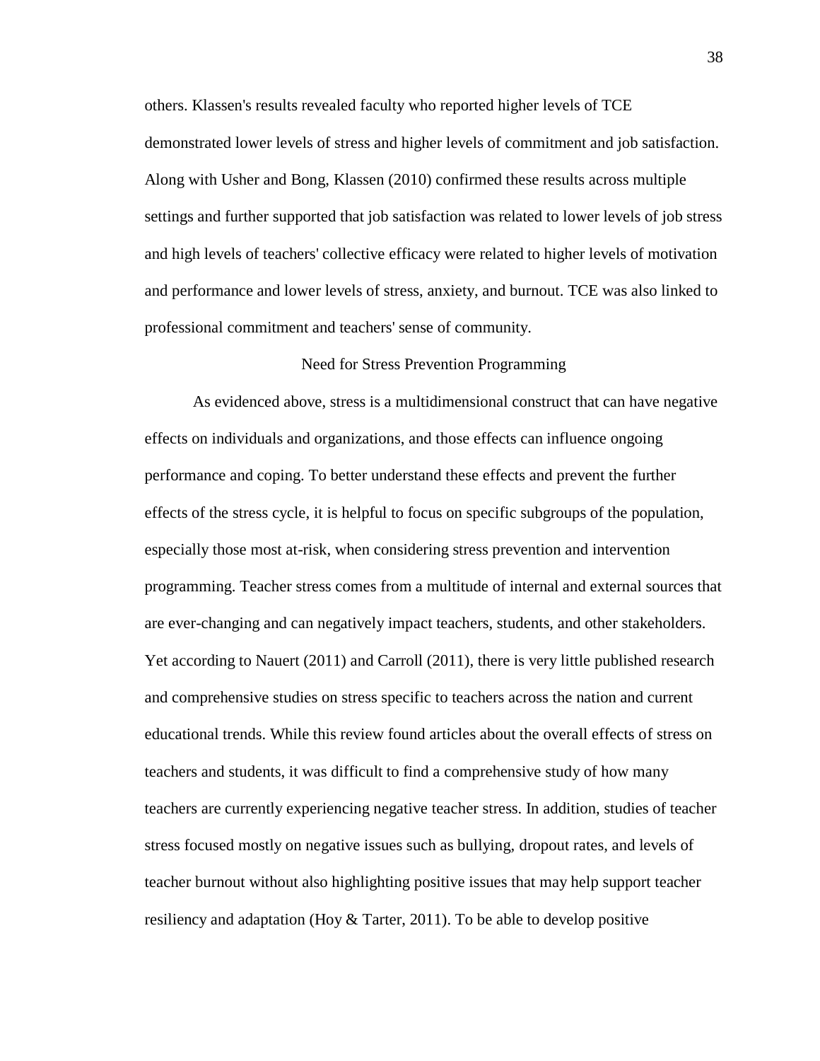others. Klassen's results revealed faculty who reported higher levels of TCE demonstrated lower levels of stress and higher levels of commitment and job satisfaction. Along with Usher and Bong, Klassen (2010) confirmed these results across multiple settings and further supported that job satisfaction was related to lower levels of job stress and high levels of teachers' collective efficacy were related to higher levels of motivation and performance and lower levels of stress, anxiety, and burnout. TCE was also linked to professional commitment and teachers' sense of community.

## Need for Stress Prevention Programming

As evidenced above, stress is a multidimensional construct that can have negative effects on individuals and organizations, and those effects can influence ongoing performance and coping. To better understand these effects and prevent the further effects of the stress cycle, it is helpful to focus on specific subgroups of the population, especially those most at-risk, when considering stress prevention and intervention programming. Teacher stress comes from a multitude of internal and external sources that are ever-changing and can negatively impact teachers, students, and other stakeholders. Yet according to Nauert (2011) and Carroll (2011), there is very little published research and comprehensive studies on stress specific to teachers across the nation and current educational trends. While this review found articles about the overall effects of stress on teachers and students, it was difficult to find a comprehensive study of how many teachers are currently experiencing negative teacher stress. In addition, studies of teacher stress focused mostly on negative issues such as bullying, dropout rates, and levels of teacher burnout without also highlighting positive issues that may help support teacher resiliency and adaptation (Hoy & Tarter, 2011). To be able to develop positive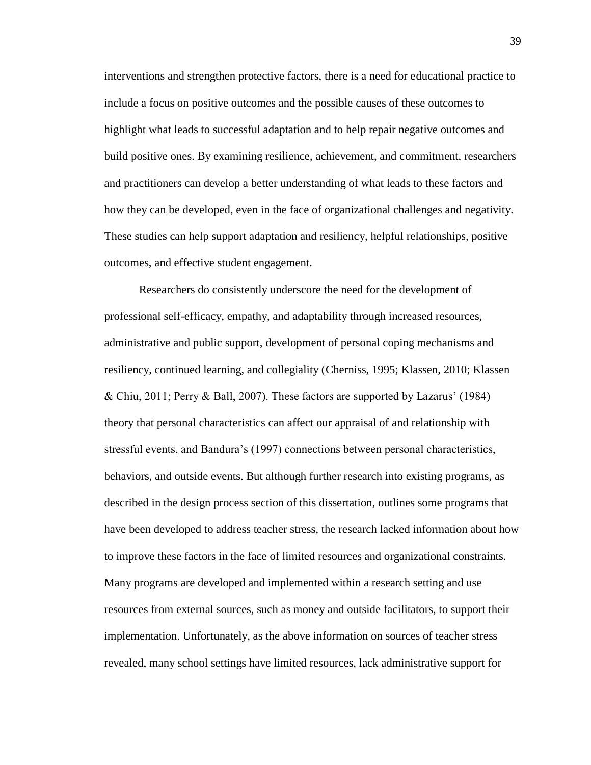interventions and strengthen protective factors, there is a need for educational practice to include a focus on positive outcomes and the possible causes of these outcomes to highlight what leads to successful adaptation and to help repair negative outcomes and build positive ones. By examining resilience, achievement, and commitment, researchers and practitioners can develop a better understanding of what leads to these factors and how they can be developed, even in the face of organizational challenges and negativity. These studies can help support adaptation and resiliency, helpful relationships, positive outcomes, and effective student engagement.

Researchers do consistently underscore the need for the development of professional self-efficacy, empathy, and adaptability through increased resources, administrative and public support, development of personal coping mechanisms and resiliency, continued learning, and collegiality (Cherniss, 1995; Klassen, 2010; Klassen & Chiu, 2011; Perry & Ball, 2007). These factors are supported by Lazarus' (1984) theory that personal characteristics can affect our appraisal of and relationship with stressful events, and Bandura's (1997) connections between personal characteristics, behaviors, and outside events. But although further research into existing programs, as described in the design process section of this dissertation, outlines some programs that have been developed to address teacher stress, the research lacked information about how to improve these factors in the face of limited resources and organizational constraints. Many programs are developed and implemented within a research setting and use resources from external sources, such as money and outside facilitators, to support their implementation. Unfortunately, as the above information on sources of teacher stress revealed, many school settings have limited resources, lack administrative support for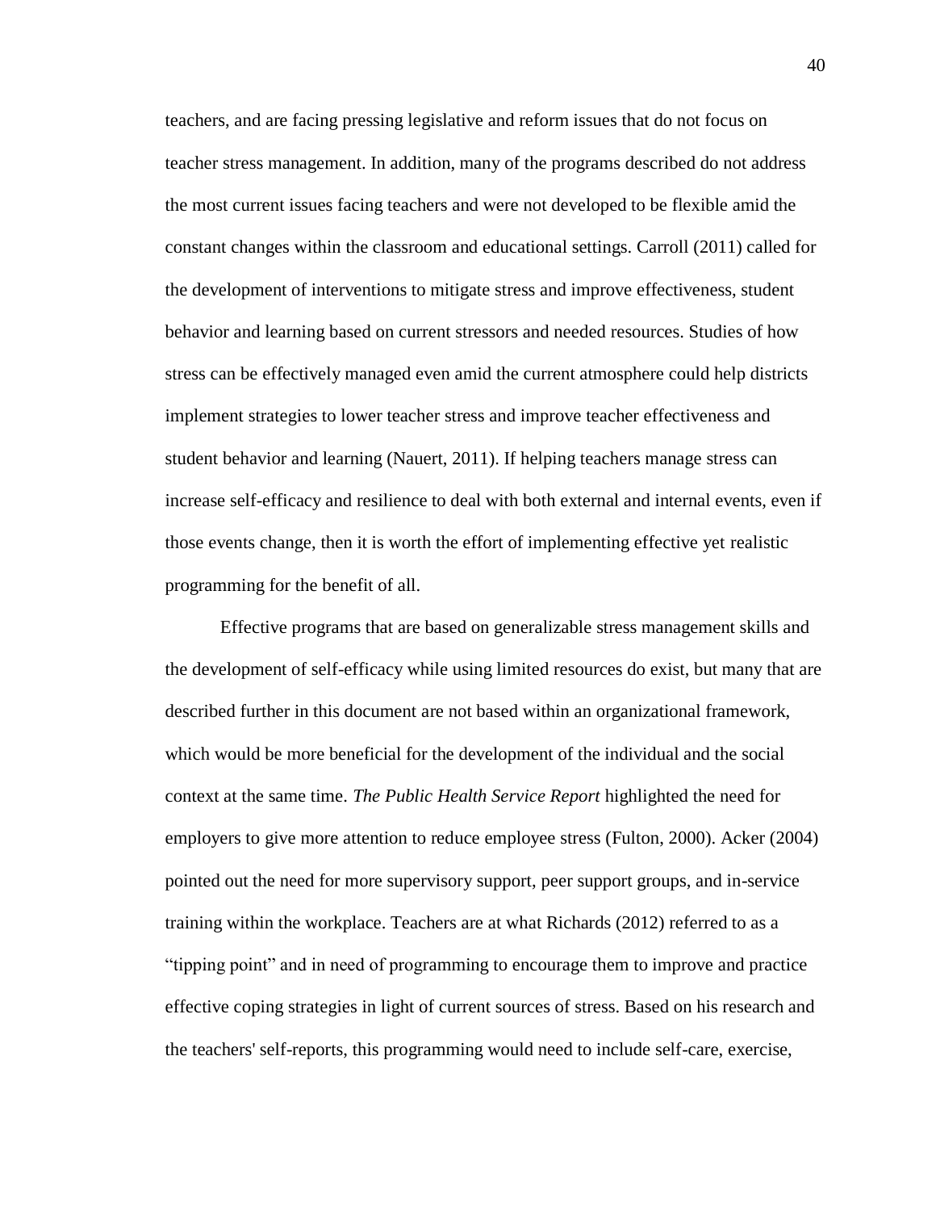teachers, and are facing pressing legislative and reform issues that do not focus on teacher stress management. In addition, many of the programs described do not address the most current issues facing teachers and were not developed to be flexible amid the constant changes within the classroom and educational settings. Carroll (2011) called for the development of interventions to mitigate stress and improve effectiveness, student behavior and learning based on current stressors and needed resources. Studies of how stress can be effectively managed even amid the current atmosphere could help districts implement strategies to lower teacher stress and improve teacher effectiveness and student behavior and learning (Nauert, 2011). If helping teachers manage stress can increase self-efficacy and resilience to deal with both external and internal events, even if those events change, then it is worth the effort of implementing effective yet realistic programming for the benefit of all.

Effective programs that are based on generalizable stress management skills and the development of self-efficacy while using limited resources do exist, but many that are described further in this document are not based within an organizational framework, which would be more beneficial for the development of the individual and the social context at the same time. *The Public Health Service Report* highlighted the need for employers to give more attention to reduce employee stress (Fulton, 2000). Acker (2004) pointed out the need for more supervisory support, peer support groups, and in-service training within the workplace. Teachers are at what Richards (2012) referred to as a "tipping point" and in need of programming to encourage them to improve and practice effective coping strategies in light of current sources of stress. Based on his research and the teachers' self-reports, this programming would need to include self-care, exercise,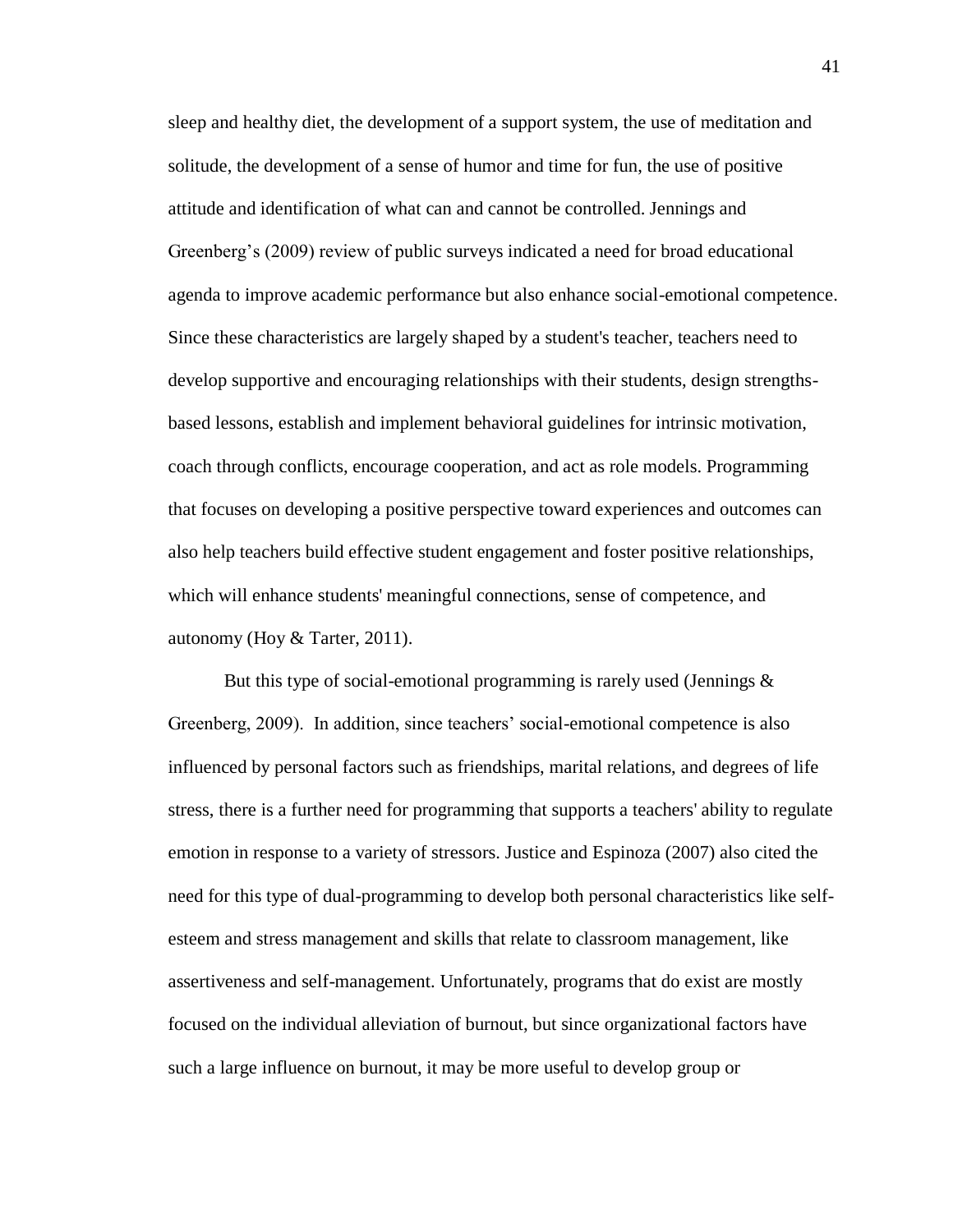sleep and healthy diet, the development of a support system, the use of meditation and solitude, the development of a sense of humor and time for fun, the use of positive attitude and identification of what can and cannot be controlled. Jennings and Greenberg's (2009) review of public surveys indicated a need for broad educational agenda to improve academic performance but also enhance social-emotional competence. Since these characteristics are largely shaped by a student's teacher, teachers need to develop supportive and encouraging relationships with their students, design strengths-based lessons, establish and implement behavioral guidelines for intrinsic motivation, coach through conflicts, encourage cooperation, and act as role models. Programming that focuses on developing a positive perspective toward experiences and outcomes can also help teachers build effective student engagement and foster positive relationships, which will enhance students' meaningful connections, sense of competence, and autonomy (Hoy & Tarter, 2011).

But this type of social-emotional programming is rarely used (Jennings & Greenberg, 2009). In addition, since teachers' social-emotional competence is also influenced by personal factors such as friendships, marital relations, and degrees of life stress, there is a further need for programming that supports a teachers' ability to regulate emotion in response to a variety of stressors. Justice and Espinoza (2007) also cited the need for this type of dual-programming to develop both personal characteristics like self-esteem and stress management and skills that relate to classroom management, like assertiveness and self-management. Unfortunately, programs that do exist are mostly focused on the individual alleviation of burnout, but since organizational factors have such a large influence on burnout, it may be more useful to develop group or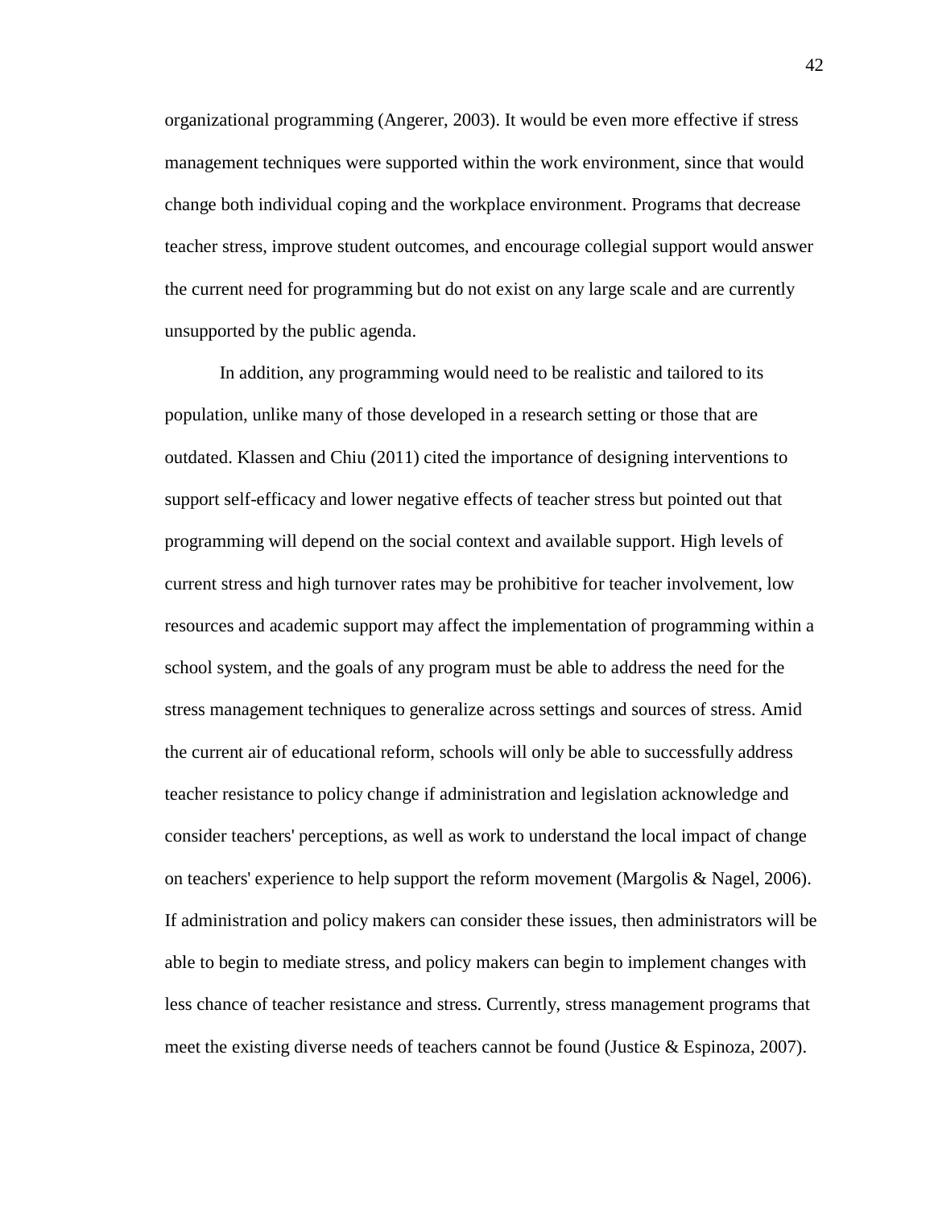organizational programming (Angerer, 2003). It would be even more effective if stress management techniques were supported within the work environment, since that would change both individual coping and the workplace environment. Programs that decrease teacher stress, improve student outcomes, and encourage collegial support would answer the current need for programming but do not exist on any large scale and are currently unsupported by the public agenda.

In addition, any programming would need to be realistic and tailored to its population, unlike many of those developed in a research setting or those that are outdated. Klassen and Chiu (2011) cited the importance of designing interventions to support self-efficacy and lower negative effects of teacher stress but pointed out that programming will depend on the social context and available support. High levels of current stress and high turnover rates may be prohibitive for teacher involvement, low resources and academic support may affect the implementation of programming within a school system, and the goals of any program must be able to address the need for the stress management techniques to generalize across settings and sources of stress. Amid the current air of educational reform, schools will only be able to successfully address teacher resistance to policy change if administration and legislation acknowledge and consider teachers' perceptions, as well as work to understand the local impact of change on teachers' experience to help support the reform movement (Margolis & Nagel, 2006). If administration and policy makers can consider these issues, then administrators will be able to begin to mediate stress, and policy makers can begin to implement changes with less chance of teacher resistance and stress. Currently, stress management programs that meet the existing diverse needs of teachers cannot be found (Justice & Espinoza, 2007).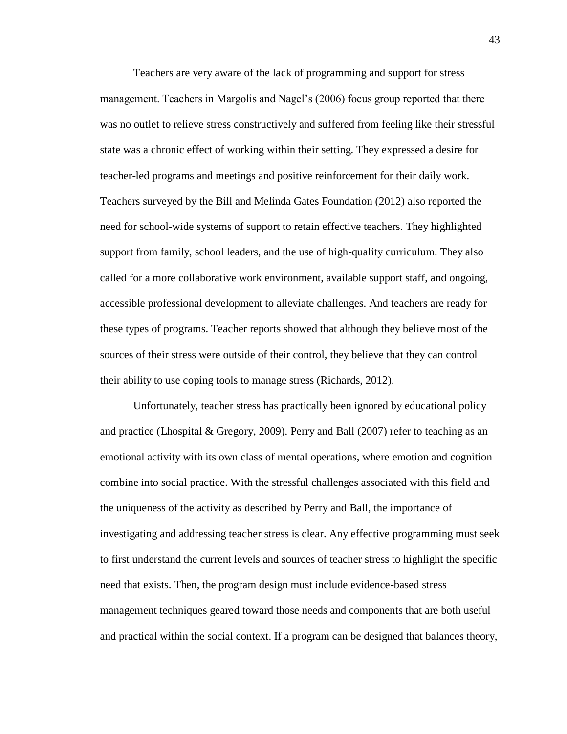Teachers are very aware of the lack of programming and support for stress management. Teachers in Margolis and Nagel's (2006) focus group reported that there was no outlet to relieve stress constructively and suffered from feeling like their stressful state was a chronic effect of working within their setting. They expressed a desire for teacher-led programs and meetings and positive reinforcement for their daily work. Teachers surveyed by the Bill and Melinda Gates Foundation (2012) also reported the need for school-wide systems of support to retain effective teachers. They highlighted support from family, school leaders, and the use of high-quality curriculum. They also called for a more collaborative work environment, available support staff, and ongoing, accessible professional development to alleviate challenges. And teachers are ready for these types of programs. Teacher reports showed that although they believe most of the sources of their stress were outside of their control, they believe that they can control their ability to use coping tools to manage stress (Richards, 2012).

Unfortunately, teacher stress has practically been ignored by educational policy and practice (Lhospital & Gregory, 2009). Perry and Ball (2007) refer to teaching as an emotional activity with its own class of mental operations, where emotion and cognition combine into social practice. With the stressful challenges associated with this field and the uniqueness of the activity as described by Perry and Ball, the importance of investigating and addressing teacher stress is clear. Any effective programming must seek to first understand the current levels and sources of teacher stress to highlight the specific need that exists. Then, the program design must include evidence-based stress management techniques geared toward those needs and components that are both useful and practical within the social context. If a program can be designed that balances theory,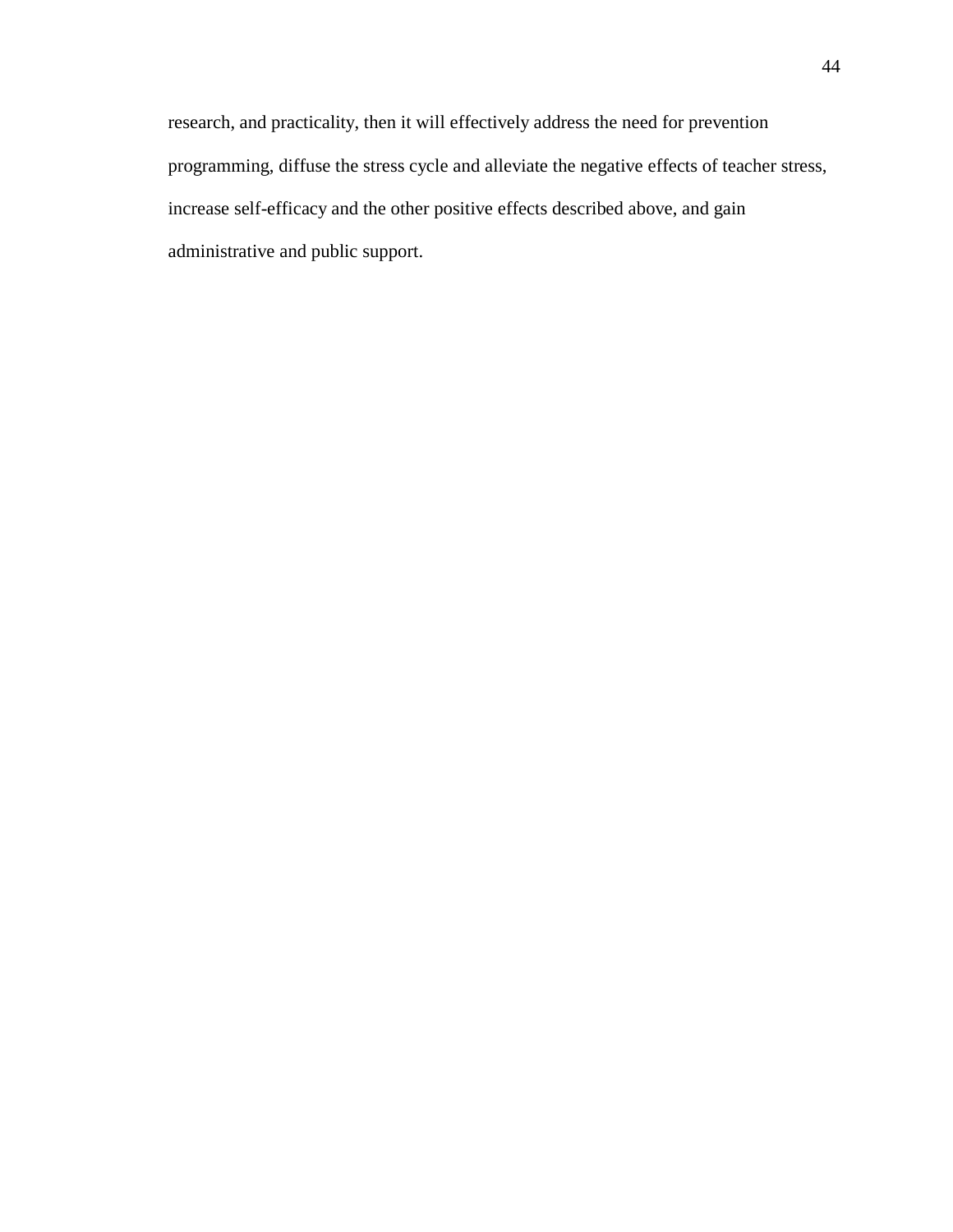research, and practicality, then it will effectively address the need for prevention programming, diffuse the stress cycle and alleviate the negative effects of teacher stress, increase self-efficacy and the other positive effects described above, and gain administrative and public support.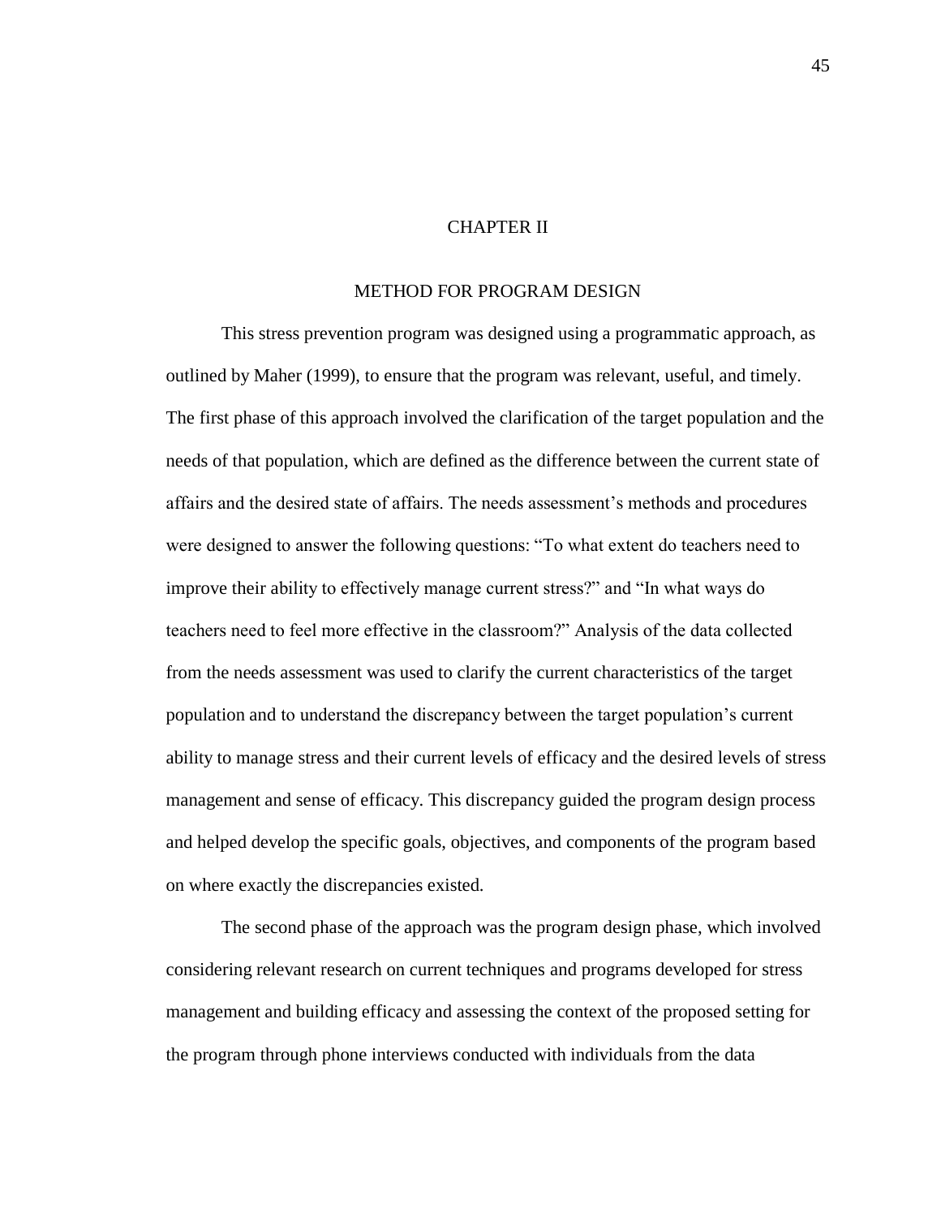# CHAPTER II

## METHOD FOR PROGRAM DESIGN

This stress prevention program was designed using a programmatic approach, as outlined by Maher (1999), to ensure that the program was relevant, useful, and timely. The first phase of this approach involved the clarification of the target population and the needs of that population, which are defined as the difference between the current state of affairs and the desired state of affairs. The needs assessment's methods and procedures were designed to answer the following questions: "To what extent do teachers need to improve their ability to effectively manage current stress?" and "In what ways do teachers need to feel more effective in the classroom?" Analysis of the data collected from the needs assessment was used to clarify the current characteristics of the target population and to understand the discrepancy between the target population's current ability to manage stress and their current levels of efficacy and the desired levels of stress management and sense of efficacy. This discrepancy guided the program design process and helped develop the specific goals, objectives, and components of the program based on where exactly the discrepancies existed.

The second phase of the approach was the program design phase, which involved considering relevant research on current techniques and programs developed for stress management and building efficacy and assessing the context of the proposed setting for the program through phone interviews conducted with individuals from the data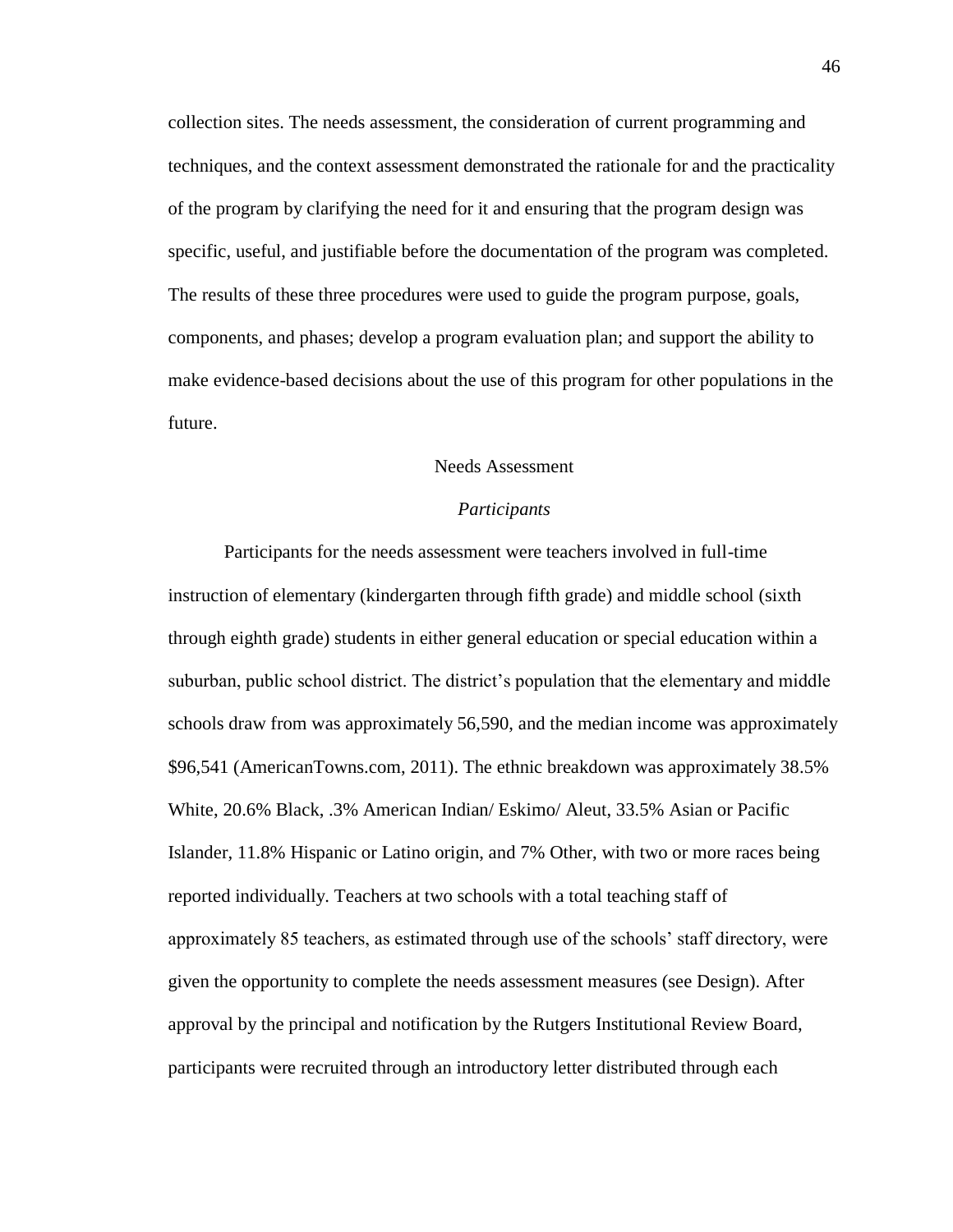collection sites. The needs assessment, the consideration of current programming and techniques, and the context assessment demonstrated the rationale for and the practicality of the program by clarifying the need for it and ensuring that the program design was specific, useful, and justifiable before the documentation of the program was completed. The results of these three procedures were used to guide the program purpose, goals, components, and phases; develop a program evaluation plan; and support the ability to make evidence-based decisions about the use of this program for other populations in the future.

## Needs Assessment

### *Participants*

Participants for the needs assessment were teachers involved in full-time instruction of elementary (kindergarten through fifth grade) and middle school (sixth through eighth grade) students in either general education or special education within a suburban, public school district. The district's population that the elementary and middle schools draw from was approximately 56,590, and the median income was approximately $96,541 (AmericanTowns.com, 2011). The ethnic breakdown was approximately 38.5% White, 20.6% Black, .3% American Indian/ Eskimo/ Aleut, 33.5% Asian or Pacific Islander, 11.8% Hispanic or Latino origin, and 7% Other, with two or more races being reported individually. Teachers at two schools with a total teaching staff of approximately 85 teachers, as estimated through use of the schools' staff directory, were given the opportunity to complete the needs assessment measures (see Design). After approval by the principal and notification by the Rutgers Institutional Review Board, participants were recruited through an introductory letter distributed through each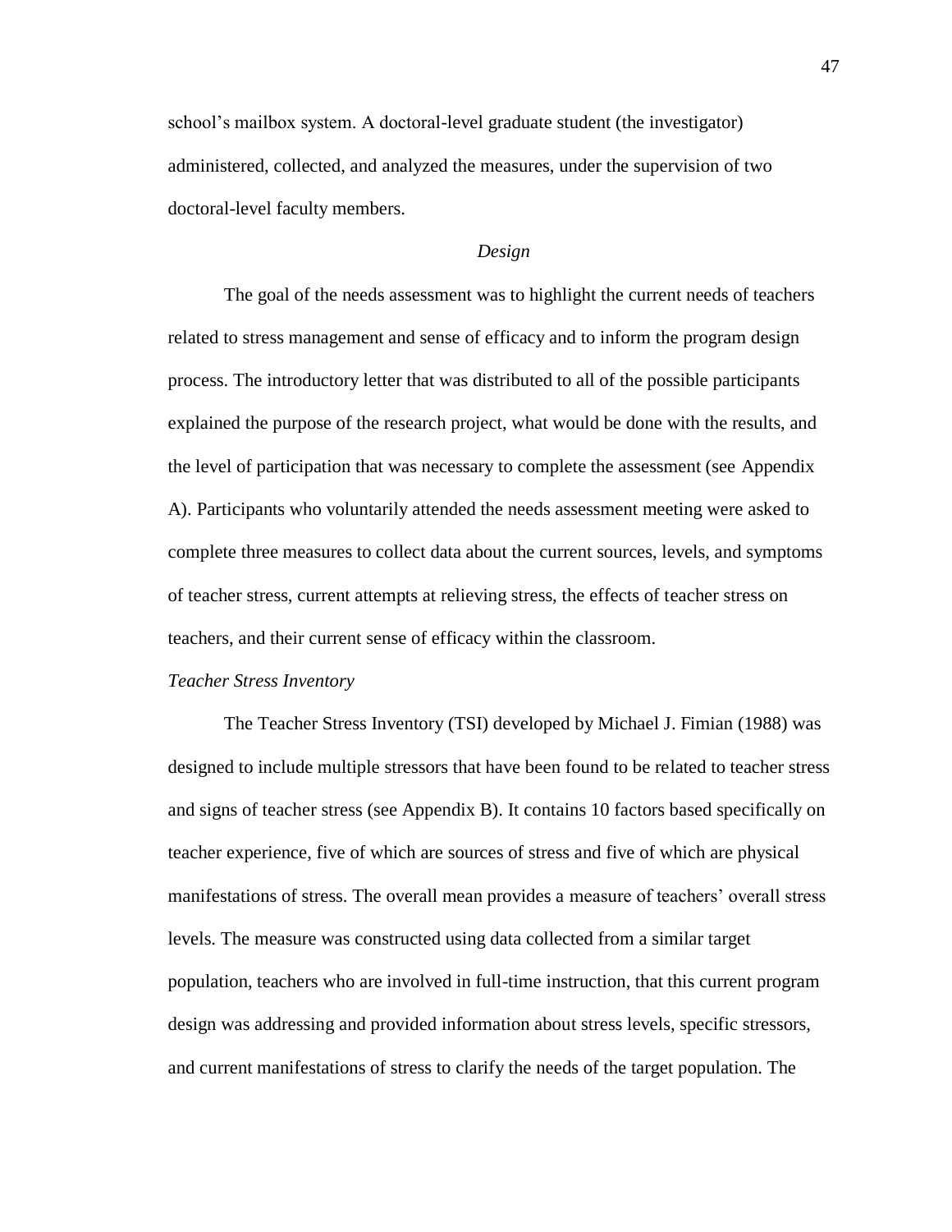school's mailbox system. A doctoral-level graduate student (the investigator) administered, collected, and analyzed the measures, under the supervision of two doctoral-level faculty members.

### *Design*

The goal of the needs assessment was to highlight the current needs of teachers related to stress management and sense of efficacy and to inform the program design process. The introductory letter that was distributed to all of the possible participants explained the purpose of the research project, what would be done with the results, and the level of participation that was necessary to complete the assessment (see Appendix A). Participants who voluntarily attended the needs assessment meeting were asked to complete three measures to collect data about the current sources, levels, and symptoms of teacher stress, current attempts at relieving stress, the effects of teacher stress on teachers, and their current sense of efficacy within the classroom.

#### *Teacher Stress Inventory*

The Teacher Stress Inventory (TSI) developed by Michael J. Fimian (1988) was designed to include multiple stressors that have been found to be related to teacher stress and signs of teacher stress (see Appendix B). It contains 10 factors based specifically on teacher experience, five of which are sources of stress and five of which are physical manifestations of stress. The overall mean provides a measure of teachers' overall stress levels. The measure was constructed using data collected from a similar target population, teachers who are involved in full-time instruction, that this current program design was addressing and provided information about stress levels, specific stressors, and current manifestations of stress to clarify the needs of the target population. The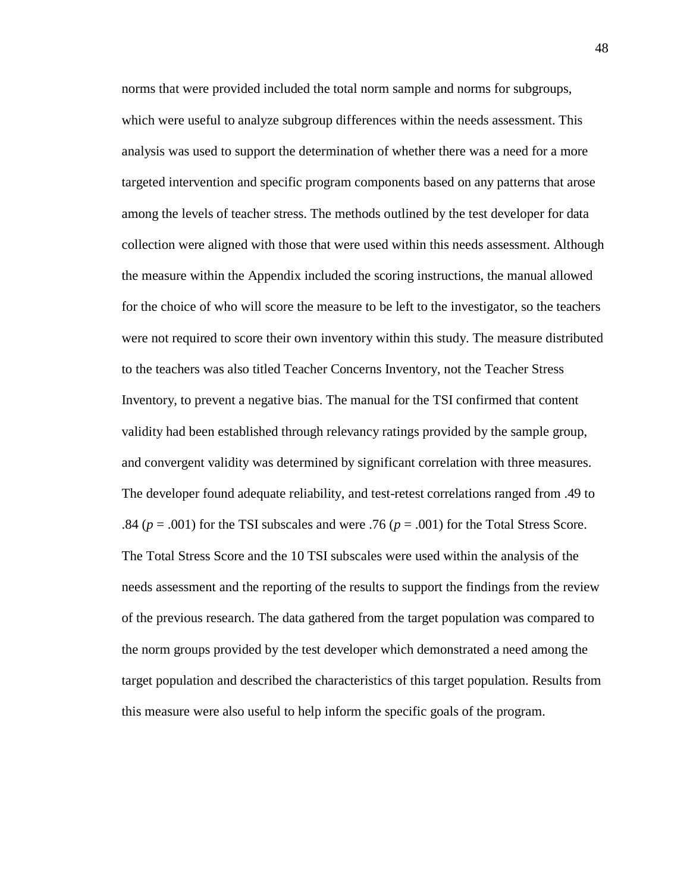norms that were provided included the total norm sample and norms for subgroups, which were useful to analyze subgroup differences within the needs assessment. This analysis was used to support the determination of whether there was a need for a more targeted intervention and specific program components based on any patterns that arose among the levels of teacher stress. The methods outlined by the test developer for data collection were aligned with those that were used within this needs assessment. Although the measure within the Appendix included the scoring instructions, the manual allowed for the choice of who will score the measure to be left to the investigator, so the teachers were not required to score their own inventory within this study. The measure distributed to the teachers was also titled Teacher Concerns Inventory, not the Teacher Stress Inventory, to prevent a negative bias. The manual for the TSI confirmed that content validity had been established through relevancy ratings provided by the sample group, and convergent validity was determined by significant correlation with three measures. The developer found adequate reliability, and test-retest correlations ranged from .49 to .84 ($p$ = .001) for the TSI subscales and were .76 ($p$ = .001) for the Total Stress Score. The Total Stress Score and the 10 TSI subscales were used within the analysis of the needs assessment and the reporting of the results to support the findings from the review of the previous research. The data gathered from the target population was compared to the norm groups provided by the test developer which demonstrated a need among the target population and described the characteristics of this target population. Results from this measure were also useful to help inform the specific goals of the program.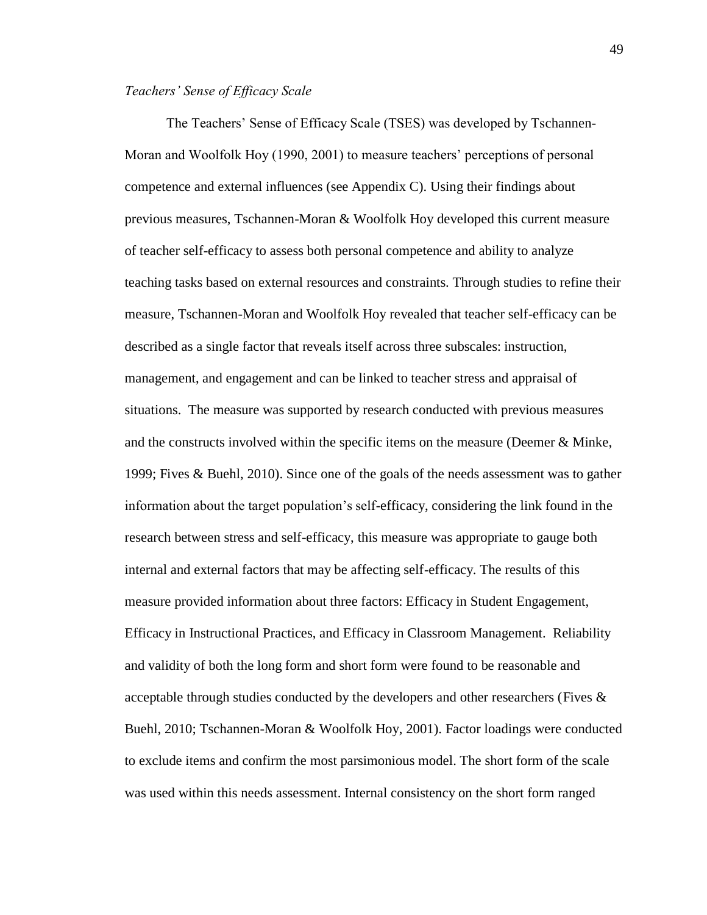*Teachers' Sense of Efficacy Scale*

The Teachers' Sense of Efficacy Scale (TSES) was developed by Tschannen-Moran and Woolfolk Hoy (1990, 2001) to measure teachers' perceptions of personal competence and external influences (see Appendix C). Using their findings about previous measures, Tschannen-Moran & Woolfolk Hoy developed this current measure of teacher self-efficacy to assess both personal competence and ability to analyze teaching tasks based on external resources and constraints. Through studies to refine their measure, Tschannen-Moran and Woolfolk Hoy revealed that teacher self-efficacy can be described as a single factor that reveals itself across three subscales: instruction, management, and engagement and can be linked to teacher stress and appraisal of situations. The measure was supported by research conducted with previous measures and the constructs involved within the specific items on the measure (Deemer & Minke, 1999; Fives & Buehl, 2010). Since one of the goals of the needs assessment was to gather information about the target population's self-efficacy, considering the link found in the research between stress and self-efficacy, this measure was appropriate to gauge both internal and external factors that may be affecting self-efficacy. The results of this measure provided information about three factors: Efficacy in Student Engagement, Efficacy in Instructional Practices, and Efficacy in Classroom Management. Reliability and validity of both the long form and short form were found to be reasonable and acceptable through studies conducted by the developers and other researchers (Fives & Buehl, 2010; Tschannen-Moran & Woolfolk Hoy, 2001). Factor loadings were conducted to exclude items and confirm the most parsimonious model. The short form of the scale was used within this needs assessment. Internal consistency on the short form ranged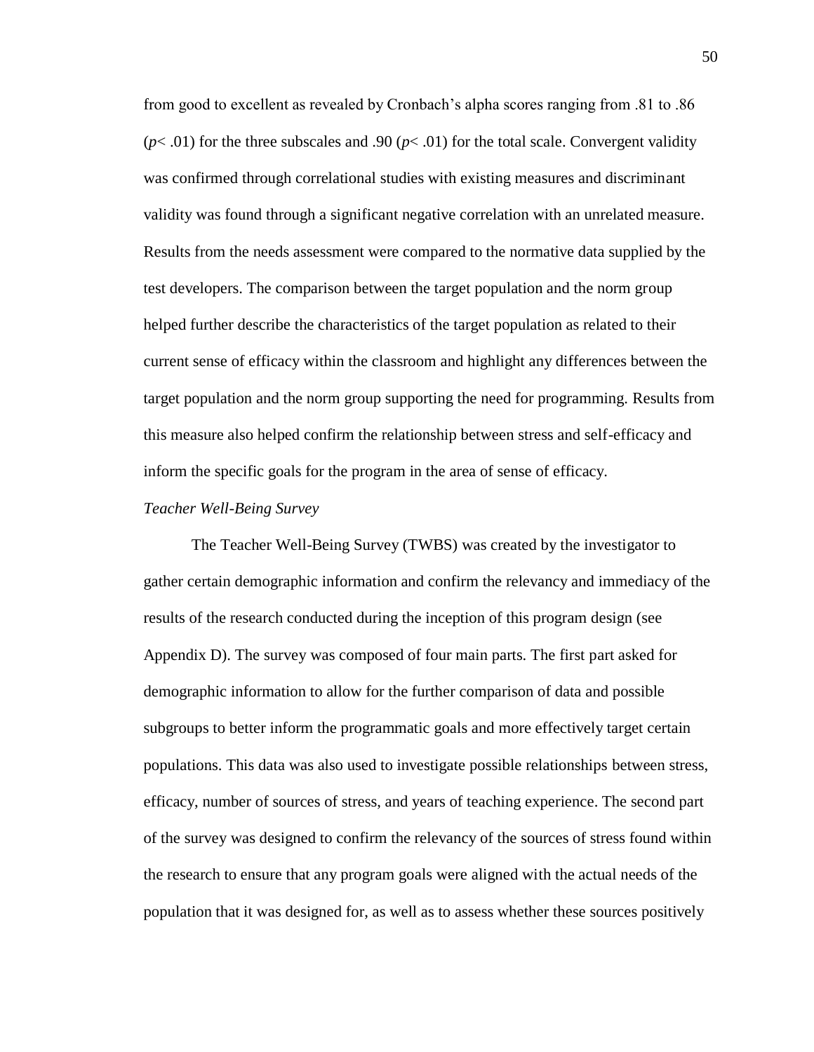from good to excellent as revealed by Cronbach's alpha scores ranging from .81 to .86 ($p < .01$) for the three subscales and .90 ($p < .01$) for the total scale. Convergent validity was confirmed through correlational studies with existing measures and discriminant validity was found through a significant negative correlation with an unrelated measure. Results from the needs assessment were compared to the normative data supplied by the test developers. The comparison between the target population and the norm group helped further describe the characteristics of the target population as related to their current sense of efficacy within the classroom and highlight any differences between the target population and the norm group supporting the need for programming. Results from this measure also helped confirm the relationship between stress and self-efficacy and inform the specific goals for the program in the area of sense of efficacy.

*Teacher Well-Being Survey*

The Teacher Well-Being Survey (TWBS) was created by the investigator to gather certain demographic information and confirm the relevancy and immediacy of the results of the research conducted during the inception of this program design (see Appendix D). The survey was composed of four main parts. The first part asked for demographic information to allow for the further comparison of data and possible subgroups to better inform the programmatic goals and more effectively target certain populations. This data was also used to investigate possible relationships between stress, efficacy, number of sources of stress, and years of teaching experience. The second part of the survey was designed to confirm the relevancy of the sources of stress found within the research to ensure that any program goals were aligned with the actual needs of the population that it was designed for, as well as to assess whether these sources positively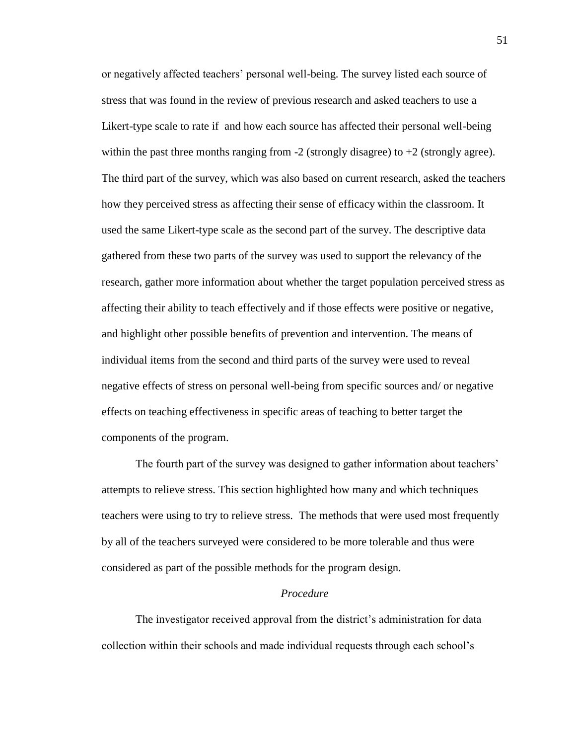or negatively affected teachers' personal well-being. The survey listed each source of stress that was found in the review of previous research and asked teachers to use a Likert-type scale to rate if and how each source has affected their personal well-being within the past three months ranging from -2 (strongly disagree) to +2 (strongly agree). The third part of the survey, which was also based on current research, asked the teachers how they perceived stress as affecting their sense of efficacy within the classroom. It used the same Likert-type scale as the second part of the survey. The descriptive data gathered from these two parts of the survey was used to support the relevancy of the research, gather more information about whether the target population perceived stress as affecting their ability to teach effectively and if those effects were positive or negative, and highlight other possible benefits of prevention and intervention. The means of individual items from the second and third parts of the survey were used to reveal negative effects of stress on personal well-being from specific sources and/ or negative effects on teaching effectiveness in specific areas of teaching to better target the components of the program.

The fourth part of the survey was designed to gather information about teachers' attempts to relieve stress. This section highlighted how many and which techniques teachers were using to try to relieve stress. The methods that were used most frequently by all of the teachers surveyed were considered to be more tolerable and thus were considered as part of the possible methods for the program design.

*Procedure*

The investigator received approval from the district's administration for data collection within their schools and made individual requests through each school's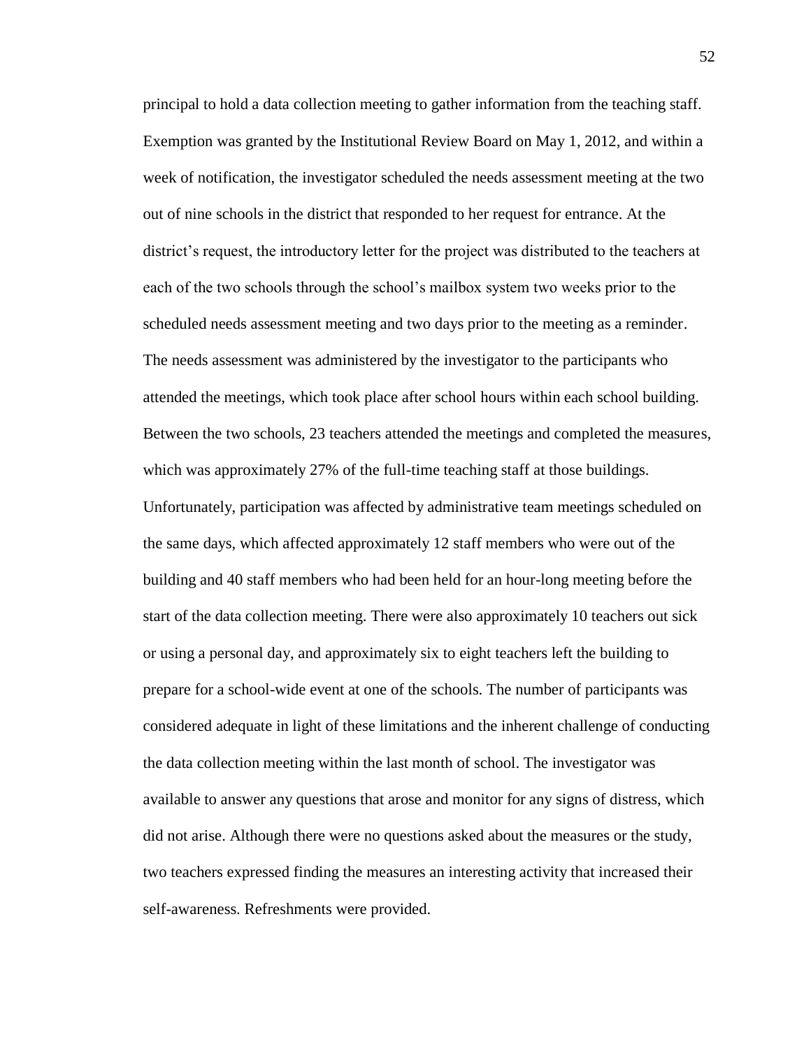principal to hold a data collection meeting to gather information from the teaching staff. Exemption was granted by the Institutional Review Board on May 1, 2012, and within a week of notification, the investigator scheduled the needs assessment meeting at the two out of nine schools in the district that responded to her request for entrance. At the district's request, the introductory letter for the project was distributed to the teachers at each of the two schools through the school's mailbox system two weeks prior to the scheduled needs assessment meeting and two days prior to the meeting as a reminder. The needs assessment was administered by the investigator to the participants who attended the meetings, which took place after school hours within each school building. Between the two schools, 23 teachers attended the meetings and completed the measures, which was approximately 27% of the full-time teaching staff at those buildings. Unfortunately, participation was affected by administrative team meetings scheduled on the same days, which affected approximately 12 staff members who were out of the building and 40 staff members who had been held for an hour-long meeting before the start of the data collection meeting. There were also approximately 10 teachers out sick or using a personal day, and approximately six to eight teachers left the building to prepare for a school-wide event at one of the schools. The number of participants was considered adequate in light of these limitations and the inherent challenge of conducting the data collection meeting within the last month of school. The investigator was available to answer any questions that arose and monitor for any signs of distress, which did not arise. Although there were no questions asked about the measures or the study, two teachers expressed finding the measures an interesting activity that increased their self-awareness. Refreshments were provided.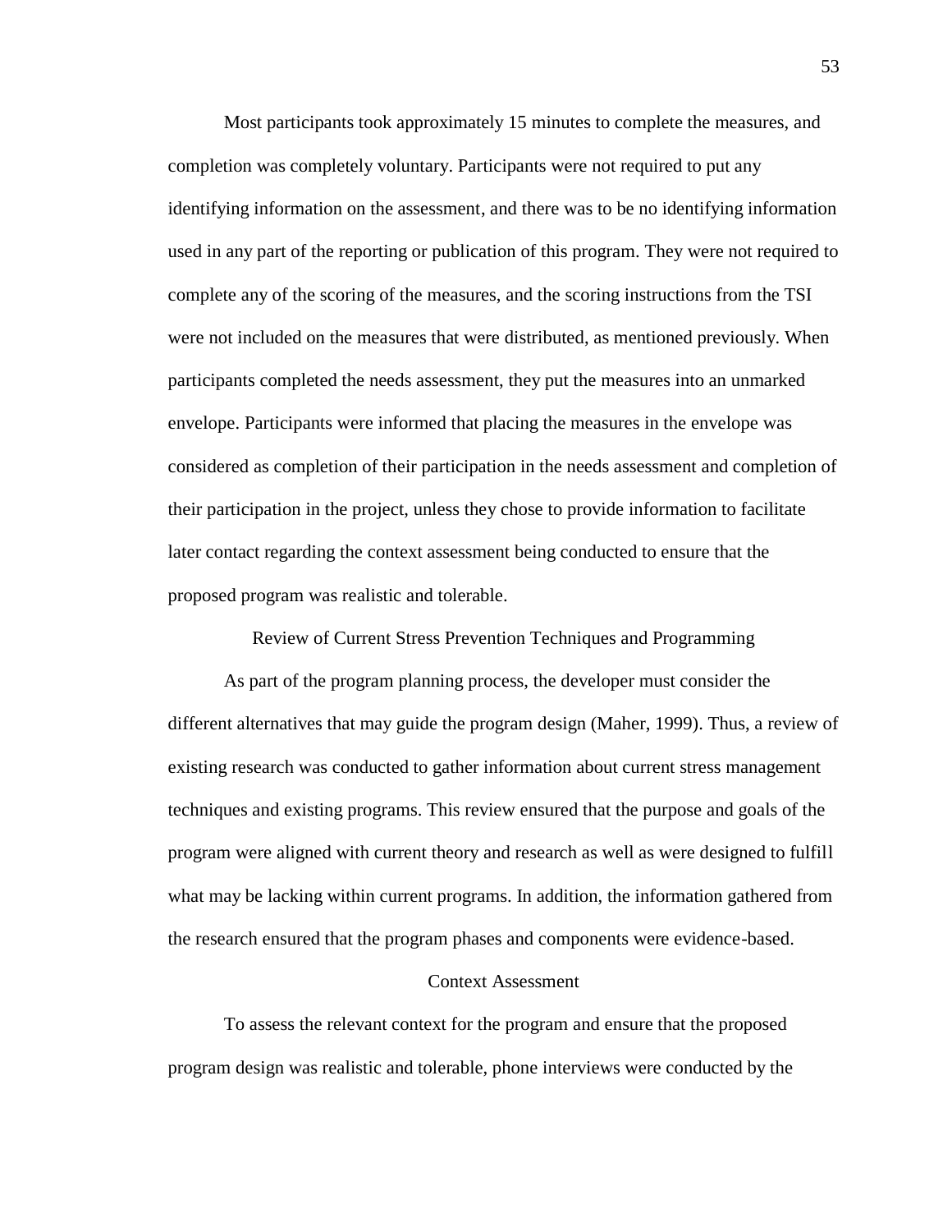Most participants took approximately 15 minutes to complete the measures, and completion was completely voluntary. Participants were not required to put any identifying information on the assessment, and there was to be no identifying information used in any part of the reporting or publication of this program. They were not required to complete any of the scoring of the measures, and the scoring instructions from the TSI were not included on the measures that were distributed, as mentioned previously. When participants completed the needs assessment, they put the measures into an unmarked envelope. Participants were informed that placing the measures in the envelope was considered as completion of their participation in the needs assessment and completion of their participation in the project, unless they chose to provide information to facilitate later contact regarding the context assessment being conducted to ensure that the proposed program was realistic and tolerable.

## Review of Current Stress Prevention Techniques and Programming

As part of the program planning process, the developer must consider the different alternatives that may guide the program design (Maher, 1999). Thus, a review of existing research was conducted to gather information about current stress management techniques and existing programs. This review ensured that the purpose and goals of the program were aligned with current theory and research as well as were designed to fulfill what may be lacking within current programs. In addition, the information gathered from the research ensured that the program phases and components were evidence-based.

## Context Assessment

To assess the relevant context for the program and ensure that the proposed program design was realistic and tolerable, phone interviews were conducted by the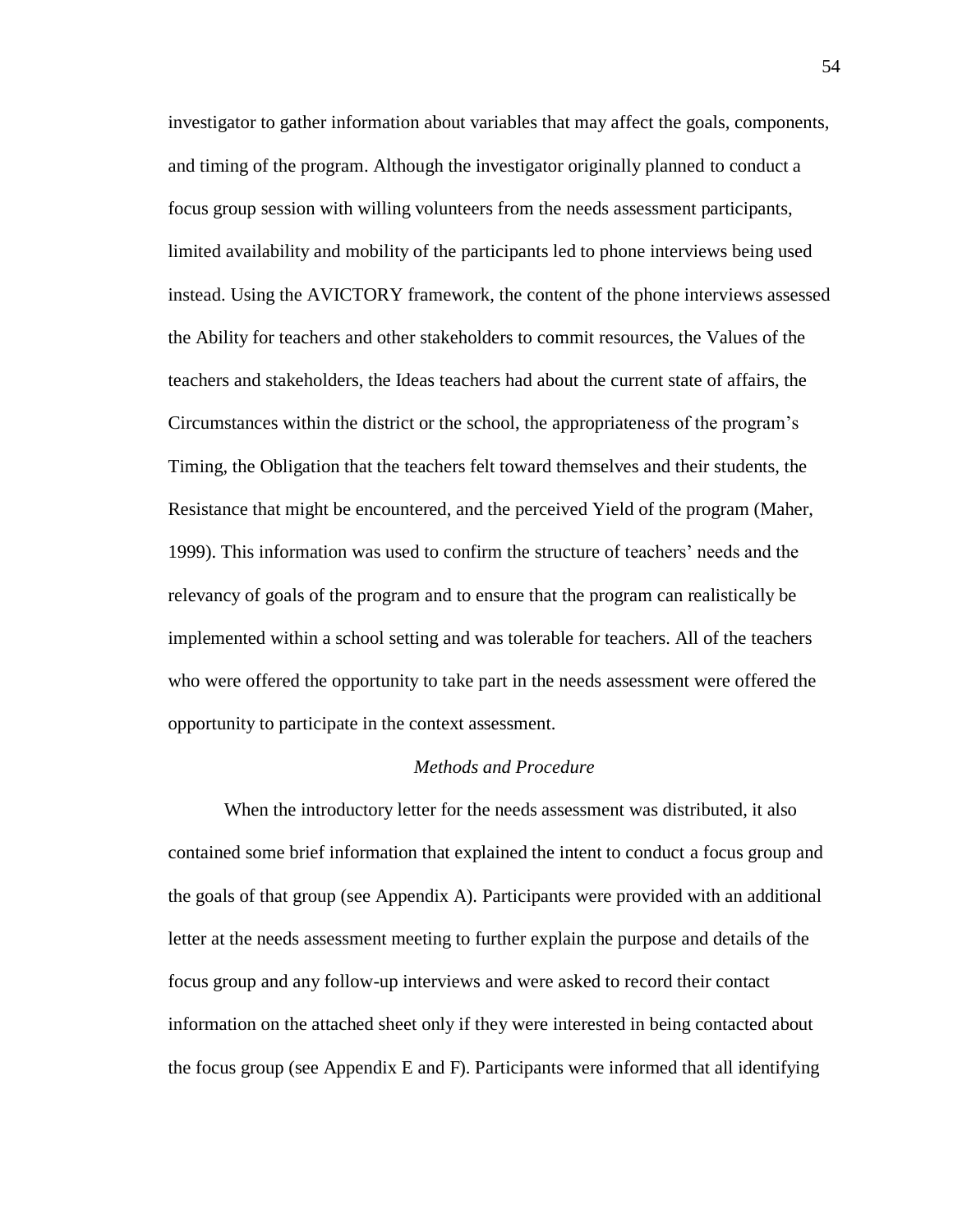investigator to gather information about variables that may affect the goals, components, and timing of the program. Although the investigator originally planned to conduct a focus group session with willing volunteers from the needs assessment participants, limited availability and mobility of the participants led to phone interviews being used instead. Using the AVICTORY framework, the content of the phone interviews assessed the Ability for teachers and other stakeholders to commit resources, the Values of the teachers and stakeholders, the Ideas teachers had about the current state of affairs, the Circumstances within the district or the school, the appropriateness of the program's Timing, the Obligation that the teachers felt toward themselves and their students, the Resistance that might be encountered, and the perceived Yield of the program (Maher, 1999). This information was used to confirm the structure of teachers' needs and the relevancy of goals of the program and to ensure that the program can realistically be implemented within a school setting and was tolerable for teachers. All of the teachers who were offered the opportunity to take part in the needs assessment were offered the opportunity to participate in the context assessment.

### *Methods and Procedure*

When the introductory letter for the needs assessment was distributed, it also contained some brief information that explained the intent to conduct a focus group and the goals of that group (see Appendix A). Participants were provided with an additional letter at the needs assessment meeting to further explain the purpose and details of the focus group and any follow-up interviews and were asked to record their contact information on the attached sheet only if they were interested in being contacted about the focus group (see Appendix E and F). Participants were informed that all identifying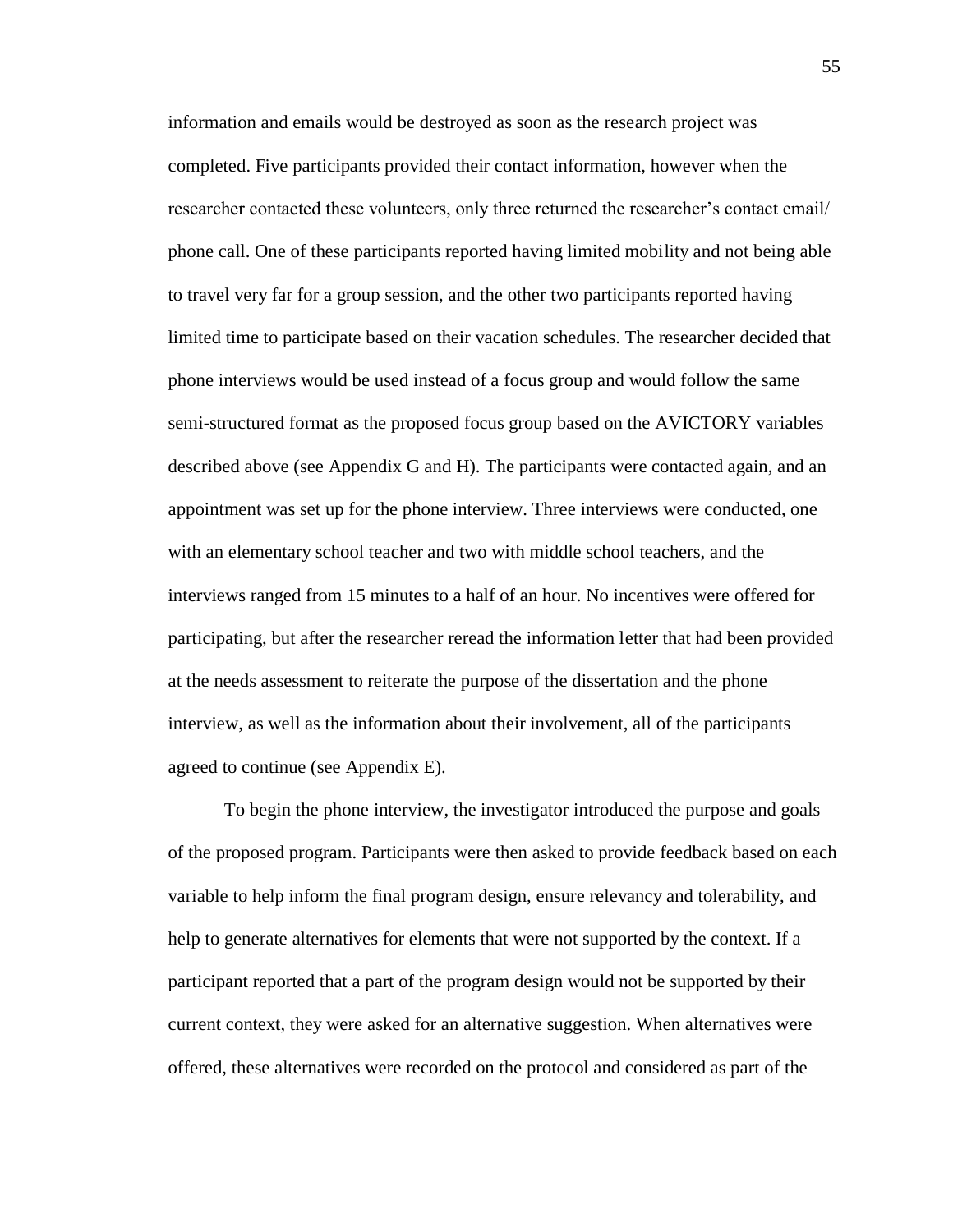information and emails would be destroyed as soon as the research project was completed. Five participants provided their contact information, however when the researcher contacted these volunteers, only three returned the researcher's contact email/ phone call. One of these participants reported having limited mobility and not being able to travel very far for a group session, and the other two participants reported having limited time to participate based on their vacation schedules. The researcher decided that phone interviews would be used instead of a focus group and would follow the same semi-structured format as the proposed focus group based on the AVICTORY variables described above (see Appendix G and H). The participants were contacted again, and an appointment was set up for the phone interview. Three interviews were conducted, one with an elementary school teacher and two with middle school teachers, and the interviews ranged from 15 minutes to a half of an hour. No incentives were offered for participating, but after the researcher reread the information letter that had been provided at the needs assessment to reiterate the purpose of the dissertation and the phone interview, as well as the information about their involvement, all of the participants agreed to continue (see Appendix E).

To begin the phone interview, the investigator introduced the purpose and goals of the proposed program. Participants were then asked to provide feedback based on each variable to help inform the final program design, ensure relevancy and tolerability, and help to generate alternatives for elements that were not supported by the context. If a participant reported that a part of the program design would not be supported by their current context, they were asked for an alternative suggestion. When alternatives were offered, these alternatives were recorded on the protocol and considered as part of the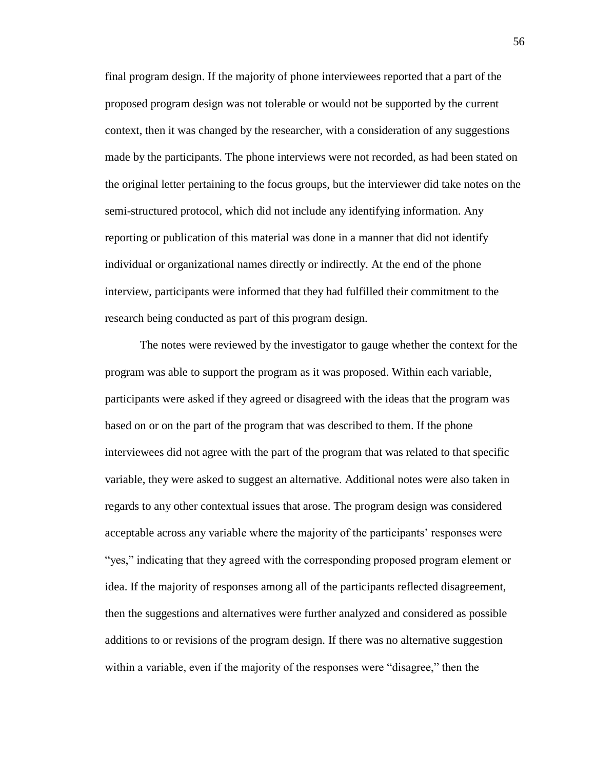final program design. If the majority of phone interviewees reported that a part of the proposed program design was not tolerable or would not be supported by the current context, then it was changed by the researcher, with a consideration of any suggestions made by the participants. The phone interviews were not recorded, as had been stated on the original letter pertaining to the focus groups, but the interviewer did take notes on the semi-structured protocol, which did not include any identifying information. Any reporting or publication of this material was done in a manner that did not identify individual or organizational names directly or indirectly. At the end of the phone interview, participants were informed that they had fulfilled their commitment to the research being conducted as part of this program design.

The notes were reviewed by the investigator to gauge whether the context for the program was able to support the program as it was proposed. Within each variable, participants were asked if they agreed or disagreed with the ideas that the program was based on or on the part of the program that was described to them. If the phone interviewees did not agree with the part of the program that was related to that specific variable, they were asked to suggest an alternative. Additional notes were also taken in regards to any other contextual issues that arose. The program design was considered acceptable across any variable where the majority of the participants' responses were "yes," indicating that they agreed with the corresponding proposed program element or idea. If the majority of responses among all of the participants reflected disagreement, then the suggestions and alternatives were further analyzed and considered as possible additions to or revisions of the program design. If there was no alternative suggestion within a variable, even if the majority of the responses were "disagree," then the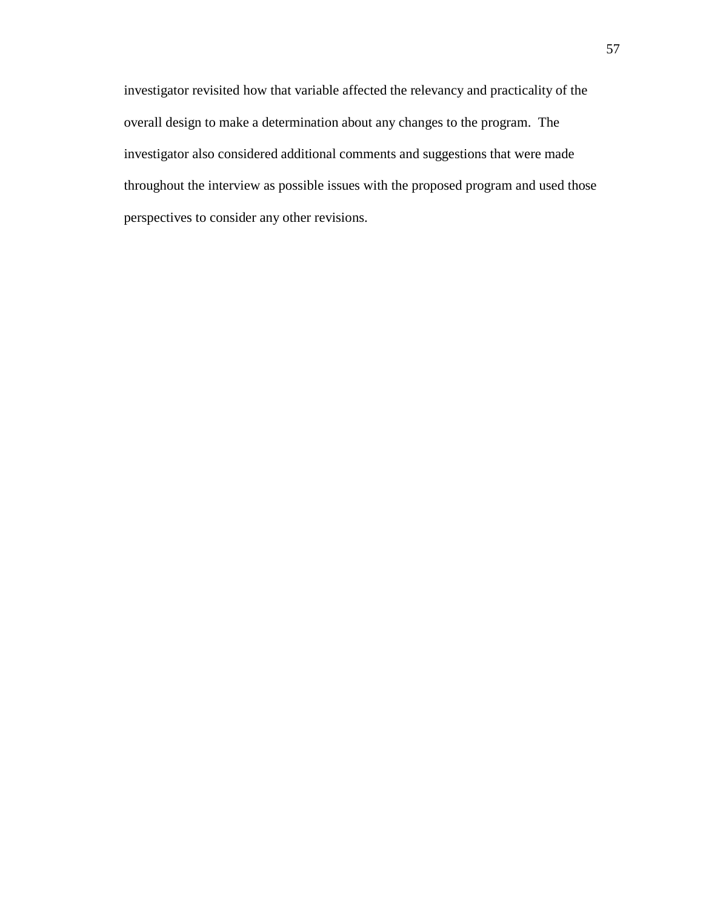investigator revisited how that variable affected the relevancy and practicality of the overall design to make a determination about any changes to the program.  The investigator also considered additional comments and suggestions that were made throughout the interview as possible issues with the proposed program and used those perspectives to consider any other revisions.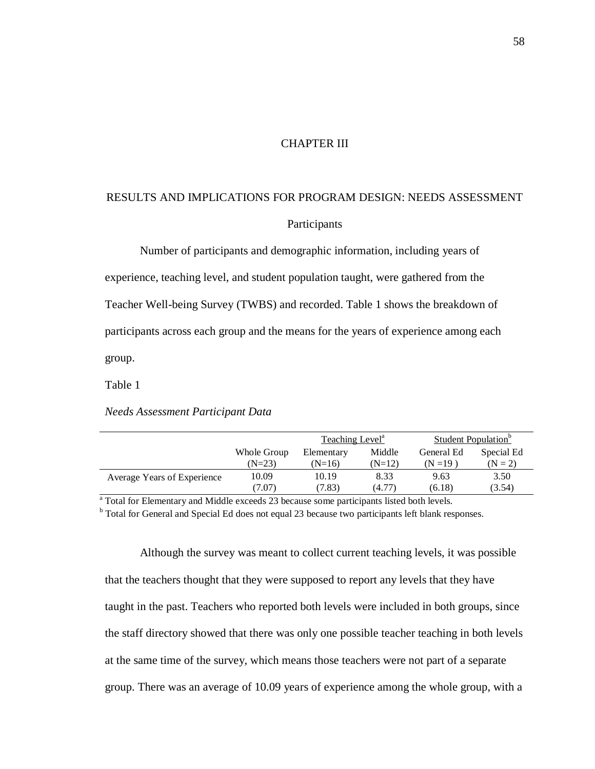# CHAPTER III

## RESULTS AND IMPLICATIONS FOR PROGRAM DESIGN: NEEDS ASSESSMENT

### Participants

Number of participants and demographic information, including years of experience, teaching level, and student population taught, were gathered from the Teacher Well-being Survey (TWBS) and recorded. Table 1 shows the breakdown of participants across each group and the means for the years of experience among each group.

Table 1

*Needs Assessment Participant Data*

| | | Teaching Level[a] | | Student Population[b] | |
|---|---|---|---|---|---|
| | Whole Group (N=23) | Elementary (N=16) | Middle (N=12) | General Ed (N =19 ) | Special Ed (N = 2) |
| Average Years of Experience | 10.09 (7.07) | 10.19 (7.83) | 8.33 (4.77) | 9.63 (6.18) | 3.50 (3.54) |

[a] Total for Elementary and Middle exceeds 23 because some participants listed both levels.

[b] Total for General and Special Ed does not equal 23 because two participants left blank responses.

Although the survey was meant to collect current teaching levels, it was possible that the teachers thought that they were supposed to report any levels that they have taught in the past. Teachers who reported both levels were included in both groups, since the staff directory showed that there was only one possible teacher teaching in both levels at the same time of the survey, which means those teachers were not part of a separate group. There was an average of 10.09 years of experience among the whole group, with a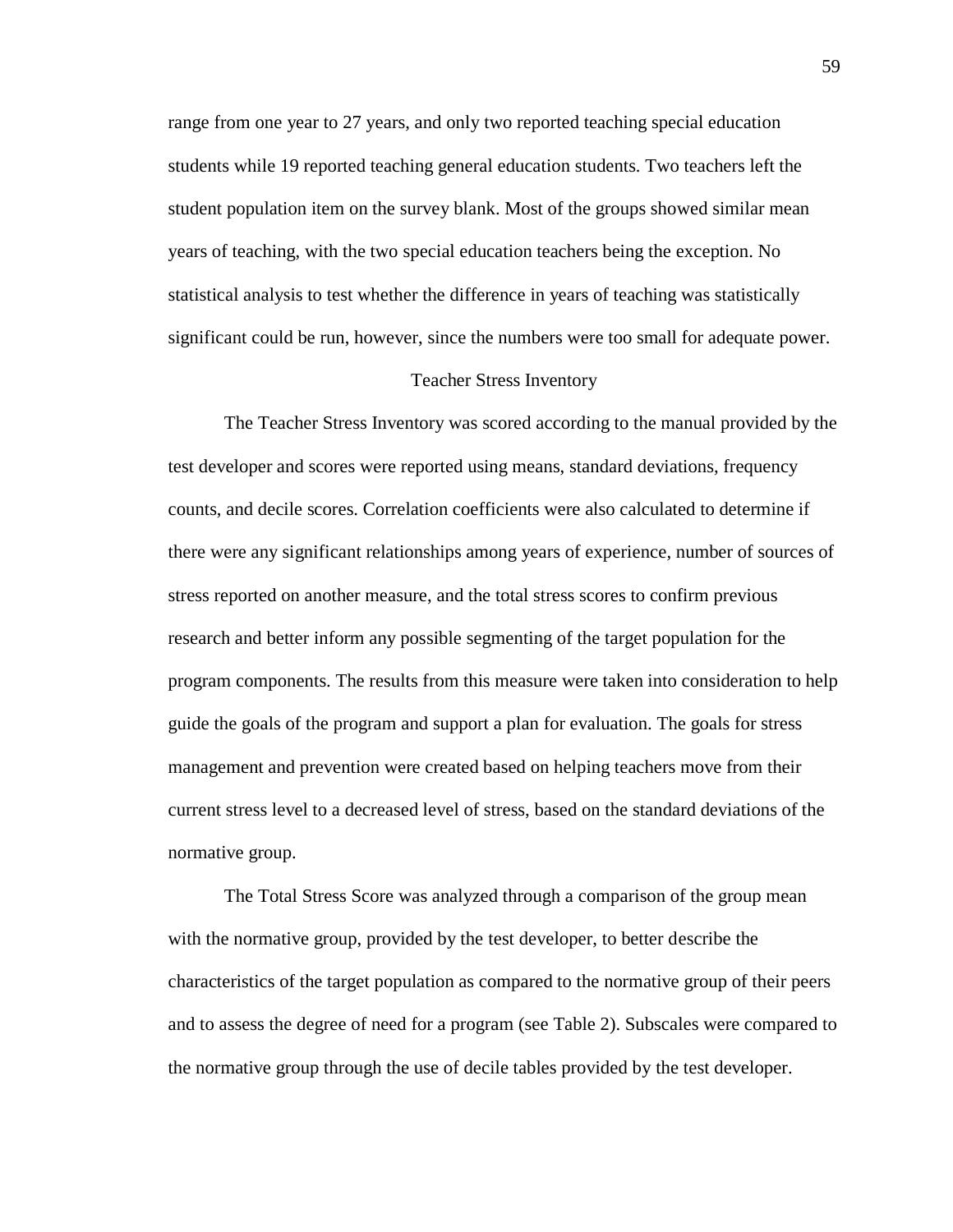range from one year to 27 years, and only two reported teaching special education students while 19 reported teaching general education students. Two teachers left the student population item on the survey blank. Most of the groups showed similar mean years of teaching, with the two special education teachers being the exception. No statistical analysis to test whether the difference in years of teaching was statistically significant could be run, however, since the numbers were too small for adequate power.

## Teacher Stress Inventory

The Teacher Stress Inventory was scored according to the manual provided by the test developer and scores were reported using means, standard deviations, frequency counts, and decile scores. Correlation coefficients were also calculated to determine if there were any significant relationships among years of experience, number of sources of stress reported on another measure, and the total stress scores to confirm previous research and better inform any possible segmenting of the target population for the program components. The results from this measure were taken into consideration to help guide the goals of the program and support a plan for evaluation. The goals for stress management and prevention were created based on helping teachers move from their current stress level to a decreased level of stress, based on the standard deviations of the normative group.

The Total Stress Score was analyzed through a comparison of the group mean with the normative group, provided by the test developer, to better describe the characteristics of the target population as compared to the normative group of their peers and to assess the degree of need for a program (see Table 2). Subscales were compared to the normative group through the use of decile tables provided by the test developer.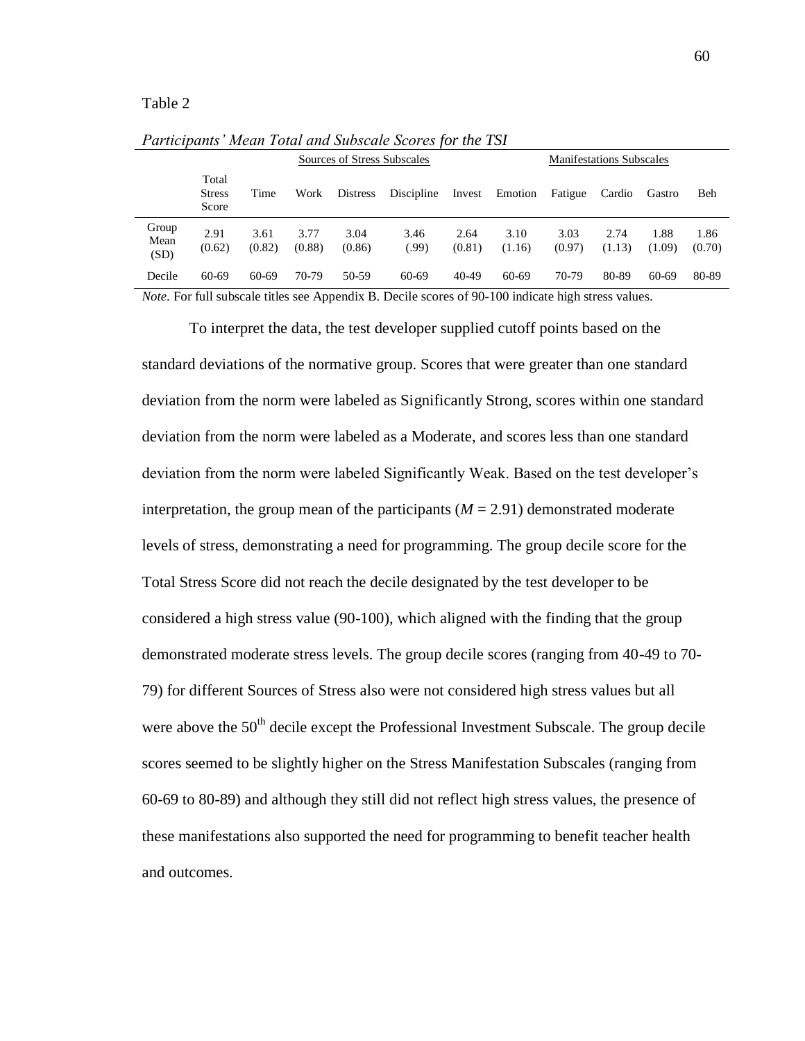Table 2

*Participants' Mean Total and Subscale Scores for the TSI*

| | | Sources of Stress Subscales | | | | | Manifestations Subscales | | | | |
|---|---|---|---|---|---|---|---|---|---|---|---|
| | Total Stress Score | Time | Work | Distress | Discipline | Invest | Emotion | Fatigue | Cardio | Gastro | Beh |
| Group Mean (SD) | 2.91 (0.62) | 3.61 (0.82) | 3.77 (0.88) | 3.04 (0.86) | 3.46 (.99) | 2.64 (0.81) | 3.10 (1.16) | 3.03 (0.97) | 2.74 (1.13) | 1.88 (1.09) | 1.86 (0.70) |
| Decile | 60-69 | 60-69 | 70-79 | 50-59 | 60-69 | 40-49 | 60-69 | 70-79 | 80-89 | 60-69 | 80-89 |

*Note.* For full subscale titles see Appendix B. Decile scores of 90-100 indicate high stress values.

To interpret the data, the test developer supplied cutoff points based on the standard deviations of the normative group. Scores that were greater than one standard deviation from the norm were labeled as Significantly Strong, scores within one standard deviation from the norm were labeled as a Moderate, and scores less than one standard deviation from the norm were labeled Significantly Weak. Based on the test developer's interpretation, the group mean of the participants ($M = 2.91$) demonstrated moderate levels of stress, demonstrating a need for programming. The group decile score for the Total Stress Score did not reach the decile designated by the test developer to be considered a high stress value (90-100), which aligned with the finding that the group demonstrated moderate stress levels. The group decile scores (ranging from 40-49 to 70-79) for different Sources of Stress also were not considered high stress values but all were above the 50th decile except the Professional Investment Subscale. The group decile scores seemed to be slightly higher on the Stress Manifestation Subscales (ranging from 60-69 to 80-89) and although they still did not reflect high stress values, the presence of these manifestations also supported the need for programming to benefit teacher health and outcomes.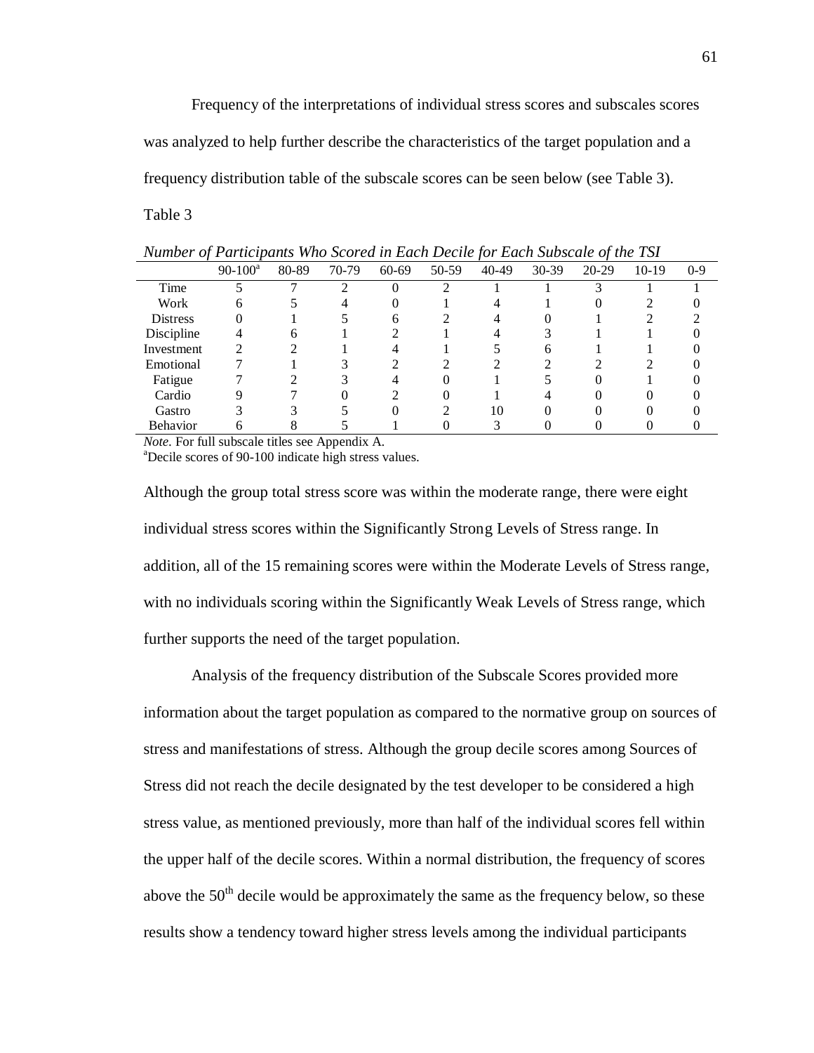Frequency of the interpretations of individual stress scores and subscales scores was analyzed to help further describe the characteristics of the target population and a frequency distribution table of the subscale scores can be seen below (see Table 3).

Table 3

*Number of Participants Who Scored in Each Decile for Each Subscale of the TSI*

| | 90-100[a] | 80-89 | 70-79 | 60-69 | 50-59 | 40-49 | 30-39 | 20-29 | 10-19 | 0-9 |
|---|---|---|---|---|---|---|---|---|---|---|
| Time | 5 | 7 | 2 | 0 | 2 | 1 | 1 | 3 | 1 | 1 |
| Work | 6 | 5 | 4 | 0 | 1 | 4 | 1 | 0 | 2 | 0 |
| Distress | 0 | 1 | 5 | 6 | 2 | 4 | 0 | 1 | 2 | 2 |
| Discipline | 4 | 6 | 1 | 2 | 1 | 4 | 3 | 1 | 1 | 0 |
| Investment | 2 | 2 | 1 | 4 | 1 | 5 | 6 | 1 | 1 | 0 |
| Emotional | 7 | 1 | 3 | 2 | 2 | 2 | 2 | 2 | 2 | 0 |
| Fatigue | 7 | 2 | 3 | 4 | 0 | 1 | 5 | 0 | 1 | 0 |
| Cardio | 9 | 7 | 0 | 2 | 0 | 1 | 4 | 0 | 0 | 0 |
| Gastro | 3 | 3 | 5 | 0 | 2 | 10 | 0 | 0 | 0 | 0 |
| Behavior | 6 | 8 | 5 | 1 | 0 | 3 | 0 | 0 | 0 | 0 |

*Note*. For full subscale titles see Appendix A.
[a]Decile scores of 90-100 indicate high stress values.

Although the group total stress score was within the moderate range, there were eight individual stress scores within the Significantly Strong Levels of Stress range. In addition, all of the 15 remaining scores were within the Moderate Levels of Stress range, with no individuals scoring within the Significantly Weak Levels of Stress range, which further supports the need of the target population.

Analysis of the frequency distribution of the Subscale Scores provided more information about the target population as compared to the normative group on sources of stress and manifestations of stress. Although the group decile scores among Sources of Stress did not reach the decile designated by the test developer to be considered a high stress value, as mentioned previously, more than half of the individual scores fell within the upper half of the decile scores. Within a normal distribution, the frequency of scores above the 50th decile would be approximately the same as the frequency below, so these results show a tendency toward higher stress levels among the individual participants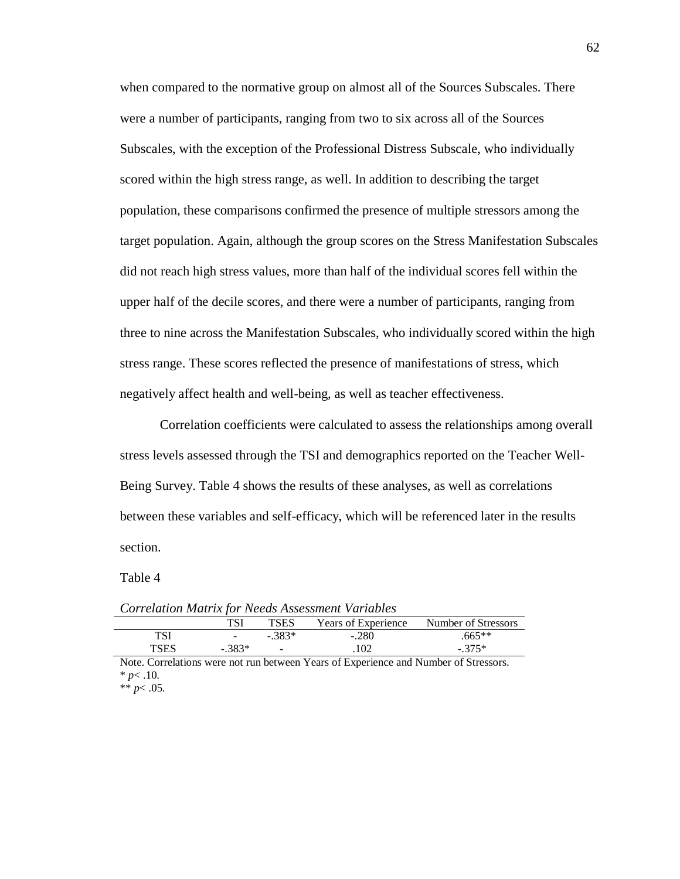when compared to the normative group on almost all of the Sources Subscales. There were a number of participants, ranging from two to six across all of the Sources Subscales, with the exception of the Professional Distress Subscale, who individually scored within the high stress range, as well. In addition to describing the target population, these comparisons confirmed the presence of multiple stressors among the target population. Again, although the group scores on the Stress Manifestation Subscales did not reach high stress values, more than half of the individual scores fell within the upper half of the decile scores, and there were a number of participants, ranging from three to nine across the Manifestation Subscales, who individually scored within the high stress range. These scores reflected the presence of manifestations of stress, which negatively affect health and well-being, as well as teacher effectiveness.

Correlation coefficients were calculated to assess the relationships among overall stress levels assessed through the TSI and demographics reported on the Teacher Well-Being Survey. Table 4 shows the results of these analyses, as well as correlations between these variables and self-efficacy, which will be referenced later in the results section.

Table 4

*Correlation Matrix for Needs Assessment Variables*

| | TSI | TSES | Years of Experience | Number of Stressors |
|---|---|---|---|---|
| TSI | - | -.383* | -.280 | .665** |
| TSES | -.383* | - | .102 | -.375* |

Note. Correlations were not run between Years of Experience and Number of Stressors.
* $p < .10$.
** $p < .05$.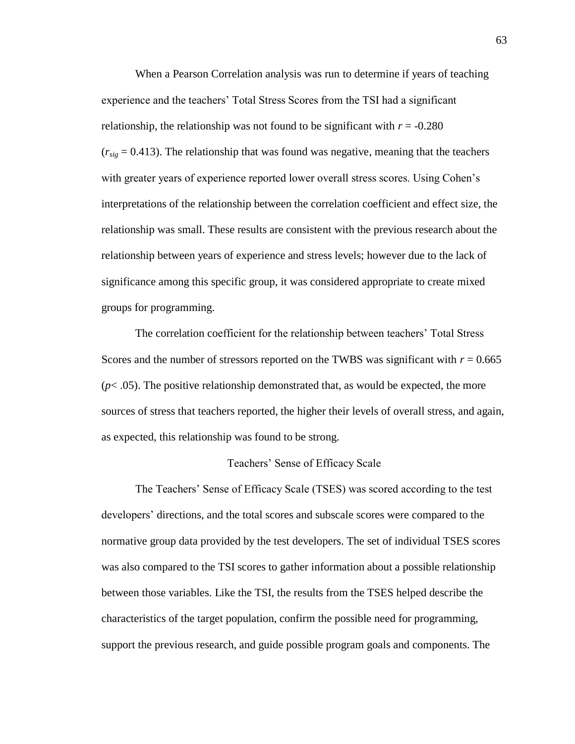When a Pearson Correlation analysis was run to determine if years of teaching experience and the teachers' Total Stress Scores from the TSI had a significant relationship, the relationship was not found to be significant with $r = -0.280$ ($r_{sig} = 0.413$). The relationship that was found was negative, meaning that the teachers with greater years of experience reported lower overall stress scores. Using Cohen's interpretations of the relationship between the correlation coefficient and effect size, the relationship was small. These results are consistent with the previous research about the relationship between years of experience and stress levels; however due to the lack of significance among this specific group, it was considered appropriate to create mixed groups for programming.

The correlation coefficient for the relationship between teachers' Total Stress Scores and the number of stressors reported on the TWBS was significant with $r = 0.665$ ($p < .05$). The positive relationship demonstrated that, as would be expected, the more sources of stress that teachers reported, the higher their levels of overall stress, and again, as expected, this relationship was found to be strong.

## Teachers' Sense of Efficacy Scale

The Teachers' Sense of Efficacy Scale (TSES) was scored according to the test developers' directions, and the total scores and subscale scores were compared to the normative group data provided by the test developers. The set of individual TSES scores was also compared to the TSI scores to gather information about a possible relationship between those variables. Like the TSI, the results from the TSES helped describe the characteristics of the target population, confirm the possible need for programming, support the previous research, and guide possible program goals and components. The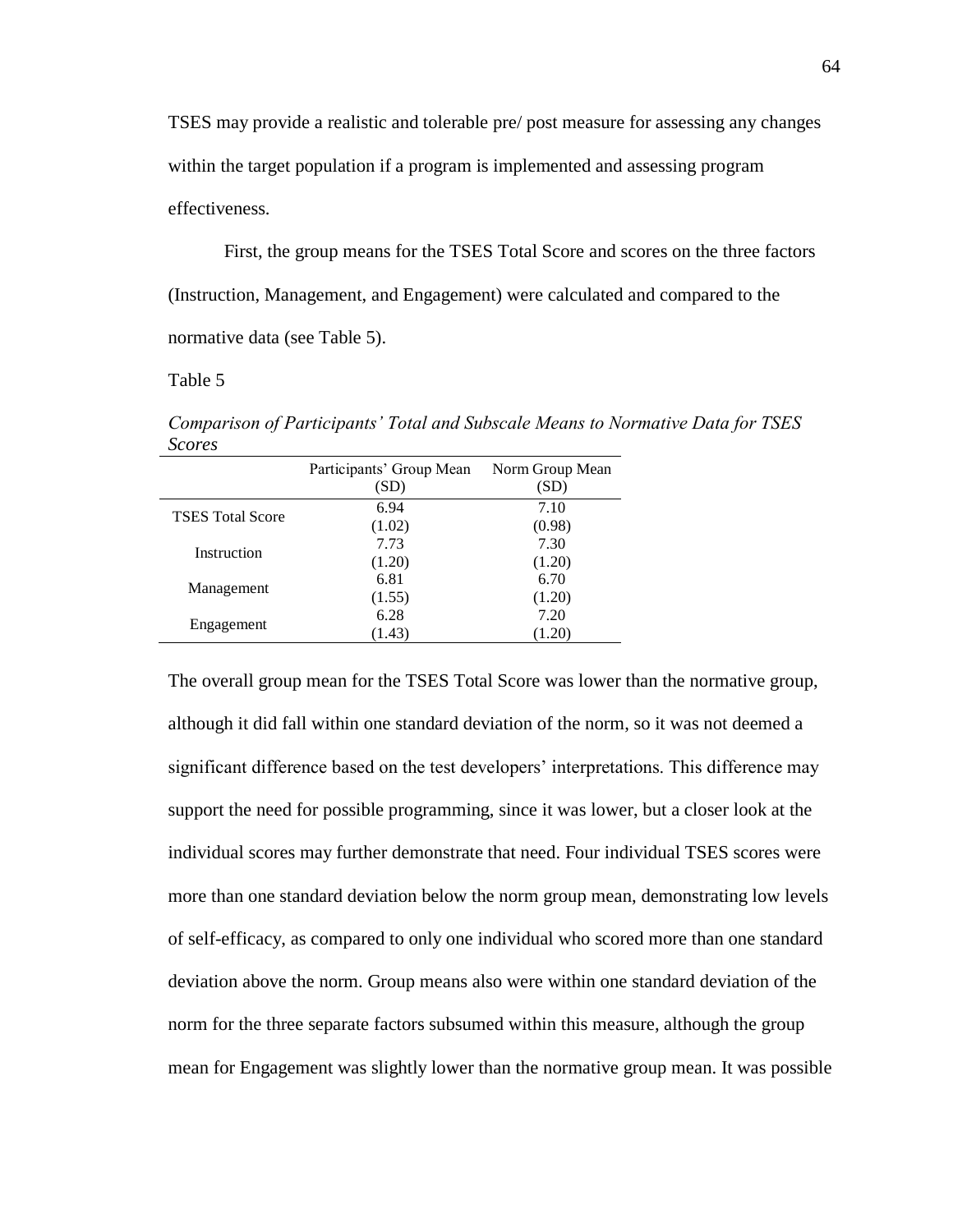TSES may provide a realistic and tolerable pre/ post measure for assessing any changes within the target population if a program is implemented and assessing program effectiveness.

First, the group means for the TSES Total Score and scores on the three factors (Instruction, Management, and Engagement) were calculated and compared to the normative data (see Table 5).

Table 5

*Comparison of Participants' Total and Subscale Means to Normative Data for TSES Scores*

| | Participants' Group Mean (SD) | Norm Group Mean (SD) |
|---|---|---|
| TSES Total Score | 6.94 (1.02) | 7.10 (0.98) |
| Instruction | 7.73 (1.20) | 7.30 (1.20) |
| Management | 6.81 (1.55) | 6.70 (1.20) |
| Engagement | 6.28 (1.43) | 7.20 (1.20) |

The overall group mean for the TSES Total Score was lower than the normative group, although it did fall within one standard deviation of the norm, so it was not deemed a significant difference based on the test developers' interpretations. This difference may support the need for possible programming, since it was lower, but a closer look at the individual scores may further demonstrate that need. Four individual TSES scores were more than one standard deviation below the norm group mean, demonstrating low levels of self-efficacy, as compared to only one individual who scored more than one standard deviation above the norm. Group means also were within one standard deviation of the norm for the three separate factors subsumed within this measure, although the group mean for Engagement was slightly lower than the normative group mean. It was possible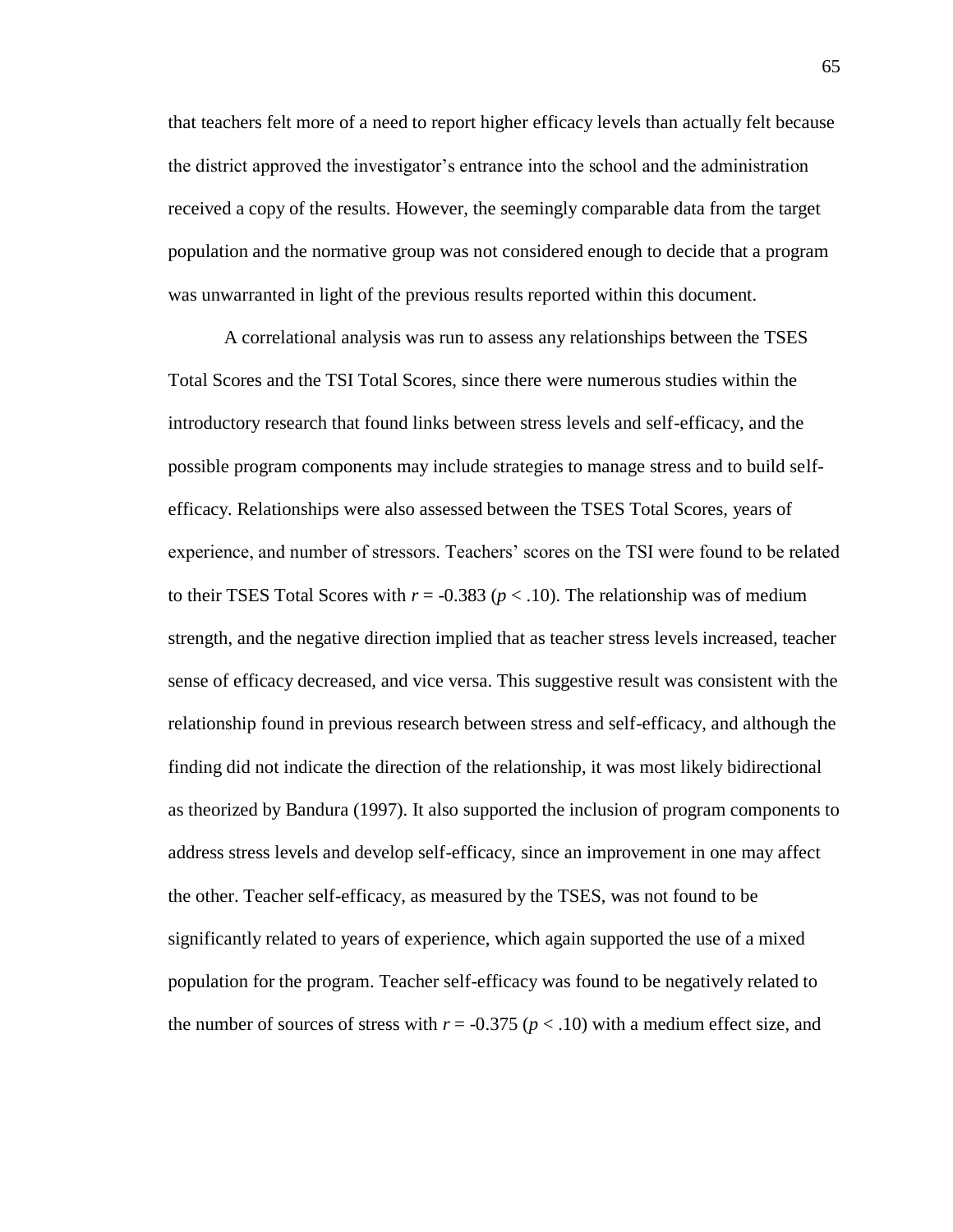that teachers felt more of a need to report higher efficacy levels than actually felt because the district approved the investigator's entrance into the school and the administration received a copy of the results. However, the seemingly comparable data from the target population and the normative group was not considered enough to decide that a program was unwarranted in light of the previous results reported within this document.

A correlational analysis was run to assess any relationships between the TSES Total Scores and the TSI Total Scores, since there were numerous studies within the introductory research that found links between stress levels and self-efficacy, and the possible program components may include strategies to manage stress and to build self-efficacy. Relationships were also assessed between the TSES Total Scores, years of experience, and number of stressors. Teachers' scores on the TSI were found to be related to their TSES Total Scores with $r = -0.383$ ($p < .10$). The relationship was of medium strength, and the negative direction implied that as teacher stress levels increased, teacher sense of efficacy decreased, and vice versa. This suggestive result was consistent with the relationship found in previous research between stress and self-efficacy, and although the finding did not indicate the direction of the relationship, it was most likely bidirectional as theorized by Bandura (1997). It also supported the inclusion of program components to address stress levels and develop self-efficacy, since an improvement in one may affect the other. Teacher self-efficacy, as measured by the TSES, was not found to be significantly related to years of experience, which again supported the use of a mixed population for the program. Teacher self-efficacy was found to be negatively related to the number of sources of stress with $r = -0.375$ ($p < .10$) with a medium effect size, and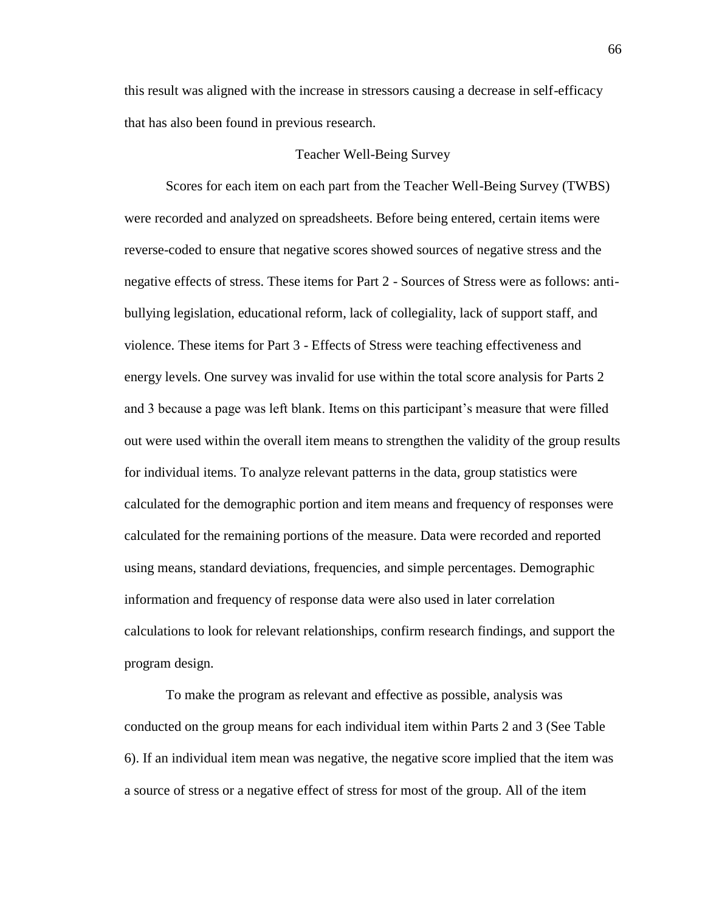this result was aligned with the increase in stressors causing a decrease in self-efficacy that has also been found in previous research.

## Teacher Well-Being Survey

Scores for each item on each part from the Teacher Well-Being Survey (TWBS) were recorded and analyzed on spreadsheets. Before being entered, certain items were reverse-coded to ensure that negative scores showed sources of negative stress and the negative effects of stress. These items for Part 2 - Sources of Stress were as follows: anti-bullying legislation, educational reform, lack of collegiality, lack of support staff, and violence. These items for Part 3 - Effects of Stress were teaching effectiveness and energy levels. One survey was invalid for use within the total score analysis for Parts 2 and 3 because a page was left blank. Items on this participant's measure that were filled out were used within the overall item means to strengthen the validity of the group results for individual items. To analyze relevant patterns in the data, group statistics were calculated for the demographic portion and item means and frequency of responses were calculated for the remaining portions of the measure. Data were recorded and reported using means, standard deviations, frequencies, and simple percentages. Demographic information and frequency of response data were also used in later correlation calculations to look for relevant relationships, confirm research findings, and support the program design.

To make the program as relevant and effective as possible, analysis was conducted on the group means for each individual item within Parts 2 and 3 (See Table 6). If an individual item mean was negative, the negative score implied that the item was a source of stress or a negative effect of stress for most of the group. All of the item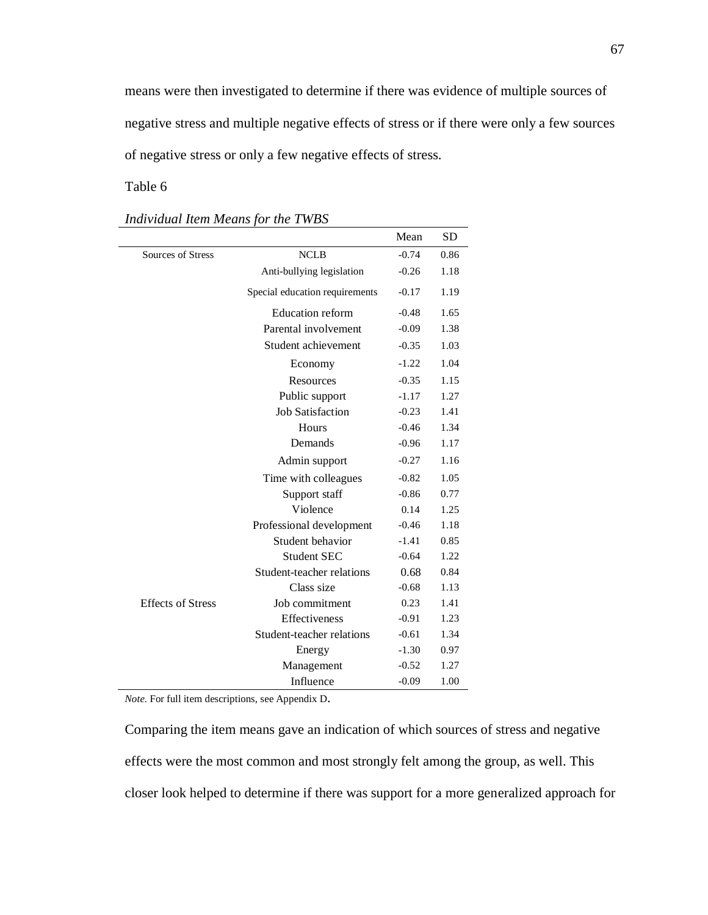means were then investigated to determine if there was evidence of multiple sources of negative stress and multiple negative effects of stress or if there were only a few sources of negative stress or only a few negative effects of stress.

Table 6

*Individual Item Means for the TWBS*

| | | Mean | SD |
|---|---|---|---|
| Sources of Stress | NCLB | -0.74 | 0.86 |
| | Anti-bullying legislation | -0.26 | 1.18 |
| | Special education requirements | -0.17 | 1.19 |
| | Education reform | -0.48 | 1.65 |
| | Parental involvement | -0.09 | 1.38 |
| | Student achievement | -0.35 | 1.03 |
| | Economy | -1.22 | 1.04 |
| | Resources | -0.35 | 1.15 |
| | Public support | -1.17 | 1.27 |
| | Job Satisfaction | -0.23 | 1.41 |
| | Hours | -0.46 | 1.34 |
| | Demands | -0.96 | 1.17 |
| | Admin support | -0.27 | 1.16 |
| | Time with colleagues | -0.82 | 1.05 |
| | Support staff | -0.86 | 0.77 |
| | Violence | 0.14 | 1.25 |
| | Professional development | -0.46 | 1.18 |
| | Student behavior | -1.41 | 0.85 |
| | Student SEC | -0.64 | 1.22 |
| | Student-teacher relations | 0.68 | 0.84 |
| | Class size | -0.68 | 1.13 |
| Effects of Stress | Job commitment | 0.23 | 1.41 |
| | Effectiveness | -0.91 | 1.23 |
| | Student-teacher relations | -0.61 | 1.34 |
| | Energy | -1.30 | 0.97 |
| | Management | -0.52 | 1.27 |
| | Influence | -0.09 | 1.00 |

*Note.* For full item descriptions, see Appendix D.

Comparing the item means gave an indication of which sources of stress and negative effects were the most common and most strongly felt among the group, as well. This closer look helped to determine if there was support for a more generalized approach for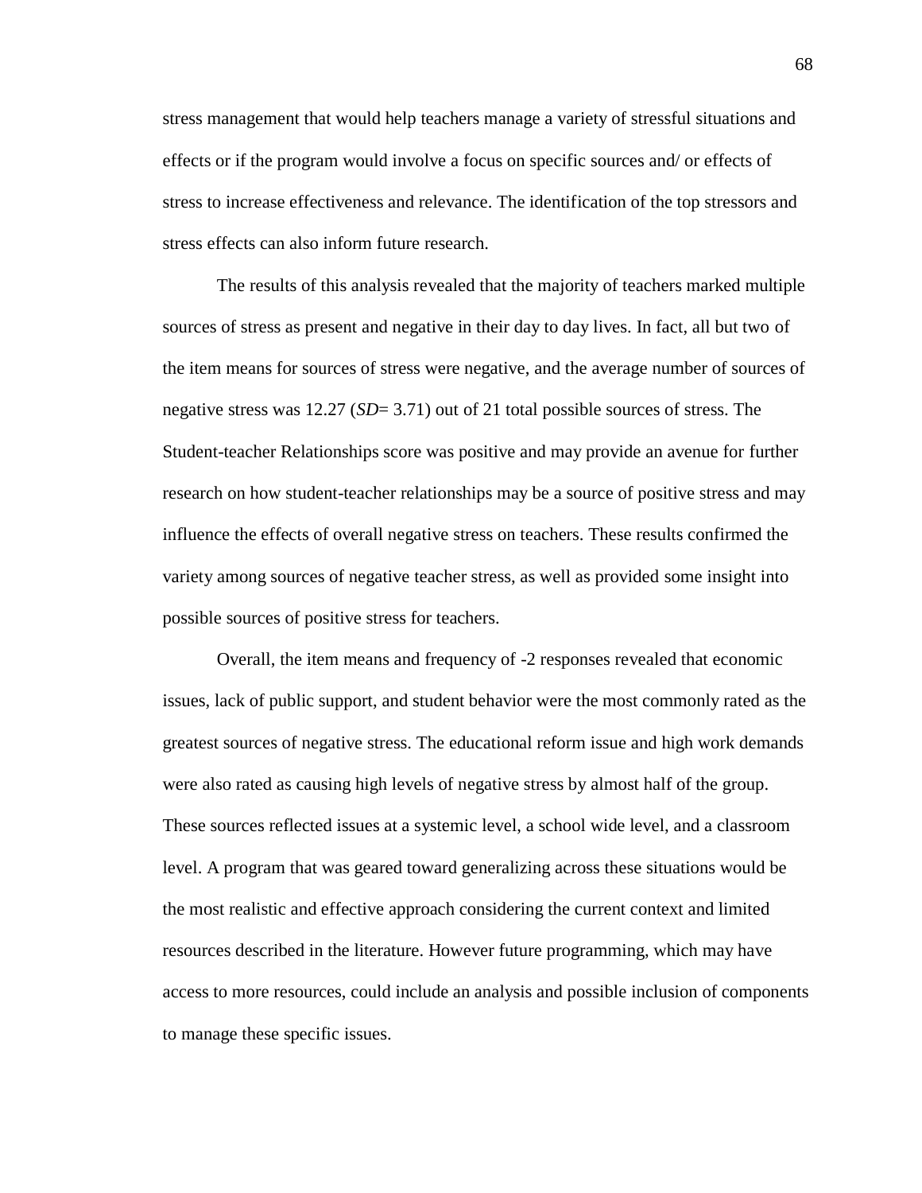stress management that would help teachers manage a variety of stressful situations and effects or if the program would involve a focus on specific sources and/ or effects of stress to increase effectiveness and relevance. The identification of the top stressors and stress effects can also inform future research.

The results of this analysis revealed that the majority of teachers marked multiple sources of stress as present and negative in their day to day lives. In fact, all but two of the item means for sources of stress were negative, and the average number of sources of negative stress was 12.27 (*SD*= 3.71) out of 21 total possible sources of stress. The Student-teacher Relationships score was positive and may provide an avenue for further research on how student-teacher relationships may be a source of positive stress and may influence the effects of overall negative stress on teachers. These results confirmed the variety among sources of negative teacher stress, as well as provided some insight into possible sources of positive stress for teachers.

Overall, the item means and frequency of -2 responses revealed that economic issues, lack of public support, and student behavior were the most commonly rated as the greatest sources of negative stress. The educational reform issue and high work demands were also rated as causing high levels of negative stress by almost half of the group. These sources reflected issues at a systemic level, a school wide level, and a classroom level. A program that was geared toward generalizing across these situations would be the most realistic and effective approach considering the current context and limited resources described in the literature. However future programming, which may have access to more resources, could include an analysis and possible inclusion of components to manage these specific issues.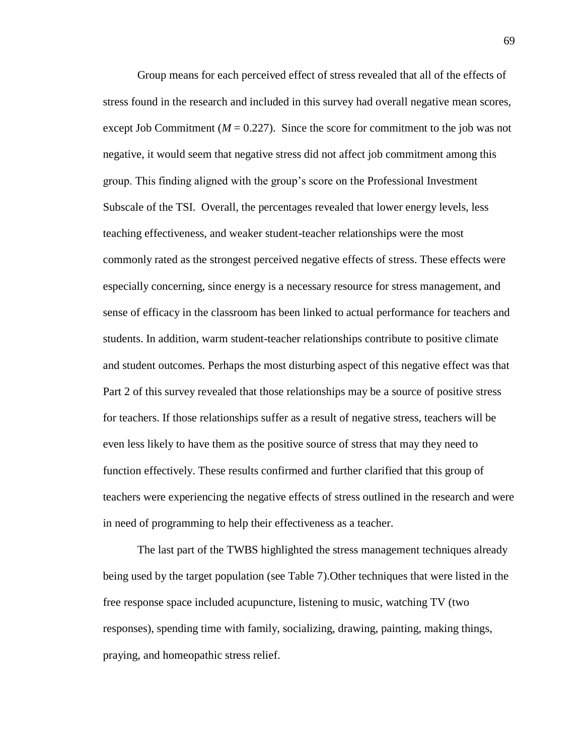Group means for each perceived effect of stress revealed that all of the effects of stress found in the research and included in this survey had overall negative mean scores, except Job Commitment ($M = 0.227$). Since the score for commitment to the job was not negative, it would seem that negative stress did not affect job commitment among this group. This finding aligned with the group's score on the Professional Investment Subscale of the TSI. Overall, the percentages revealed that lower energy levels, less teaching effectiveness, and weaker student-teacher relationships were the most commonly rated as the strongest perceived negative effects of stress. These effects were especially concerning, since energy is a necessary resource for stress management, and sense of efficacy in the classroom has been linked to actual performance for teachers and students. In addition, warm student-teacher relationships contribute to positive climate and student outcomes. Perhaps the most disturbing aspect of this negative effect was that Part 2 of this survey revealed that those relationships may be a source of positive stress for teachers. If those relationships suffer as a result of negative stress, teachers will be even less likely to have them as the positive source of stress that may they need to function effectively. These results confirmed and further clarified that this group of teachers were experiencing the negative effects of stress outlined in the research and were in need of programming to help their effectiveness as a teacher.

The last part of the TWBS highlighted the stress management techniques already being used by the target population (see Table 7).Other techniques that were listed in the free response space included acupuncture, listening to music, watching TV (two responses), spending time with family, socializing, drawing, painting, making things, praying, and homeopathic stress relief.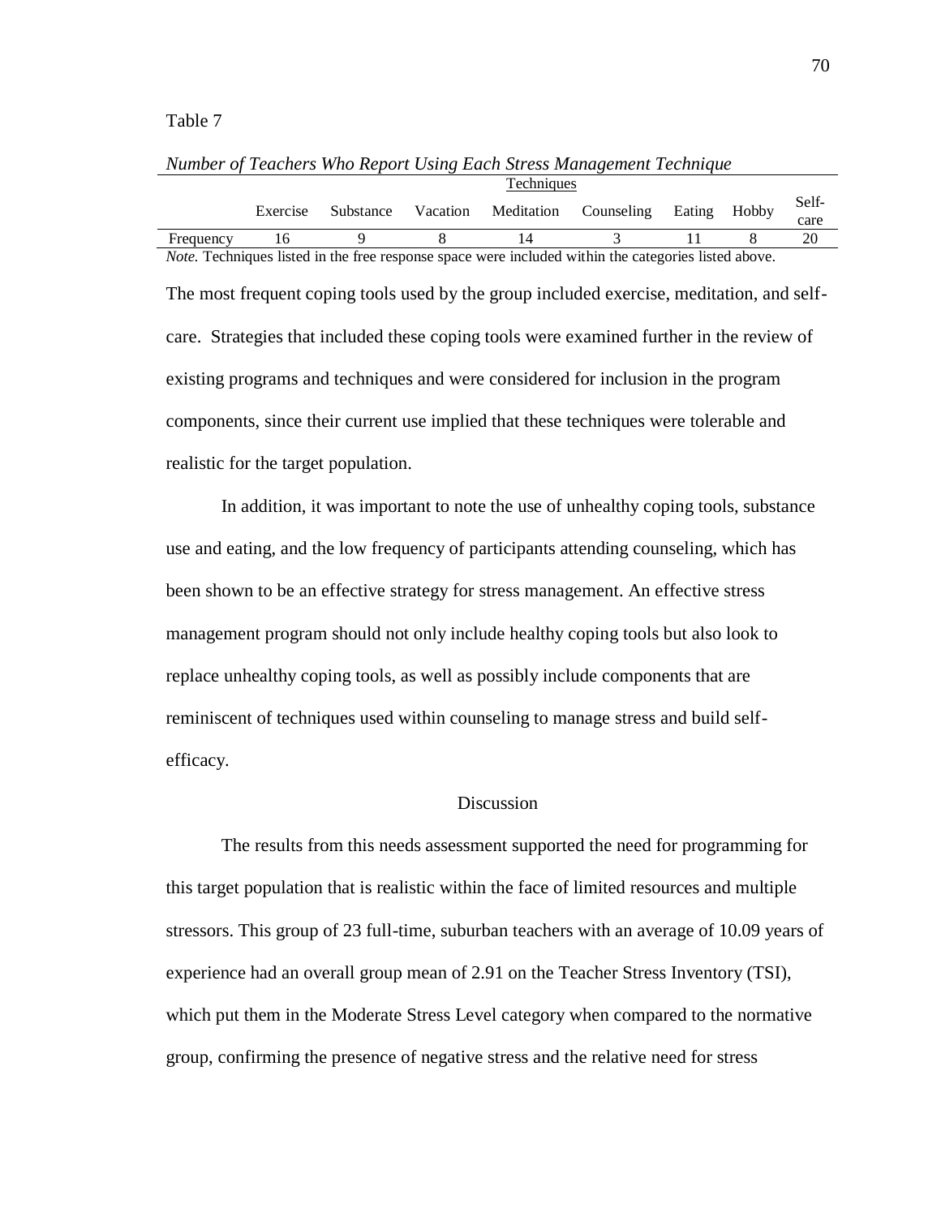Table 7

*Number of Teachers Who Report Using Each Stress Management Technique*

| | Techniques | | | | | | | |
|---|---|---|---|---|---|---|---|---|
| | Exercise | Substance | Vacation | Meditation | Counseling | Eating | Hobby | Self-care |
| Frequency | 16 | 9 | 8 | 14 | 3 | 11 | 8 | 20 |

*Note.* Techniques listed in the free response space were included within the categories listed above.

The most frequent coping tools used by the group included exercise, meditation, and self-care. Strategies that included these coping tools were examined further in the review of existing programs and techniques and were considered for inclusion in the program components, since their current use implied that these techniques were tolerable and realistic for the target population.

In addition, it was important to note the use of unhealthy coping tools, substance use and eating, and the low frequency of participants attending counseling, which has been shown to be an effective strategy for stress management. An effective stress management program should not only include healthy coping tools but also look to replace unhealthy coping tools, as well as possibly include components that are reminiscent of techniques used within counseling to manage stress and build self-efficacy.

## Discussion

The results from this needs assessment supported the need for programming for this target population that is realistic within the face of limited resources and multiple stressors. This group of 23 full-time, suburban teachers with an average of 10.09 years of experience had an overall group mean of 2.91 on the Teacher Stress Inventory (TSI), which put them in the Moderate Stress Level category when compared to the normative group, confirming the presence of negative stress and the relative need for stress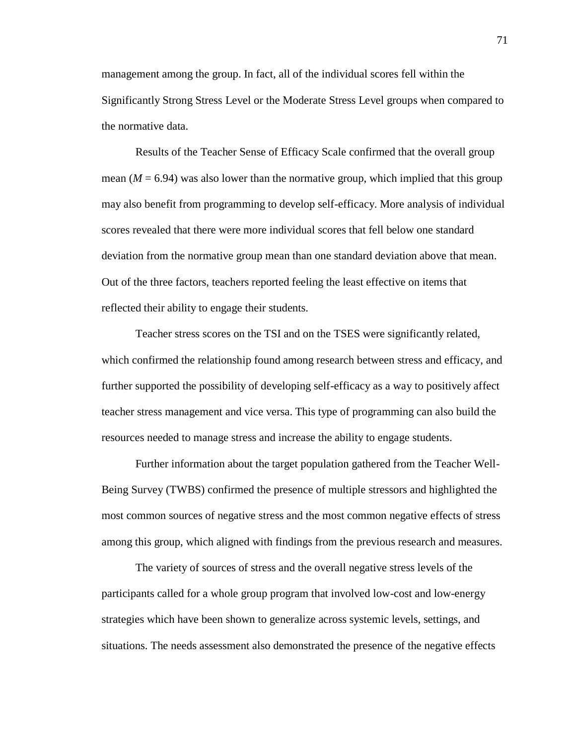management among the group. In fact, all of the individual scores fell within the Significantly Strong Stress Level or the Moderate Stress Level groups when compared to the normative data.

Results of the Teacher Sense of Efficacy Scale confirmed that the overall group mean ($M = 6.94$) was also lower than the normative group, which implied that this group may also benefit from programming to develop self-efficacy. More analysis of individual scores revealed that there were more individual scores that fell below one standard deviation from the normative group mean than one standard deviation above that mean. Out of the three factors, teachers reported feeling the least effective on items that reflected their ability to engage their students.

Teacher stress scores on the TSI and on the TSES were significantly related, which confirmed the relationship found among research between stress and efficacy, and further supported the possibility of developing self-efficacy as a way to positively affect teacher stress management and vice versa. This type of programming can also build the resources needed to manage stress and increase the ability to engage students.

Further information about the target population gathered from the Teacher Well-Being Survey (TWBS) confirmed the presence of multiple stressors and highlighted the most common sources of negative stress and the most common negative effects of stress among this group, which aligned with findings from the previous research and measures.

The variety of sources of stress and the overall negative stress levels of the participants called for a whole group program that involved low-cost and low-energy strategies which have been shown to generalize across systemic levels, settings, and situations. The needs assessment also demonstrated the presence of the negative effects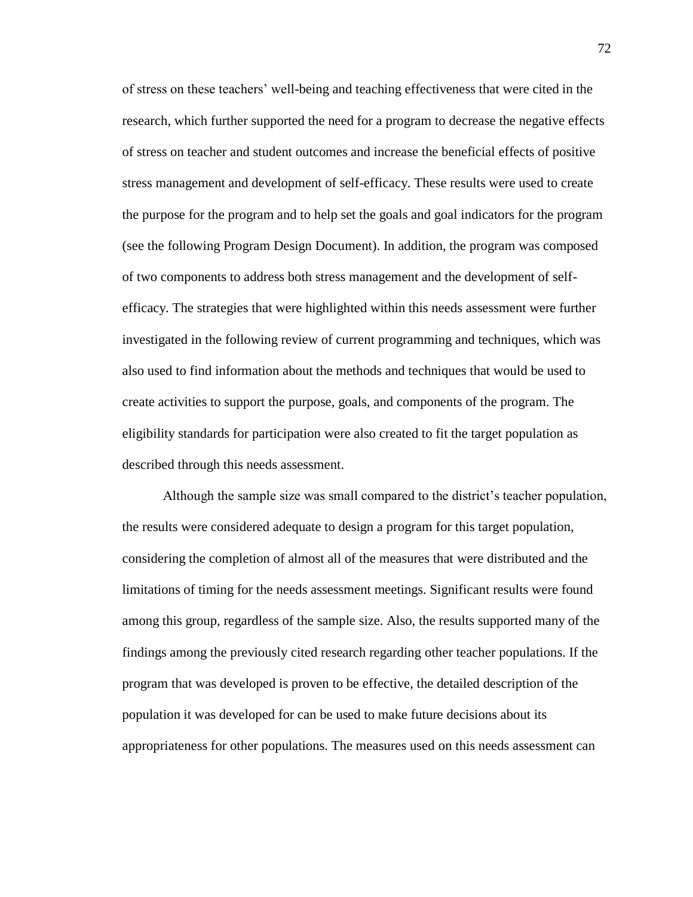of stress on these teachers' well-being and teaching effectiveness that were cited in the research, which further supported the need for a program to decrease the negative effects of stress on teacher and student outcomes and increase the beneficial effects of positive stress management and development of self-efficacy. These results were used to create the purpose for the program and to help set the goals and goal indicators for the program (see the following Program Design Document). In addition, the program was composed of two components to address both stress management and the development of self-efficacy. The strategies that were highlighted within this needs assessment were further investigated in the following review of current programming and techniques, which was also used to find information about the methods and techniques that would be used to create activities to support the purpose, goals, and components of the program. The eligibility standards for participation were also created to fit the target population as described through this needs assessment.

Although the sample size was small compared to the district's teacher population, the results were considered adequate to design a program for this target population, considering the completion of almost all of the measures that were distributed and the limitations of timing for the needs assessment meetings. Significant results were found among this group, regardless of the sample size. Also, the results supported many of the findings among the previously cited research regarding other teacher populations. If the program that was developed is proven to be effective, the detailed description of the population it was developed for can be used to make future decisions about its appropriateness for other populations. The measures used on this needs assessment can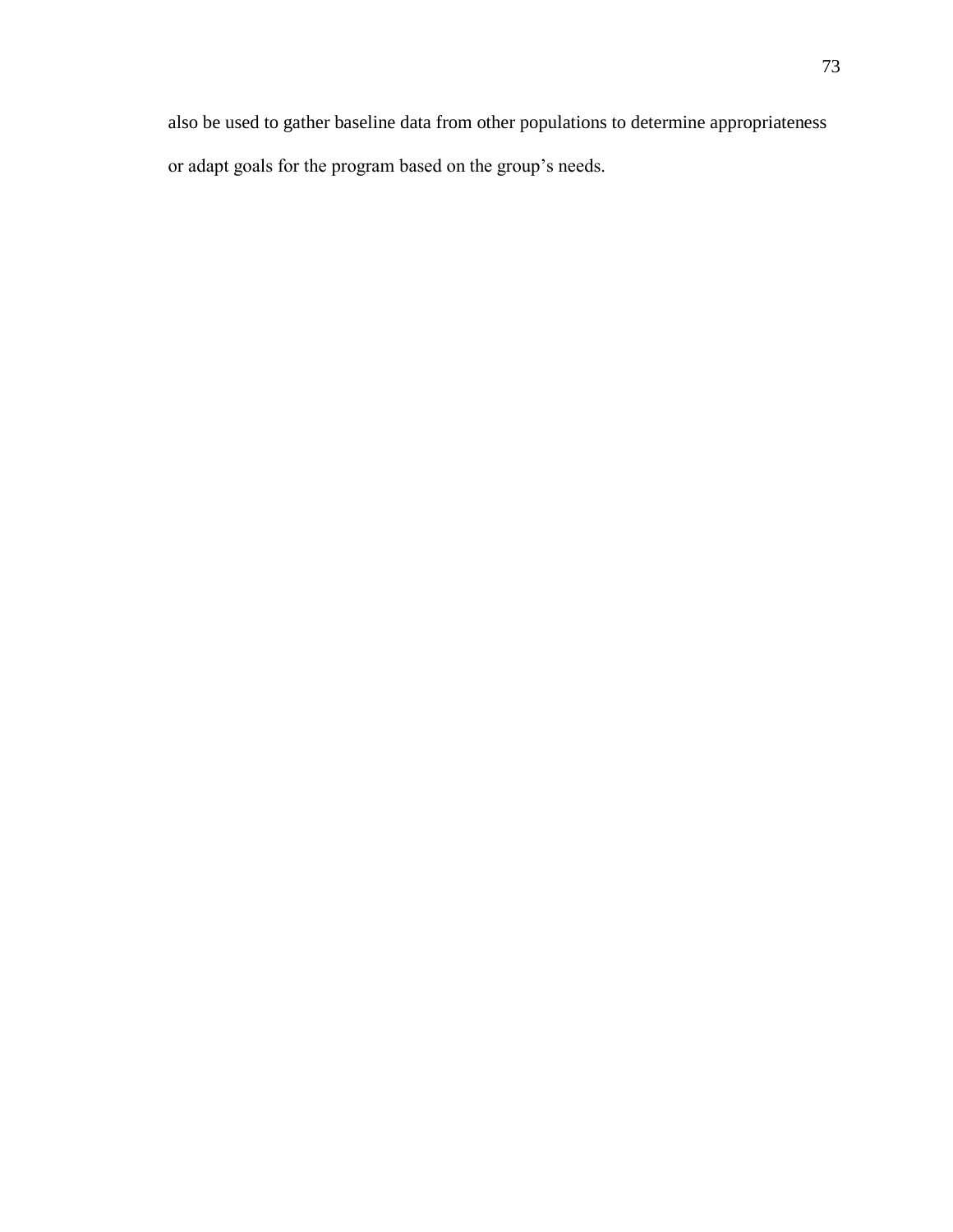also be used to gather baseline data from other populations to determine appropriateness or adapt goals for the program based on the group’s needs.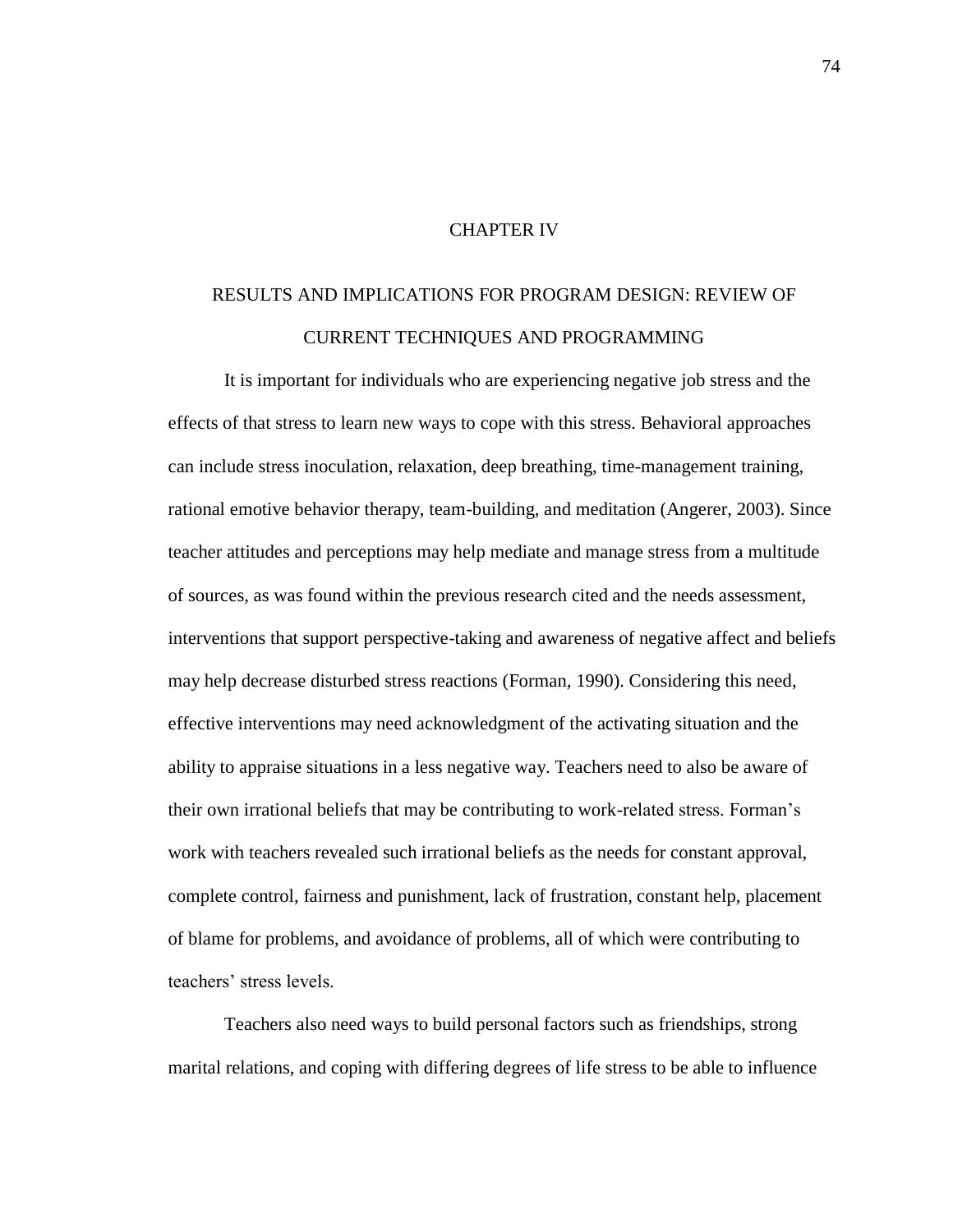# CHAPTER IV

## RESULTS AND IMPLICATIONS FOR PROGRAM DESIGN: REVIEW OF CURRENT TECHNIQUES AND PROGRAMMING

It is important for individuals who are experiencing negative job stress and the effects of that stress to learn new ways to cope with this stress. Behavioral approaches can include stress inoculation, relaxation, deep breathing, time-management training, rational emotive behavior therapy, team-building, and meditation (Angerer, 2003). Since teacher attitudes and perceptions may help mediate and manage stress from a multitude of sources, as was found within the previous research cited and the needs assessment, interventions that support perspective-taking and awareness of negative affect and beliefs may help decrease disturbed stress reactions (Forman, 1990). Considering this need, effective interventions may need acknowledgment of the activating situation and the ability to appraise situations in a less negative way. Teachers need to also be aware of their own irrational beliefs that may be contributing to work-related stress. Forman's work with teachers revealed such irrational beliefs as the needs for constant approval, complete control, fairness and punishment, lack of frustration, constant help, placement of blame for problems, and avoidance of problems, all of which were contributing to teachers' stress levels.

Teachers also need ways to build personal factors such as friendships, strong marital relations, and coping with differing degrees of life stress to be able to influence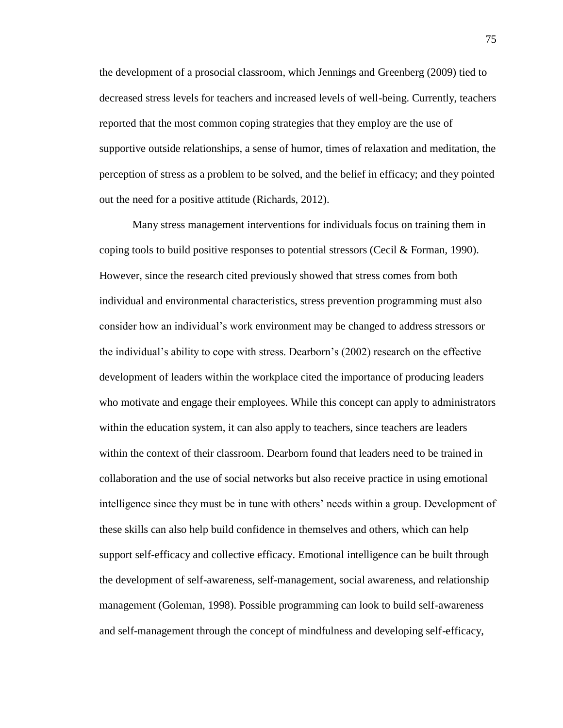the development of a prosocial classroom, which Jennings and Greenberg (2009) tied to decreased stress levels for teachers and increased levels of well-being. Currently, teachers reported that the most common coping strategies that they employ are the use of supportive outside relationships, a sense of humor, times of relaxation and meditation, the perception of stress as a problem to be solved, and the belief in efficacy; and they pointed out the need for a positive attitude (Richards, 2012).

Many stress management interventions for individuals focus on training them in coping tools to build positive responses to potential stressors (Cecil & Forman, 1990). However, since the research cited previously showed that stress comes from both individual and environmental characteristics, stress prevention programming must also consider how an individual's work environment may be changed to address stressors or the individual's ability to cope with stress. Dearborn's (2002) research on the effective development of leaders within the workplace cited the importance of producing leaders who motivate and engage their employees. While this concept can apply to administrators within the education system, it can also apply to teachers, since teachers are leaders within the context of their classroom. Dearborn found that leaders need to be trained in collaboration and the use of social networks but also receive practice in using emotional intelligence since they must be in tune with others' needs within a group. Development of these skills can also help build confidence in themselves and others, which can help support self-efficacy and collective efficacy. Emotional intelligence can be built through the development of self-awareness, self-management, social awareness, and relationship management (Goleman, 1998). Possible programming can look to build self-awareness and self-management through the concept of mindfulness and developing self-efficacy,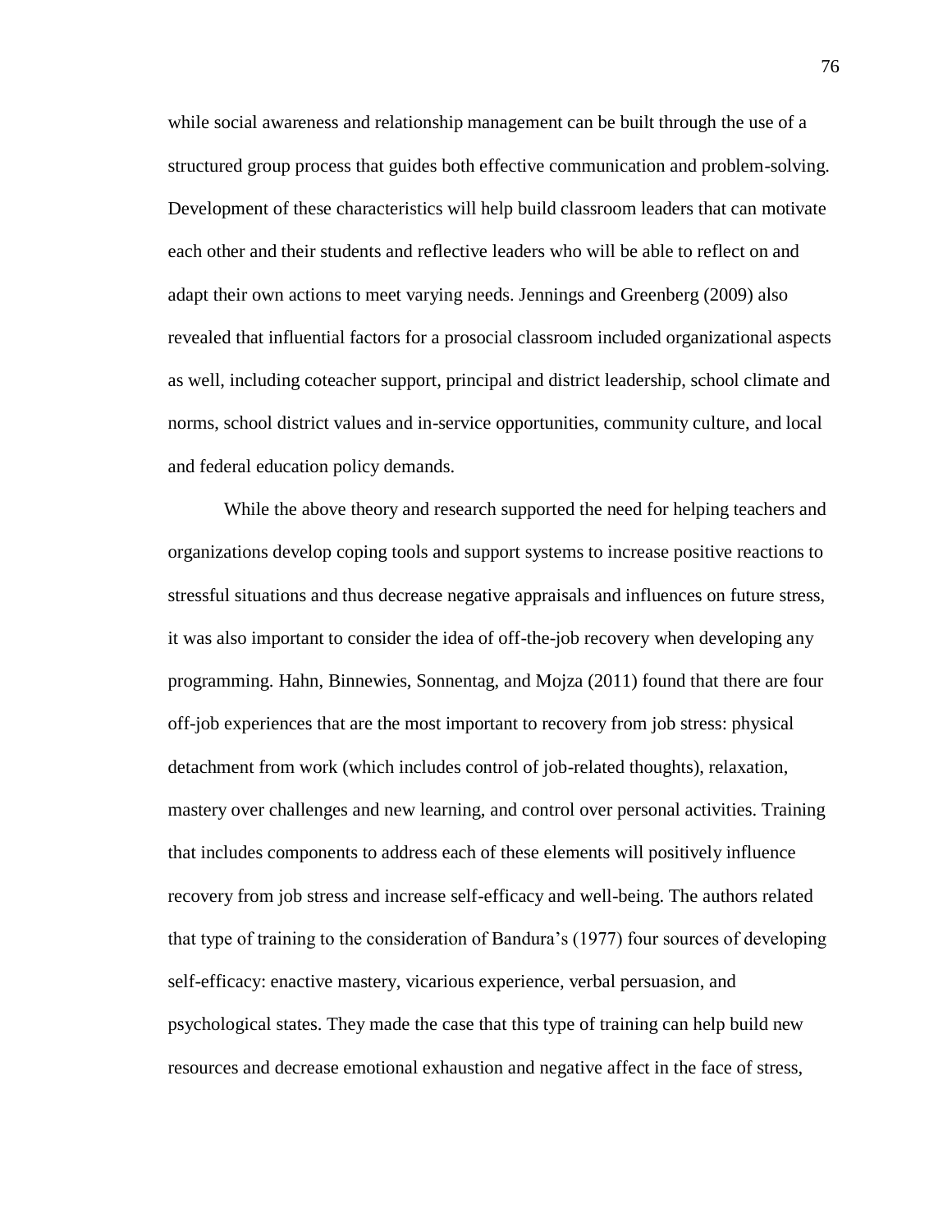while social awareness and relationship management can be built through the use of a structured group process that guides both effective communication and problem-solving. Development of these characteristics will help build classroom leaders that can motivate each other and their students and reflective leaders who will be able to reflect on and adapt their own actions to meet varying needs. Jennings and Greenberg (2009) also revealed that influential factors for a prosocial classroom included organizational aspects as well, including coteacher support, principal and district leadership, school climate and norms, school district values and in-service opportunities, community culture, and local and federal education policy demands.

While the above theory and research supported the need for helping teachers and organizations develop coping tools and support systems to increase positive reactions to stressful situations and thus decrease negative appraisals and influences on future stress, it was also important to consider the idea of off-the-job recovery when developing any programming. Hahn, Binnewies, Sonnentag, and Mojza (2011) found that there are four off-job experiences that are the most important to recovery from job stress: physical detachment from work (which includes control of job-related thoughts), relaxation, mastery over challenges and new learning, and control over personal activities. Training that includes components to address each of these elements will positively influence recovery from job stress and increase self-efficacy and well-being. The authors related that type of training to the consideration of Bandura's (1977) four sources of developing self-efficacy: enactive mastery, vicarious experience, verbal persuasion, and psychological states. They made the case that this type of training can help build new resources and decrease emotional exhaustion and negative affect in the face of stress,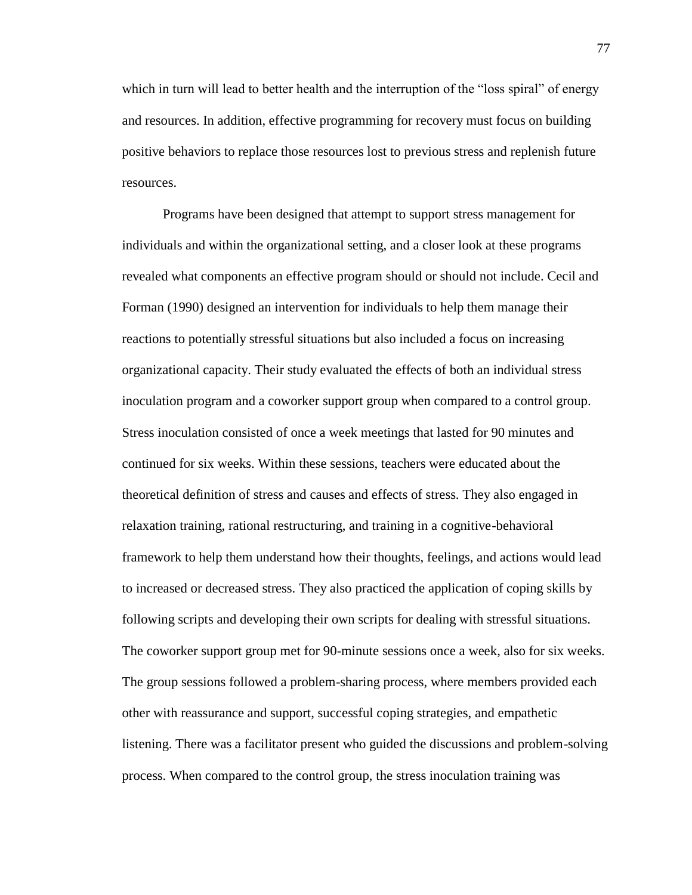which in turn will lead to better health and the interruption of the "loss spiral" of energy and resources. In addition, effective programming for recovery must focus on building positive behaviors to replace those resources lost to previous stress and replenish future resources.

Programs have been designed that attempt to support stress management for individuals and within the organizational setting, and a closer look at these programs revealed what components an effective program should or should not include. Cecil and Forman (1990) designed an intervention for individuals to help them manage their reactions to potentially stressful situations but also included a focus on increasing organizational capacity. Their study evaluated the effects of both an individual stress inoculation program and a coworker support group when compared to a control group. Stress inoculation consisted of once a week meetings that lasted for 90 minutes and continued for six weeks. Within these sessions, teachers were educated about the theoretical definition of stress and causes and effects of stress. They also engaged in relaxation training, rational restructuring, and training in a cognitive-behavioral framework to help them understand how their thoughts, feelings, and actions would lead to increased or decreased stress. They also practiced the application of coping skills by following scripts and developing their own scripts for dealing with stressful situations. The coworker support group met for 90-minute sessions once a week, also for six weeks. The group sessions followed a problem-sharing process, where members provided each other with reassurance and support, successful coping strategies, and empathetic listening. There was a facilitator present who guided the discussions and problem-solving process. When compared to the control group, the stress inoculation training was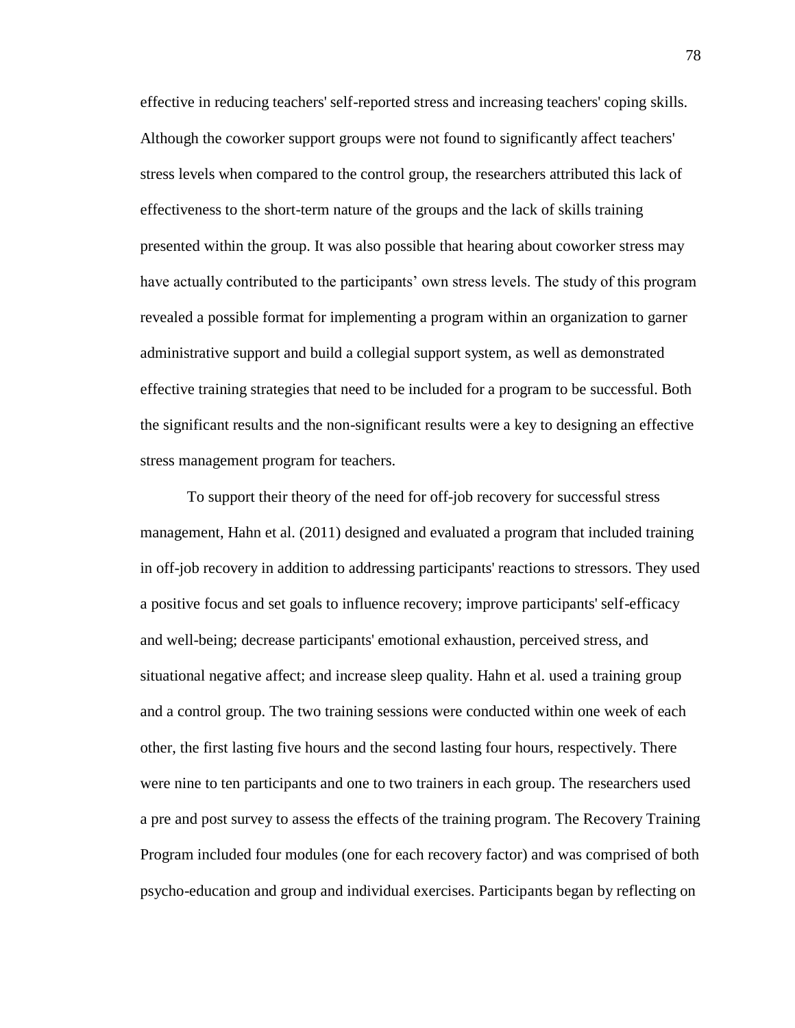effective in reducing teachers' self-reported stress and increasing teachers' coping skills. Although the coworker support groups were not found to significantly affect teachers' stress levels when compared to the control group, the researchers attributed this lack of effectiveness to the short-term nature of the groups and the lack of skills training presented within the group. It was also possible that hearing about coworker stress may have actually contributed to the participants' own stress levels. The study of this program revealed a possible format for implementing a program within an organization to garner administrative support and build a collegial support system, as well as demonstrated effective training strategies that need to be included for a program to be successful. Both the significant results and the non-significant results were a key to designing an effective stress management program for teachers.

To support their theory of the need for off-job recovery for successful stress management, Hahn et al. (2011) designed and evaluated a program that included training in off-job recovery in addition to addressing participants' reactions to stressors. They used a positive focus and set goals to influence recovery; improve participants' self-efficacy and well-being; decrease participants' emotional exhaustion, perceived stress, and situational negative affect; and increase sleep quality. Hahn et al. used a training group and a control group. The two training sessions were conducted within one week of each other, the first lasting five hours and the second lasting four hours, respectively. There were nine to ten participants and one to two trainers in each group. The researchers used a pre and post survey to assess the effects of the training program. The Recovery Training Program included four modules (one for each recovery factor) and was comprised of both psycho-education and group and individual exercises. Participants began by reflecting on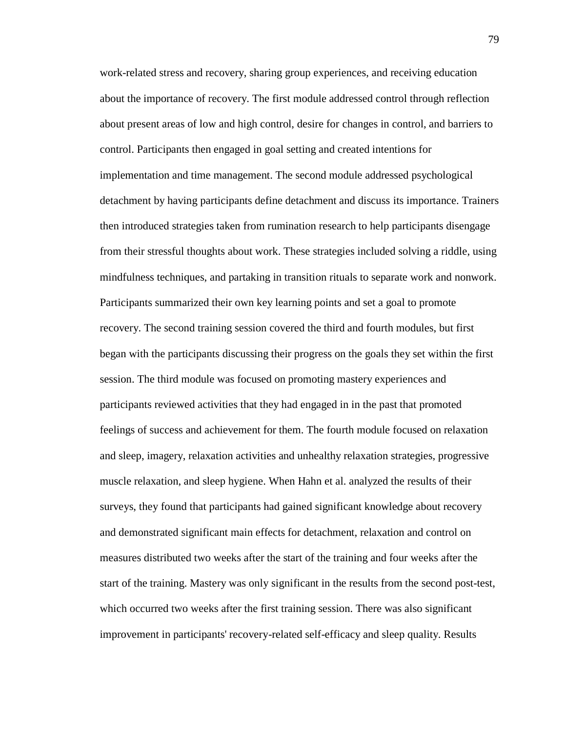work-related stress and recovery, sharing group experiences, and receiving education about the importance of recovery. The first module addressed control through reflection about present areas of low and high control, desire for changes in control, and barriers to control. Participants then engaged in goal setting and created intentions for implementation and time management. The second module addressed psychological detachment by having participants define detachment and discuss its importance. Trainers then introduced strategies taken from rumination research to help participants disengage from their stressful thoughts about work. These strategies included solving a riddle, using mindfulness techniques, and partaking in transition rituals to separate work and nonwork. Participants summarized their own key learning points and set a goal to promote recovery. The second training session covered the third and fourth modules, but first began with the participants discussing their progress on the goals they set within the first session. The third module was focused on promoting mastery experiences and participants reviewed activities that they had engaged in in the past that promoted feelings of success and achievement for them. The fourth module focused on relaxation and sleep, imagery, relaxation activities and unhealthy relaxation strategies, progressive muscle relaxation, and sleep hygiene. When Hahn et al. analyzed the results of their surveys, they found that participants had gained significant knowledge about recovery and demonstrated significant main effects for detachment, relaxation and control on measures distributed two weeks after the start of the training and four weeks after the start of the training. Mastery was only significant in the results from the second post-test, which occurred two weeks after the first training session. There was also significant improvement in participants' recovery-related self-efficacy and sleep quality. Results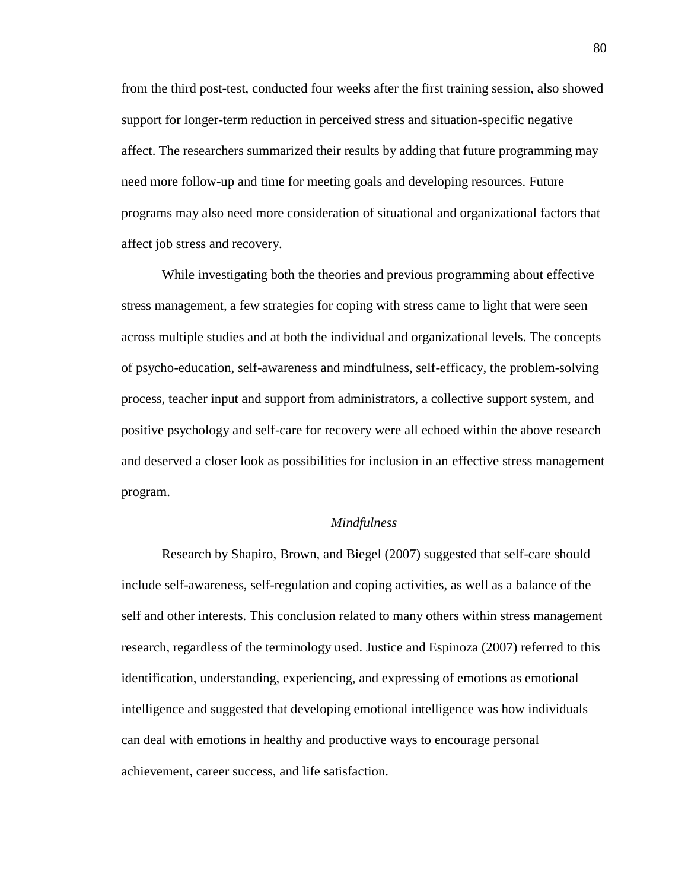from the third post-test, conducted four weeks after the first training session, also showed support for longer-term reduction in perceived stress and situation-specific negative affect. The researchers summarized their results by adding that future programming may need more follow-up and time for meeting goals and developing resources. Future programs may also need more consideration of situational and organizational factors that affect job stress and recovery.

While investigating both the theories and previous programming about effective stress management, a few strategies for coping with stress came to light that were seen across multiple studies and at both the individual and organizational levels. The concepts of psycho-education, self-awareness and mindfulness, self-efficacy, the problem-solving process, teacher input and support from administrators, a collective support system, and positive psychology and self-care for recovery were all echoed within the above research and deserved a closer look as possibilities for inclusion in an effective stress management program.

### *Mindfulness*

Research by Shapiro, Brown, and Biegel (2007) suggested that self-care should include self-awareness, self-regulation and coping activities, as well as a balance of the self and other interests. This conclusion related to many others within stress management research, regardless of the terminology used. Justice and Espinoza (2007) referred to this identification, understanding, experiencing, and expressing of emotions as emotional intelligence and suggested that developing emotional intelligence was how individuals can deal with emotions in healthy and productive ways to encourage personal achievement, career success, and life satisfaction.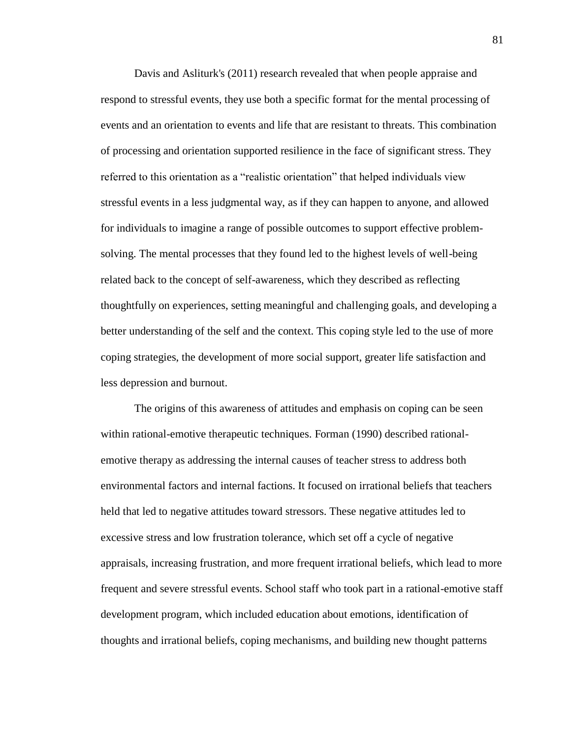Davis and Asliturk's (2011) research revealed that when people appraise and respond to stressful events, they use both a specific format for the mental processing of events and an orientation to events and life that are resistant to threats. This combination of processing and orientation supported resilience in the face of significant stress. They referred to this orientation as a "realistic orientation" that helped individuals view stressful events in a less judgmental way, as if they can happen to anyone, and allowed for individuals to imagine a range of possible outcomes to support effective problem-solving. The mental processes that they found led to the highest levels of well-being related back to the concept of self-awareness, which they described as reflecting thoughtfully on experiences, setting meaningful and challenging goals, and developing a better understanding of the self and the context. This coping style led to the use of more coping strategies, the development of more social support, greater life satisfaction and less depression and burnout.

The origins of this awareness of attitudes and emphasis on coping can be seen within rational-emotive therapeutic techniques. Forman (1990) described rational-emotive therapy as addressing the internal causes of teacher stress to address both environmental factors and internal factions. It focused on irrational beliefs that teachers held that led to negative attitudes toward stressors. These negative attitudes led to excessive stress and low frustration tolerance, which set off a cycle of negative appraisals, increasing frustration, and more frequent irrational beliefs, which lead to more frequent and severe stressful events. School staff who took part in a rational-emotive staff development program, which included education about emotions, identification of thoughts and irrational beliefs, coping mechanisms, and building new thought patterns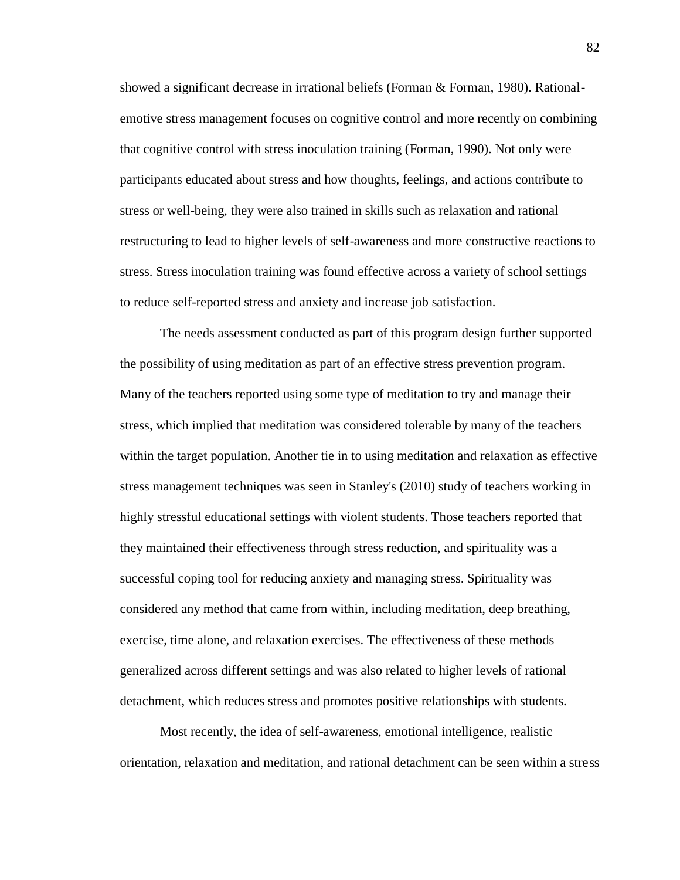showed a significant decrease in irrational beliefs (Forman & Forman, 1980). Rational-emotive stress management focuses on cognitive control and more recently on combining that cognitive control with stress inoculation training (Forman, 1990). Not only were participants educated about stress and how thoughts, feelings, and actions contribute to stress or well-being, they were also trained in skills such as relaxation and rational restructuring to lead to higher levels of self-awareness and more constructive reactions to stress. Stress inoculation training was found effective across a variety of school settings to reduce self-reported stress and anxiety and increase job satisfaction.

The needs assessment conducted as part of this program design further supported the possibility of using meditation as part of an effective stress prevention program. Many of the teachers reported using some type of meditation to try and manage their stress, which implied that meditation was considered tolerable by many of the teachers within the target population. Another tie in to using meditation and relaxation as effective stress management techniques was seen in Stanley's (2010) study of teachers working in highly stressful educational settings with violent students. Those teachers reported that they maintained their effectiveness through stress reduction, and spirituality was a successful coping tool for reducing anxiety and managing stress. Spirituality was considered any method that came from within, including meditation, deep breathing, exercise, time alone, and relaxation exercises. The effectiveness of these methods generalized across different settings and was also related to higher levels of rational detachment, which reduces stress and promotes positive relationships with students.

Most recently, the idea of self-awareness, emotional intelligence, realistic orientation, relaxation and meditation, and rational detachment can be seen within a stress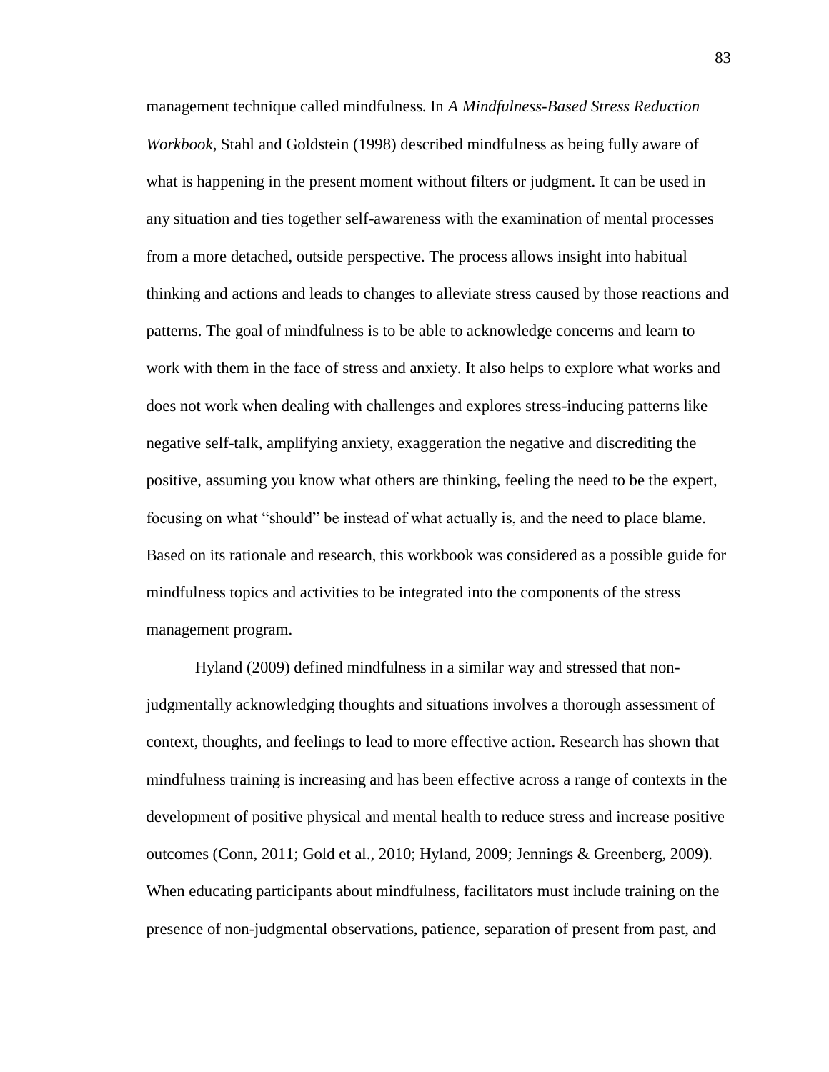management technique called mindfulness. In *A Mindfulness-Based Stress Reduction Workbook*, Stahl and Goldstein (1998) described mindfulness as being fully aware of what is happening in the present moment without filters or judgment. It can be used in any situation and ties together self-awareness with the examination of mental processes from a more detached, outside perspective. The process allows insight into habitual thinking and actions and leads to changes to alleviate stress caused by those reactions and patterns. The goal of mindfulness is to be able to acknowledge concerns and learn to work with them in the face of stress and anxiety. It also helps to explore what works and does not work when dealing with challenges and explores stress-inducing patterns like negative self-talk, amplifying anxiety, exaggeration the negative and discrediting the positive, assuming you know what others are thinking, feeling the need to be the expert, focusing on what "should" be instead of what actually is, and the need to place blame. Based on its rationale and research, this workbook was considered as a possible guide for mindfulness topics and activities to be integrated into the components of the stress management program.

Hyland (2009) defined mindfulness in a similar way and stressed that non-judgmentally acknowledging thoughts and situations involves a thorough assessment of context, thoughts, and feelings to lead to more effective action. Research has shown that mindfulness training is increasing and has been effective across a range of contexts in the development of positive physical and mental health to reduce stress and increase positive outcomes (Conn, 2011; Gold et al., 2010; Hyland, 2009; Jennings & Greenberg, 2009). When educating participants about mindfulness, facilitators must include training on the presence of non-judgmental observations, patience, separation of present from past, and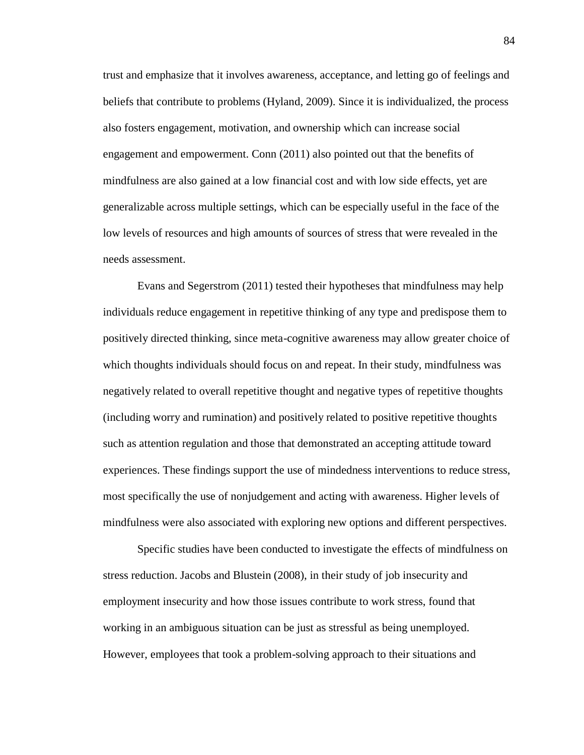trust and emphasize that it involves awareness, acceptance, and letting go of feelings and beliefs that contribute to problems (Hyland, 2009). Since it is individualized, the process also fosters engagement, motivation, and ownership which can increase social engagement and empowerment. Conn (2011) also pointed out that the benefits of mindfulness are also gained at a low financial cost and with low side effects, yet are generalizable across multiple settings, which can be especially useful in the face of the low levels of resources and high amounts of sources of stress that were revealed in the needs assessment.

Evans and Segerstrom (2011) tested their hypotheses that mindfulness may help individuals reduce engagement in repetitive thinking of any type and predispose them to positively directed thinking, since meta-cognitive awareness may allow greater choice of which thoughts individuals should focus on and repeat. In their study, mindfulness was negatively related to overall repetitive thought and negative types of repetitive thoughts (including worry and rumination) and positively related to positive repetitive thoughts such as attention regulation and those that demonstrated an accepting attitude toward experiences. These findings support the use of mindedness interventions to reduce stress, most specifically the use of nonjudgement and acting with awareness. Higher levels of mindfulness were also associated with exploring new options and different perspectives.

Specific studies have been conducted to investigate the effects of mindfulness on stress reduction. Jacobs and Blustein (2008), in their study of job insecurity and employment insecurity and how those issues contribute to work stress, found that working in an ambiguous situation can be just as stressful as being unemployed. However, employees that took a problem-solving approach to their situations and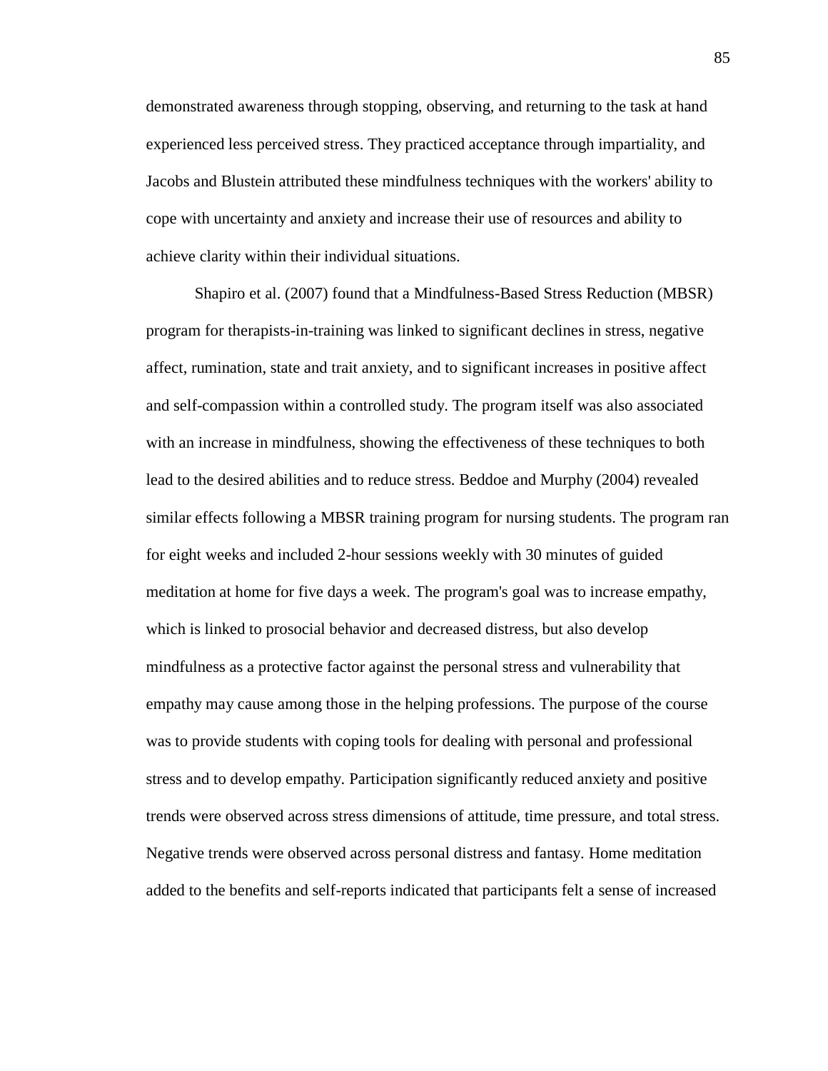demonstrated awareness through stopping, observing, and returning to the task at hand experienced less perceived stress. They practiced acceptance through impartiality, and Jacobs and Blustein attributed these mindfulness techniques with the workers' ability to cope with uncertainty and anxiety and increase their use of resources and ability to achieve clarity within their individual situations.

Shapiro et al. (2007) found that a Mindfulness-Based Stress Reduction (MBSR) program for therapists-in-training was linked to significant declines in stress, negative affect, rumination, state and trait anxiety, and to significant increases in positive affect and self-compassion within a controlled study. The program itself was also associated with an increase in mindfulness, showing the effectiveness of these techniques to both lead to the desired abilities and to reduce stress. Beddoe and Murphy (2004) revealed similar effects following a MBSR training program for nursing students. The program ran for eight weeks and included 2-hour sessions weekly with 30 minutes of guided meditation at home for five days a week. The program's goal was to increase empathy, which is linked to prosocial behavior and decreased distress, but also develop mindfulness as a protective factor against the personal stress and vulnerability that empathy may cause among those in the helping professions. The purpose of the course was to provide students with coping tools for dealing with personal and professional stress and to develop empathy. Participation significantly reduced anxiety and positive trends were observed across stress dimensions of attitude, time pressure, and total stress. Negative trends were observed across personal distress and fantasy. Home meditation added to the benefits and self-reports indicated that participants felt a sense of increased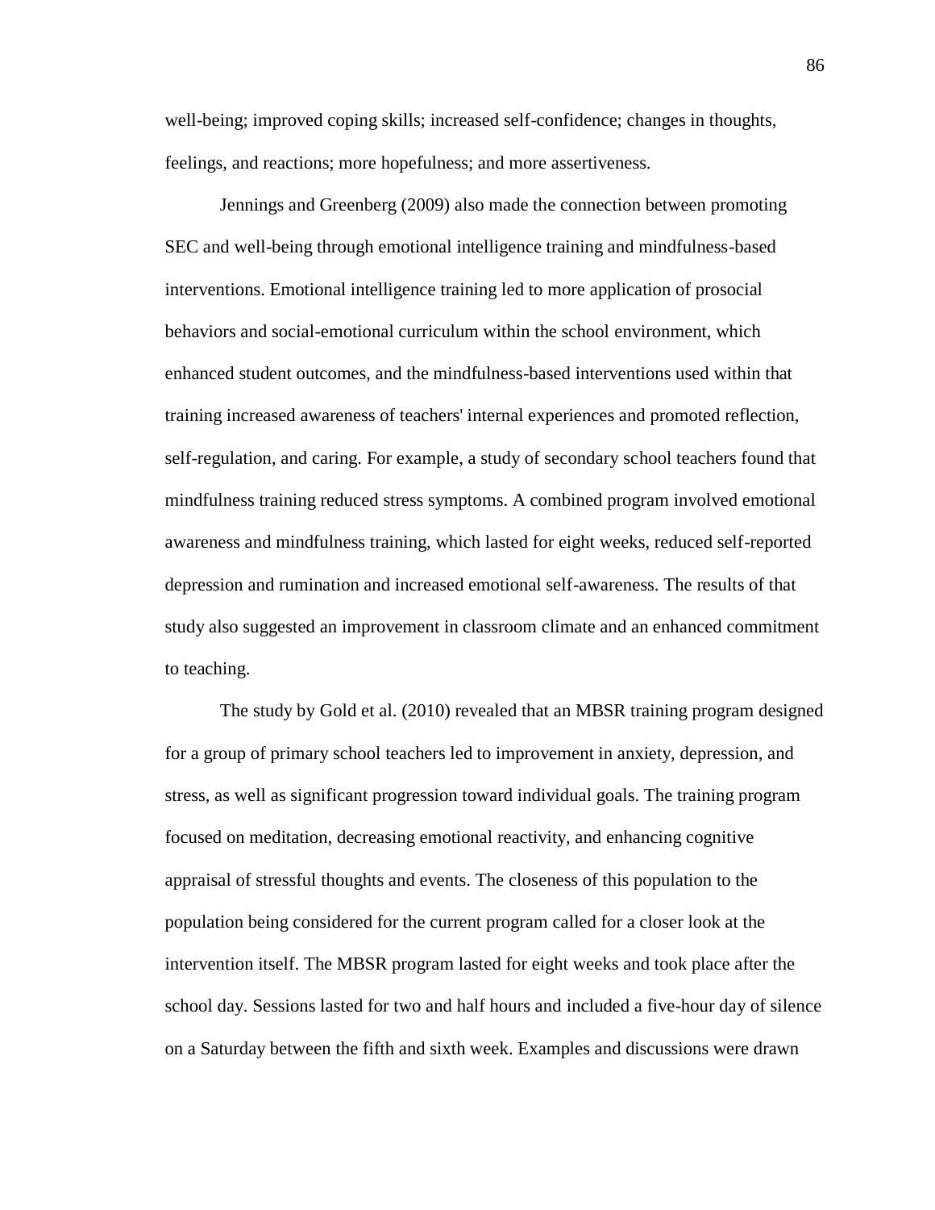well-being; improved coping skills; increased self-confidence; changes in thoughts, feelings, and reactions; more hopefulness; and more assertiveness.

Jennings and Greenberg (2009) also made the connection between promoting SEC and well-being through emotional intelligence training and mindfulness-based interventions. Emotional intelligence training led to more application of prosocial behaviors and social-emotional curriculum within the school environment, which enhanced student outcomes, and the mindfulness-based interventions used within that training increased awareness of teachers' internal experiences and promoted reflection, self-regulation, and caring. For example, a study of secondary school teachers found that mindfulness training reduced stress symptoms. A combined program involved emotional awareness and mindfulness training, which lasted for eight weeks, reduced self-reported depression and rumination and increased emotional self-awareness. The results of that study also suggested an improvement in classroom climate and an enhanced commitment to teaching.

The study by Gold et al. (2010) revealed that an MBSR training program designed for a group of primary school teachers led to improvement in anxiety, depression, and stress, as well as significant progression toward individual goals. The training program focused on meditation, decreasing emotional reactivity, and enhancing cognitive appraisal of stressful thoughts and events. The closeness of this population to the population being considered for the current program called for a closer look at the intervention itself. The MBSR program lasted for eight weeks and took place after the school day. Sessions lasted for two and half hours and included a five-hour day of silence on a Saturday between the fifth and sixth week. Examples and discussions were drawn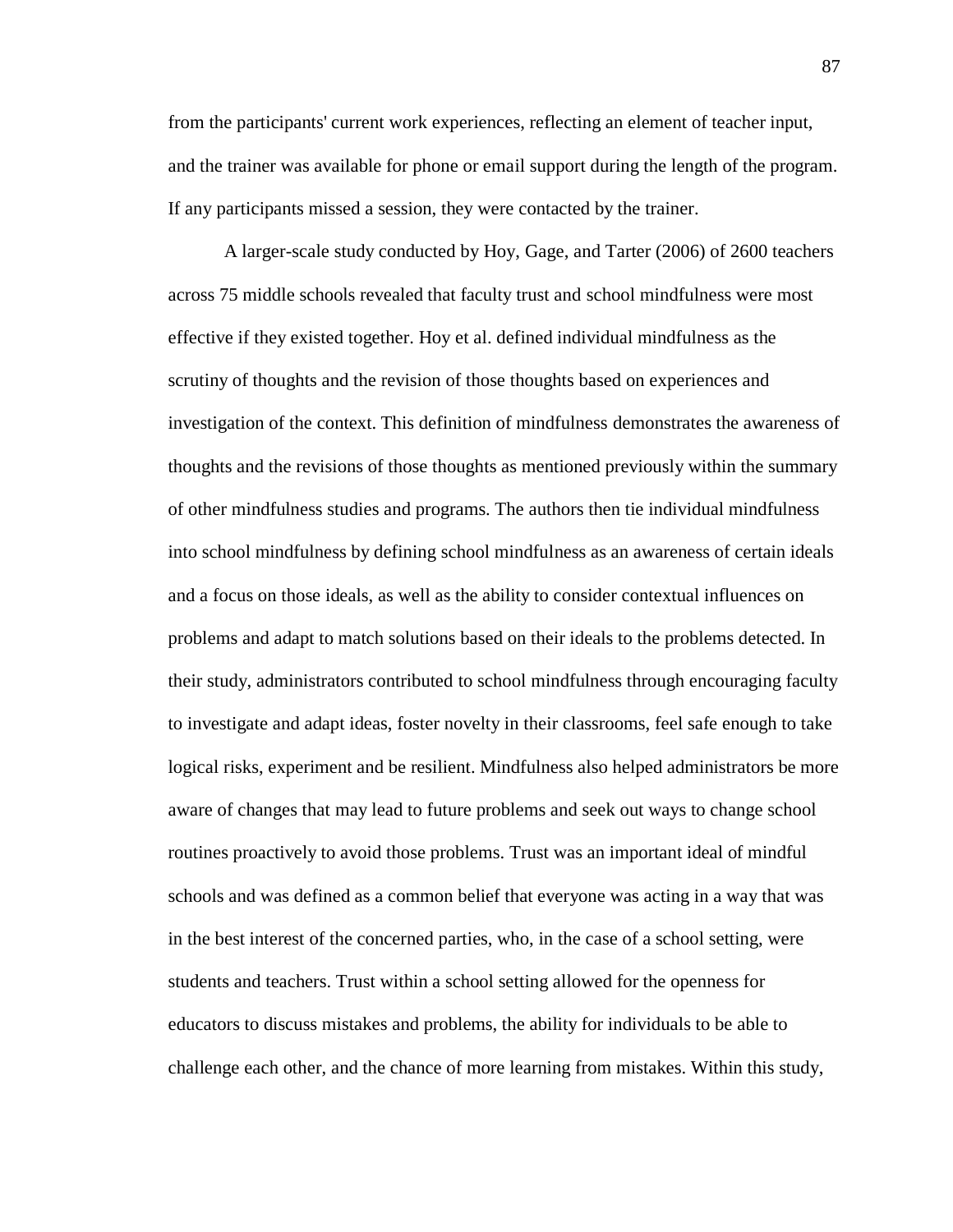from the participants' current work experiences, reflecting an element of teacher input, and the trainer was available for phone or email support during the length of the program. If any participants missed a session, they were contacted by the trainer.

A larger-scale study conducted by Hoy, Gage, and Tarter (2006) of 2600 teachers across 75 middle schools revealed that faculty trust and school mindfulness were most effective if they existed together. Hoy et al. defined individual mindfulness as the scrutiny of thoughts and the revision of those thoughts based on experiences and investigation of the context. This definition of mindfulness demonstrates the awareness of thoughts and the revisions of those thoughts as mentioned previously within the summary of other mindfulness studies and programs. The authors then tie individual mindfulness into school mindfulness by defining school mindfulness as an awareness of certain ideals and a focus on those ideals, as well as the ability to consider contextual influences on problems and adapt to match solutions based on their ideals to the problems detected. In their study, administrators contributed to school mindfulness through encouraging faculty to investigate and adapt ideas, foster novelty in their classrooms, feel safe enough to take logical risks, experiment and be resilient. Mindfulness also helped administrators be more aware of changes that may lead to future problems and seek out ways to change school routines proactively to avoid those problems. Trust was an important ideal of mindful schools and was defined as a common belief that everyone was acting in a way that was in the best interest of the concerned parties, who, in the case of a school setting, were students and teachers. Trust within a school setting allowed for the openness for educators to discuss mistakes and problems, the ability for individuals to be able to challenge each other, and the chance of more learning from mistakes. Within this study,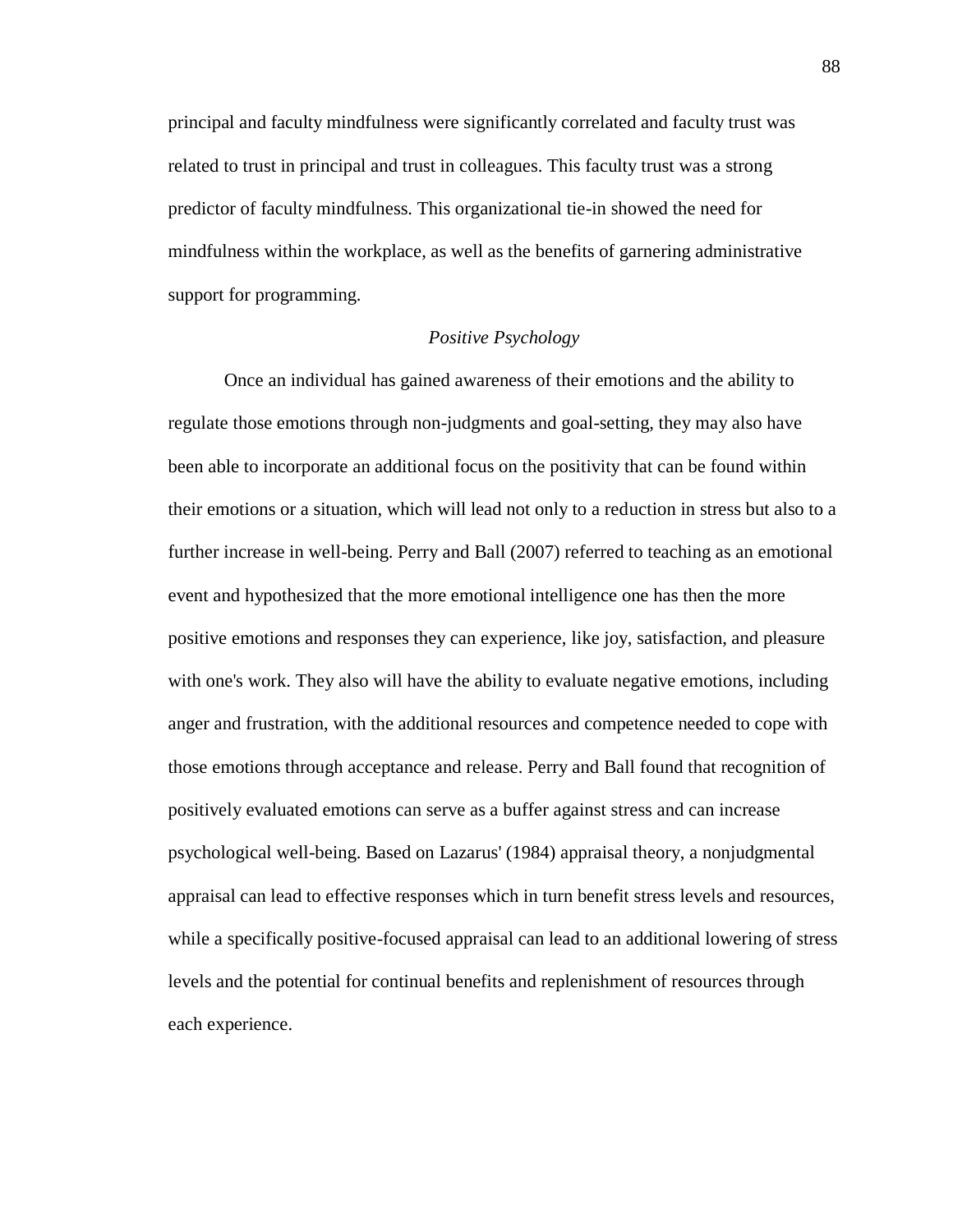principal and faculty mindfulness were significantly correlated and faculty trust was related to trust in principal and trust in colleagues. This faculty trust was a strong predictor of faculty mindfulness. This organizational tie-in showed the need for mindfulness within the workplace, as well as the benefits of garnering administrative support for programming.

### *Positive Psychology*

Once an individual has gained awareness of their emotions and the ability to regulate those emotions through non-judgments and goal-setting, they may also have been able to incorporate an additional focus on the positivity that can be found within their emotions or a situation, which will lead not only to a reduction in stress but also to a further increase in well-being. Perry and Ball (2007) referred to teaching as an emotional event and hypothesized that the more emotional intelligence one has then the more positive emotions and responses they can experience, like joy, satisfaction, and pleasure with one's work. They also will have the ability to evaluate negative emotions, including anger and frustration, with the additional resources and competence needed to cope with those emotions through acceptance and release. Perry and Ball found that recognition of positively evaluated emotions can serve as a buffer against stress and can increase psychological well-being. Based on Lazarus' (1984) appraisal theory, a nonjudgmental appraisal can lead to effective responses which in turn benefit stress levels and resources, while a specifically positive-focused appraisal can lead to an additional lowering of stress levels and the potential for continual benefits and replenishment of resources through each experience.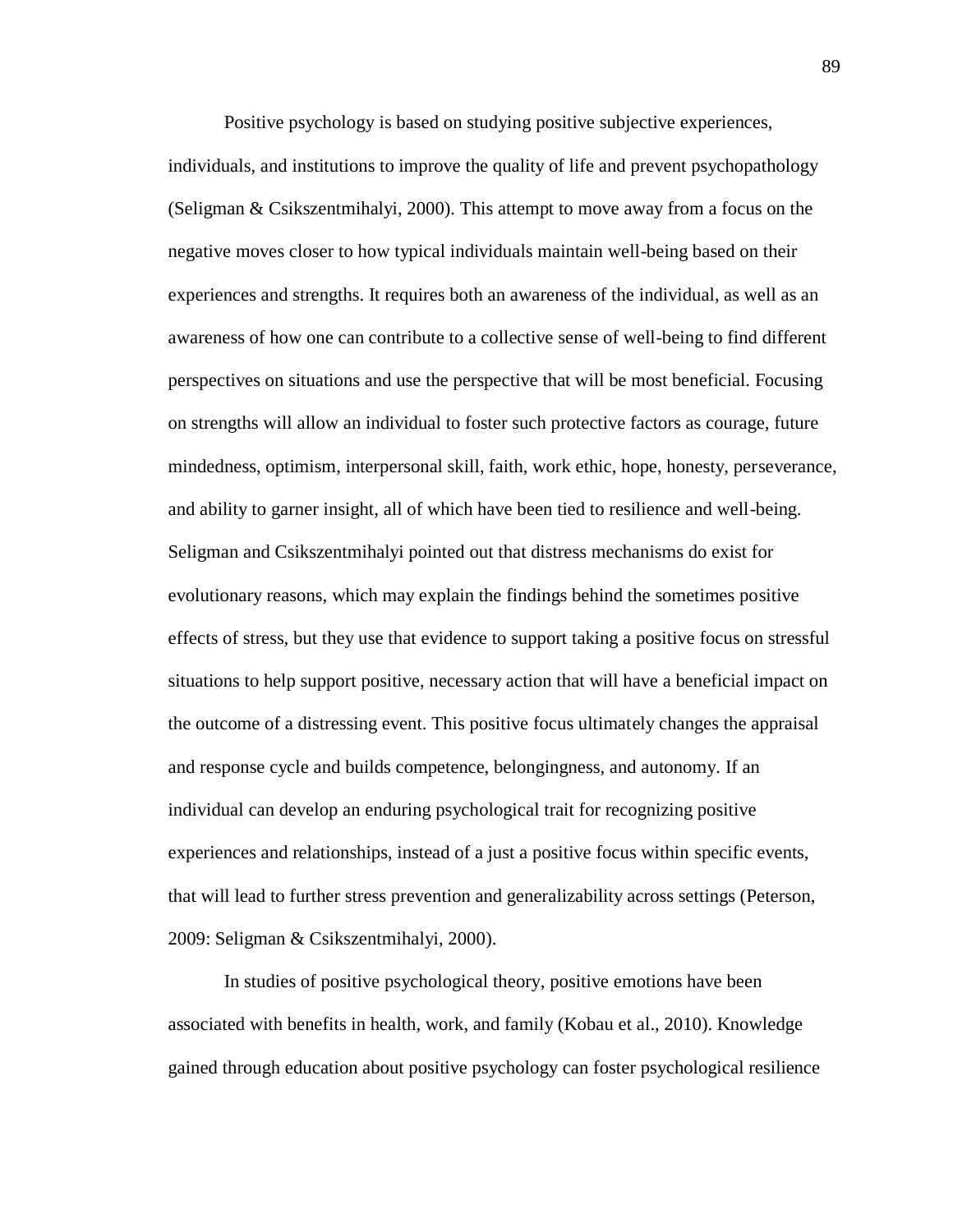Positive psychology is based on studying positive subjective experiences, individuals, and institutions to improve the quality of life and prevent psychopathology (Seligman & Csikszentmihalyi, 2000). This attempt to move away from a focus on the negative moves closer to how typical individuals maintain well-being based on their experiences and strengths. It requires both an awareness of the individual, as well as an awareness of how one can contribute to a collective sense of well-being to find different perspectives on situations and use the perspective that will be most beneficial. Focusing on strengths will allow an individual to foster such protective factors as courage, future mindedness, optimism, interpersonal skill, faith, work ethic, hope, honesty, perseverance, and ability to garner insight, all of which have been tied to resilience and well-being. Seligman and Csikszentmihalyi pointed out that distress mechanisms do exist for evolutionary reasons, which may explain the findings behind the sometimes positive effects of stress, but they use that evidence to support taking a positive focus on stressful situations to help support positive, necessary action that will have a beneficial impact on the outcome of a distressing event. This positive focus ultimately changes the appraisal and response cycle and builds competence, belongingness, and autonomy. If an individual can develop an enduring psychological trait for recognizing positive experiences and relationships, instead of a just a positive focus within specific events, that will lead to further stress prevention and generalizability across settings (Peterson, 2009: Seligman & Csikszentmihalyi, 2000).

In studies of positive psychological theory, positive emotions have been associated with benefits in health, work, and family (Kobau et al., 2010). Knowledge gained through education about positive psychology can foster psychological resilience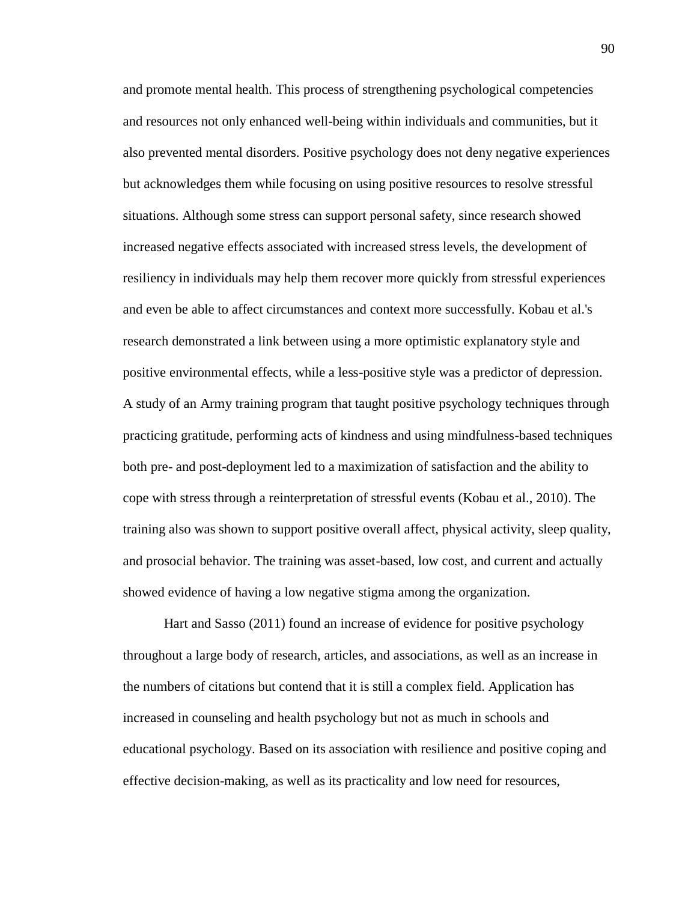and promote mental health. This process of strengthening psychological competencies and resources not only enhanced well-being within individuals and communities, but it also prevented mental disorders. Positive psychology does not deny negative experiences but acknowledges them while focusing on using positive resources to resolve stressful situations. Although some stress can support personal safety, since research showed increased negative effects associated with increased stress levels, the development of resiliency in individuals may help them recover more quickly from stressful experiences and even be able to affect circumstances and context more successfully. Kobau et al.'s research demonstrated a link between using a more optimistic explanatory style and positive environmental effects, while a less-positive style was a predictor of depression. A study of an Army training program that taught positive psychology techniques through practicing gratitude, performing acts of kindness and using mindfulness-based techniques both pre- and post-deployment led to a maximization of satisfaction and the ability to cope with stress through a reinterpretation of stressful events (Kobau et al., 2010). The training also was shown to support positive overall affect, physical activity, sleep quality, and prosocial behavior. The training was asset-based, low cost, and current and actually showed evidence of having a low negative stigma among the organization.

Hart and Sasso (2011) found an increase of evidence for positive psychology throughout a large body of research, articles, and associations, as well as an increase in the numbers of citations but contend that it is still a complex field. Application has increased in counseling and health psychology but not as much in schools and educational psychology. Based on its association with resilience and positive coping and effective decision-making, as well as its practicality and low need for resources,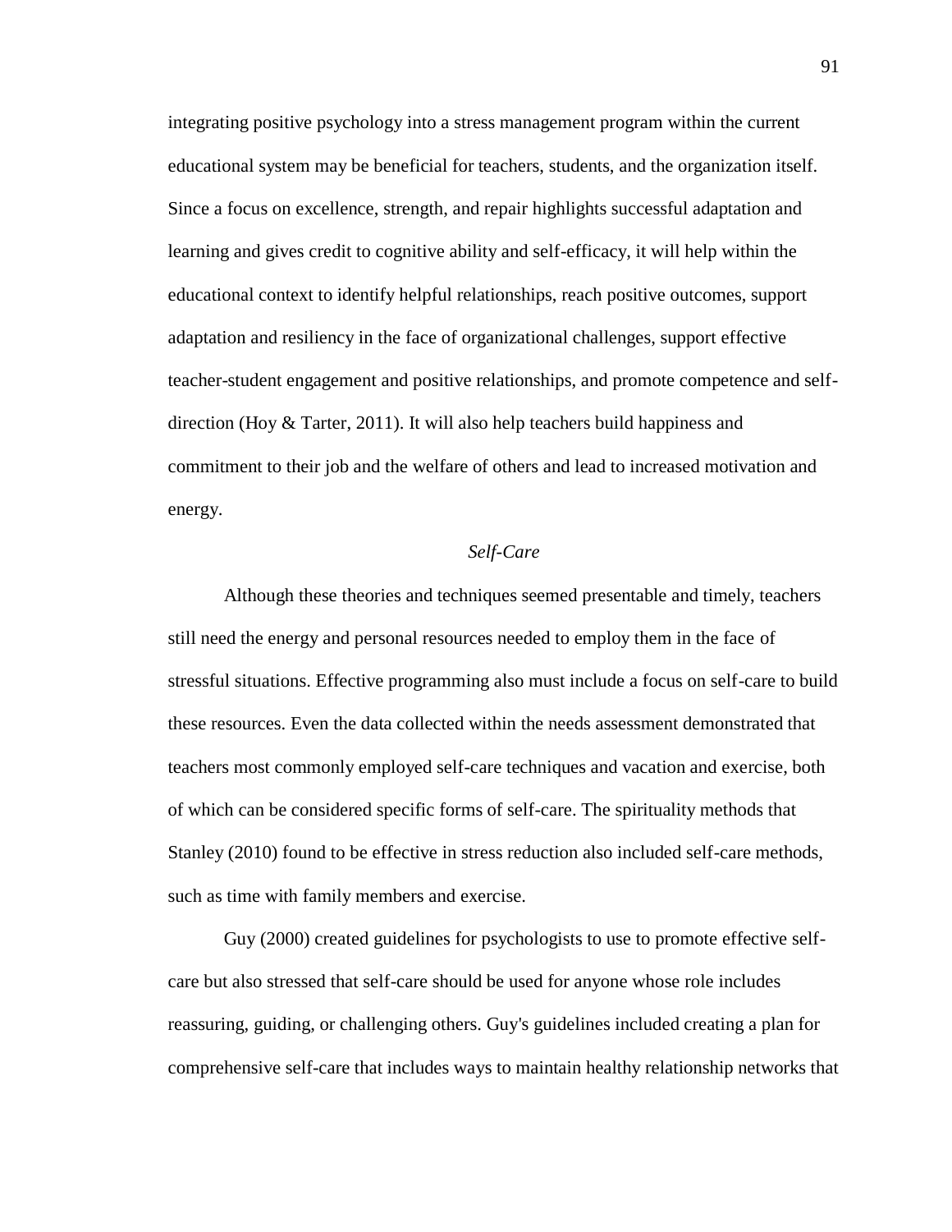integrating positive psychology into a stress management program within the current educational system may be beneficial for teachers, students, and the organization itself. Since a focus on excellence, strength, and repair highlights successful adaptation and learning and gives credit to cognitive ability and self-efficacy, it will help within the educational context to identify helpful relationships, reach positive outcomes, support adaptation and resiliency in the face of organizational challenges, support effective teacher-student engagement and positive relationships, and promote competence and self-direction (Hoy & Tarter, 2011). It will also help teachers build happiness and commitment to their job and the welfare of others and lead to increased motivation and energy.

### *Self-Care*

Although these theories and techniques seemed presentable and timely, teachers still need the energy and personal resources needed to employ them in the face of stressful situations. Effective programming also must include a focus on self-care to build these resources. Even the data collected within the needs assessment demonstrated that teachers most commonly employed self-care techniques and vacation and exercise, both of which can be considered specific forms of self-care. The spirituality methods that Stanley (2010) found to be effective in stress reduction also included self-care methods, such as time with family members and exercise.

Guy (2000) created guidelines for psychologists to use to promote effective self-care but also stressed that self-care should be used for anyone whose role includes reassuring, guiding, or challenging others. Guy's guidelines included creating a plan for comprehensive self-care that includes ways to maintain healthy relationship networks that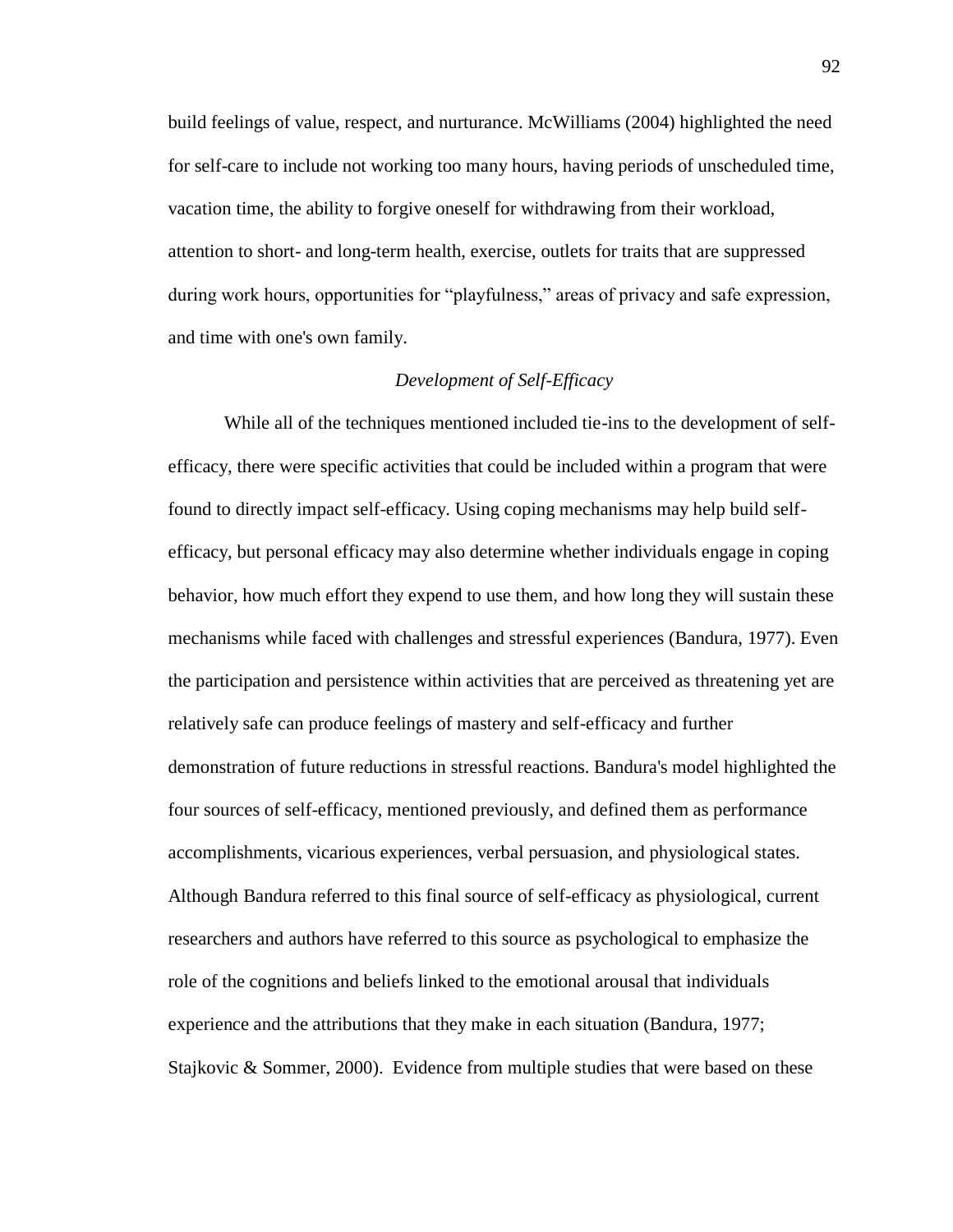build feelings of value, respect, and nurturance. McWilliams (2004) highlighted the need for self-care to include not working too many hours, having periods of unscheduled time, vacation time, the ability to forgive oneself for withdrawing from their workload, attention to short- and long-term health, exercise, outlets for traits that are suppressed during work hours, opportunities for "playfulness," areas of privacy and safe expression, and time with one's own family.

### *Development of Self-Efficacy*

While all of the techniques mentioned included tie-ins to the development of self-efficacy, there were specific activities that could be included within a program that were found to directly impact self-efficacy. Using coping mechanisms may help build self-efficacy, but personal efficacy may also determine whether individuals engage in coping behavior, how much effort they expend to use them, and how long they will sustain these mechanisms while faced with challenges and stressful experiences (Bandura, 1977). Even the participation and persistence within activities that are perceived as threatening yet are relatively safe can produce feelings of mastery and self-efficacy and further demonstration of future reductions in stressful reactions. Bandura's model highlighted the four sources of self-efficacy, mentioned previously, and defined them as performance accomplishments, vicarious experiences, verbal persuasion, and physiological states. Although Bandura referred to this final source of self-efficacy as physiological, current researchers and authors have referred to this source as psychological to emphasize the role of the cognitions and beliefs linked to the emotional arousal that individuals experience and the attributions that they make in each situation (Bandura, 1977; Stajkovic & Sommer, 2000). Evidence from multiple studies that were based on these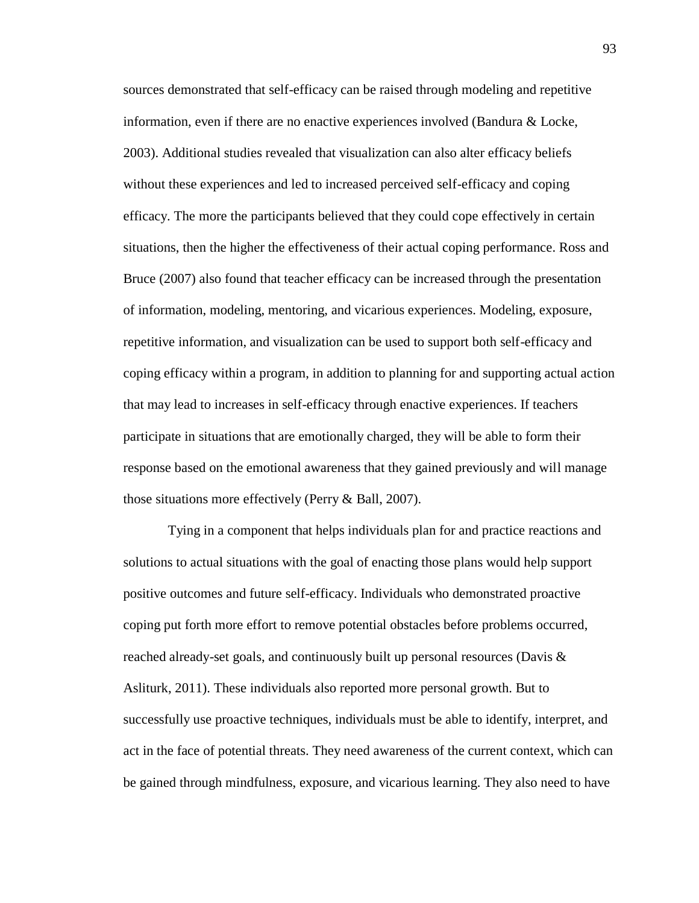sources demonstrated that self-efficacy can be raised through modeling and repetitive information, even if there are no enactive experiences involved (Bandura & Locke, 2003). Additional studies revealed that visualization can also alter efficacy beliefs without these experiences and led to increased perceived self-efficacy and coping efficacy. The more the participants believed that they could cope effectively in certain situations, then the higher the effectiveness of their actual coping performance. Ross and Bruce (2007) also found that teacher efficacy can be increased through the presentation of information, modeling, mentoring, and vicarious experiences. Modeling, exposure, repetitive information, and visualization can be used to support both self-efficacy and coping efficacy within a program, in addition to planning for and supporting actual action that may lead to increases in self-efficacy through enactive experiences. If teachers participate in situations that are emotionally charged, they will be able to form their response based on the emotional awareness that they gained previously and will manage those situations more effectively (Perry & Ball, 2007).

Tying in a component that helps individuals plan for and practice reactions and solutions to actual situations with the goal of enacting those plans would help support positive outcomes and future self-efficacy. Individuals who demonstrated proactive coping put forth more effort to remove potential obstacles before problems occurred, reached already-set goals, and continuously built up personal resources (Davis & Asliturk, 2011). These individuals also reported more personal growth. But to successfully use proactive techniques, individuals must be able to identify, interpret, and act in the face of potential threats. They need awareness of the current context, which can be gained through mindfulness, exposure, and vicarious learning. They also need to have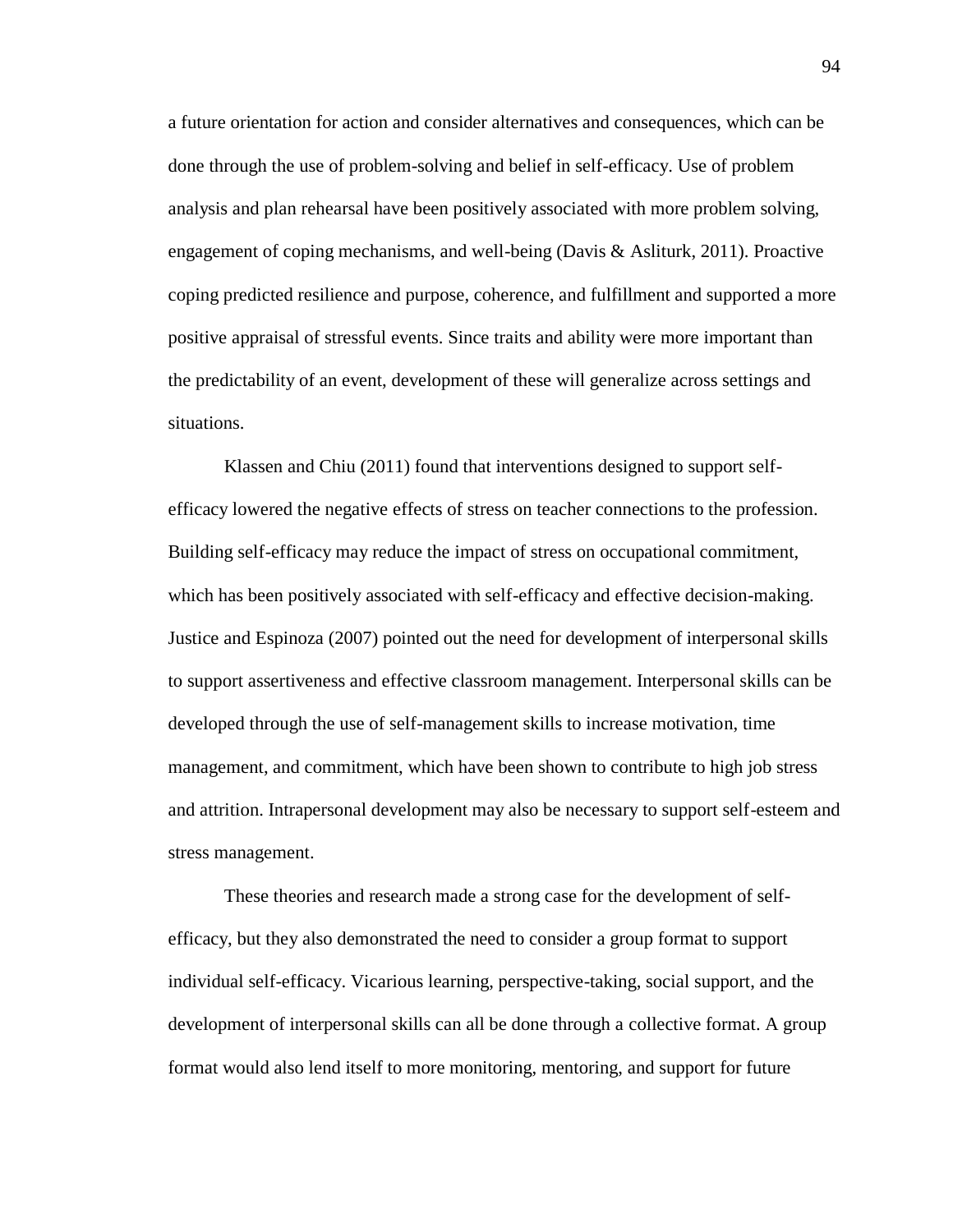a future orientation for action and consider alternatives and consequences, which can be done through the use of problem-solving and belief in self-efficacy. Use of problem analysis and plan rehearsal have been positively associated with more problem solving, engagement of coping mechanisms, and well-being (Davis & Asliturk, 2011). Proactive coping predicted resilience and purpose, coherence, and fulfillment and supported a more positive appraisal of stressful events. Since traits and ability were more important than the predictability of an event, development of these will generalize across settings and situations.

Klassen and Chiu (2011) found that interventions designed to support self-efficacy lowered the negative effects of stress on teacher connections to the profession. Building self-efficacy may reduce the impact of stress on occupational commitment, which has been positively associated with self-efficacy and effective decision-making. Justice and Espinoza (2007) pointed out the need for development of interpersonal skills to support assertiveness and effective classroom management. Interpersonal skills can be developed through the use of self-management skills to increase motivation, time management, and commitment, which have been shown to contribute to high job stress and attrition. Intrapersonal development may also be necessary to support self-esteem and stress management.

These theories and research made a strong case for the development of self-efficacy, but they also demonstrated the need to consider a group format to support individual self-efficacy. Vicarious learning, perspective-taking, social support, and the development of interpersonal skills can all be done through a collective format. A group format would also lend itself to more monitoring, mentoring, and support for future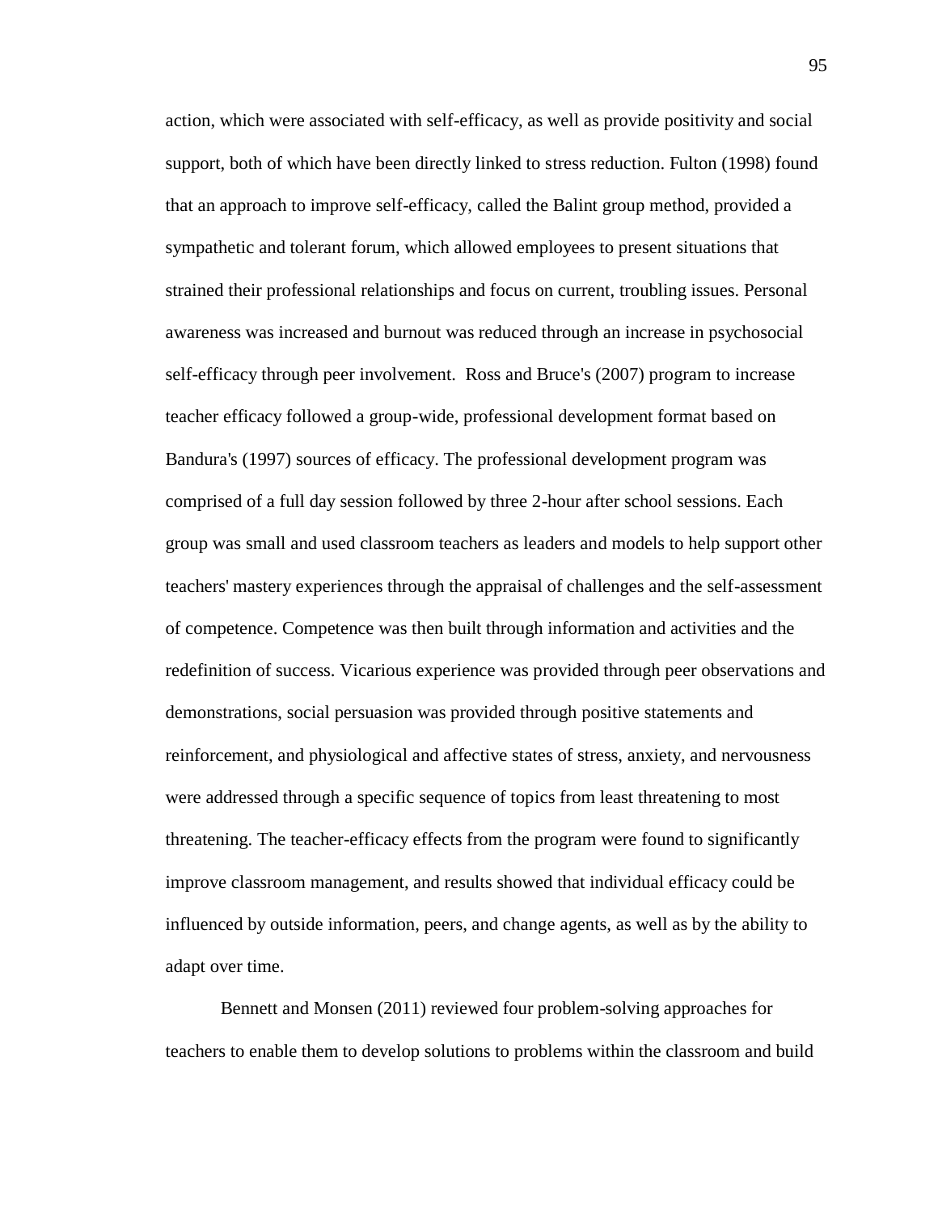action, which were associated with self-efficacy, as well as provide positivity and social support, both of which have been directly linked to stress reduction. Fulton (1998) found that an approach to improve self-efficacy, called the Balint group method, provided a sympathetic and tolerant forum, which allowed employees to present situations that strained their professional relationships and focus on current, troubling issues. Personal awareness was increased and burnout was reduced through an increase in psychosocial self-efficacy through peer involvement. Ross and Bruce's (2007) program to increase teacher efficacy followed a group-wide, professional development format based on Bandura's (1997) sources of efficacy. The professional development program was comprised of a full day session followed by three 2-hour after school sessions. Each group was small and used classroom teachers as leaders and models to help support other teachers' mastery experiences through the appraisal of challenges and the self-assessment of competence. Competence was then built through information and activities and the redefinition of success. Vicarious experience was provided through peer observations and demonstrations, social persuasion was provided through positive statements and reinforcement, and physiological and affective states of stress, anxiety, and nervousness were addressed through a specific sequence of topics from least threatening to most threatening. The teacher-efficacy effects from the program were found to significantly improve classroom management, and results showed that individual efficacy could be influenced by outside information, peers, and change agents, as well as by the ability to adapt over time.

Bennett and Monsen (2011) reviewed four problem-solving approaches for teachers to enable them to develop solutions to problems within the classroom and build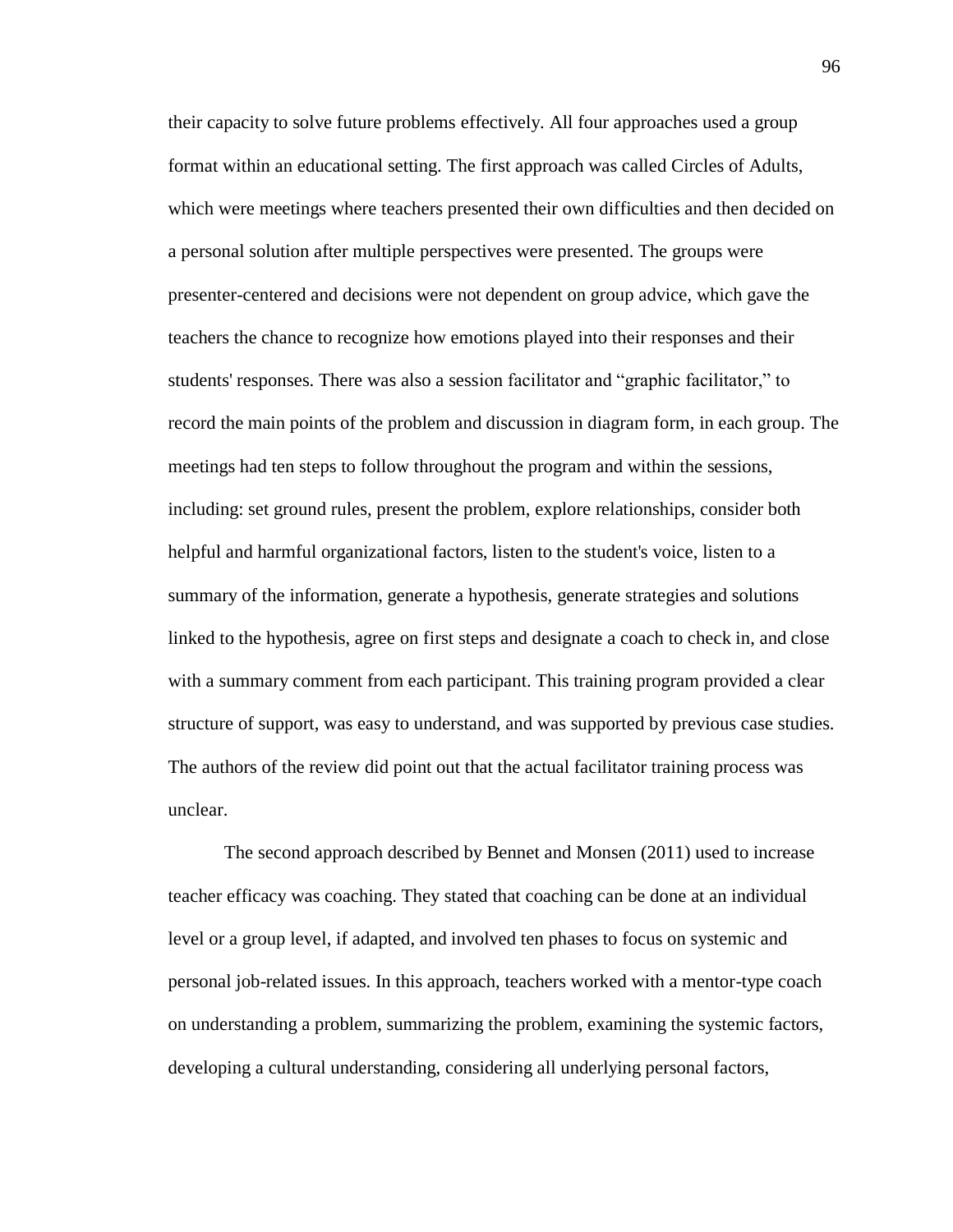their capacity to solve future problems effectively. All four approaches used a group format within an educational setting. The first approach was called Circles of Adults, which were meetings where teachers presented their own difficulties and then decided on a personal solution after multiple perspectives were presented. The groups were presenter-centered and decisions were not dependent on group advice, which gave the teachers the chance to recognize how emotions played into their responses and their students' responses. There was also a session facilitator and "graphic facilitator," to record the main points of the problem and discussion in diagram form, in each group. The meetings had ten steps to follow throughout the program and within the sessions, including: set ground rules, present the problem, explore relationships, consider both helpful and harmful organizational factors, listen to the student's voice, listen to a summary of the information, generate a hypothesis, generate strategies and solutions linked to the hypothesis, agree on first steps and designate a coach to check in, and close with a summary comment from each participant. This training program provided a clear structure of support, was easy to understand, and was supported by previous case studies. The authors of the review did point out that the actual facilitator training process was unclear.

The second approach described by Bennet and Monsen (2011) used to increase teacher efficacy was coaching. They stated that coaching can be done at an individual level or a group level, if adapted, and involved ten phases to focus on systemic and personal job-related issues. In this approach, teachers worked with a mentor-type coach on understanding a problem, summarizing the problem, examining the systemic factors, developing a cultural understanding, considering all underlying personal factors,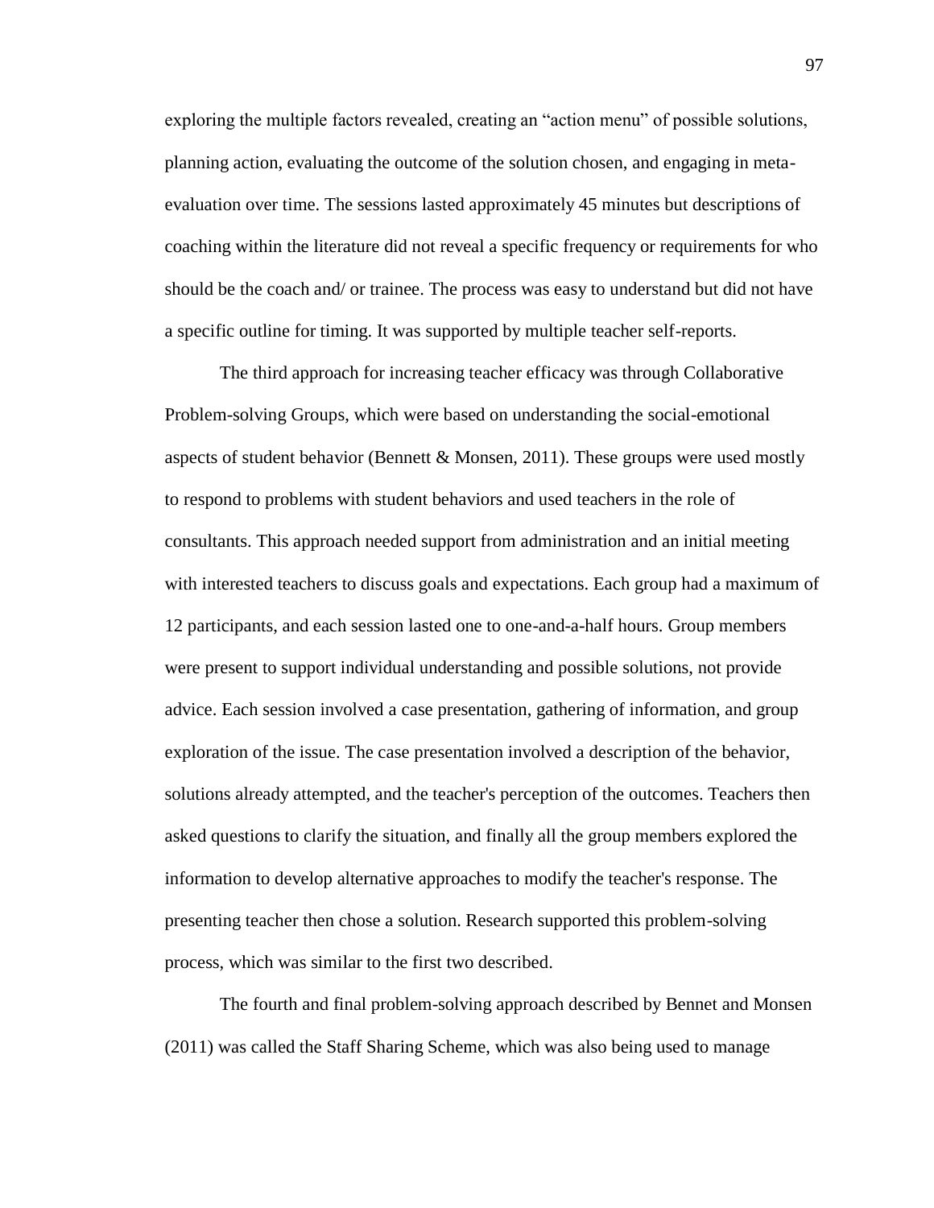exploring the multiple factors revealed, creating an "action menu" of possible solutions, planning action, evaluating the outcome of the solution chosen, and engaging in meta-evaluation over time. The sessions lasted approximately 45 minutes but descriptions of coaching within the literature did not reveal a specific frequency or requirements for who should be the coach and/ or trainee. The process was easy to understand but did not have a specific outline for timing. It was supported by multiple teacher self-reports.

The third approach for increasing teacher efficacy was through Collaborative Problem-solving Groups, which were based on understanding the social-emotional aspects of student behavior (Bennett & Monsen, 2011). These groups were used mostly to respond to problems with student behaviors and used teachers in the role of consultants. This approach needed support from administration and an initial meeting with interested teachers to discuss goals and expectations. Each group had a maximum of 12 participants, and each session lasted one to one-and-a-half hours. Group members were present to support individual understanding and possible solutions, not provide advice. Each session involved a case presentation, gathering of information, and group exploration of the issue. The case presentation involved a description of the behavior, solutions already attempted, and the teacher's perception of the outcomes. Teachers then asked questions to clarify the situation, and finally all the group members explored the information to develop alternative approaches to modify the teacher's response. The presenting teacher then chose a solution. Research supported this problem-solving process, which was similar to the first two described.

The fourth and final problem-solving approach described by Bennet and Monsen (2011) was called the Staff Sharing Scheme, which was also being used to manage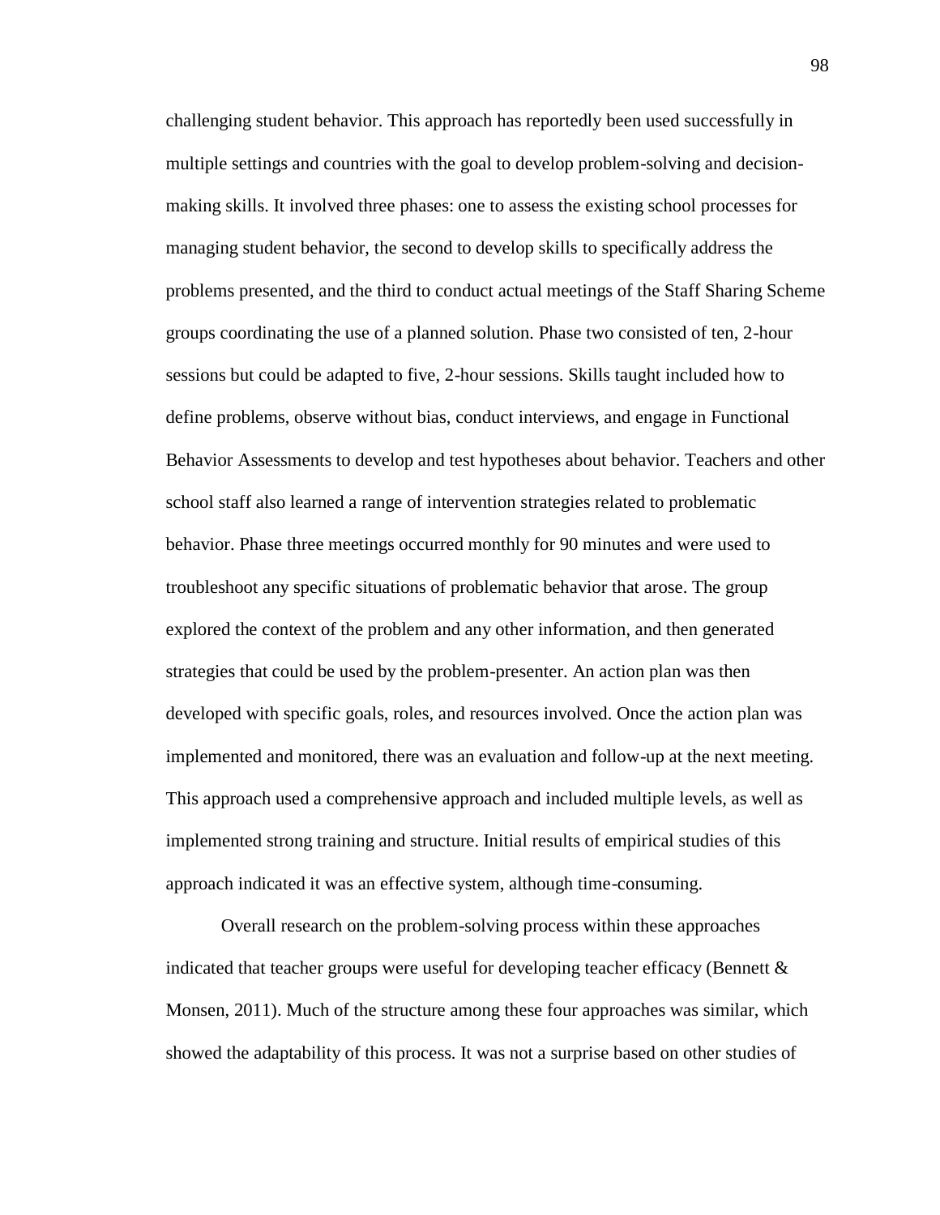challenging student behavior. This approach has reportedly been used successfully in multiple settings and countries with the goal to develop problem-solving and decision-making skills. It involved three phases: one to assess the existing school processes for managing student behavior, the second to develop skills to specifically address the problems presented, and the third to conduct actual meetings of the Staff Sharing Scheme groups coordinating the use of a planned solution. Phase two consisted of ten, 2-hour sessions but could be adapted to five, 2-hour sessions. Skills taught included how to define problems, observe without bias, conduct interviews, and engage in Functional Behavior Assessments to develop and test hypotheses about behavior. Teachers and other school staff also learned a range of intervention strategies related to problematic behavior. Phase three meetings occurred monthly for 90 minutes and were used to troubleshoot any specific situations of problematic behavior that arose. The group explored the context of the problem and any other information, and then generated strategies that could be used by the problem-presenter. An action plan was then developed with specific goals, roles, and resources involved. Once the action plan was implemented and monitored, there was an evaluation and follow-up at the next meeting. This approach used a comprehensive approach and included multiple levels, as well as implemented strong training and structure. Initial results of empirical studies of this approach indicated it was an effective system, although time-consuming.

Overall research on the problem-solving process within these approaches indicated that teacher groups were useful for developing teacher efficacy (Bennett & Monsen, 2011). Much of the structure among these four approaches was similar, which showed the adaptability of this process. It was not a surprise based on other studies of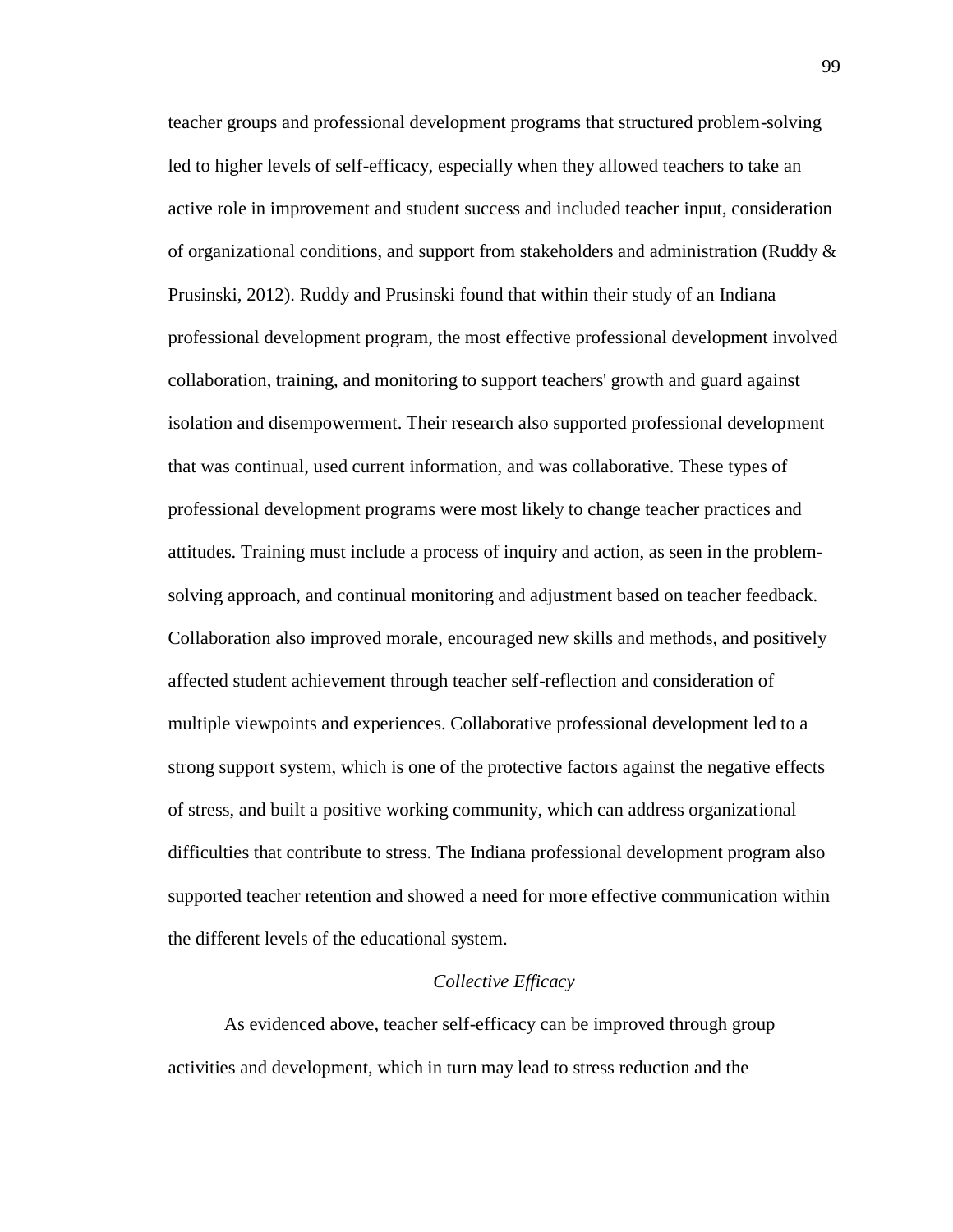teacher groups and professional development programs that structured problem-solving led to higher levels of self-efficacy, especially when they allowed teachers to take an active role in improvement and student success and included teacher input, consideration of organizational conditions, and support from stakeholders and administration (Ruddy & Prusinski, 2012). Ruddy and Prusinski found that within their study of an Indiana professional development program, the most effective professional development involved collaboration, training, and monitoring to support teachers' growth and guard against isolation and disempowerment. Their research also supported professional development that was continual, used current information, and was collaborative. These types of professional development programs were most likely to change teacher practices and attitudes. Training must include a process of inquiry and action, as seen in the problem-solving approach, and continual monitoring and adjustment based on teacher feedback. Collaboration also improved morale, encouraged new skills and methods, and positively affected student achievement through teacher self-reflection and consideration of multiple viewpoints and experiences. Collaborative professional development led to a strong support system, which is one of the protective factors against the negative effects of stress, and built a positive working community, which can address organizational difficulties that contribute to stress. The Indiana professional development program also supported teacher retention and showed a need for more effective communication within the different levels of the educational system.

### *Collective Efficacy*

As evidenced above, teacher self-efficacy can be improved through group activities and development, which in turn may lead to stress reduction and the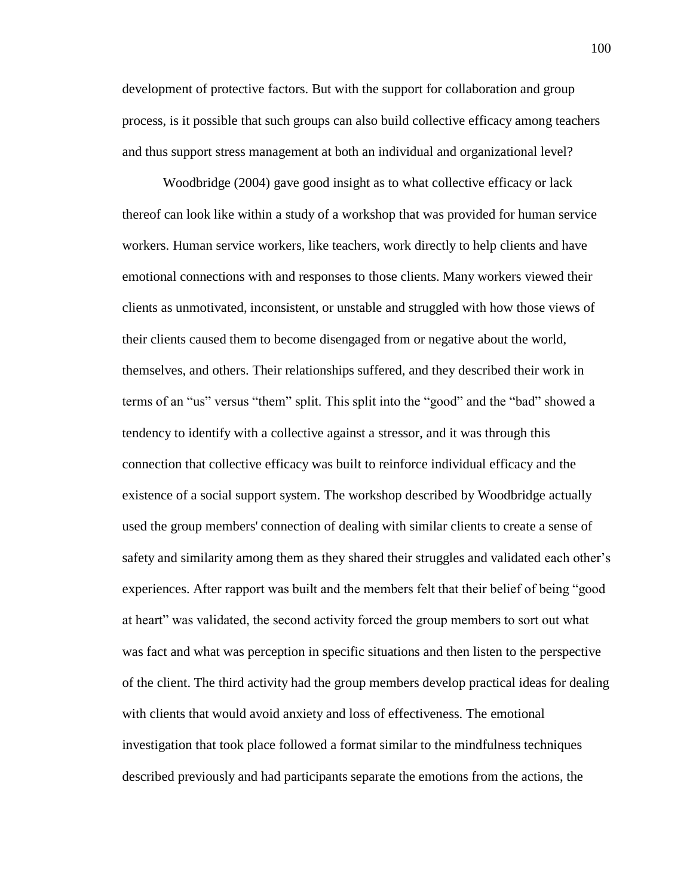development of protective factors. But with the support for collaboration and group process, is it possible that such groups can also build collective efficacy among teachers and thus support stress management at both an individual and organizational level?

Woodbridge (2004) gave good insight as to what collective efficacy or lack thereof can look like within a study of a workshop that was provided for human service workers. Human service workers, like teachers, work directly to help clients and have emotional connections with and responses to those clients. Many workers viewed their clients as unmotivated, inconsistent, or unstable and struggled with how those views of their clients caused them to become disengaged from or negative about the world, themselves, and others. Their relationships suffered, and they described their work in terms of an "us" versus "them" split. This split into the "good" and the "bad" showed a tendency to identify with a collective against a stressor, and it was through this connection that collective efficacy was built to reinforce individual efficacy and the existence of a social support system. The workshop described by Woodbridge actually used the group members' connection of dealing with similar clients to create a sense of safety and similarity among them as they shared their struggles and validated each other's experiences. After rapport was built and the members felt that their belief of being "good at heart" was validated, the second activity forced the group members to sort out what was fact and what was perception in specific situations and then listen to the perspective of the client. The third activity had the group members develop practical ideas for dealing with clients that would avoid anxiety and loss of effectiveness. The emotional investigation that took place followed a format similar to the mindfulness techniques described previously and had participants separate the emotions from the actions, the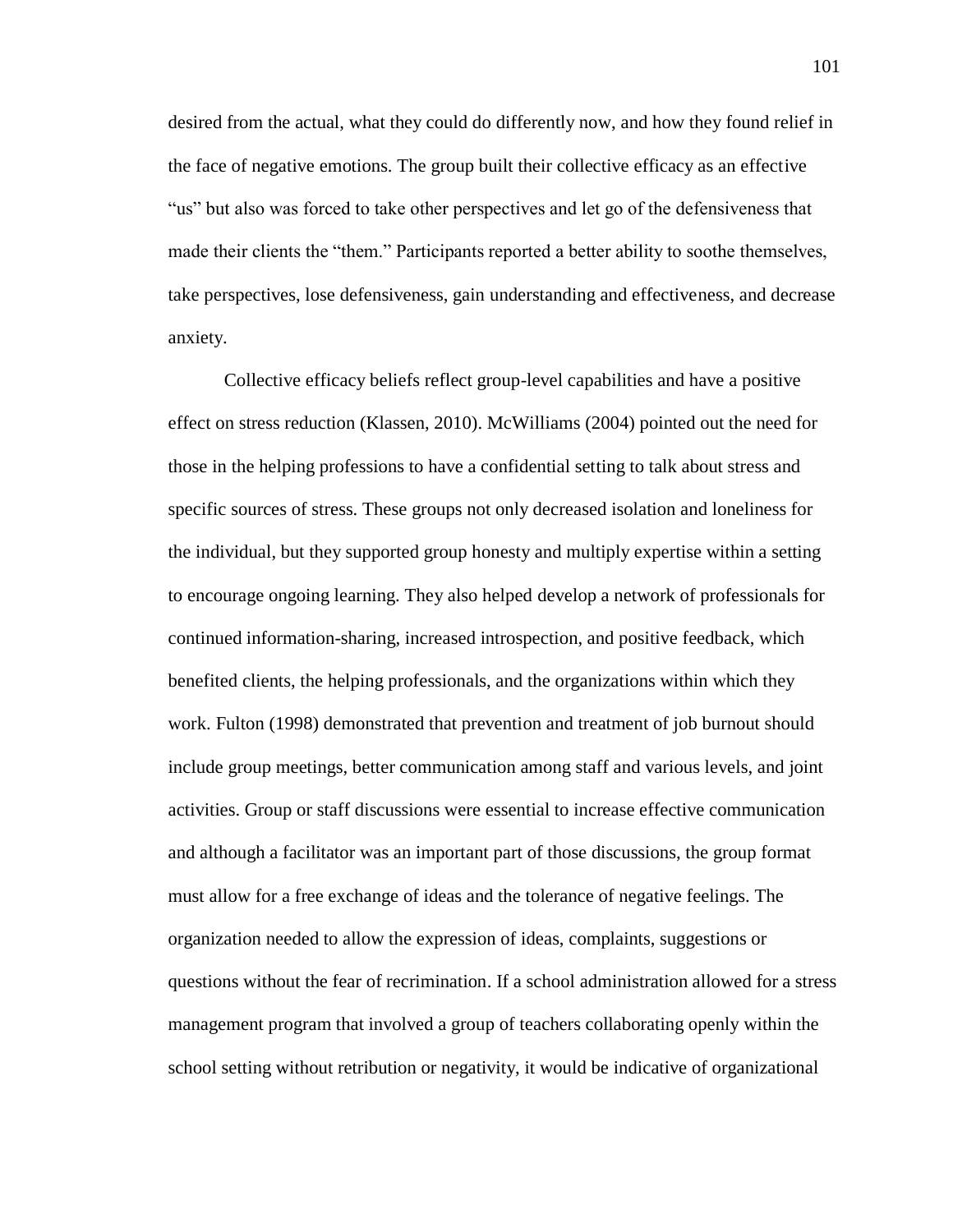desired from the actual, what they could do differently now, and how they found relief in the face of negative emotions. The group built their collective efficacy as an effective "us" but also was forced to take other perspectives and let go of the defensiveness that made their clients the "them." Participants reported a better ability to soothe themselves, take perspectives, lose defensiveness, gain understanding and effectiveness, and decrease anxiety.

Collective efficacy beliefs reflect group-level capabilities and have a positive effect on stress reduction (Klassen, 2010). McWilliams (2004) pointed out the need for those in the helping professions to have a confidential setting to talk about stress and specific sources of stress. These groups not only decreased isolation and loneliness for the individual, but they supported group honesty and multiply expertise within a setting to encourage ongoing learning. They also helped develop a network of professionals for continued information-sharing, increased introspection, and positive feedback, which benefited clients, the helping professionals, and the organizations within which they work. Fulton (1998) demonstrated that prevention and treatment of job burnout should include group meetings, better communication among staff and various levels, and joint activities. Group or staff discussions were essential to increase effective communication and although a facilitator was an important part of those discussions, the group format must allow for a free exchange of ideas and the tolerance of negative feelings. The organization needed to allow the expression of ideas, complaints, suggestions or questions without the fear of recrimination. If a school administration allowed for a stress management program that involved a group of teachers collaborating openly within the school setting without retribution or negativity, it would be indicative of organizational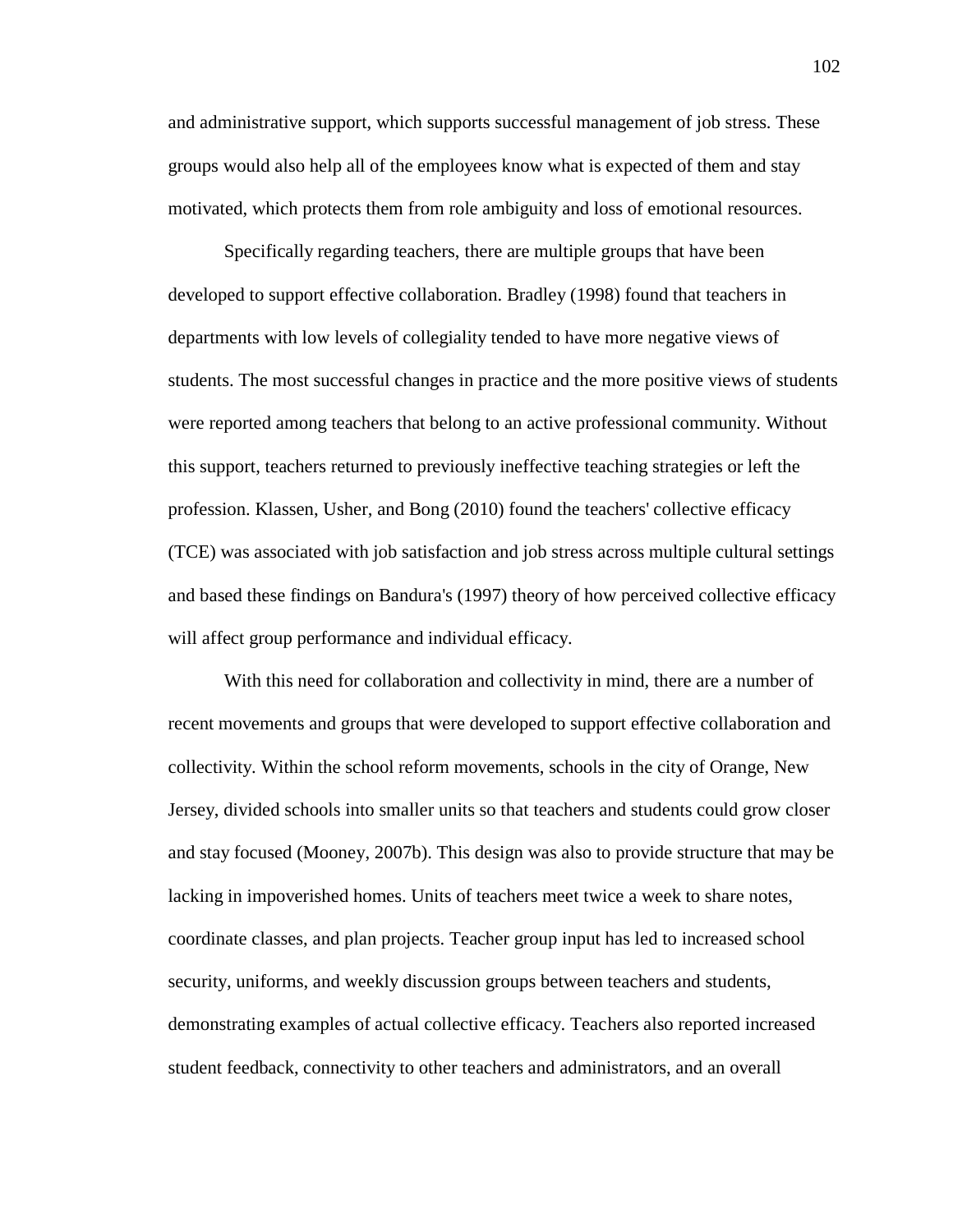and administrative support, which supports successful management of job stress. These groups would also help all of the employees know what is expected of them and stay motivated, which protects them from role ambiguity and loss of emotional resources.

Specifically regarding teachers, there are multiple groups that have been developed to support effective collaboration. Bradley (1998) found that teachers in departments with low levels of collegiality tended to have more negative views of students. The most successful changes in practice and the more positive views of students were reported among teachers that belong to an active professional community. Without this support, teachers returned to previously ineffective teaching strategies or left the profession. Klassen, Usher, and Bong (2010) found the teachers' collective efficacy (TCE) was associated with job satisfaction and job stress across multiple cultural settings and based these findings on Bandura's (1997) theory of how perceived collective efficacy will affect group performance and individual efficacy.

With this need for collaboration and collectivity in mind, there are a number of recent movements and groups that were developed to support effective collaboration and collectivity. Within the school reform movements, schools in the city of Orange, New Jersey, divided schools into smaller units so that teachers and students could grow closer and stay focused (Mooney, 2007b). This design was also to provide structure that may be lacking in impoverished homes. Units of teachers meet twice a week to share notes, coordinate classes, and plan projects. Teacher group input has led to increased school security, uniforms, and weekly discussion groups between teachers and students, demonstrating examples of actual collective efficacy. Teachers also reported increased student feedback, connectivity to other teachers and administrators, and an overall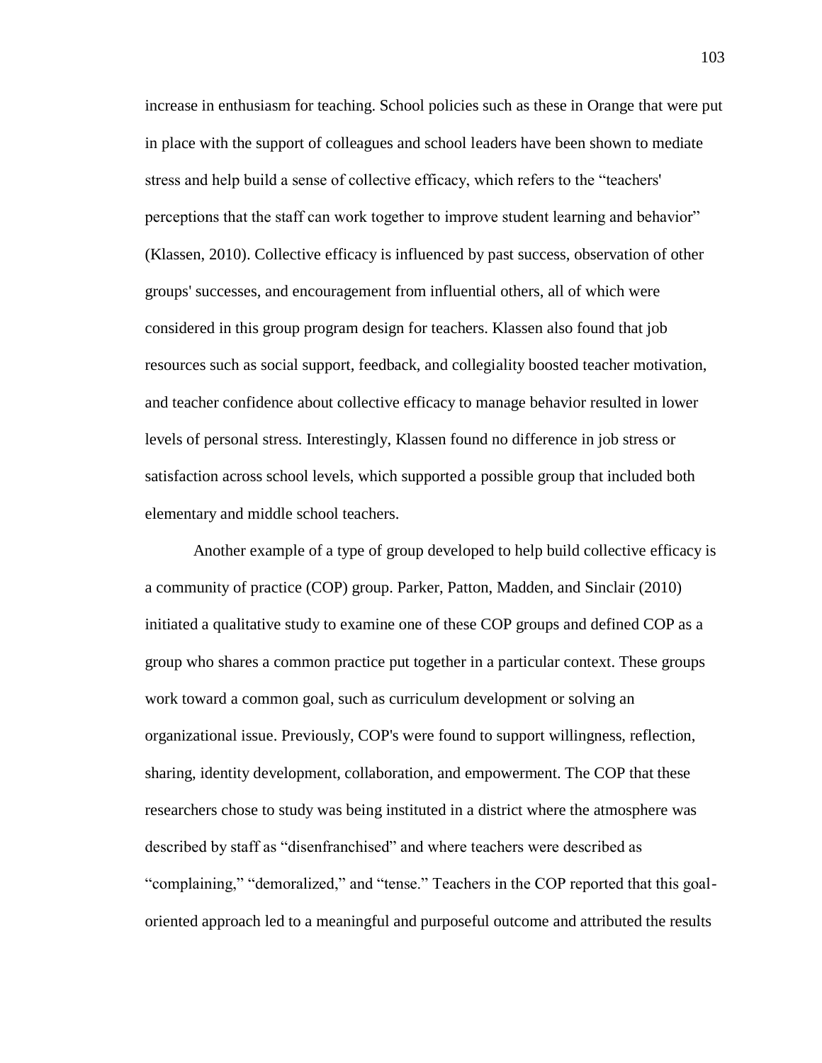increase in enthusiasm for teaching. School policies such as these in Orange that were put in place with the support of colleagues and school leaders have been shown to mediate stress and help build a sense of collective efficacy, which refers to the "teachers' perceptions that the staff can work together to improve student learning and behavior" (Klassen, 2010). Collective efficacy is influenced by past success, observation of other groups' successes, and encouragement from influential others, all of which were considered in this group program design for teachers. Klassen also found that job resources such as social support, feedback, and collegiality boosted teacher motivation, and teacher confidence about collective efficacy to manage behavior resulted in lower levels of personal stress. Interestingly, Klassen found no difference in job stress or satisfaction across school levels, which supported a possible group that included both elementary and middle school teachers.

Another example of a type of group developed to help build collective efficacy is a community of practice (COP) group. Parker, Patton, Madden, and Sinclair (2010) initiated a qualitative study to examine one of these COP groups and defined COP as a group who shares a common practice put together in a particular context. These groups work toward a common goal, such as curriculum development or solving an organizational issue. Previously, COP's were found to support willingness, reflection, sharing, identity development, collaboration, and empowerment. The COP that these researchers chose to study was being instituted in a district where the atmosphere was described by staff as "disenfranchised" and where teachers were described as "complaining," "demoralized," and "tense." Teachers in the COP reported that this goal-oriented approach led to a meaningful and purposeful outcome and attributed the results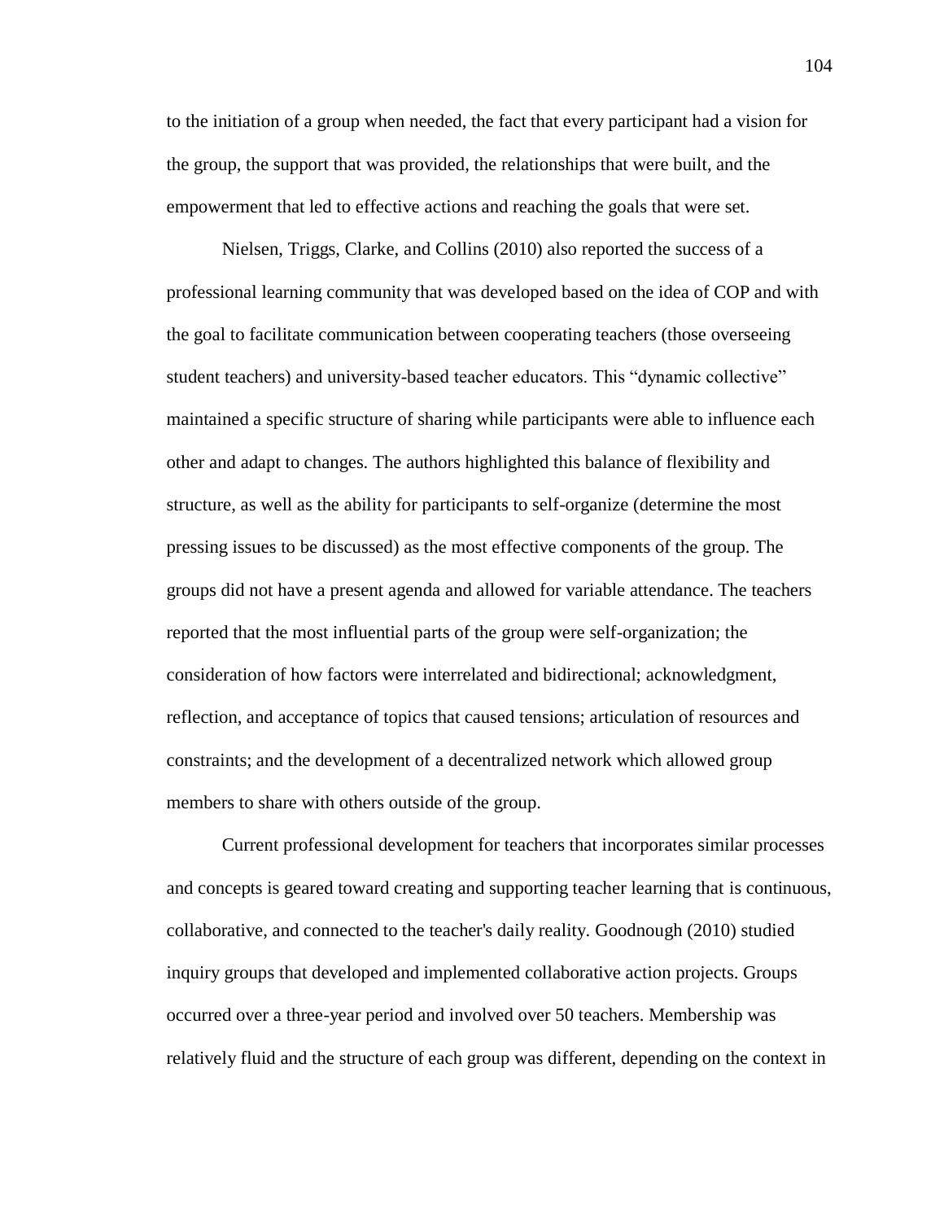to the initiation of a group when needed, the fact that every participant had a vision for the group, the support that was provided, the relationships that were built, and the empowerment that led to effective actions and reaching the goals that were set.

Nielsen, Triggs, Clarke, and Collins (2010) also reported the success of a professional learning community that was developed based on the idea of COP and with the goal to facilitate communication between cooperating teachers (those overseeing student teachers) and university-based teacher educators. This "dynamic collective" maintained a specific structure of sharing while participants were able to influence each other and adapt to changes. The authors highlighted this balance of flexibility and structure, as well as the ability for participants to self-organize (determine the most pressing issues to be discussed) as the most effective components of the group. The groups did not have a present agenda and allowed for variable attendance. The teachers reported that the most influential parts of the group were self-organization; the consideration of how factors were interrelated and bidirectional; acknowledgment, reflection, and acceptance of topics that caused tensions; articulation of resources and constraints; and the development of a decentralized network which allowed group members to share with others outside of the group.

Current professional development for teachers that incorporates similar processes and concepts is geared toward creating and supporting teacher learning that is continuous, collaborative, and connected to the teacher's daily reality. Goodnough (2010) studied inquiry groups that developed and implemented collaborative action projects. Groups occurred over a three-year period and involved over 50 teachers. Membership was relatively fluid and the structure of each group was different, depending on the context in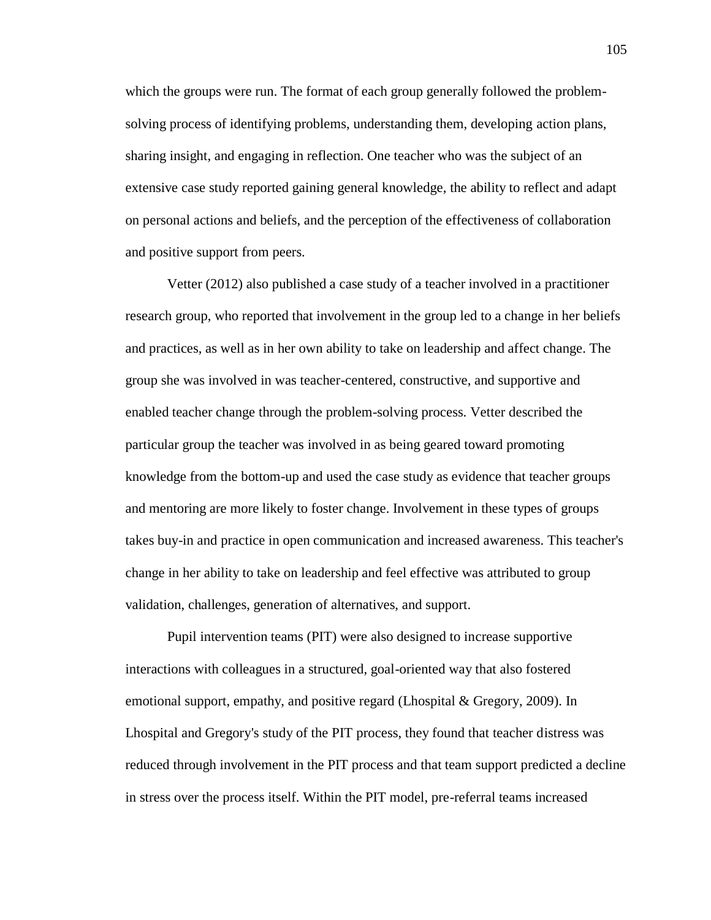which the groups were run. The format of each group generally followed the problem-solving process of identifying problems, understanding them, developing action plans, sharing insight, and engaging in reflection. One teacher who was the subject of an extensive case study reported gaining general knowledge, the ability to reflect and adapt on personal actions and beliefs, and the perception of the effectiveness of collaboration and positive support from peers.

Vetter (2012) also published a case study of a teacher involved in a practitioner research group, who reported that involvement in the group led to a change in her beliefs and practices, as well as in her own ability to take on leadership and affect change. The group she was involved in was teacher-centered, constructive, and supportive and enabled teacher change through the problem-solving process. Vetter described the particular group the teacher was involved in as being geared toward promoting knowledge from the bottom-up and used the case study as evidence that teacher groups and mentoring are more likely to foster change. Involvement in these types of groups takes buy-in and practice in open communication and increased awareness. This teacher's change in her ability to take on leadership and feel effective was attributed to group validation, challenges, generation of alternatives, and support.

Pupil intervention teams (PIT) were also designed to increase supportive interactions with colleagues in a structured, goal-oriented way that also fostered emotional support, empathy, and positive regard (Lhospital & Gregory, 2009). In Lhospital and Gregory's study of the PIT process, they found that teacher distress was reduced through involvement in the PIT process and that team support predicted a decline in stress over the process itself. Within the PIT model, pre-referral teams increased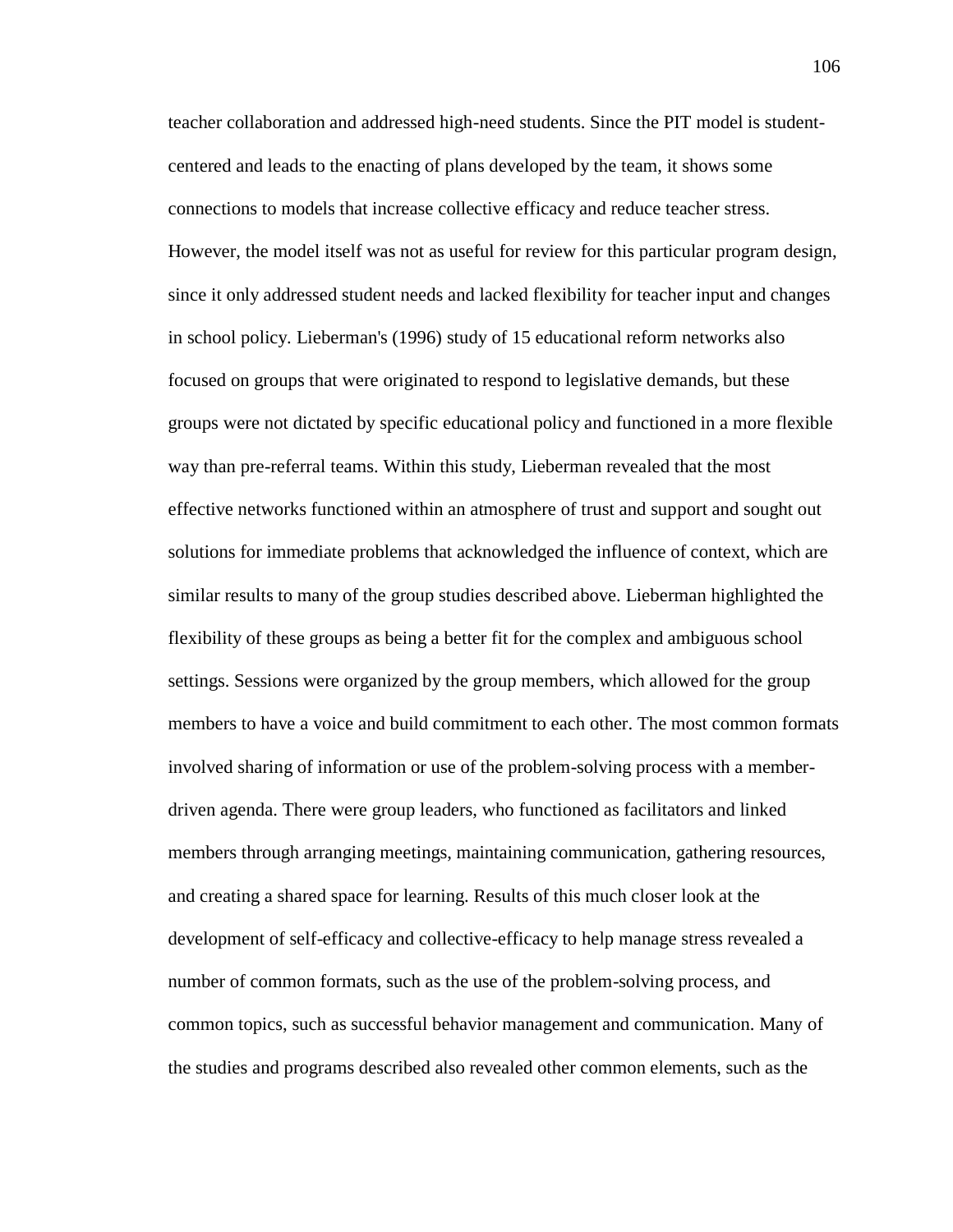teacher collaboration and addressed high-need students. Since the PIT model is student-centered and leads to the enacting of plans developed by the team, it shows some connections to models that increase collective efficacy and reduce teacher stress. However, the model itself was not as useful for review for this particular program design, since it only addressed student needs and lacked flexibility for teacher input and changes in school policy. Lieberman's (1996) study of 15 educational reform networks also focused on groups that were originated to respond to legislative demands, but these groups were not dictated by specific educational policy and functioned in a more flexible way than pre-referral teams. Within this study, Lieberman revealed that the most effective networks functioned within an atmosphere of trust and support and sought out solutions for immediate problems that acknowledged the influence of context, which are similar results to many of the group studies described above. Lieberman highlighted the flexibility of these groups as being a better fit for the complex and ambiguous school settings. Sessions were organized by the group members, which allowed for the group members to have a voice and build commitment to each other. The most common formats involved sharing of information or use of the problem-solving process with a member-driven agenda. There were group leaders, who functioned as facilitators and linked members through arranging meetings, maintaining communication, gathering resources, and creating a shared space for learning. Results of this much closer look at the development of self-efficacy and collective-efficacy to help manage stress revealed a number of common formats, such as the use of the problem-solving process, and common topics, such as successful behavior management and communication. Many of the studies and programs described also revealed other common elements, such as the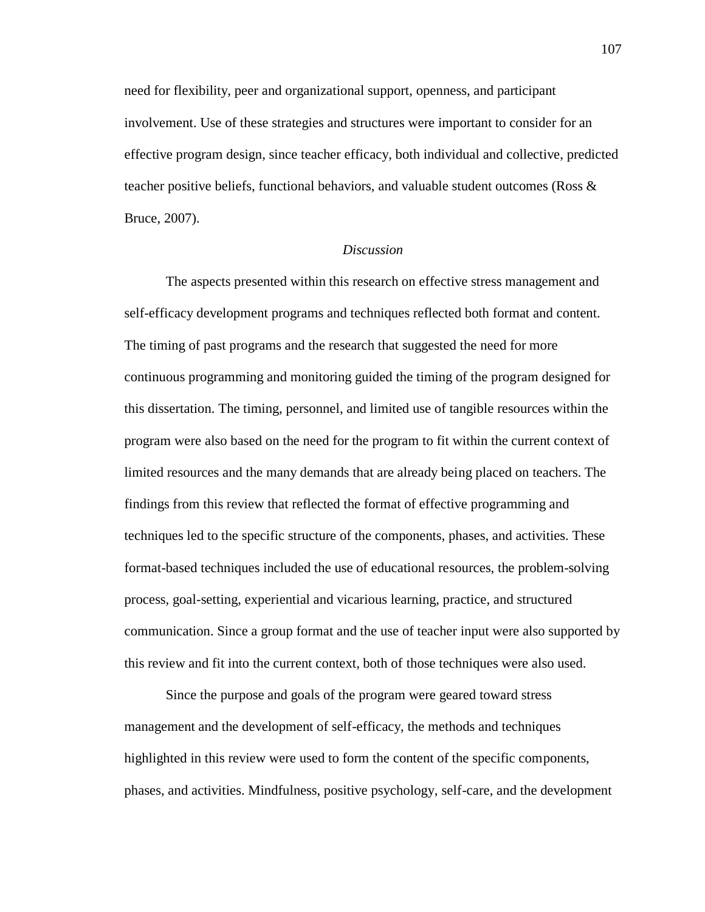need for flexibility, peer and organizational support, openness, and participant involvement. Use of these strategies and structures were important to consider for an effective program design, since teacher efficacy, both individual and collective, predicted teacher positive beliefs, functional behaviors, and valuable student outcomes (Ross & Bruce, 2007).

### *Discussion*

The aspects presented within this research on effective stress management and self-efficacy development programs and techniques reflected both format and content. The timing of past programs and the research that suggested the need for more continuous programming and monitoring guided the timing of the program designed for this dissertation. The timing, personnel, and limited use of tangible resources within the program were also based on the need for the program to fit within the current context of limited resources and the many demands that are already being placed on teachers. The findings from this review that reflected the format of effective programming and techniques led to the specific structure of the components, phases, and activities. These format-based techniques included the use of educational resources, the problem-solving process, goal-setting, experiential and vicarious learning, practice, and structured communication. Since a group format and the use of teacher input were also supported by this review and fit into the current context, both of those techniques were also used.

Since the purpose and goals of the program were geared toward stress management and the development of self-efficacy, the methods and techniques highlighted in this review were used to form the content of the specific components, phases, and activities. Mindfulness, positive psychology, self-care, and the development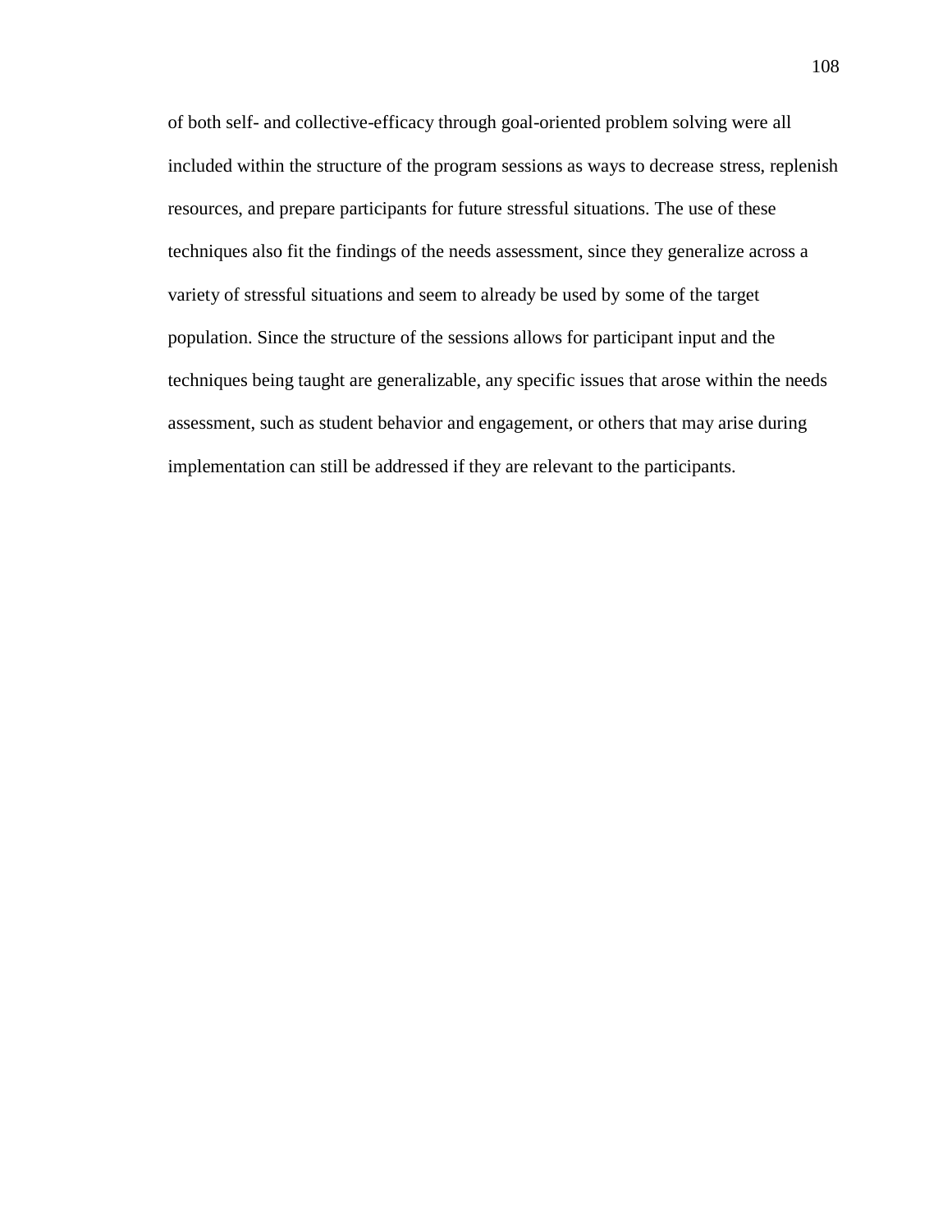of both self- and collective-efficacy through goal-oriented problem solving were all included within the structure of the program sessions as ways to decrease stress, replenish resources, and prepare participants for future stressful situations. The use of these techniques also fit the findings of the needs assessment, since they generalize across a variety of stressful situations and seem to already be used by some of the target population. Since the structure of the sessions allows for participant input and the techniques being taught are generalizable, any specific issues that arose within the needs assessment, such as student behavior and engagement, or others that may arise during implementation can still be addressed if they are relevant to the participants.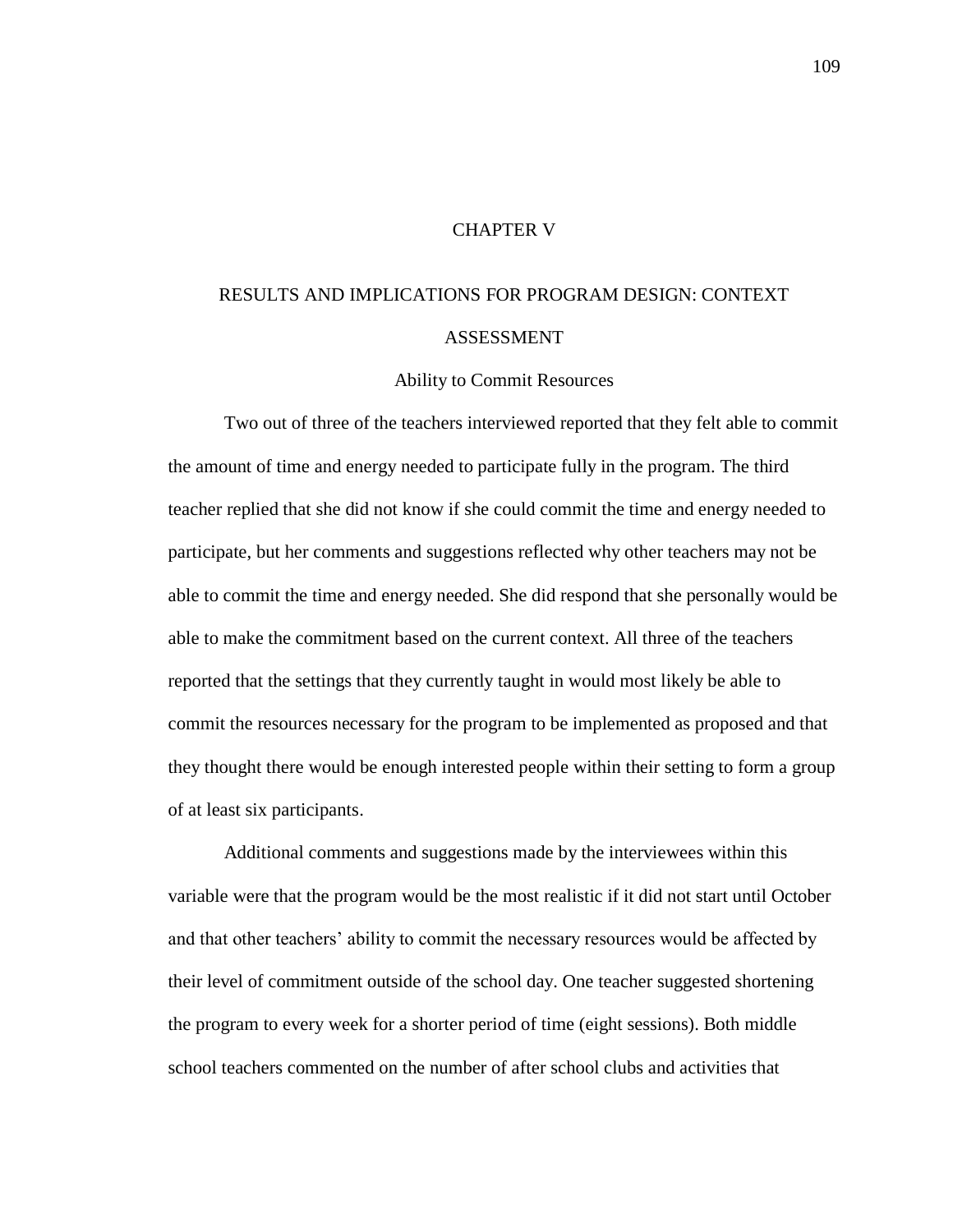# CHAPTER V

# RESULTS AND IMPLICATIONS FOR PROGRAM DESIGN: CONTEXT ASSESSMENT

## Ability to Commit Resources

Two out of three of the teachers interviewed reported that they felt able to commit the amount of time and energy needed to participate fully in the program. The third teacher replied that she did not know if she could commit the time and energy needed to participate, but her comments and suggestions reflected why other teachers may not be able to commit the time and energy needed. She did respond that she personally would be able to make the commitment based on the current context. All three of the teachers reported that the settings that they currently taught in would most likely be able to commit the resources necessary for the program to be implemented as proposed and that they thought there would be enough interested people within their setting to form a group of at least six participants.

Additional comments and suggestions made by the interviewees within this variable were that the program would be the most realistic if it did not start until October and that other teachers' ability to commit the necessary resources would be affected by their level of commitment outside of the school day. One teacher suggested shortening the program to every week for a shorter period of time (eight sessions). Both middle school teachers commented on the number of after school clubs and activities that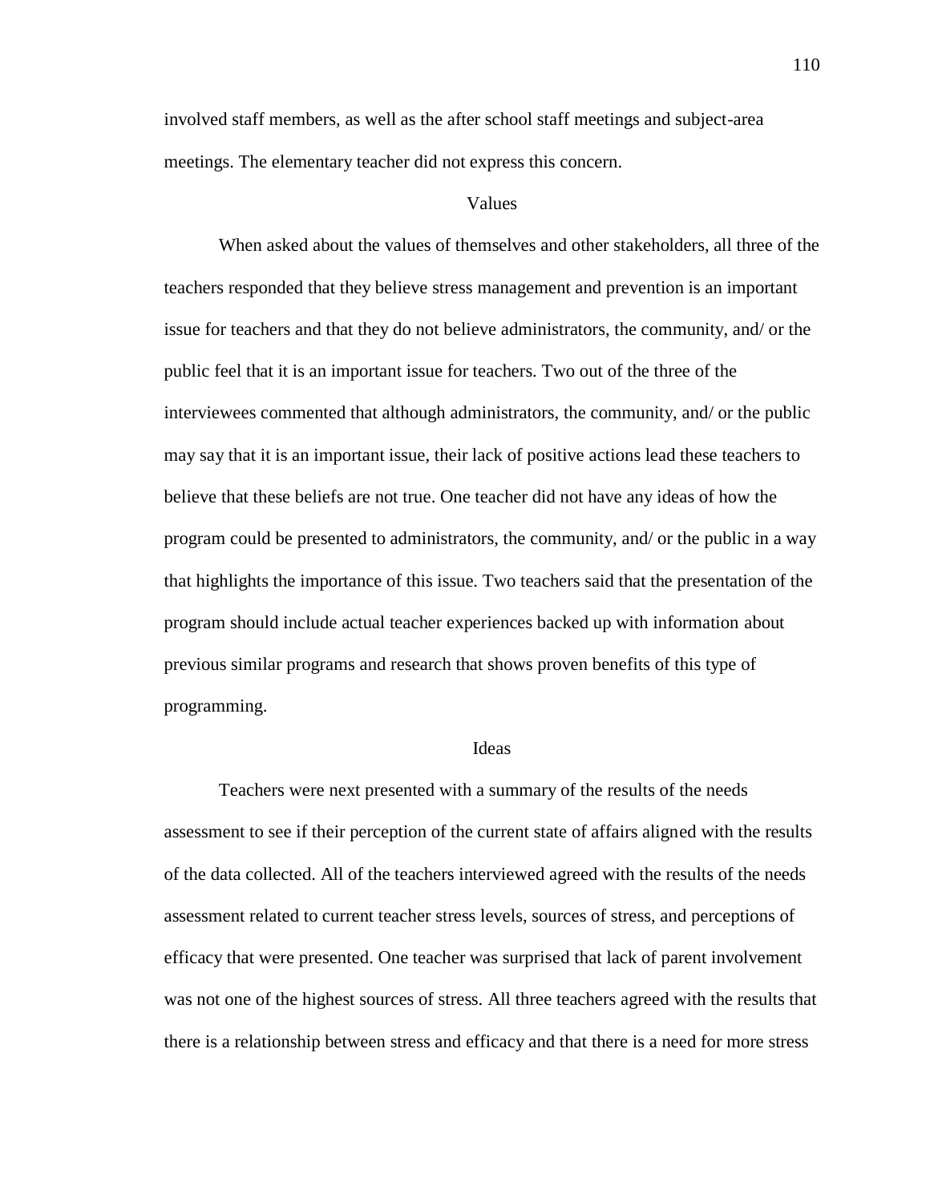involved staff members, as well as the after school staff meetings and subject-area meetings. The elementary teacher did not express this concern.

## Values

When asked about the values of themselves and other stakeholders, all three of the teachers responded that they believe stress management and prevention is an important issue for teachers and that they do not believe administrators, the community, and/ or the public feel that it is an important issue for teachers. Two out of the three of the interviewees commented that although administrators, the community, and/ or the public may say that it is an important issue, their lack of positive actions lead these teachers to believe that these beliefs are not true. One teacher did not have any ideas of how the program could be presented to administrators, the community, and/ or the public in a way that highlights the importance of this issue. Two teachers said that the presentation of the program should include actual teacher experiences backed up with information about previous similar programs and research that shows proven benefits of this type of programming.

## Ideas

Teachers were next presented with a summary of the results of the needs assessment to see if their perception of the current state of affairs aligned with the results of the data collected. All of the teachers interviewed agreed with the results of the needs assessment related to current teacher stress levels, sources of stress, and perceptions of efficacy that were presented. One teacher was surprised that lack of parent involvement was not one of the highest sources of stress. All three teachers agreed with the results that there is a relationship between stress and efficacy and that there is a need for more stress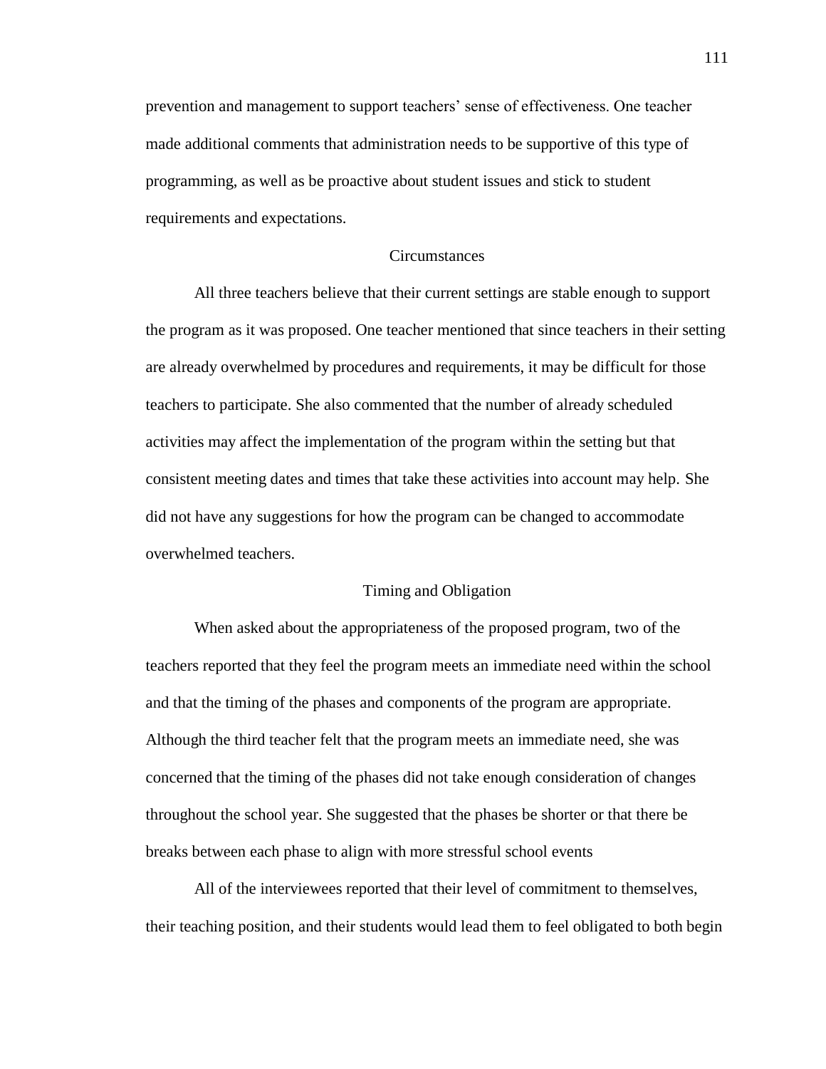prevention and management to support teachers' sense of effectiveness. One teacher made additional comments that administration needs to be supportive of this type of programming, as well as be proactive about student issues and stick to student requirements and expectations.

## Circumstances

All three teachers believe that their current settings are stable enough to support the program as it was proposed. One teacher mentioned that since teachers in their setting are already overwhelmed by procedures and requirements, it may be difficult for those teachers to participate. She also commented that the number of already scheduled activities may affect the implementation of the program within the setting but that consistent meeting dates and times that take these activities into account may help. She did not have any suggestions for how the program can be changed to accommodate overwhelmed teachers.

## Timing and Obligation

When asked about the appropriateness of the proposed program, two of the teachers reported that they feel the program meets an immediate need within the school and that the timing of the phases and components of the program are appropriate. Although the third teacher felt that the program meets an immediate need, she was concerned that the timing of the phases did not take enough consideration of changes throughout the school year. She suggested that the phases be shorter or that there be breaks between each phase to align with more stressful school events

All of the interviewees reported that their level of commitment to themselves, their teaching position, and their students would lead them to feel obligated to both begin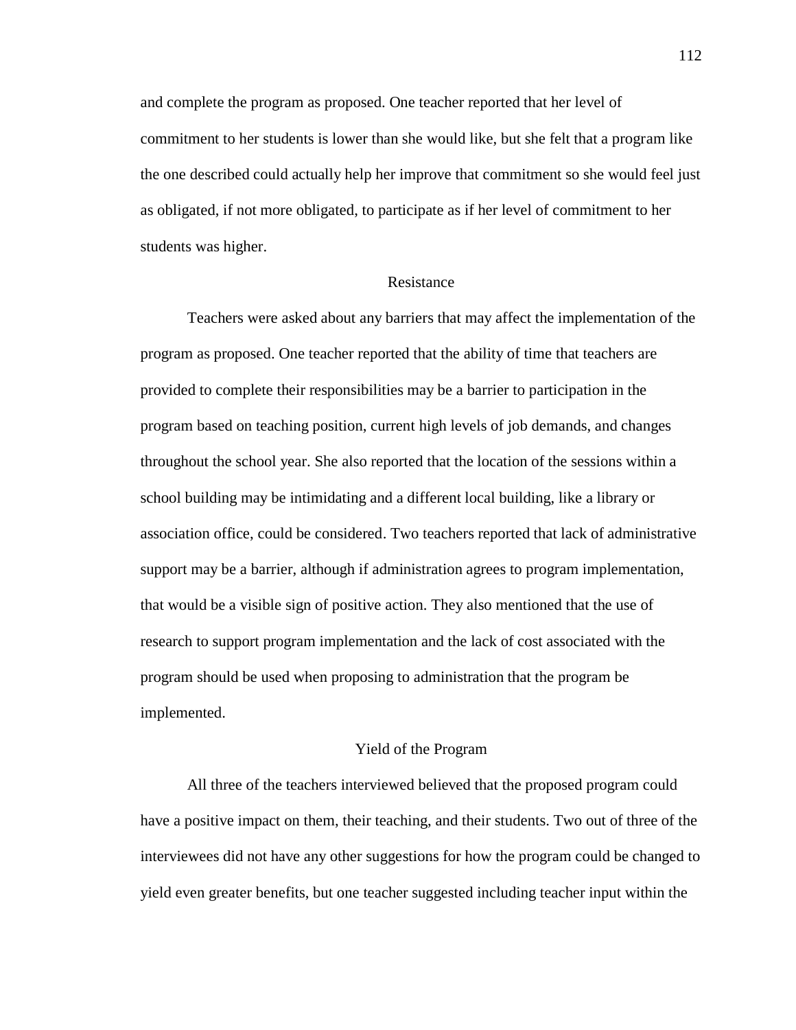and complete the program as proposed. One teacher reported that her level of commitment to her students is lower than she would like, but she felt that a program like the one described could actually help her improve that commitment so she would feel just as obligated, if not more obligated, to participate as if her level of commitment to her students was higher.

## Resistance

Teachers were asked about any barriers that may affect the implementation of the program as proposed. One teacher reported that the ability of time that teachers are provided to complete their responsibilities may be a barrier to participation in the program based on teaching position, current high levels of job demands, and changes throughout the school year. She also reported that the location of the sessions within a school building may be intimidating and a different local building, like a library or association office, could be considered. Two teachers reported that lack of administrative support may be a barrier, although if administration agrees to program implementation, that would be a visible sign of positive action. They also mentioned that the use of research to support program implementation and the lack of cost associated with the program should be used when proposing to administration that the program be implemented.

## Yield of the Program

All three of the teachers interviewed believed that the proposed program could have a positive impact on them, their teaching, and their students. Two out of three of the interviewees did not have any other suggestions for how the program could be changed to yield even greater benefits, but one teacher suggested including teacher input within the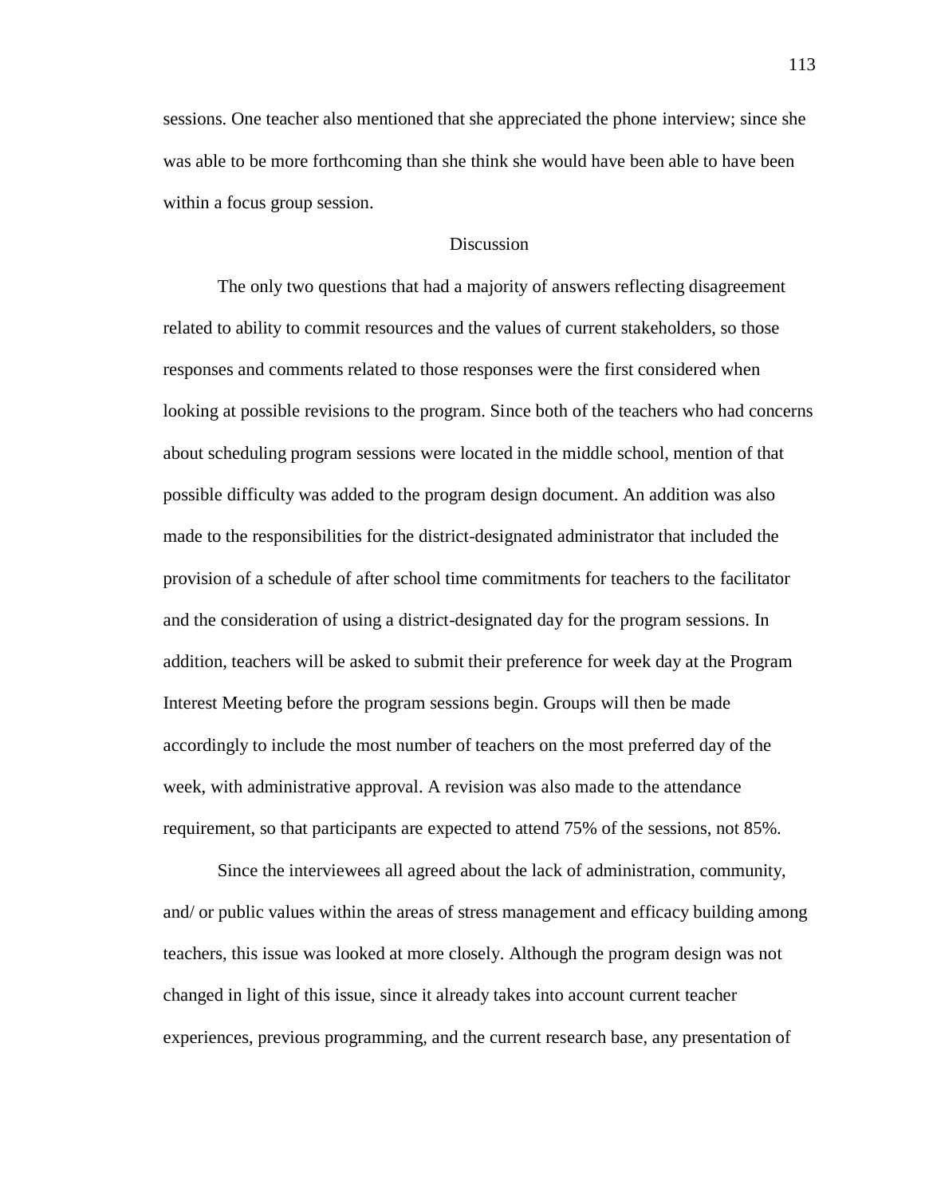sessions. One teacher also mentioned that she appreciated the phone interview; since she was able to be more forthcoming than she think she would have been able to have been within a focus group session.

## Discussion

The only two questions that had a majority of answers reflecting disagreement related to ability to commit resources and the values of current stakeholders, so those responses and comments related to those responses were the first considered when looking at possible revisions to the program. Since both of the teachers who had concerns about scheduling program sessions were located in the middle school, mention of that possible difficulty was added to the program design document. An addition was also made to the responsibilities for the district-designated administrator that included the provision of a schedule of after school time commitments for teachers to the facilitator and the consideration of using a district-designated day for the program sessions. In addition, teachers will be asked to submit their preference for week day at the Program Interest Meeting before the program sessions begin. Groups will then be made accordingly to include the most number of teachers on the most preferred day of the week, with administrative approval. A revision was also made to the attendance requirement, so that participants are expected to attend 75% of the sessions, not 85%.

Since the interviewees all agreed about the lack of administration, community, and/ or public values within the areas of stress management and efficacy building among teachers, this issue was looked at more closely. Although the program design was not changed in light of this issue, since it already takes into account current teacher experiences, previous programming, and the current research base, any presentation of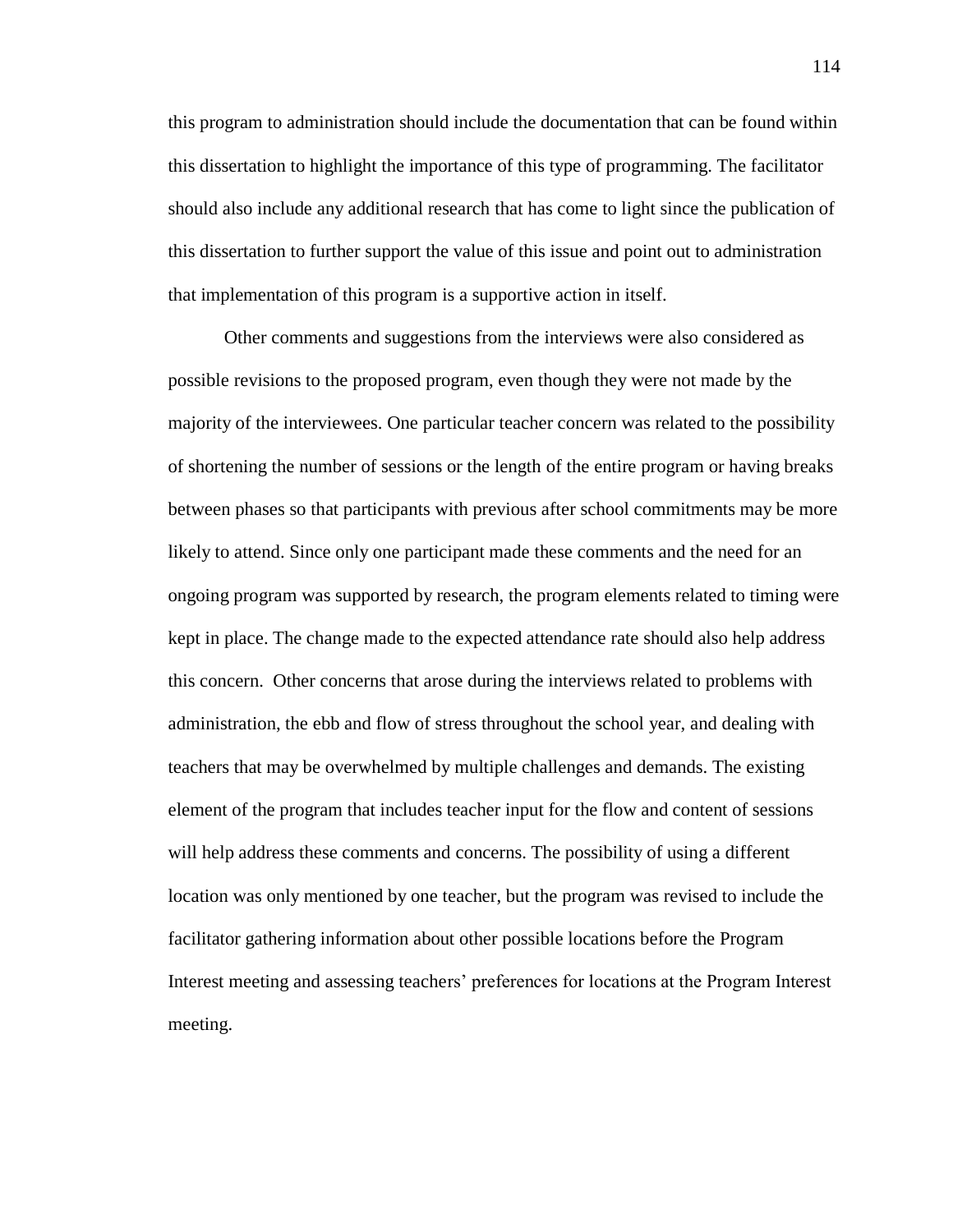this program to administration should include the documentation that can be found within this dissertation to highlight the importance of this type of programming. The facilitator should also include any additional research that has come to light since the publication of this dissertation to further support the value of this issue and point out to administration that implementation of this program is a supportive action in itself.

Other comments and suggestions from the interviews were also considered as possible revisions to the proposed program, even though they were not made by the majority of the interviewees. One particular teacher concern was related to the possibility of shortening the number of sessions or the length of the entire program or having breaks between phases so that participants with previous after school commitments may be more likely to attend. Since only one participant made these comments and the need for an ongoing program was supported by research, the program elements related to timing were kept in place. The change made to the expected attendance rate should also help address this concern. Other concerns that arose during the interviews related to problems with administration, the ebb and flow of stress throughout the school year, and dealing with teachers that may be overwhelmed by multiple challenges and demands. The existing element of the program that includes teacher input for the flow and content of sessions will help address these comments and concerns. The possibility of using a different location was only mentioned by one teacher, but the program was revised to include the facilitator gathering information about other possible locations before the Program Interest meeting and assessing teachers' preferences for locations at the Program Interest meeting.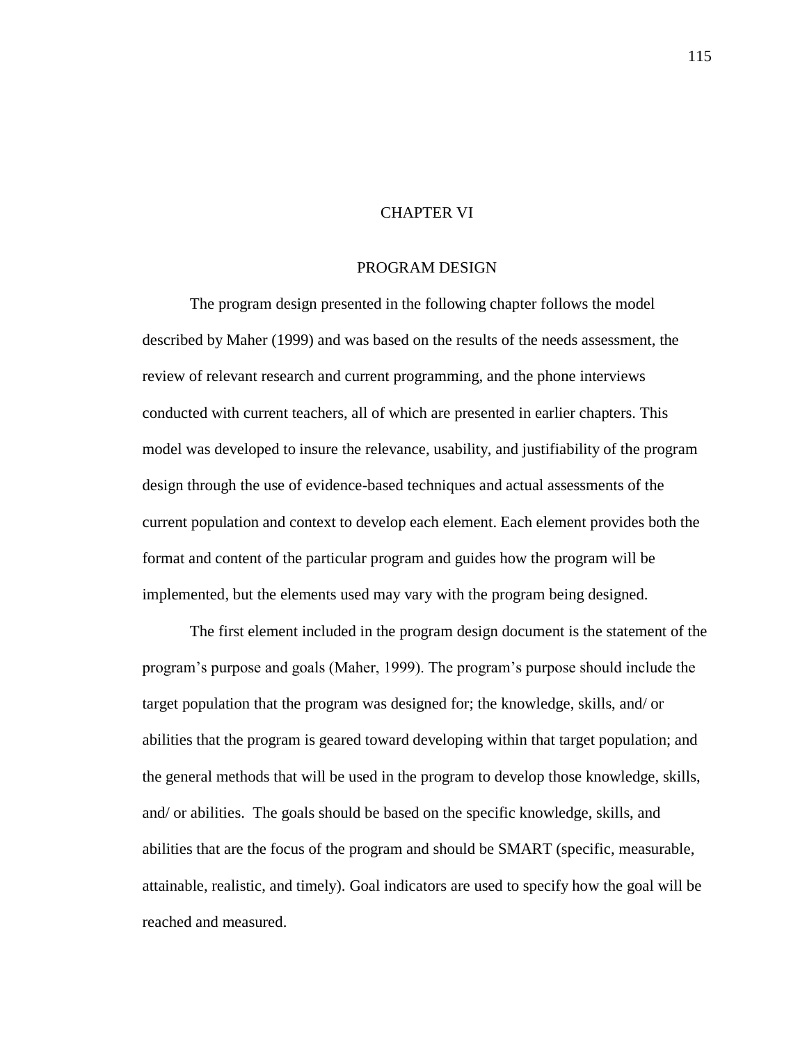# CHAPTER VI

# PROGRAM DESIGN

The program design presented in the following chapter follows the model described by Maher (1999) and was based on the results of the needs assessment, the review of relevant research and current programming, and the phone interviews conducted with current teachers, all of which are presented in earlier chapters. This model was developed to insure the relevance, usability, and justifiability of the program design through the use of evidence-based techniques and actual assessments of the current population and context to develop each element. Each element provides both the format and content of the particular program and guides how the program will be implemented, but the elements used may vary with the program being designed.

The first element included in the program design document is the statement of the program's purpose and goals (Maher, 1999). The program's purpose should include the target population that the program was designed for; the knowledge, skills, and/ or abilities that the program is geared toward developing within that target population; and the general methods that will be used in the program to develop those knowledge, skills, and/ or abilities. The goals should be based on the specific knowledge, skills, and abilities that are the focus of the program and should be SMART (specific, measurable, attainable, realistic, and timely). Goal indicators are used to specify how the goal will be reached and measured.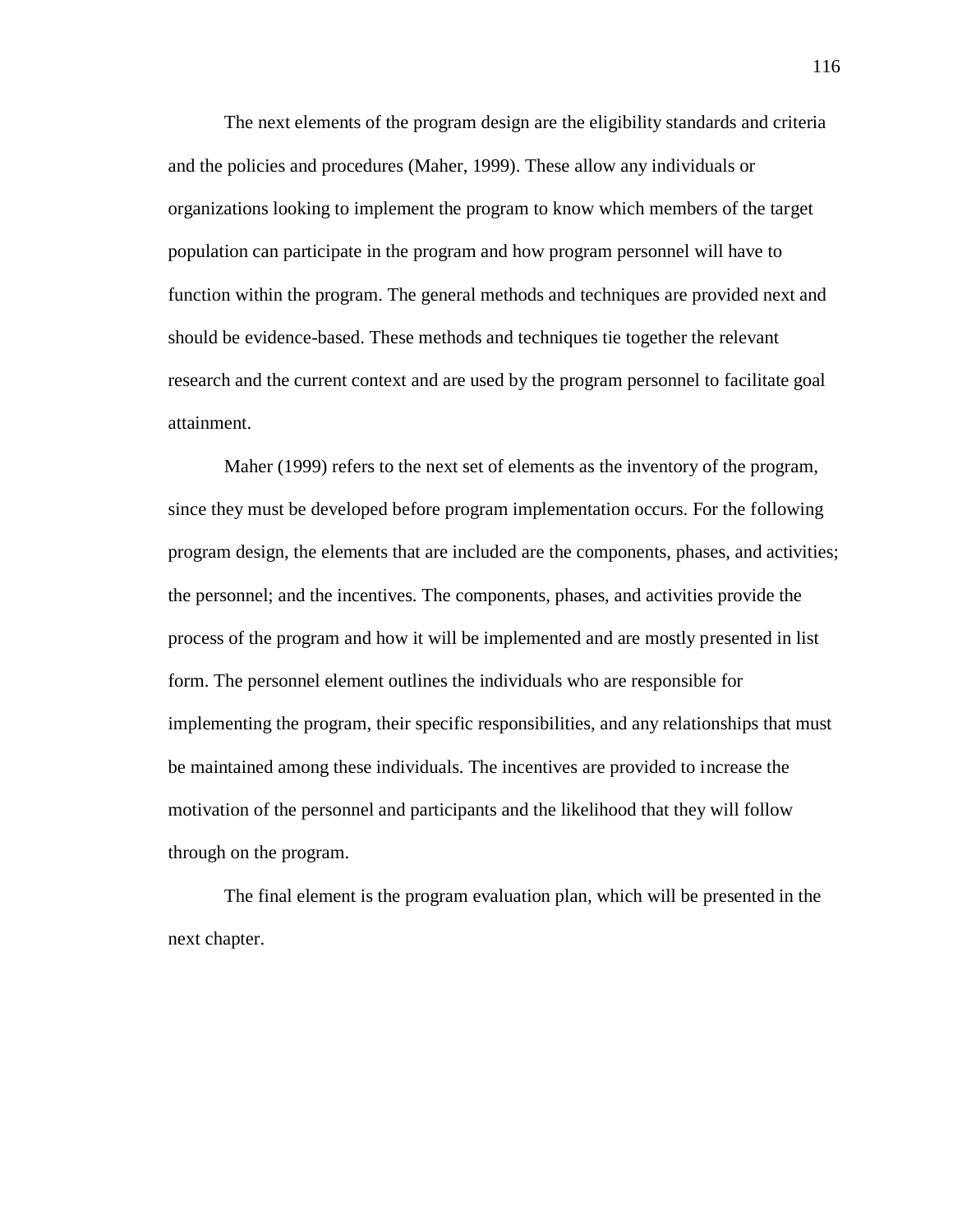The next elements of the program design are the eligibility standards and criteria and the policies and procedures (Maher, 1999). These allow any individuals or organizations looking to implement the program to know which members of the target population can participate in the program and how program personnel will have to function within the program. The general methods and techniques are provided next and should be evidence-based. These methods and techniques tie together the relevant research and the current context and are used by the program personnel to facilitate goal attainment.

Maher (1999) refers to the next set of elements as the inventory of the program, since they must be developed before program implementation occurs. For the following program design, the elements that are included are the components, phases, and activities; the personnel; and the incentives. The components, phases, and activities provide the process of the program and how it will be implemented and are mostly presented in list form. The personnel element outlines the individuals who are responsible for implementing the program, their specific responsibilities, and any relationships that must be maintained among these individuals. The incentives are provided to increase the motivation of the personnel and participants and the likelihood that they will follow through on the program.

The final element is the program evaluation plan, which will be presented in the next chapter.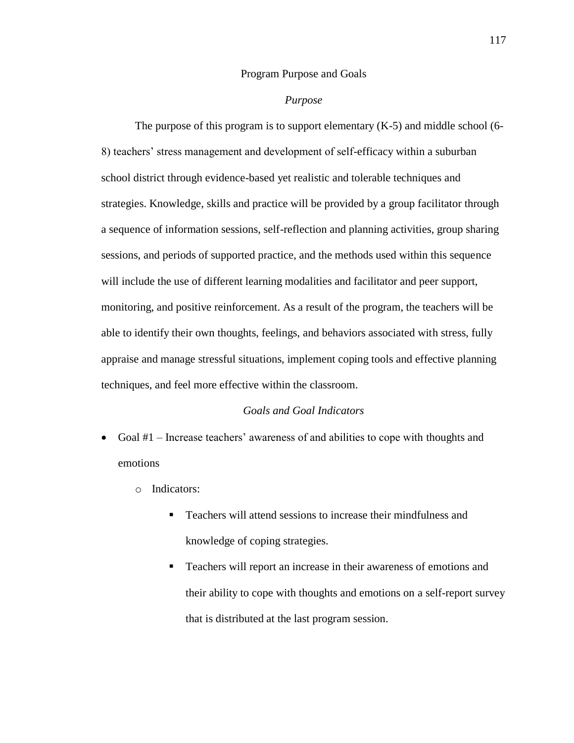## Program Purpose and Goals

### *Purpose*

The purpose of this program is to support elementary (K-5) and middle school (6-8) teachers' stress management and development of self-efficacy within a suburban school district through evidence-based yet realistic and tolerable techniques and strategies. Knowledge, skills and practice will be provided by a group facilitator through a sequence of information sessions, self-reflection and planning activities, group sharing sessions, and periods of supported practice, and the methods used within this sequence will include the use of different learning modalities and facilitator and peer support, monitoring, and positive reinforcement. As a result of the program, the teachers will be able to identify their own thoughts, feelings, and behaviors associated with stress, fully appraise and manage stressful situations, implement coping tools and effective planning techniques, and feel more effective within the classroom.

### *Goals and Goal Indicators*

- Goal #1 – Increase teachers' awareness of and abilities to cope with thoughts and emotions
    - Indicators:
        - Teachers will attend sessions to increase their mindfulness and knowledge of coping strategies.
        - Teachers will report an increase in their awareness of emotions and their ability to cope with thoughts and emotions on a self-report survey that is distributed at the last program session.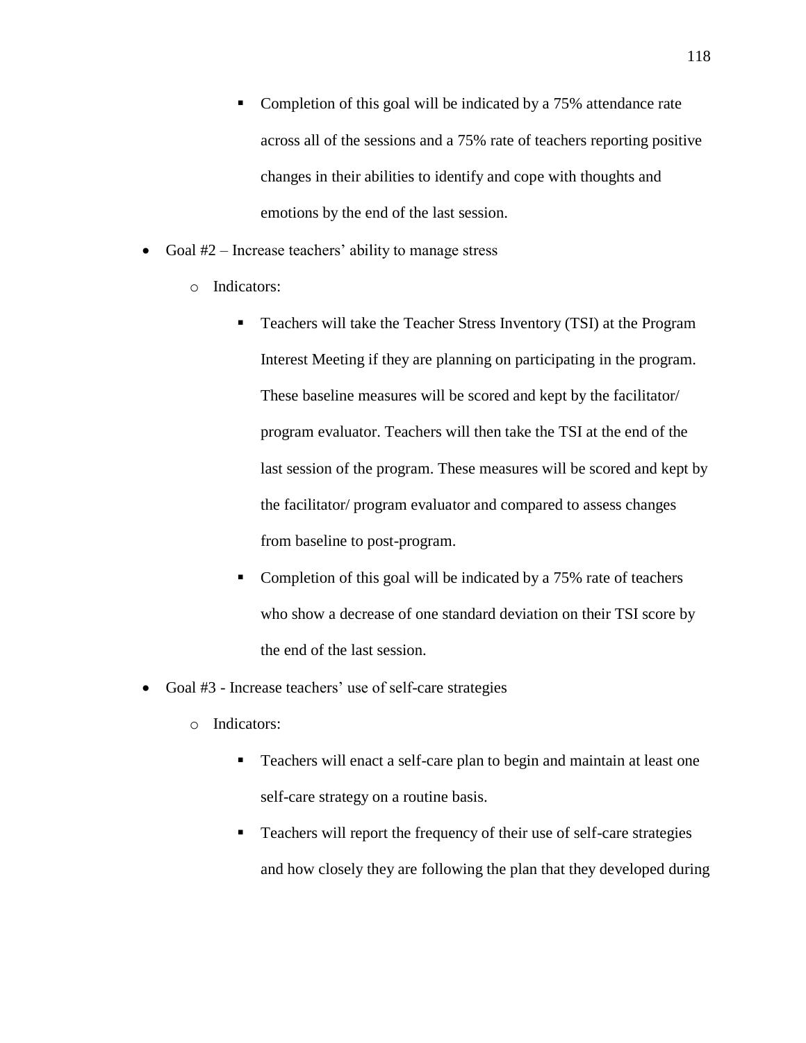- Completion of this goal will be indicated by a 75% attendance rate across all of the sessions and a 75% rate of teachers reporting positive changes in their abilities to identify and cope with thoughts and emotions by the end of the last session.

- Goal #2 – Increase teachers' ability to manage stress
    - Indicators:
        - Teachers will take the Teacher Stress Inventory (TSI) at the Program Interest Meeting if they are planning on participating in the program. These baseline measures will be scored and kept by the facilitator/ program evaluator. Teachers will then take the TSI at the end of the last session of the program. These measures will be scored and kept by the facilitator/ program evaluator and compared to assess changes from baseline to post-program.
        - Completion of this goal will be indicated by a 75% rate of teachers who show a decrease of one standard deviation on their TSI score by the end of the last session.
- Goal #3 - Increase teachers' use of self-care strategies
    - Indicators:
        - Teachers will enact a self-care plan to begin and maintain at least one self-care strategy on a routine basis.
        - Teachers will report the frequency of their use of self-care strategies and how closely they are following the plan that they developed during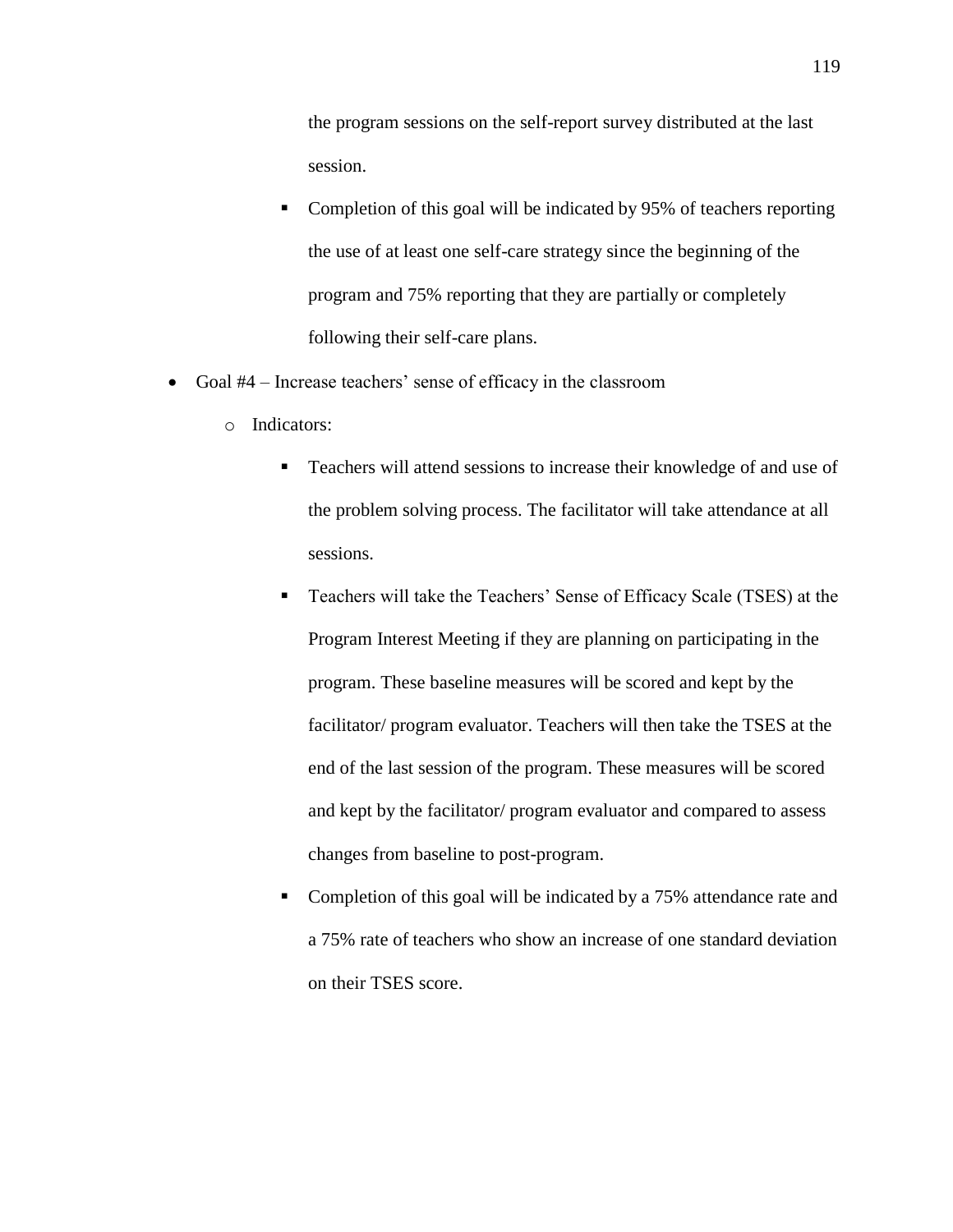the program sessions on the self-report survey distributed at the last session.

    - Completion of this goal will be indicated by 95% of teachers reporting the use of at least one self-care strategy since the beginning of the program and 75% reporting that they are partially or completely following their self-care plans.

- Goal #4 – Increase teachers' sense of efficacy in the classroom
    - Indicators:
        - Teachers will attend sessions to increase their knowledge of and use of the problem solving process. The facilitator will take attendance at all sessions.
        - Teachers will take the Teachers' Sense of Efficacy Scale (TSES) at the Program Interest Meeting if they are planning on participating in the program. These baseline measures will be scored and kept by the facilitator/ program evaluator. Teachers will then take the TSES at the end of the last session of the program. These measures will be scored and kept by the facilitator/ program evaluator and compared to assess changes from baseline to post-program.
        - Completion of this goal will be indicated by a 75% attendance rate and a 75% rate of teachers who show an increase of one standard deviation on their TSES score.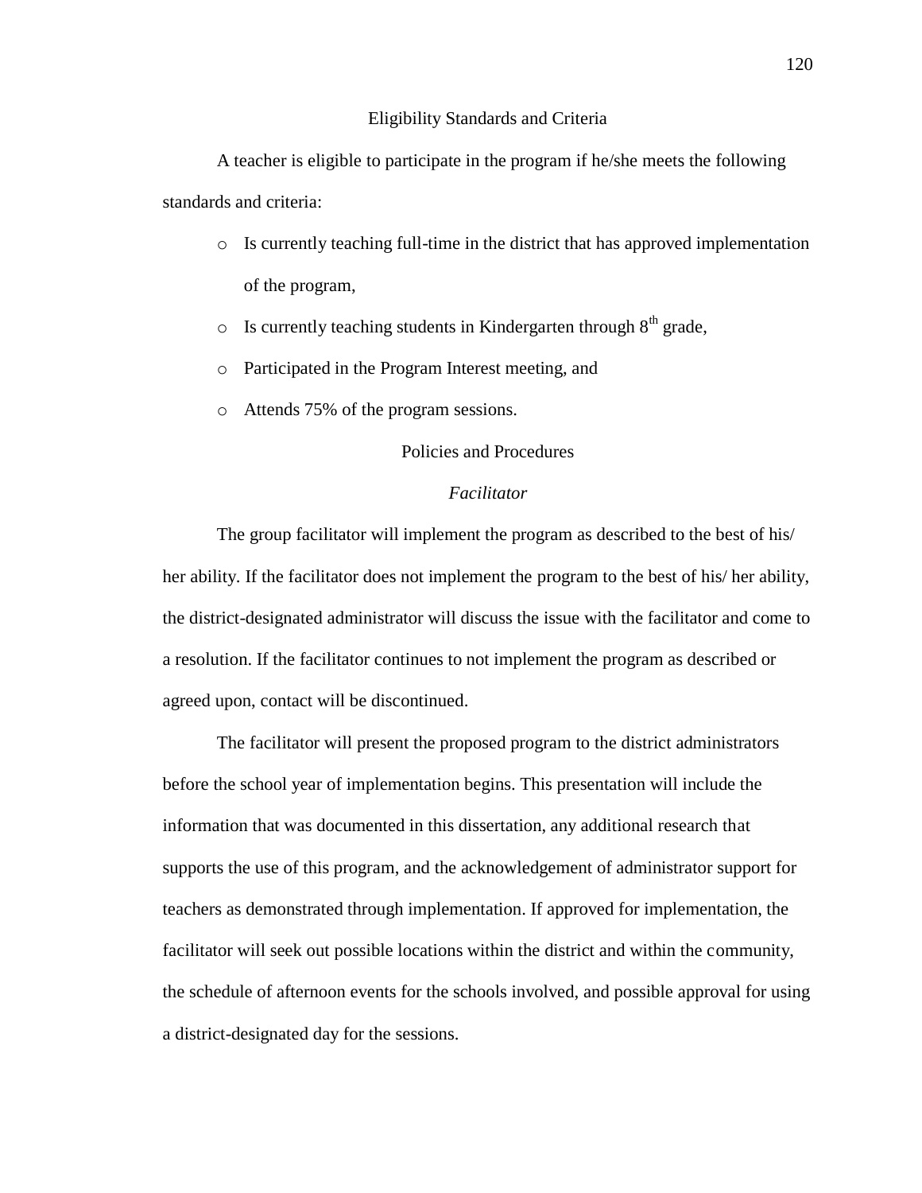## Eligibility Standards and Criteria

A teacher is eligible to participate in the program if he/she meets the following standards and criteria:

- Is currently teaching full-time in the district that has approved implementation of the program,
- Is currently teaching students in Kindergarten through 8th grade,
- Participated in the Program Interest meeting, and
- Attends 75% of the program sessions.

## Policies and Procedures

### *Facilitator*

The group facilitator will implement the program as described to the best of his/ her ability. If the facilitator does not implement the program to the best of his/ her ability, the district-designated administrator will discuss the issue with the facilitator and come to a resolution. If the facilitator continues to not implement the program as described or agreed upon, contact will be discontinued.

The facilitator will present the proposed program to the district administrators before the school year of implementation begins. This presentation will include the information that was documented in this dissertation, any additional research that supports the use of this program, and the acknowledgement of administrator support for teachers as demonstrated through implementation. If approved for implementation, the facilitator will seek out possible locations within the district and within the community, the schedule of afternoon events for the schools involved, and possible approval for using a district-designated day for the sessions.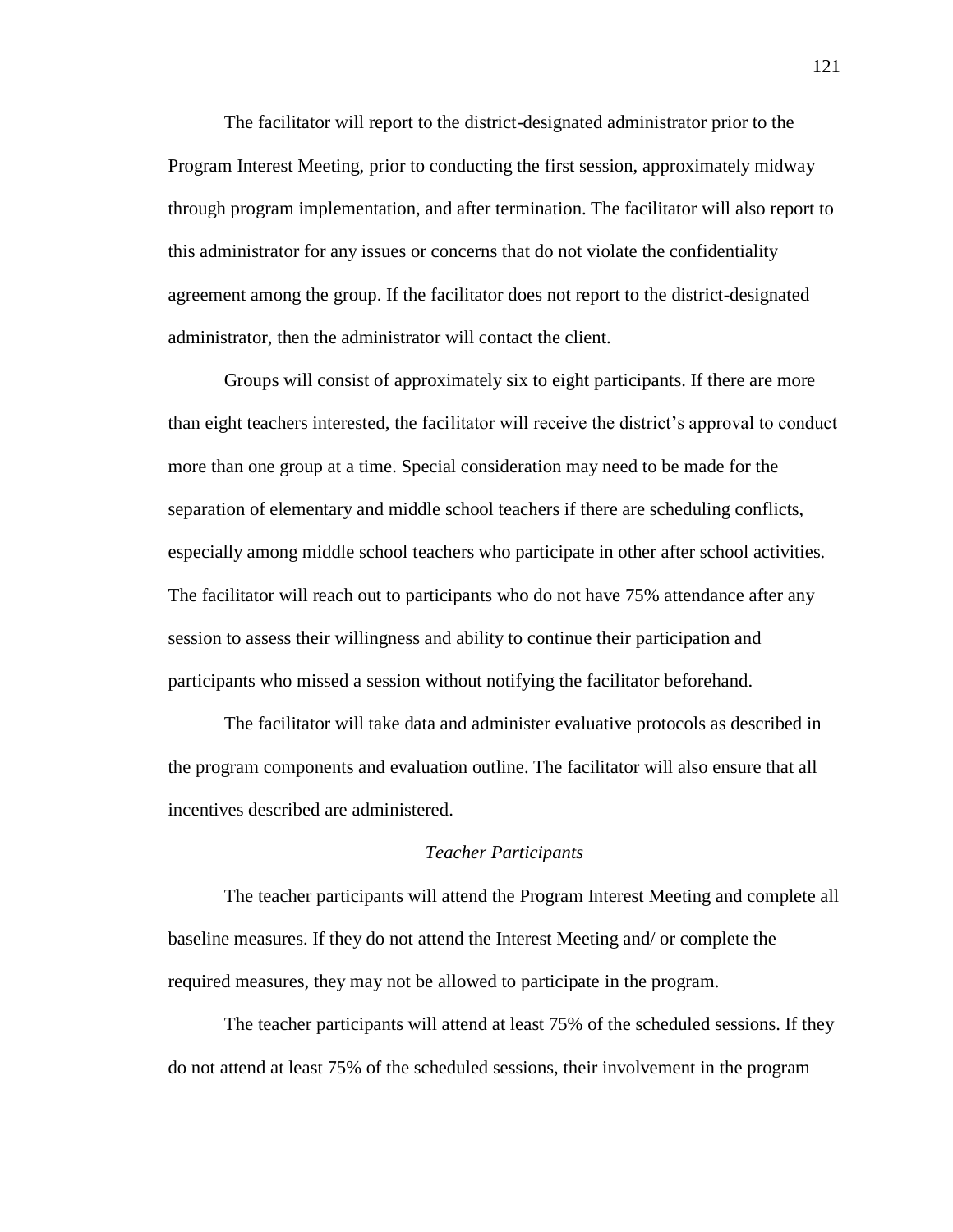The facilitator will report to the district-designated administrator prior to the Program Interest Meeting, prior to conducting the first session, approximately midway through program implementation, and after termination. The facilitator will also report to this administrator for any issues or concerns that do not violate the confidentiality agreement among the group. If the facilitator does not report to the district-designated administrator, then the administrator will contact the client.

Groups will consist of approximately six to eight participants. If there are more than eight teachers interested, the facilitator will receive the district's approval to conduct more than one group at a time. Special consideration may need to be made for the separation of elementary and middle school teachers if there are scheduling conflicts, especially among middle school teachers who participate in other after school activities. The facilitator will reach out to participants who do not have 75% attendance after any session to assess their willingness and ability to continue their participation and participants who missed a session without notifying the facilitator beforehand.

The facilitator will take data and administer evaluative protocols as described in the program components and evaluation outline. The facilitator will also ensure that all incentives described are administered.

### *Teacher Participants*

The teacher participants will attend the Program Interest Meeting and complete all baseline measures. If they do not attend the Interest Meeting and/ or complete the required measures, they may not be allowed to participate in the program.

The teacher participants will attend at least 75% of the scheduled sessions. If they do not attend at least 75% of the scheduled sessions, their involvement in the program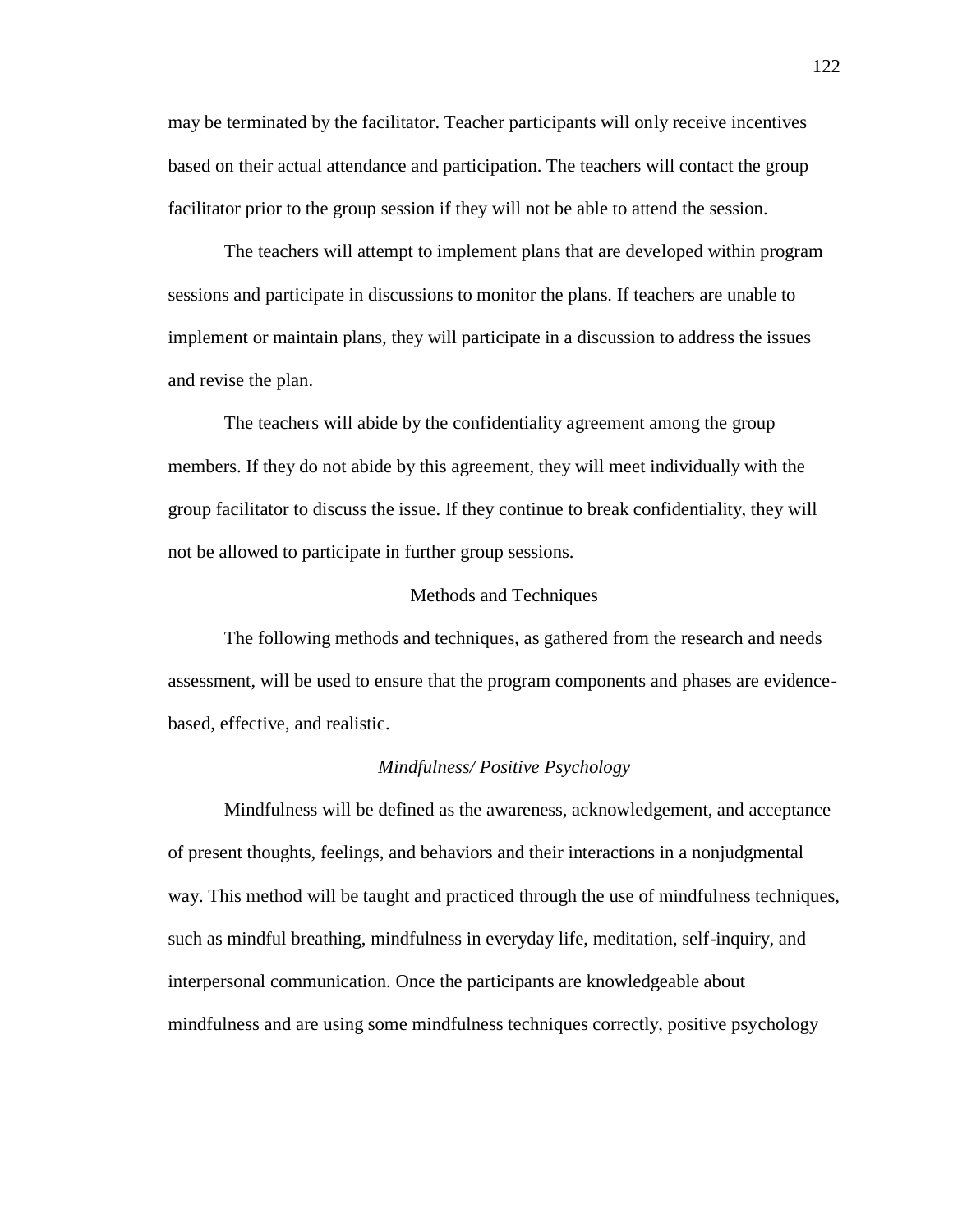may be terminated by the facilitator. Teacher participants will only receive incentives based on their actual attendance and participation. The teachers will contact the group facilitator prior to the group session if they will not be able to attend the session.

The teachers will attempt to implement plans that are developed within program sessions and participate in discussions to monitor the plans. If teachers are unable to implement or maintain plans, they will participate in a discussion to address the issues and revise the plan.

The teachers will abide by the confidentiality agreement among the group members. If they do not abide by this agreement, they will meet individually with the group facilitator to discuss the issue. If they continue to break confidentiality, they will not be allowed to participate in further group sessions.

## Methods and Techniques

The following methods and techniques, as gathered from the research and needs assessment, will be used to ensure that the program components and phases are evidence-based, effective, and realistic.

### *Mindfulness/ Positive Psychology*

Mindfulness will be defined as the awareness, acknowledgement, and acceptance of present thoughts, feelings, and behaviors and their interactions in a nonjudgmental way. This method will be taught and practiced through the use of mindfulness techniques, such as mindful breathing, mindfulness in everyday life, meditation, self-inquiry, and interpersonal communication. Once the participants are knowledgeable about mindfulness and are using some mindfulness techniques correctly, positive psychology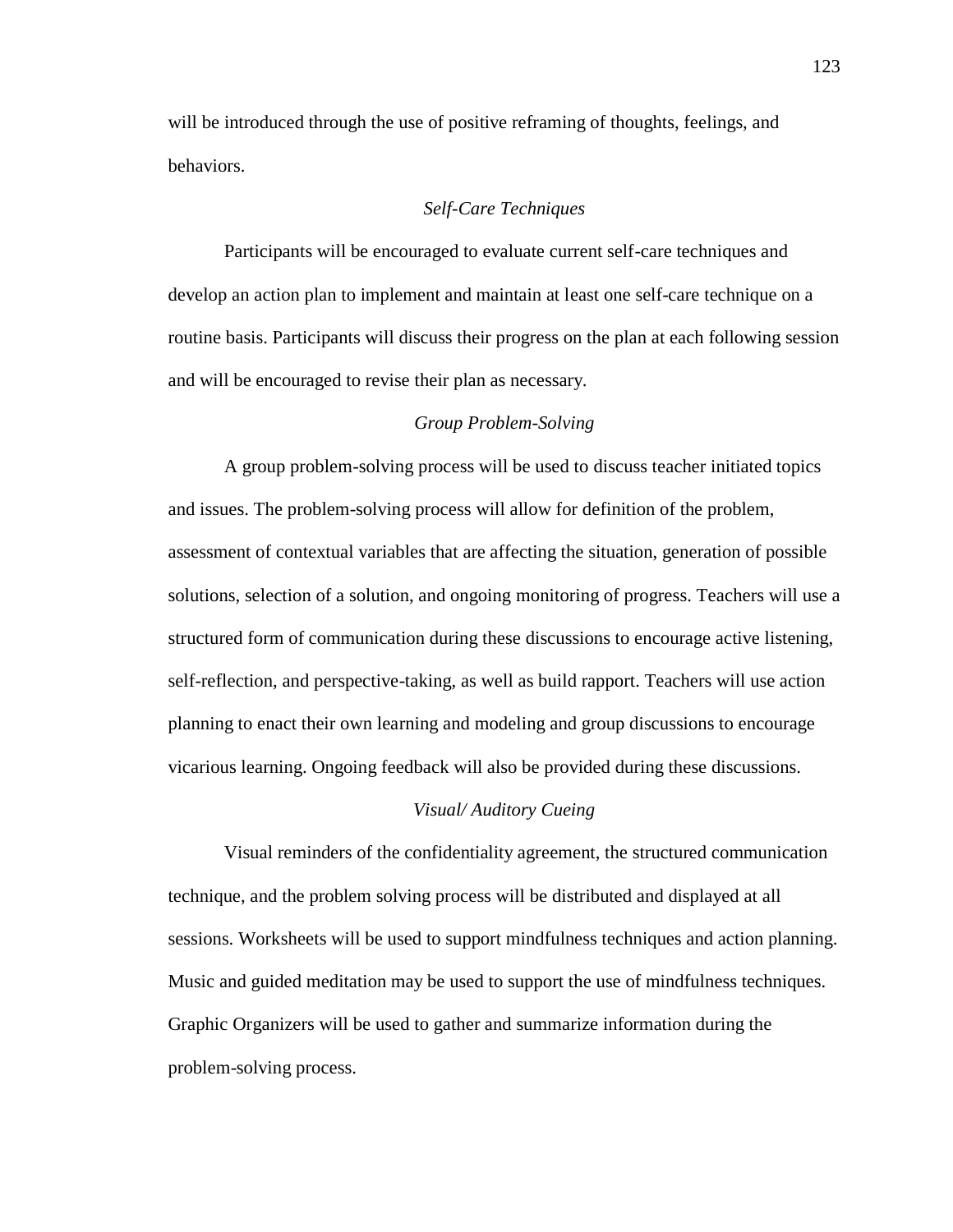will be introduced through the use of positive reframing of thoughts, feelings, and behaviors.

### *Self-Care Techniques*

Participants will be encouraged to evaluate current self-care techniques and develop an action plan to implement and maintain at least one self-care technique on a routine basis. Participants will discuss their progress on the plan at each following session and will be encouraged to revise their plan as necessary.

### *Group Problem-Solving*

A group problem-solving process will be used to discuss teacher initiated topics and issues. The problem-solving process will allow for definition of the problem, assessment of contextual variables that are affecting the situation, generation of possible solutions, selection of a solution, and ongoing monitoring of progress. Teachers will use a structured form of communication during these discussions to encourage active listening, self-reflection, and perspective-taking, as well as build rapport. Teachers will use action planning to enact their own learning and modeling and group discussions to encourage vicarious learning. Ongoing feedback will also be provided during these discussions.

### *Visual/ Auditory Cueing*

Visual reminders of the confidentiality agreement, the structured communication technique, and the problem solving process will be distributed and displayed at all sessions. Worksheets will be used to support mindfulness techniques and action planning. Music and guided meditation may be used to support the use of mindfulness techniques. Graphic Organizers will be used to gather and summarize information during the problem-solving process.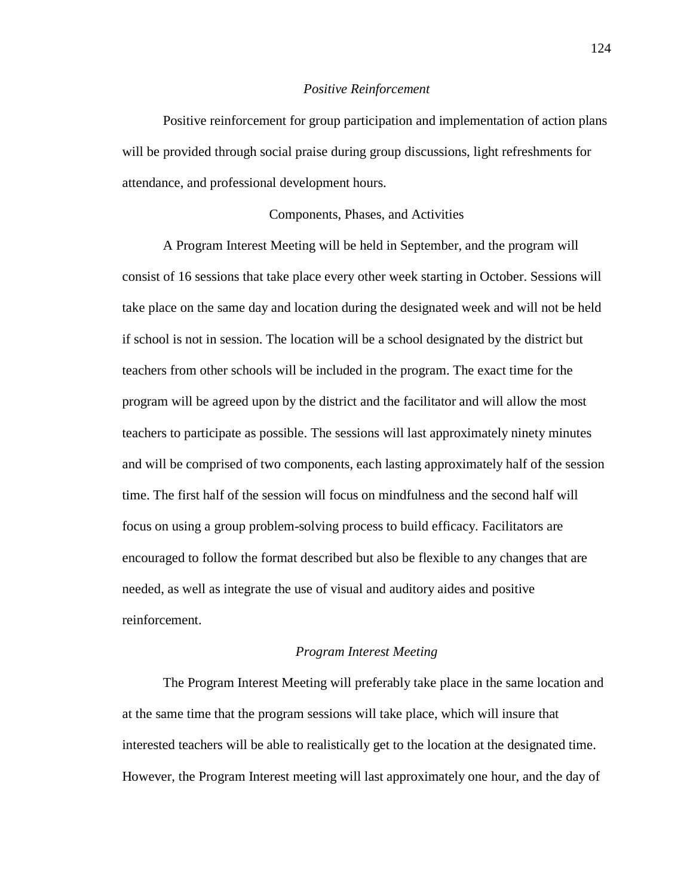### *Positive Reinforcement*

Positive reinforcement for group participation and implementation of action plans will be provided through social praise during group discussions, light refreshments for attendance, and professional development hours.

## Components, Phases, and Activities

A Program Interest Meeting will be held in September, and the program will consist of 16 sessions that take place every other week starting in October. Sessions will take place on the same day and location during the designated week and will not be held if school is not in session. The location will be a school designated by the district but teachers from other schools will be included in the program. The exact time for the program will be agreed upon by the district and the facilitator and will allow the most teachers to participate as possible. The sessions will last approximately ninety minutes and will be comprised of two components, each lasting approximately half of the session time. The first half of the session will focus on mindfulness and the second half will focus on using a group problem-solving process to build efficacy. Facilitators are encouraged to follow the format described but also be flexible to any changes that are needed, as well as integrate the use of visual and auditory aides and positive reinforcement.

### *Program Interest Meeting*

The Program Interest Meeting will preferably take place in the same location and at the same time that the program sessions will take place, which will insure that interested teachers will be able to realistically get to the location at the designated time. However, the Program Interest meeting will last approximately one hour, and the day of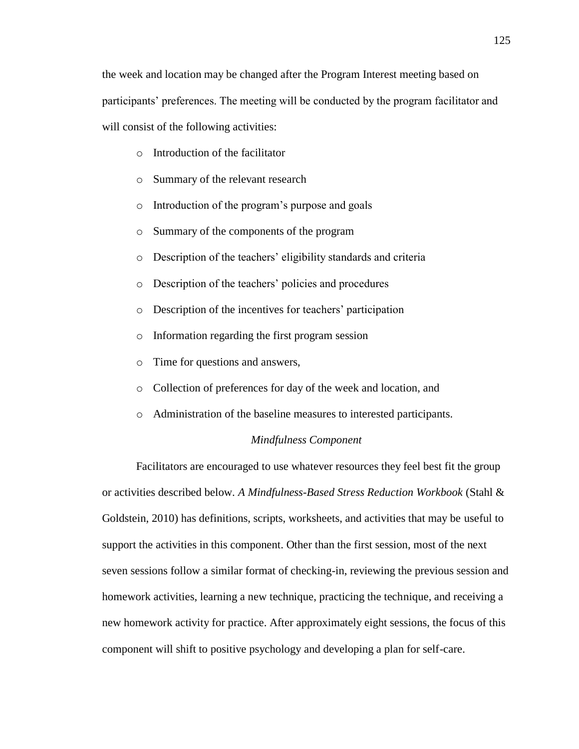the week and location may be changed after the Program Interest meeting based on participants' preferences. The meeting will be conducted by the program facilitator and will consist of the following activities:

- Introduction of the facilitator
- Summary of the relevant research
- Introduction of the program's purpose and goals
- Summary of the components of the program
- Description of the teachers' eligibility standards and criteria
- Description of the teachers' policies and procedures
- Description of the incentives for teachers' participation
- Information regarding the first program session
- Time for questions and answers,
- Collection of preferences for day of the week and location, and
- Administration of the baseline measures to interested participants.

### *Mindfulness Component*

Facilitators are encouraged to use whatever resources they feel best fit the group or activities described below. *A Mindfulness-Based Stress Reduction Workbook* (Stahl & Goldstein, 2010) has definitions, scripts, worksheets, and activities that may be useful to support the activities in this component. Other than the first session, most of the next seven sessions follow a similar format of checking-in, reviewing the previous session and homework activities, learning a new technique, practicing the technique, and receiving a new homework activity for practice. After approximately eight sessions, the focus of this component will shift to positive psychology and developing a plan for self-care.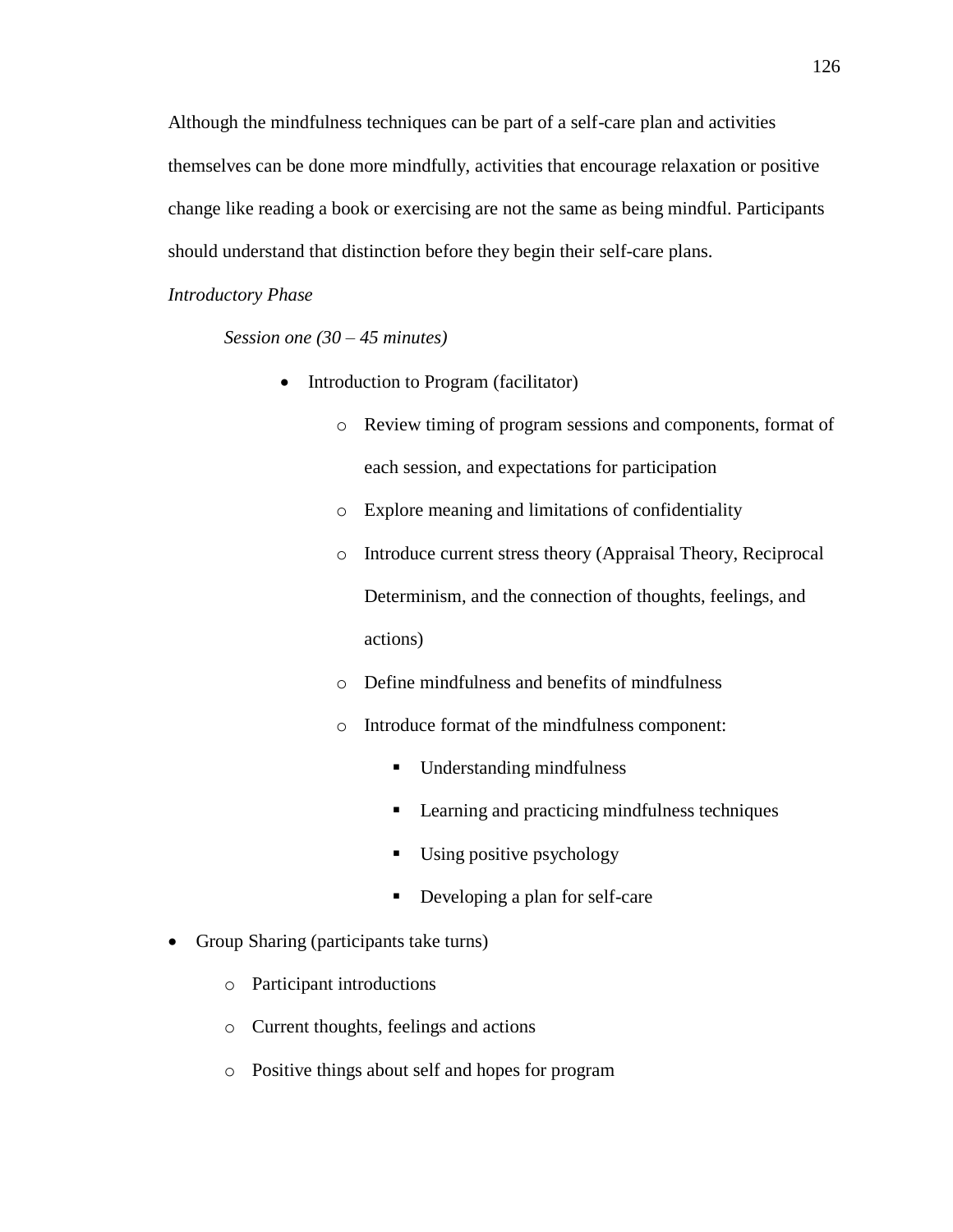Although the mindfulness techniques can be part of a self-care plan and activities themselves can be done more mindfully, activities that encourage relaxation or positive change like reading a book or exercising are not the same as being mindful. Participants should understand that distinction before they begin their self-care plans.

*Introductory Phase*

*Session one (30 – 45 minutes)*

- Introduction to Program (facilitator)
    - Review timing of program sessions and components, format of each session, and expectations for participation
    - Explore meaning and limitations of confidentiality
    - Introduce current stress theory (Appraisal Theory, Reciprocal Determinism, and the connection of thoughts, feelings, and actions)
    - Define mindfulness and benefits of mindfulness
    - Introduce format of the mindfulness component:
        - Understanding mindfulness
        - Learning and practicing mindfulness techniques
        - Using positive psychology
        - Developing a plan for self-care

- Group Sharing (participants take turns)
    - Participant introductions
    - Current thoughts, feelings and actions
    - Positive things about self and hopes for program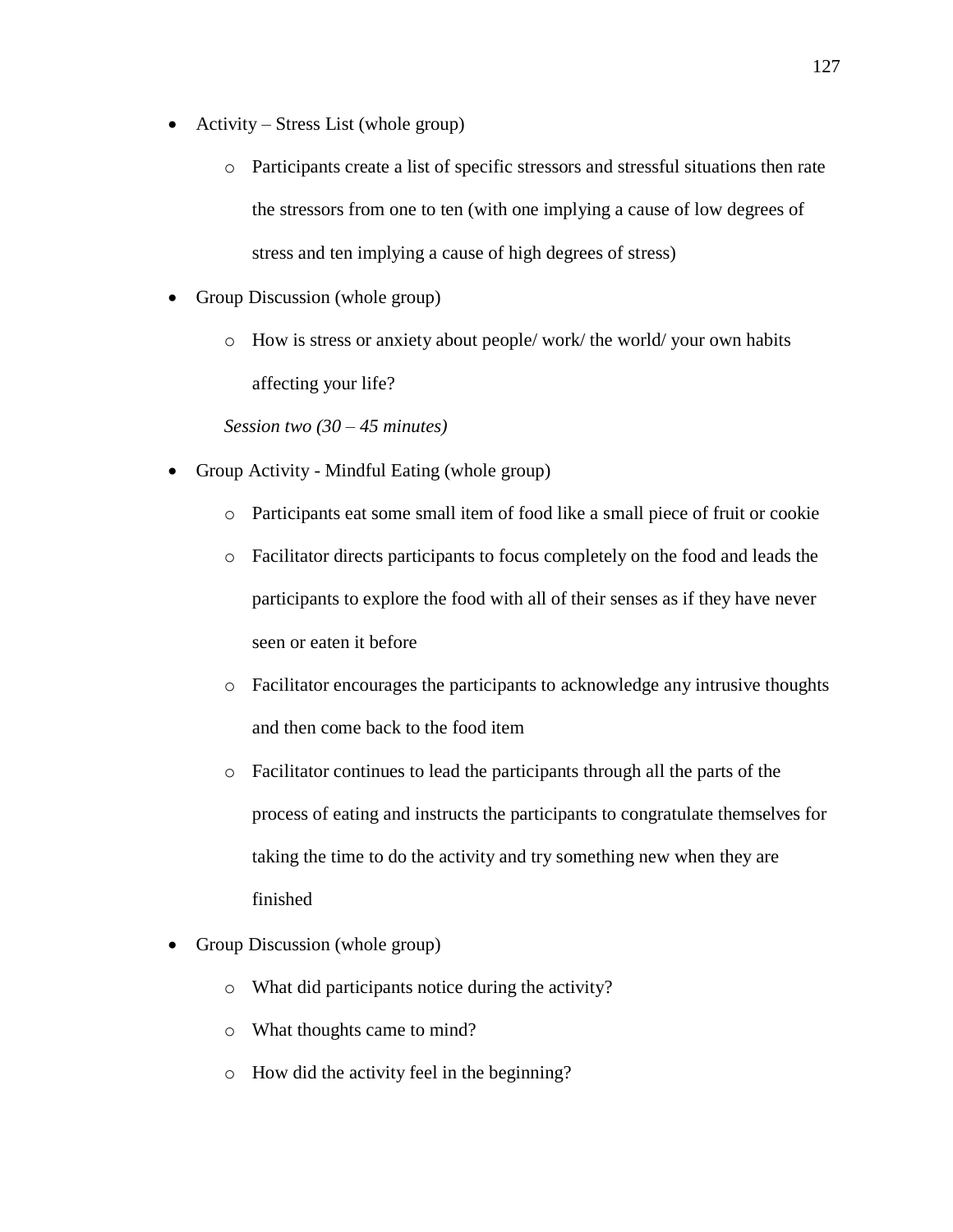- Activity – Stress List (whole group)
    - Participants create a list of specific stressors and stressful situations then rate the stressors from one to ten (with one implying a cause of low degrees of stress and ten implying a cause of high degrees of stress)
- Group Discussion (whole group)
    - How is stress or anxiety about people/ work/ the world/ your own habits affecting your life?

*Session two (30 – 45 minutes)*

- Group Activity - Mindful Eating (whole group)
    - Participants eat some small item of food like a small piece of fruit or cookie
    - Facilitator directs participants to focus completely on the food and leads the participants to explore the food with all of their senses as if they have never seen or eaten it before
    - Facilitator encourages the participants to acknowledge any intrusive thoughts and then come back to the food item
    - Facilitator continues to lead the participants through all the parts of the process of eating and instructs the participants to congratulate themselves for taking the time to do the activity and try something new when they are finished
- Group Discussion (whole group)
    - What did participants notice during the activity?
    - What thoughts came to mind?
    - How did the activity feel in the beginning?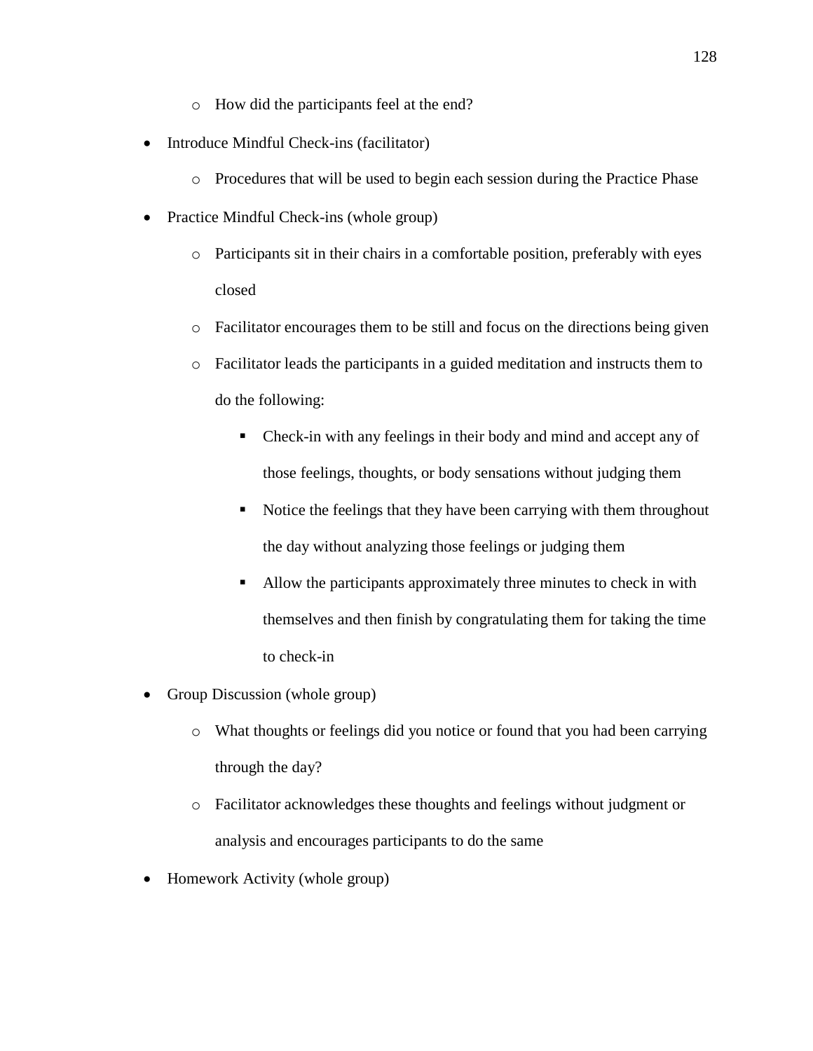- How did the participants feel at the end?
- Introduce Mindful Check-ins (facilitator)
    - Procedures that will be used to begin each session during the Practice Phase
- Practice Mindful Check-ins (whole group)
    - Participants sit in their chairs in a comfortable position, preferably with eyes closed
    - Facilitator encourages them to be still and focus on the directions being given
    - Facilitator leads the participants in a guided meditation and instructs them to do the following:
        - Check-in with any feelings in their body and mind and accept any of those feelings, thoughts, or body sensations without judging them
        - Notice the feelings that they have been carrying with them throughout the day without analyzing those feelings or judging them
        - Allow the participants approximately three minutes to check in with themselves and then finish by congratulating them for taking the time to check-in
- Group Discussion (whole group)
    - What thoughts or feelings did you notice or found that you had been carrying through the day?
    - Facilitator acknowledges these thoughts and feelings without judgment or analysis and encourages participants to do the same
- Homework Activity (whole group)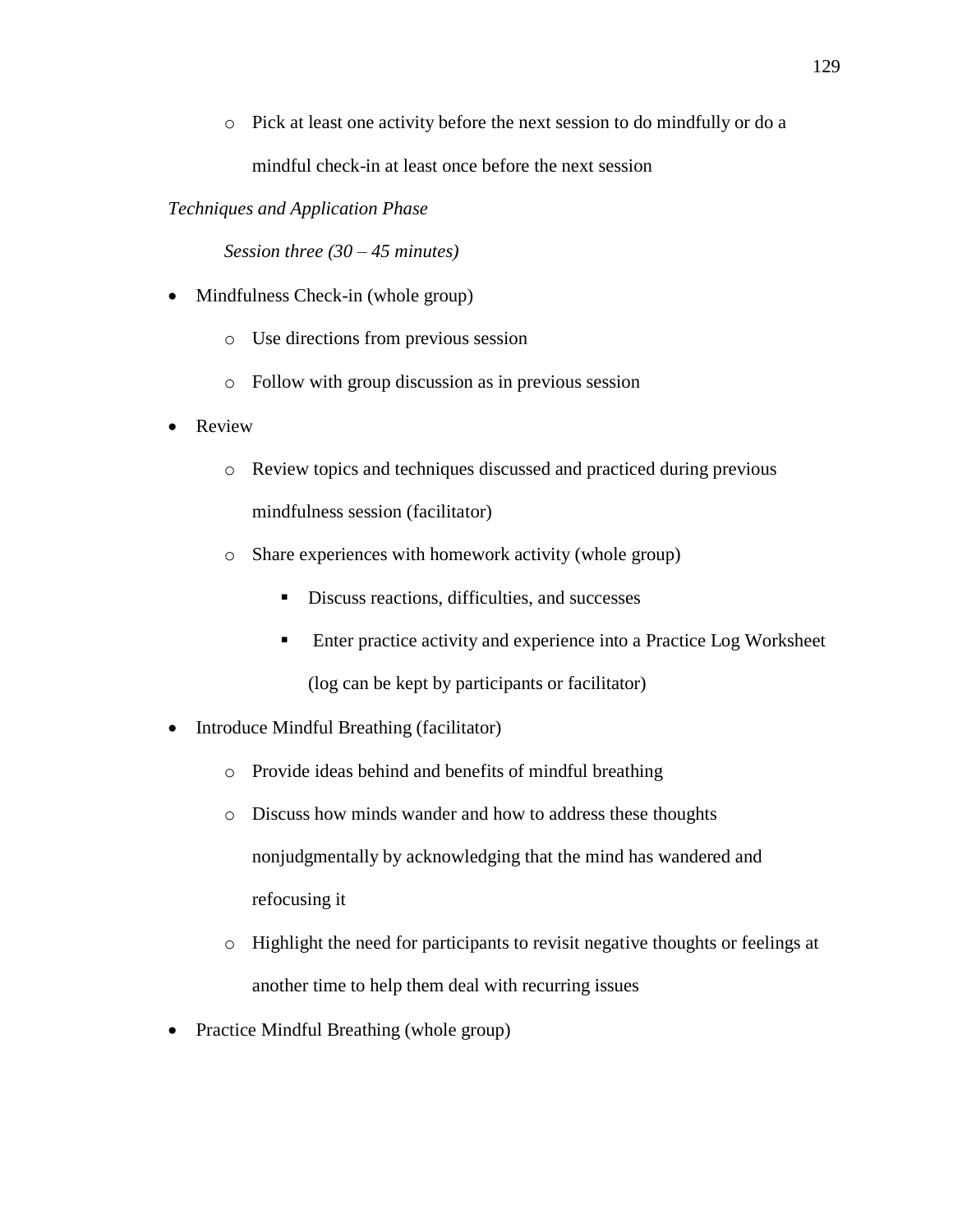- Pick at least one activity before the next session to do mindfully or do a mindful check-in at least once before the next session

*Techniques and Application Phase*

*Session three (30 – 45 minutes)*

- Mindfulness Check-in (whole group)
    - Use directions from previous session
    - Follow with group discussion as in previous session
- Review
    - Review topics and techniques discussed and practiced during previous mindfulness session (facilitator)
    - Share experiences with homework activity (whole group)
        - Discuss reactions, difficulties, and successes
        - Enter practice activity and experience into a Practice Log Worksheet (log can be kept by participants or facilitator)
- Introduce Mindful Breathing (facilitator)
    - Provide ideas behind and benefits of mindful breathing
    - Discuss how minds wander and how to address these thoughts nonjudgmentally by acknowledging that the mind has wandered and refocusing it
    - Highlight the need for participants to revisit negative thoughts or feelings at another time to help them deal with recurring issues
- Practice Mindful Breathing (whole group)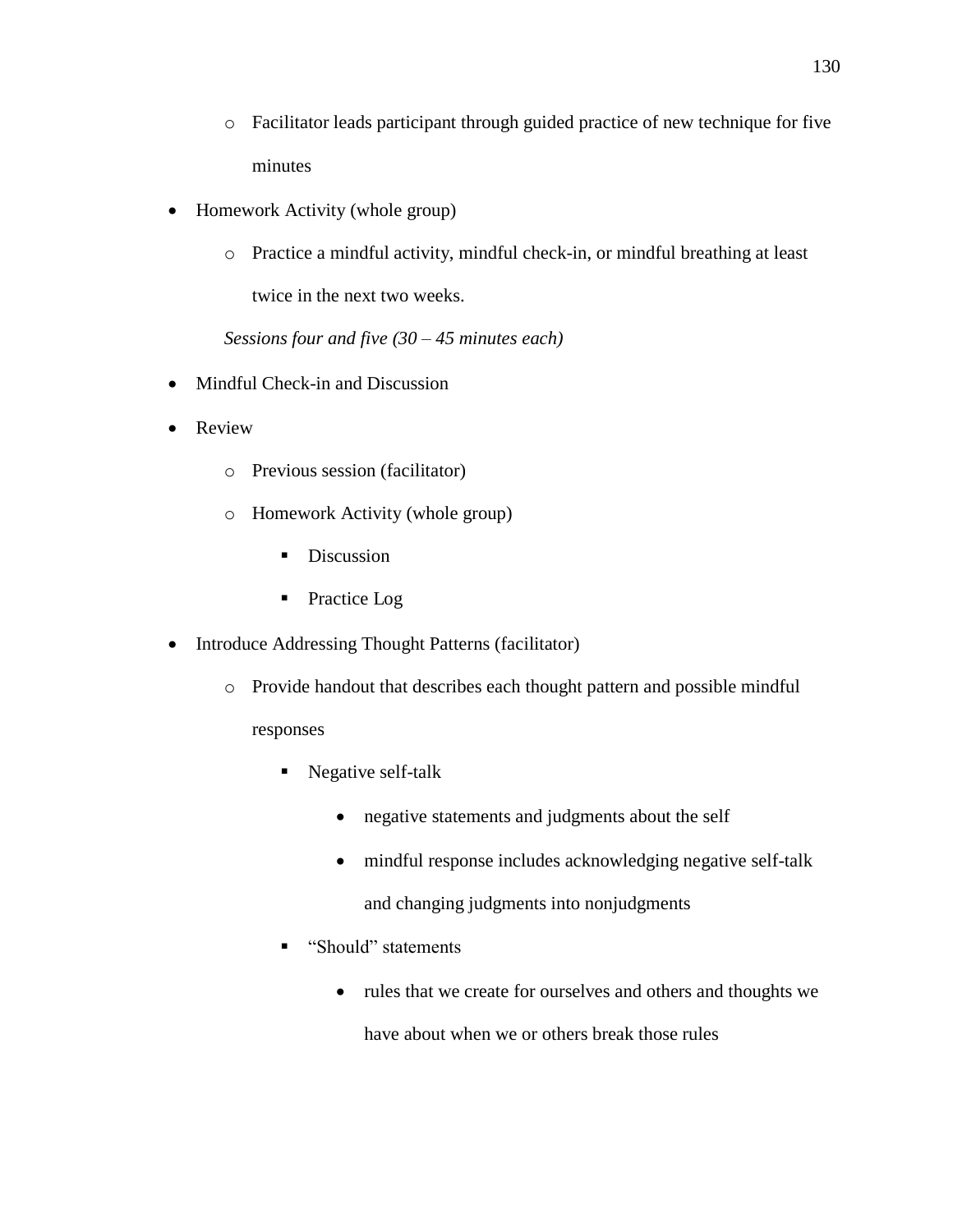- Facilitator leads participant through guided practice of new technique for five minutes
- Homework Activity (whole group)
  - Practice a mindful activity, mindful check-in, or mindful breathing at least twice in the next two weeks.

*Sessions four and five (30 – 45 minutes each)*

- Mindful Check-in and Discussion
- Review
  - Previous session (facilitator)
  - Homework Activity (whole group)
    - Discussion
    - Practice Log
- Introduce Addressing Thought Patterns (facilitator)
  - Provide handout that describes each thought pattern and possible mindful responses
    - Negative self-talk
      - negative statements and judgments about the self
      - mindful response includes acknowledging negative self-talk and changing judgments into nonjudgments
    - "Should" statements
      - rules that we create for ourselves and others and thoughts we have about when we or others break those rules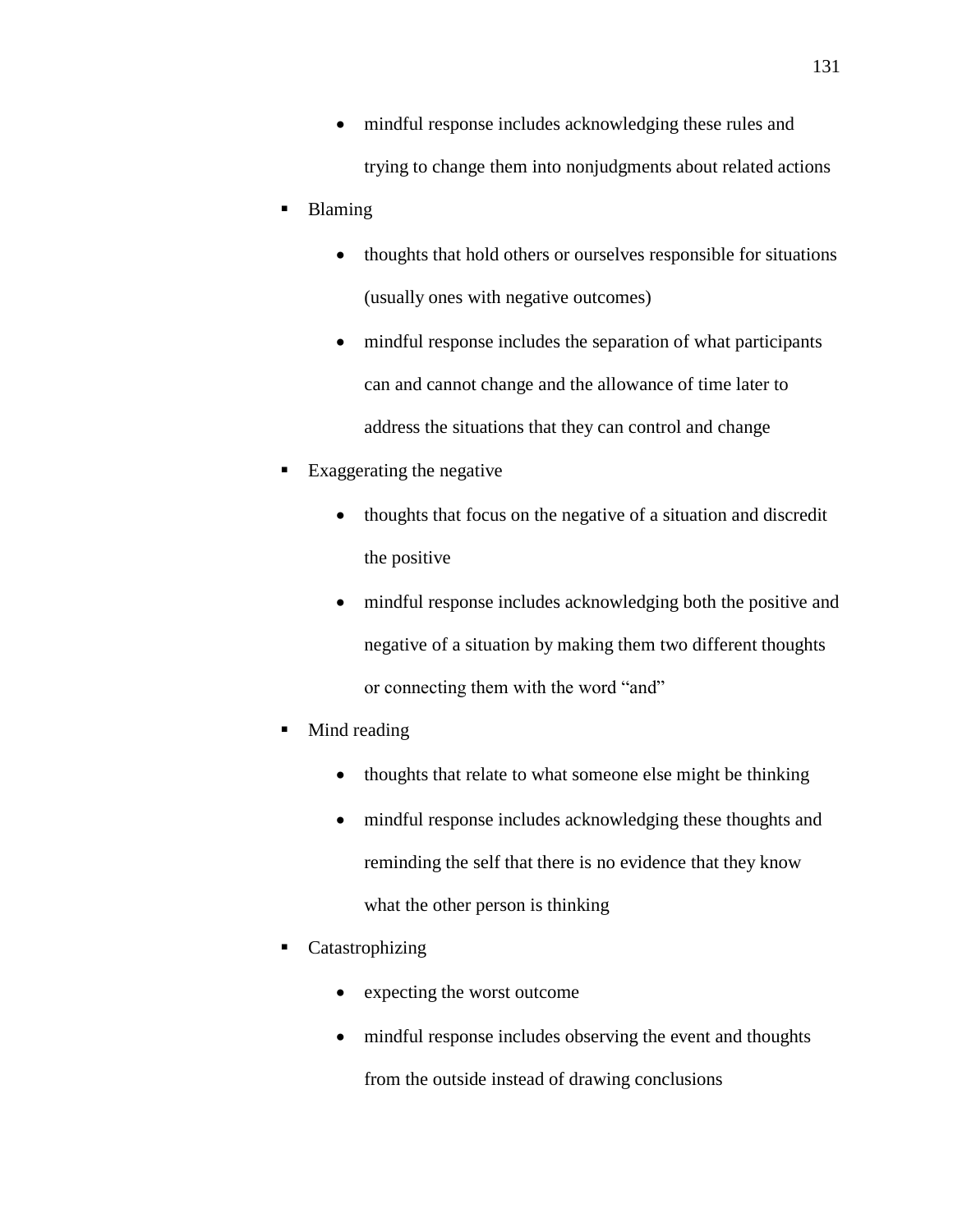- mindful response includes acknowledging these rules and trying to change them into nonjudgments about related actions
- Blaming
    - thoughts that hold others or ourselves responsible for situations (usually ones with negative outcomes)
    - mindful response includes the separation of what participants can and cannot change and the allowance of time later to address the situations that they can control and change
- Exaggerating the negative
    - thoughts that focus on the negative of a situation and discredit the positive
    - mindful response includes acknowledging both the positive and negative of a situation by making them two different thoughts or connecting them with the word "and"
- Mind reading
    - thoughts that relate to what someone else might be thinking
    - mindful response includes acknowledging these thoughts and reminding the self that there is no evidence that they know what the other person is thinking
- Catastrophizing
    - expecting the worst outcome
    - mindful response includes observing the event and thoughts from the outside instead of drawing conclusions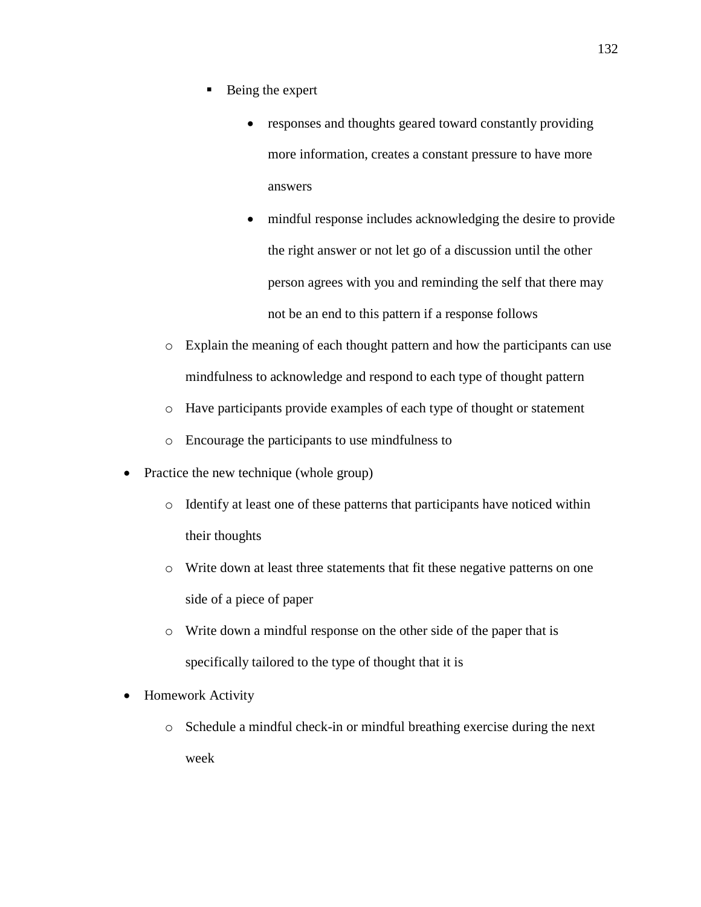- Being the expert
        - responses and thoughts geared toward constantly providing more information, creates a constant pressure to have more answers
        - mindful response includes acknowledging the desire to provide the right answer or not let go of a discussion until the other person agrees with you and reminding the self that there may not be an end to this pattern if a response follows
  - Explain the meaning of each thought pattern and how the participants can use mindfulness to acknowledge and respond to each type of thought pattern
  - Have participants provide examples of each type of thought or statement
  - Encourage the participants to use mindfulness to
- Practice the new technique (whole group)
  - Identify at least one of these patterns that participants have noticed within their thoughts
  - Write down at least three statements that fit these negative patterns on one side of a piece of paper
  - Write down a mindful response on the other side of the paper that is specifically tailored to the type of thought that it is
- Homework Activity
  - Schedule a mindful check-in or mindful breathing exercise during the next week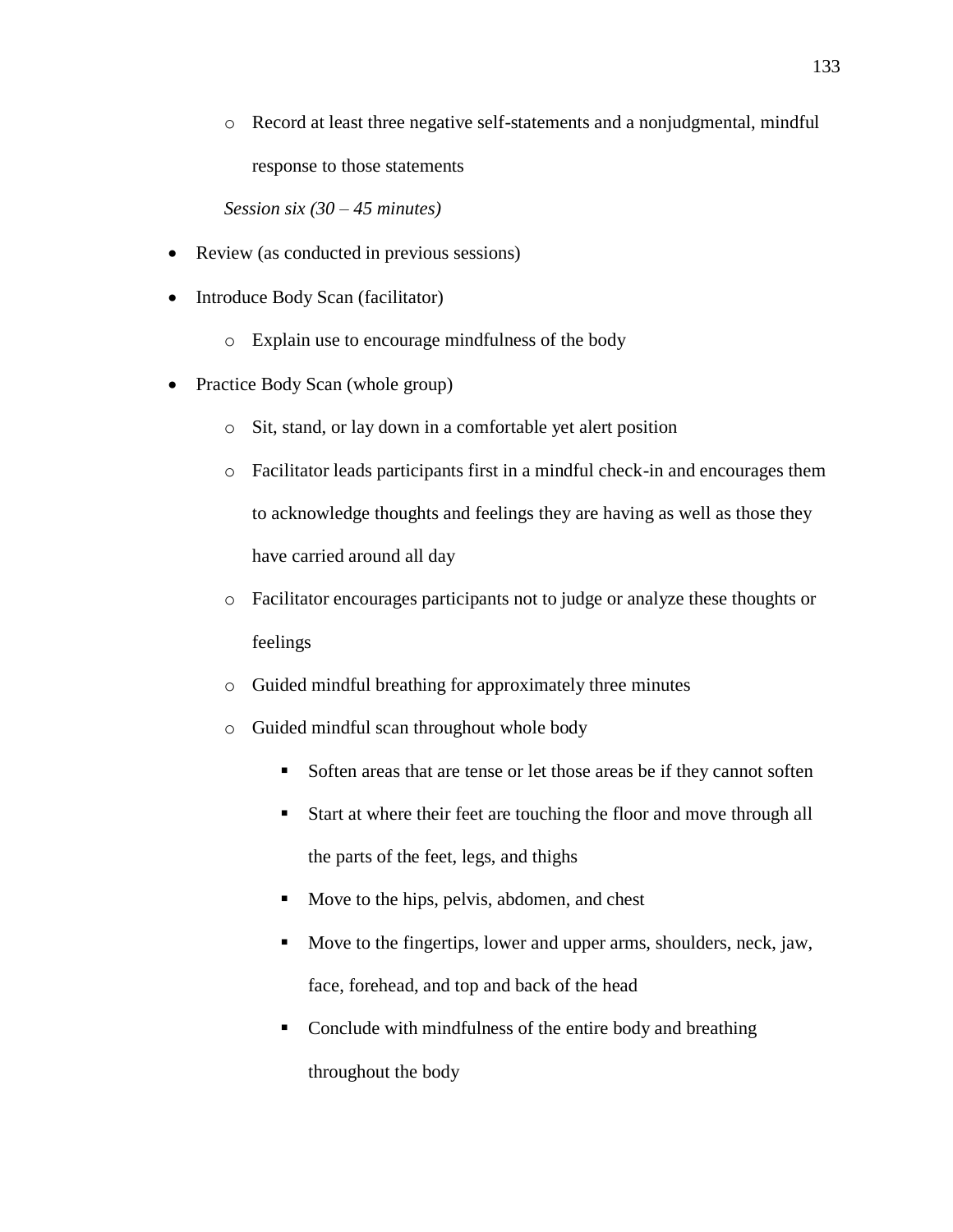- Record at least three negative self-statements and a nonjudgmental, mindful response to those statements

*Session six (30 – 45 minutes)*

- Review (as conducted in previous sessions)
- Introduce Body Scan (facilitator)
  - Explain use to encourage mindfulness of the body
- Practice Body Scan (whole group)
  - Sit, stand, or lay down in a comfortable yet alert position
  - Facilitator leads participants first in a mindful check-in and encourages them to acknowledge thoughts and feelings they are having as well as those they have carried around all day
  - Facilitator encourages participants not to judge or analyze these thoughts or feelings
  - Guided mindful breathing for approximately three minutes
  - Guided mindful scan throughout whole body
    - Soften areas that are tense or let those areas be if they cannot soften
    - Start at where their feet are touching the floor and move through all the parts of the feet, legs, and thighs
    - Move to the hips, pelvis, abdomen, and chest
    - Move to the fingertips, lower and upper arms, shoulders, neck, jaw, face, forehead, and top and back of the head
    - Conclude with mindfulness of the entire body and breathing throughout the body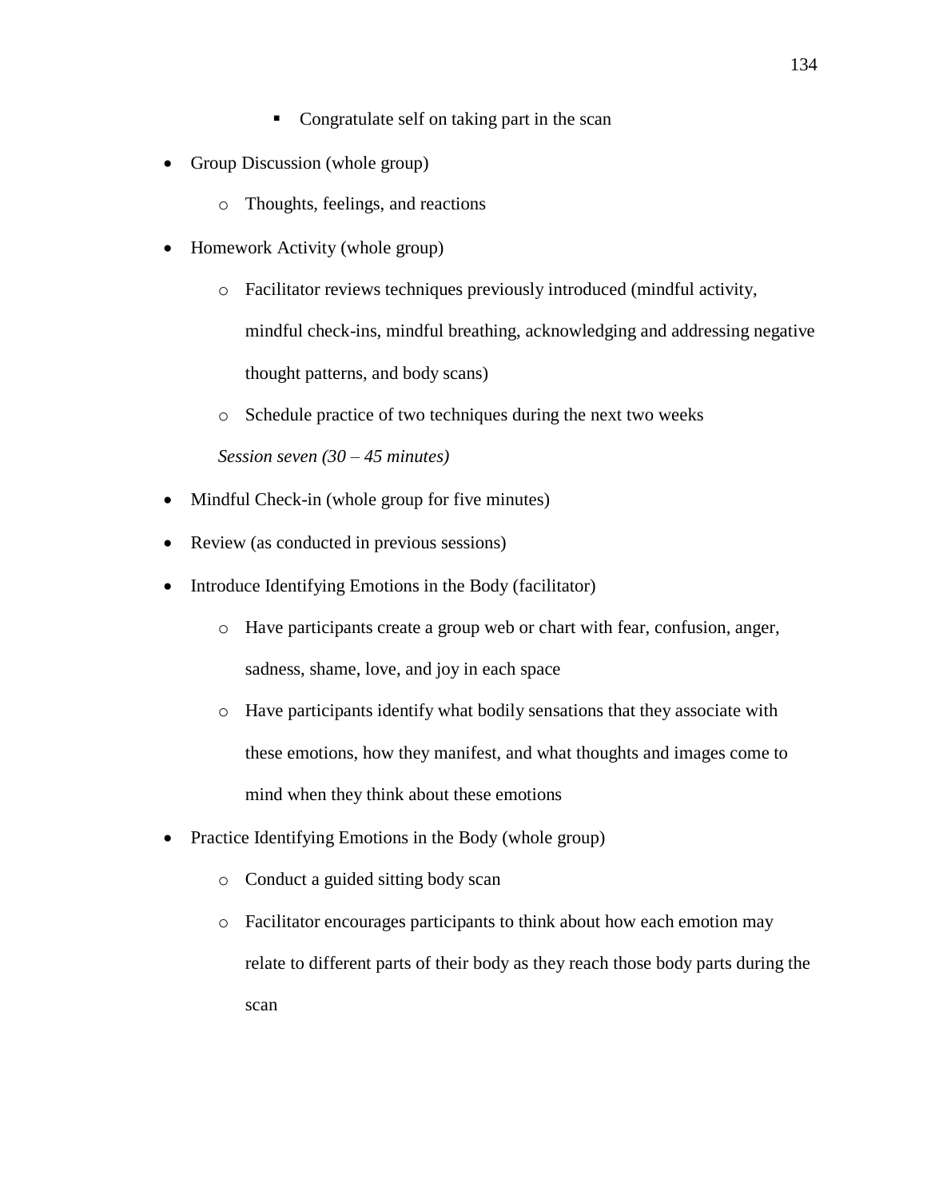- Congratulate self on taking part in the scan

- Group Discussion (whole group)
    - Thoughts, feelings, and reactions
- Homework Activity (whole group)
    - Facilitator reviews techniques previously introduced (mindful activity, mindful check-ins, mindful breathing, acknowledging and addressing negative thought patterns, and body scans)
    - Schedule practice of two techniques during the next two weeks

*Session seven (30 – 45 minutes)*

- Mindful Check-in (whole group for five minutes)
- Review (as conducted in previous sessions)
- Introduce Identifying Emotions in the Body (facilitator)
    - Have participants create a group web or chart with fear, confusion, anger, sadness, shame, love, and joy in each space
    - Have participants identify what bodily sensations that they associate with these emotions, how they manifest, and what thoughts and images come to mind when they think about these emotions
- Practice Identifying Emotions in the Body (whole group)
    - Conduct a guided sitting body scan
    - Facilitator encourages participants to think about how each emotion may relate to different parts of their body as they reach those body parts during the scan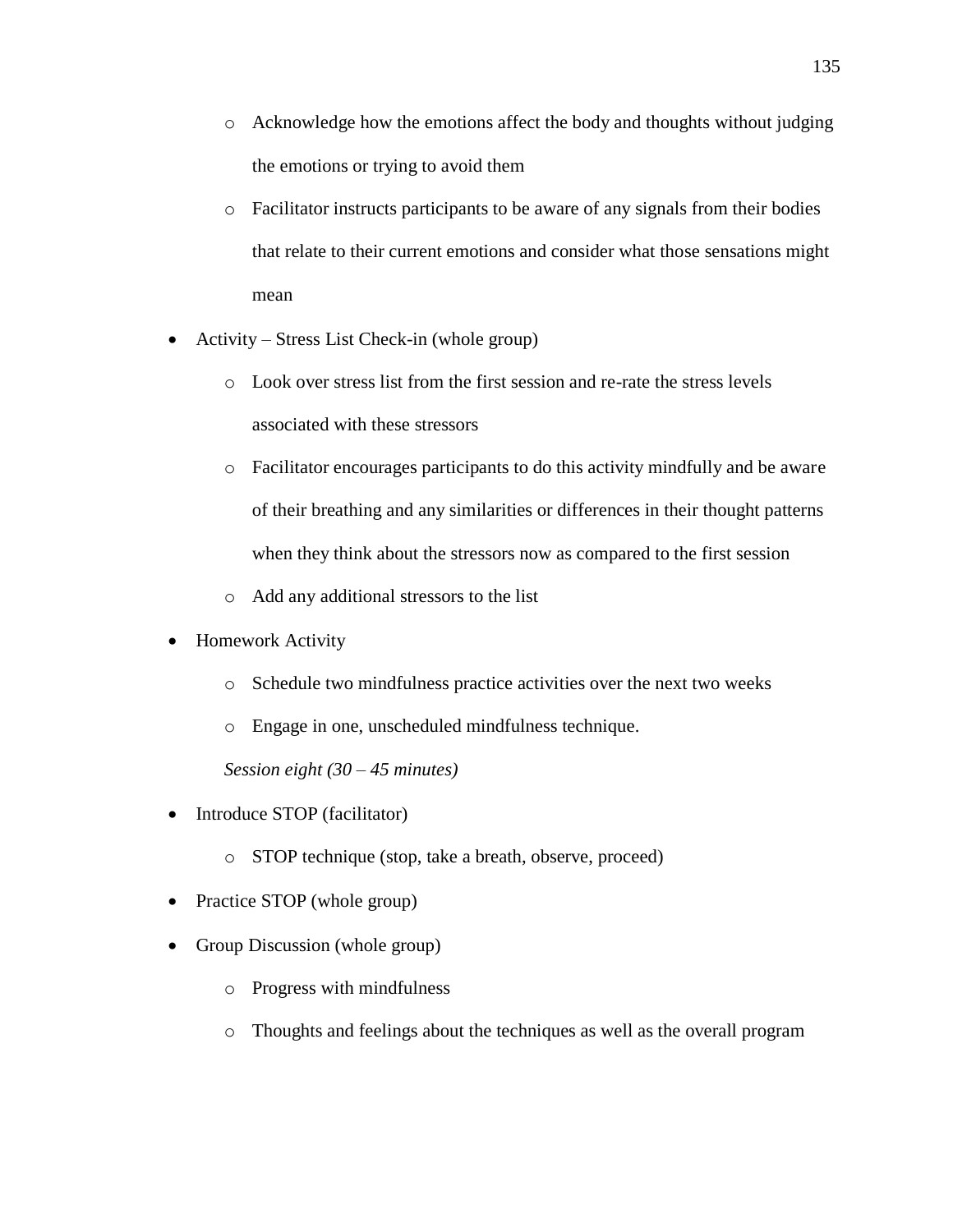- Acknowledge how the emotions affect the body and thoughts without judging the emotions or trying to avoid them
    - Facilitator instructs participants to be aware of any signals from their bodies that relate to their current emotions and consider what those sensations might mean
- Activity – Stress List Check-in (whole group)
    - Look over stress list from the first session and re-rate the stress levels associated with these stressors
    - Facilitator encourages participants to do this activity mindfully and be aware of their breathing and any similarities or differences in their thought patterns when they think about the stressors now as compared to the first session
    - Add any additional stressors to the list
- Homework Activity
    - Schedule two mindfulness practice activities over the next two weeks
    - Engage in one, unscheduled mindfulness technique.

*Session eight (30 – 45 minutes)*

- Introduce STOP (facilitator)
    - STOP technique (stop, take a breath, observe, proceed)
- Practice STOP (whole group)
- Group Discussion (whole group)
    - Progress with mindfulness
    - Thoughts and feelings about the techniques as well as the overall program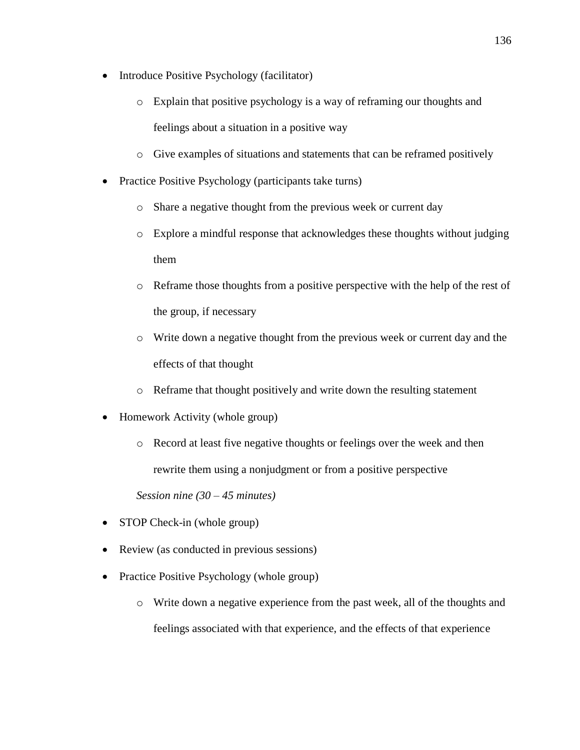- Introduce Positive Psychology (facilitator)
    - Explain that positive psychology is a way of reframing our thoughts and feelings about a situation in a positive way
    - Give examples of situations and statements that can be reframed positively
- Practice Positive Psychology (participants take turns)
    - Share a negative thought from the previous week or current day
    - Explore a mindful response that acknowledges these thoughts without judging them
    - Reframe those thoughts from a positive perspective with the help of the rest of the group, if necessary
    - Write down a negative thought from the previous week or current day and the effects of that thought
    - Reframe that thought positively and write down the resulting statement
- Homework Activity (whole group)
    - Record at least five negative thoughts or feelings over the week and then rewrite them using a nonjudgment or from a positive perspective

*Session nine (30 – 45 minutes)*

- STOP Check-in (whole group)
- Review (as conducted in previous sessions)
- Practice Positive Psychology (whole group)
    - Write down a negative experience from the past week, all of the thoughts and feelings associated with that experience, and the effects of that experience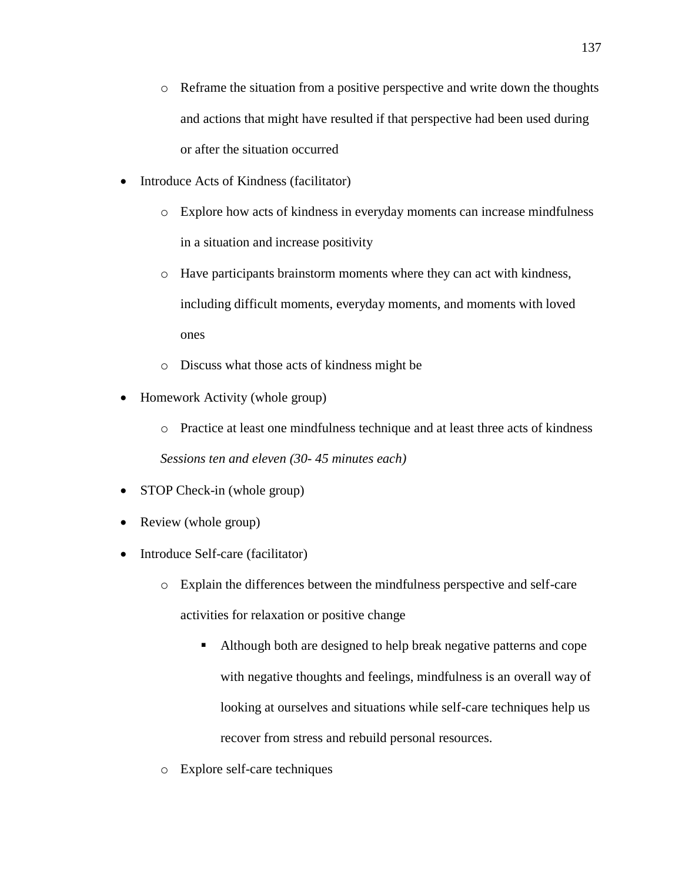- Reframe the situation from a positive perspective and write down the thoughts and actions that might have resulted if that perspective had been used during or after the situation occurred
- Introduce Acts of Kindness (facilitator)
  - Explore how acts of kindness in everyday moments can increase mindfulness in a situation and increase positivity
  - Have participants brainstorm moments where they can act with kindness, including difficult moments, everyday moments, and moments with loved ones
  - Discuss what those acts of kindness might be
- Homework Activity (whole group)
  - Practice at least one mindfulness technique and at least three acts of kindness

*Sessions ten and eleven (30- 45 minutes each)*

- STOP Check-in (whole group)
- Review (whole group)
- Introduce Self-care (facilitator)
  - Explain the differences between the mindfulness perspective and self-care activities for relaxation or positive change
    - Although both are designed to help break negative patterns and cope with negative thoughts and feelings, mindfulness is an overall way of looking at ourselves and situations while self-care techniques help us recover from stress and rebuild personal resources.
  - Explore self-care techniques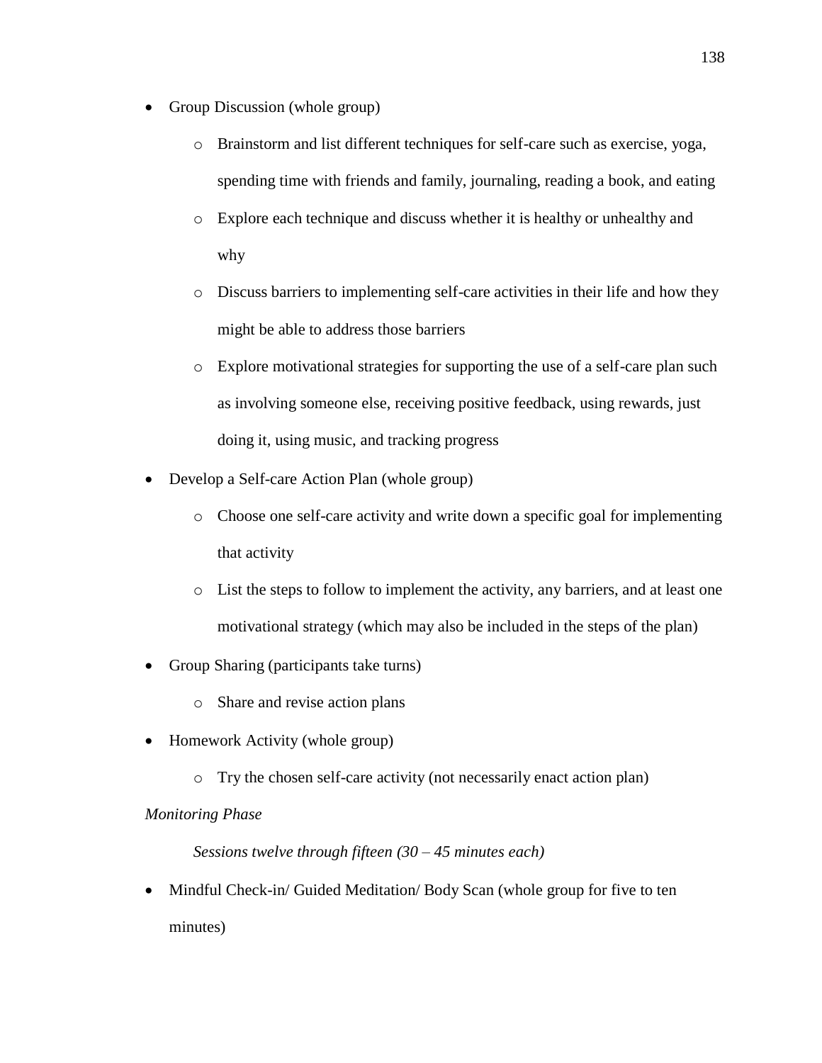- Group Discussion (whole group)
    - Brainstorm and list different techniques for self-care such as exercise, yoga, spending time with friends and family, journaling, reading a book, and eating
    - Explore each technique and discuss whether it is healthy or unhealthy and why
    - Discuss barriers to implementing self-care activities in their life and how they might be able to address those barriers
    - Explore motivational strategies for supporting the use of a self-care plan such as involving someone else, receiving positive feedback, using rewards, just doing it, using music, and tracking progress
- Develop a Self-care Action Plan (whole group)
    - Choose one self-care activity and write down a specific goal for implementing that activity
    - List the steps to follow to implement the activity, any barriers, and at least one motivational strategy (which may also be included in the steps of the plan)
- Group Sharing (participants take turns)
    - Share and revise action plans
- Homework Activity (whole group)
    - Try the chosen self-care activity (not necessarily enact action plan)

*Monitoring Phase*

*Sessions twelve through fifteen (30 – 45 minutes each)*

- Mindful Check-in/ Guided Meditation/ Body Scan (whole group for five to ten minutes)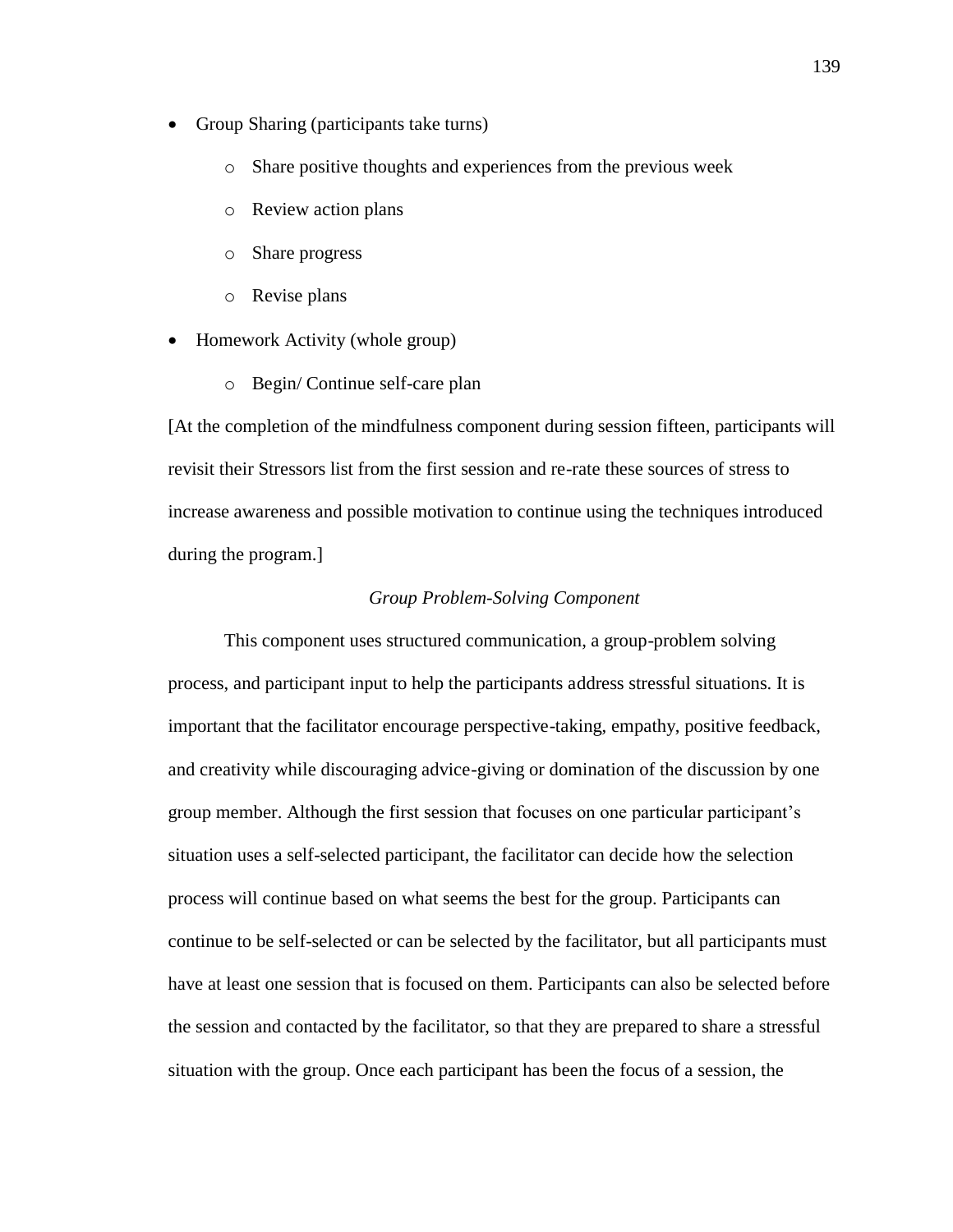- Group Sharing (participants take turns)
    - Share positive thoughts and experiences from the previous week
    - Review action plans
    - Share progress
    - Revise plans
- Homework Activity (whole group)
    - Begin/ Continue self-care plan

[At the completion of the mindfulness component during session fifteen, participants will revisit their Stressors list from the first session and re-rate these sources of stress to increase awareness and possible motivation to continue using the techniques introduced during the program.]

*Group Problem-Solving Component*

This component uses structured communication, a group-problem solving process, and participant input to help the participants address stressful situations. It is important that the facilitator encourage perspective-taking, empathy, positive feedback, and creativity while discouraging advice-giving or domination of the discussion by one group member. Although the first session that focuses on one particular participant's situation uses a self-selected participant, the facilitator can decide how the selection process will continue based on what seems the best for the group. Participants can continue to be self-selected or can be selected by the facilitator, but all participants must have at least one session that is focused on them. Participants can also be selected before the session and contacted by the facilitator, so that they are prepared to share a stressful situation with the group. Once each participant has been the focus of a session, the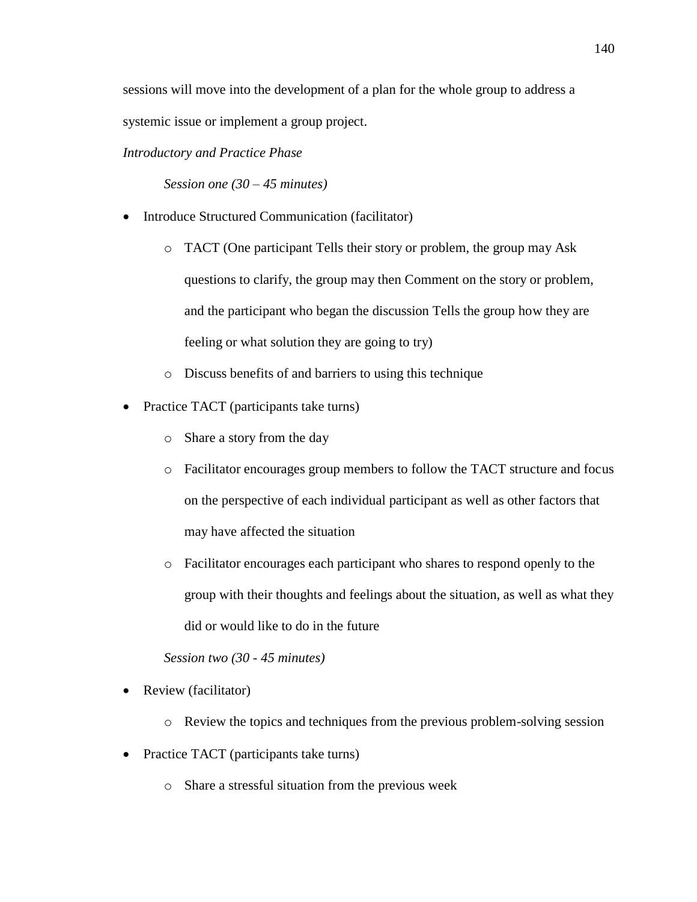sessions will move into the development of a plan for the whole group to address a systemic issue or implement a group project.

*Introductory and Practice Phase*

*Session one (30 – 45 minutes)*

- Introduce Structured Communication (facilitator)
  - TACT (One participant Tells their story or problem, the group may Ask questions to clarify, the group may then Comment on the story or problem, and the participant who began the discussion Tells the group how they are feeling or what solution they are going to try)
  - Discuss benefits of and barriers to using this technique
- Practice TACT (participants take turns)
  - Share a story from the day
  - Facilitator encourages group members to follow the TACT structure and focus on the perspective of each individual participant as well as other factors that may have affected the situation
  - Facilitator encourages each participant who shares to respond openly to the group with their thoughts and feelings about the situation, as well as what they did or would like to do in the future

*Session two (30 - 45 minutes)*

- Review (facilitator)
  - Review the topics and techniques from the previous problem-solving session
- Practice TACT (participants take turns)
  - Share a stressful situation from the previous week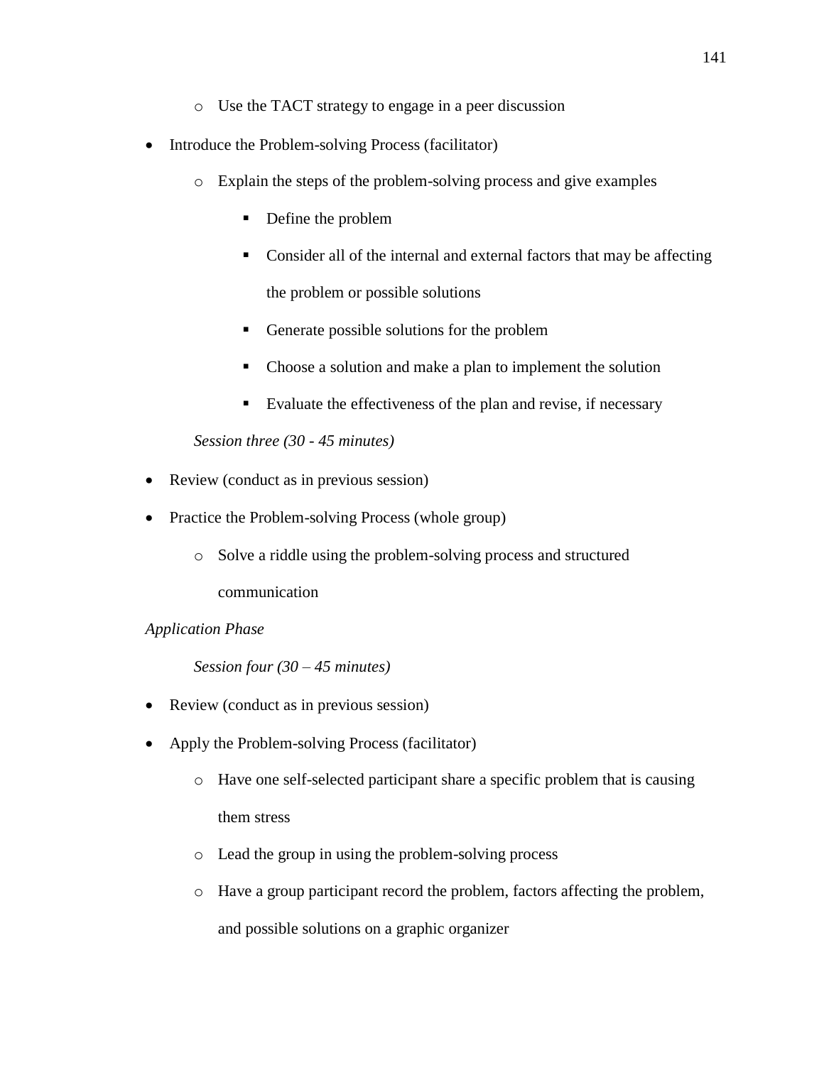- Use the TACT strategy to engage in a peer discussion

- Introduce the Problem-solving Process (facilitator)
  - Explain the steps of the problem-solving process and give examples
    - Define the problem
    - Consider all of the internal and external factors that may be affecting the problem or possible solutions
    - Generate possible solutions for the problem
    - Choose a solution and make a plan to implement the solution
    - Evaluate the effectiveness of the plan and revise, if necessary

*Session three (30 - 45 minutes)*

- Review (conduct as in previous session)
- Practice the Problem-solving Process (whole group)
  - Solve a riddle using the problem-solving process and structured communication

*Application Phase*

*Session four (30 – 45 minutes)*

- Review (conduct as in previous session)
- Apply the Problem-solving Process (facilitator)
  - Have one self-selected participant share a specific problem that is causing them stress
  - Lead the group in using the problem-solving process
  - Have a group participant record the problem, factors affecting the problem, and possible solutions on a graphic organizer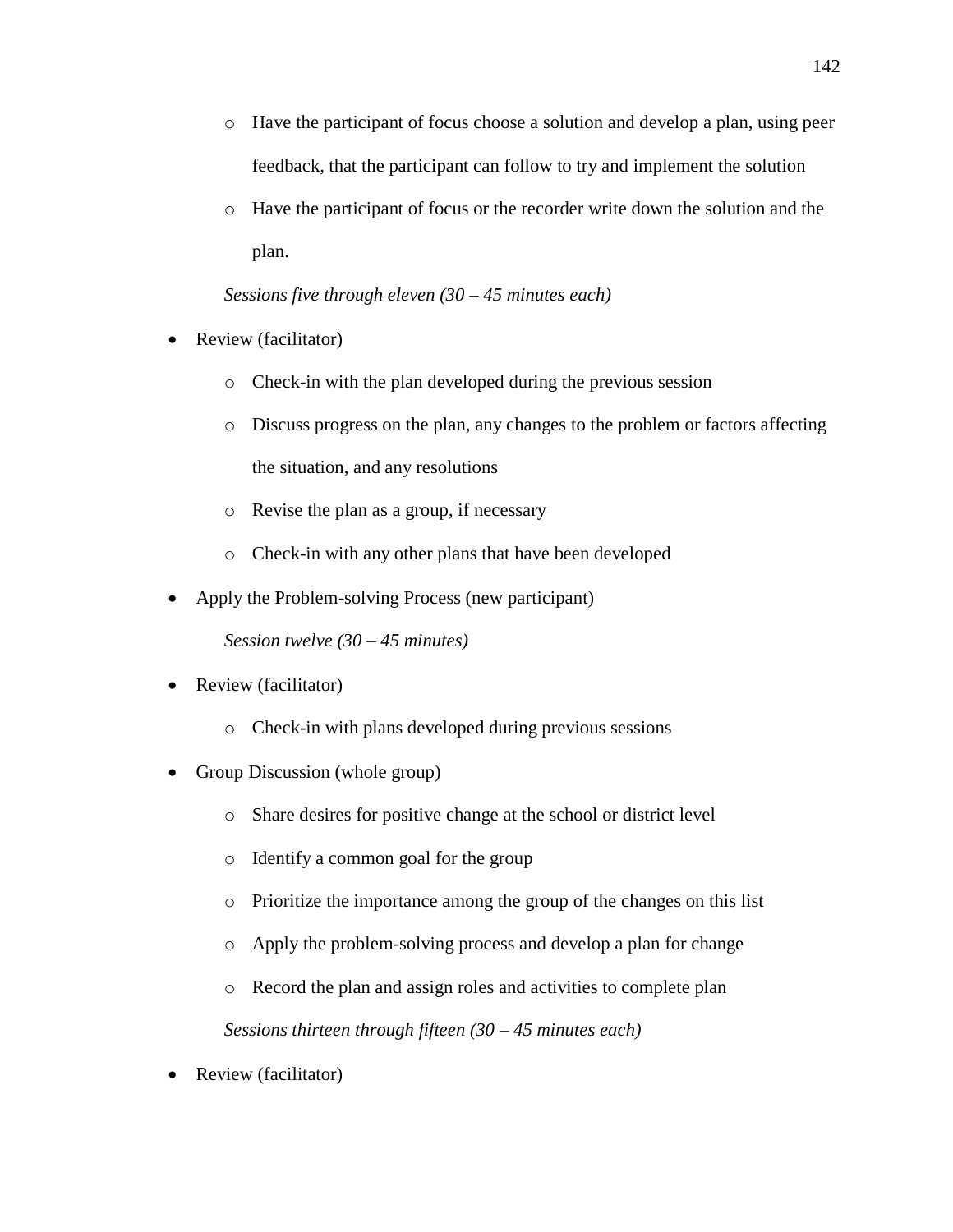- Have the participant of focus choose a solution and develop a plan, using peer feedback, that the participant can follow to try and implement the solution
  - Have the participant of focus or the recorder write down the solution and the plan.

*Sessions five through eleven (30 – 45 minutes each)*

- Review (facilitator)
  - Check-in with the plan developed during the previous session
  - Discuss progress on the plan, any changes to the problem or factors affecting the situation, and any resolutions
  - Revise the plan as a group, if necessary
  - Check-in with any other plans that have been developed
- Apply the Problem-solving Process (new participant)

*Session twelve (30 – 45 minutes)*

- Review (facilitator)
  - Check-in with plans developed during previous sessions
- Group Discussion (whole group)
  - Share desires for positive change at the school or district level
  - Identify a common goal for the group
  - Prioritize the importance among the group of the changes on this list
  - Apply the problem-solving process and develop a plan for change
  - Record the plan and assign roles and activities to complete plan

*Sessions thirteen through fifteen (30 – 45 minutes each)*

- Review (facilitator)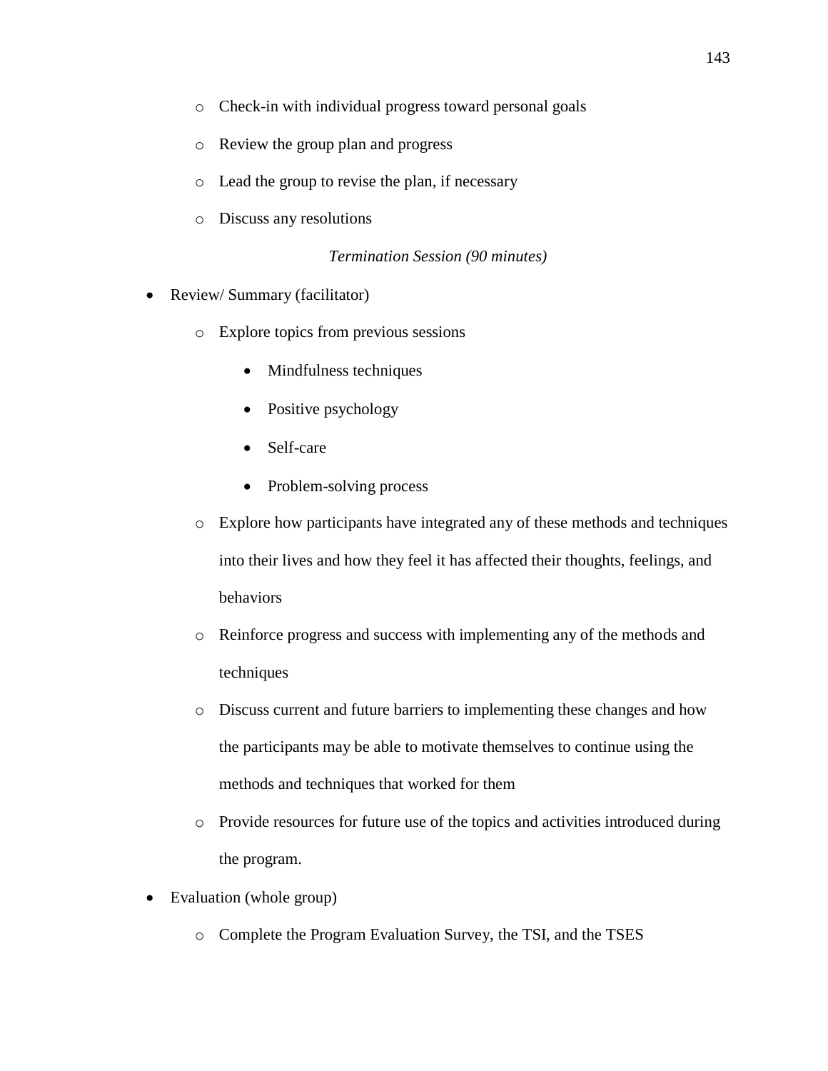- Check-in with individual progress toward personal goals
  - Review the group plan and progress
  - Lead the group to revise the plan, if necessary
  - Discuss any resolutions

*Termination Session (90 minutes)*

- Review/ Summary (facilitator)
  - Explore topics from previous sessions
    - Mindfulness techniques
    - Positive psychology
    - Self-care
    - Problem-solving process
  - Explore how participants have integrated any of these methods and techniques into their lives and how they feel it has affected their thoughts, feelings, and behaviors
  - Reinforce progress and success with implementing any of the methods and techniques
  - Discuss current and future barriers to implementing these changes and how the participants may be able to motivate themselves to continue using the methods and techniques that worked for them
  - Provide resources for future use of the topics and activities introduced during the program.
- Evaluation (whole group)
  - Complete the Program Evaluation Survey, the TSI, and the TSES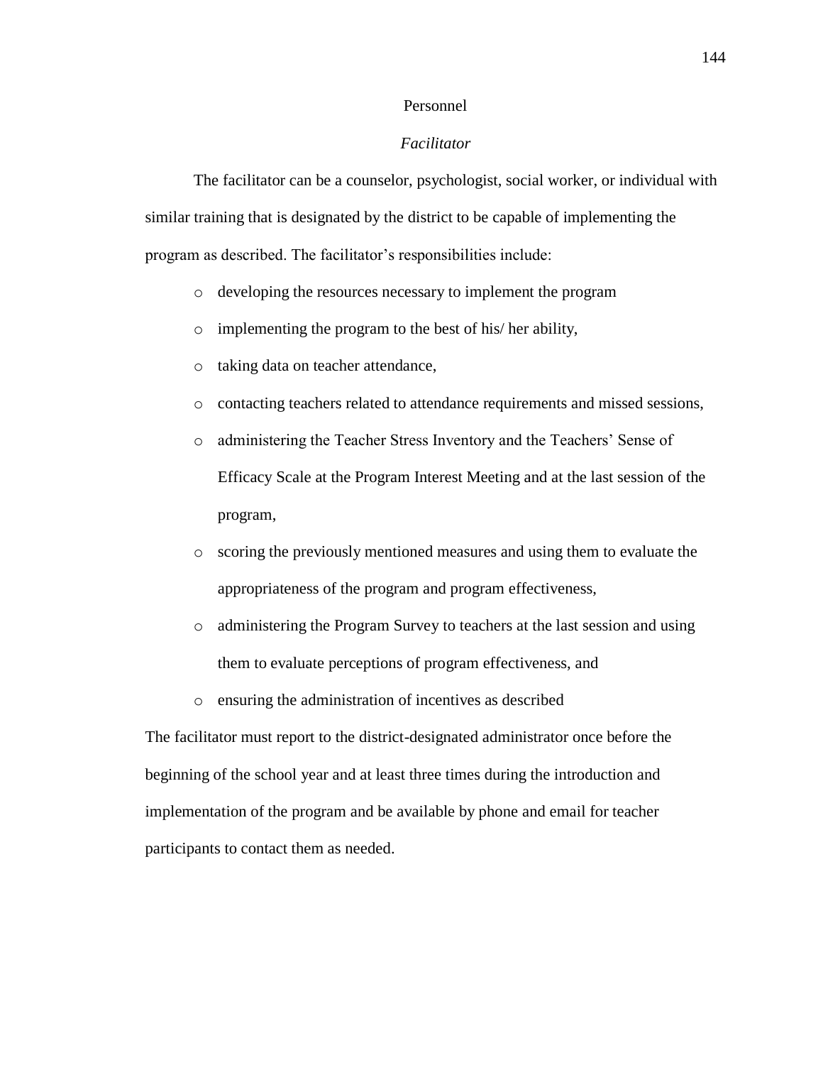## Personnel

### *Facilitator*

The facilitator can be a counselor, psychologist, social worker, or individual with similar training that is designated by the district to be capable of implementing the program as described. The facilitator's responsibilities include:

- developing the resources necessary to implement the program
- implementing the program to the best of his/ her ability,
- taking data on teacher attendance,
- contacting teachers related to attendance requirements and missed sessions,
- administering the Teacher Stress Inventory and the Teachers' Sense of Efficacy Scale at the Program Interest Meeting and at the last session of the program,
- scoring the previously mentioned measures and using them to evaluate the appropriateness of the program and program effectiveness,
- administering the Program Survey to teachers at the last session and using them to evaluate perceptions of program effectiveness, and
- ensuring the administration of incentives as described

The facilitator must report to the district-designated administrator once before the beginning of the school year and at least three times during the introduction and implementation of the program and be available by phone and email for teacher participants to contact them as needed.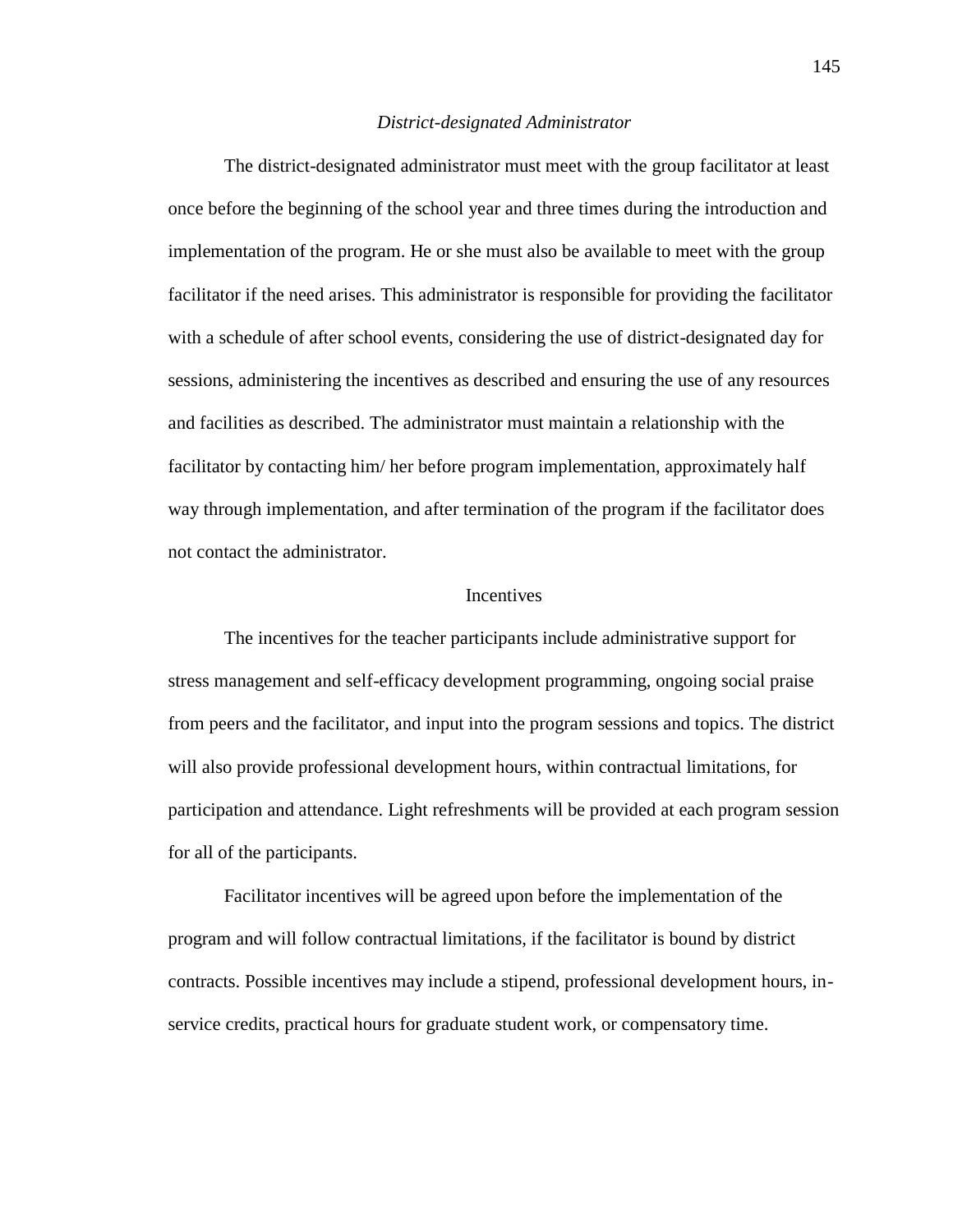*District-designated Administrator*

The district-designated administrator must meet with the group facilitator at least once before the beginning of the school year and three times during the introduction and implementation of the program. He or she must also be available to meet with the group facilitator if the need arises. This administrator is responsible for providing the facilitator with a schedule of after school events, considering the use of district-designated day for sessions, administering the incentives as described and ensuring the use of any resources and facilities as described. The administrator must maintain a relationship with the facilitator by contacting him/ her before program implementation, approximately half way through implementation, and after termination of the program if the facilitator does not contact the administrator.

## Incentives

The incentives for the teacher participants include administrative support for stress management and self-efficacy development programming, ongoing social praise from peers and the facilitator, and input into the program sessions and topics. The district will also provide professional development hours, within contractual limitations, for participation and attendance. Light refreshments will be provided at each program session for all of the participants.

Facilitator incentives will be agreed upon before the implementation of the program and will follow contractual limitations, if the facilitator is bound by district contracts. Possible incentives may include a stipend, professional development hours, in-service credits, practical hours for graduate student work, or compensatory time.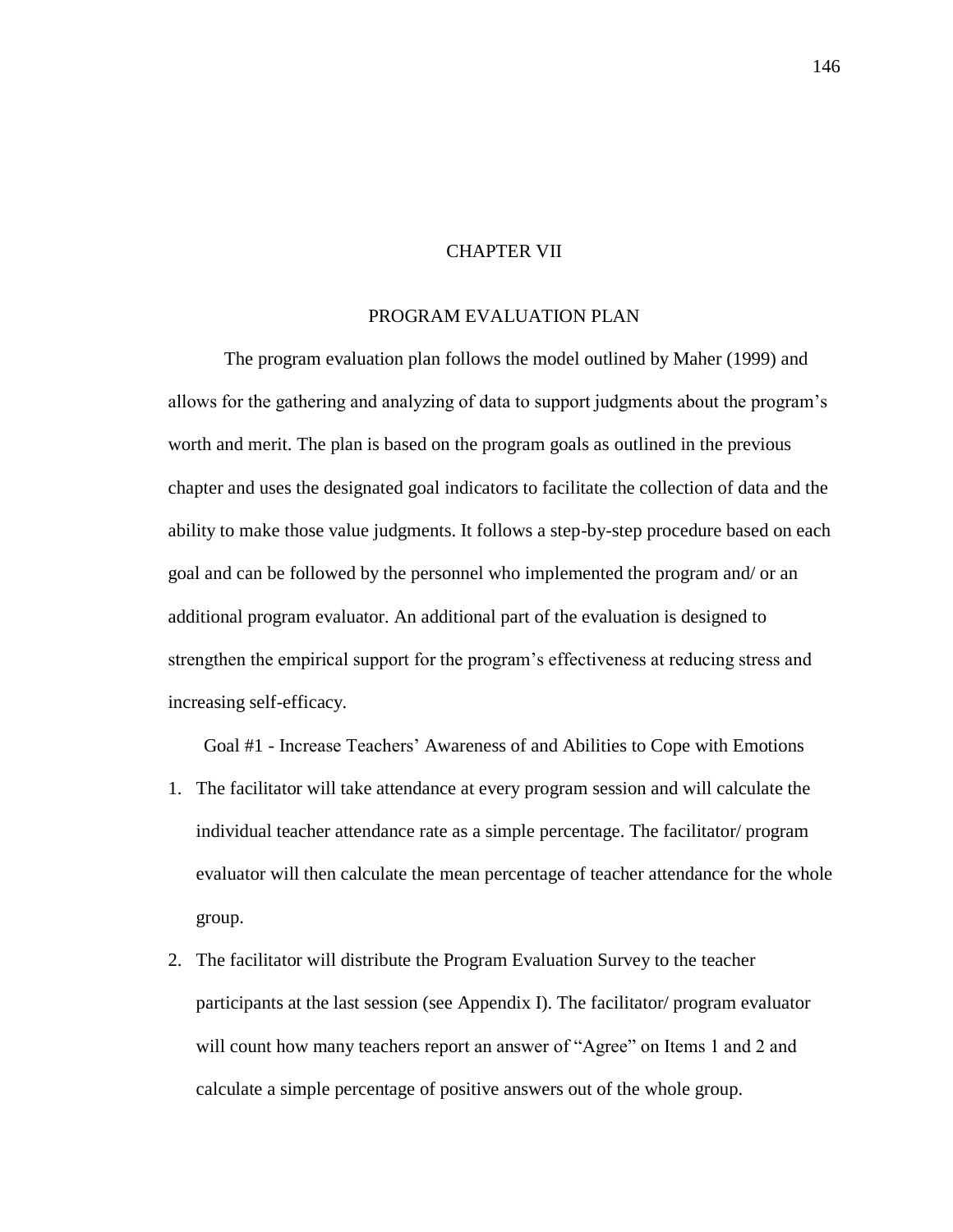# CHAPTER VII

## PROGRAM EVALUATION PLAN

The program evaluation plan follows the model outlined by Maher (1999) and allows for the gathering and analyzing of data to support judgments about the program's worth and merit. The plan is based on the program goals as outlined in the previous chapter and uses the designated goal indicators to facilitate the collection of data and the ability to make those value judgments. It follows a step-by-step procedure based on each goal and can be followed by the personnel who implemented the program and/ or an additional program evaluator. An additional part of the evaluation is designed to strengthen the empirical support for the program's effectiveness at reducing stress and increasing self-efficacy.

### Goal #1 - Increase Teachers' Awareness of and Abilities to Cope with Emotions

1. The facilitator will take attendance at every program session and will calculate the individual teacher attendance rate as a simple percentage. The facilitator/ program evaluator will then calculate the mean percentage of teacher attendance for the whole group.
2. The facilitator will distribute the Program Evaluation Survey to the teacher participants at the last session (see Appendix I). The facilitator/ program evaluator will count how many teachers report an answer of "Agree" on Items 1 and 2 and calculate a simple percentage of positive answers out of the whole group.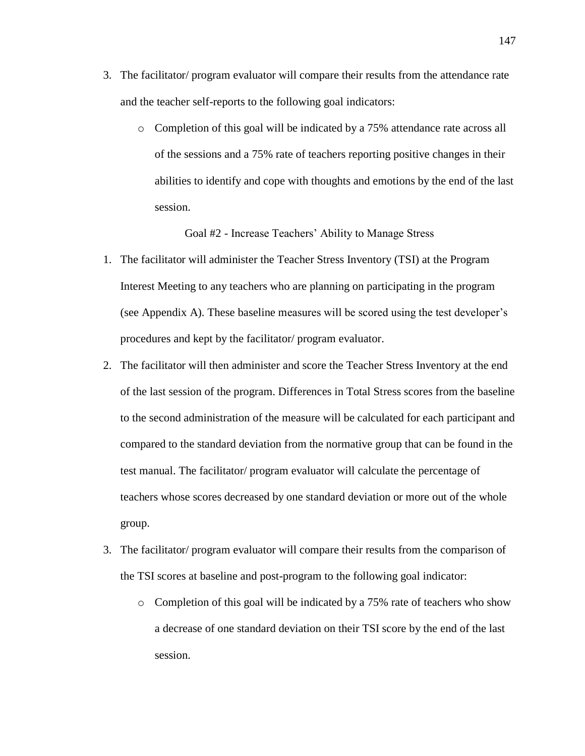3. The facilitator/ program evaluator will compare their results from the attendance rate and the teacher self-reports to the following goal indicators:
   - Completion of this goal will be indicated by a 75% attendance rate across all of the sessions and a 75% rate of teachers reporting positive changes in their abilities to identify and cope with thoughts and emotions by the end of the last session.

### Goal #2 - Increase Teachers' Ability to Manage Stress

1. The facilitator will administer the Teacher Stress Inventory (TSI) at the Program Interest Meeting to any teachers who are planning on participating in the program (see Appendix A). These baseline measures will be scored using the test developer's procedures and kept by the facilitator/ program evaluator.
2. The facilitator will then administer and score the Teacher Stress Inventory at the end of the last session of the program. Differences in Total Stress scores from the baseline to the second administration of the measure will be calculated for each participant and compared to the standard deviation from the normative group that can be found in the test manual. The facilitator/ program evaluator will calculate the percentage of teachers whose scores decreased by one standard deviation or more out of the whole group.
3. The facilitator/ program evaluator will compare their results from the comparison of the TSI scores at baseline and post-program to the following goal indicator:
   - Completion of this goal will be indicated by a 75% rate of teachers who show a decrease of one standard deviation on their TSI score by the end of the last session.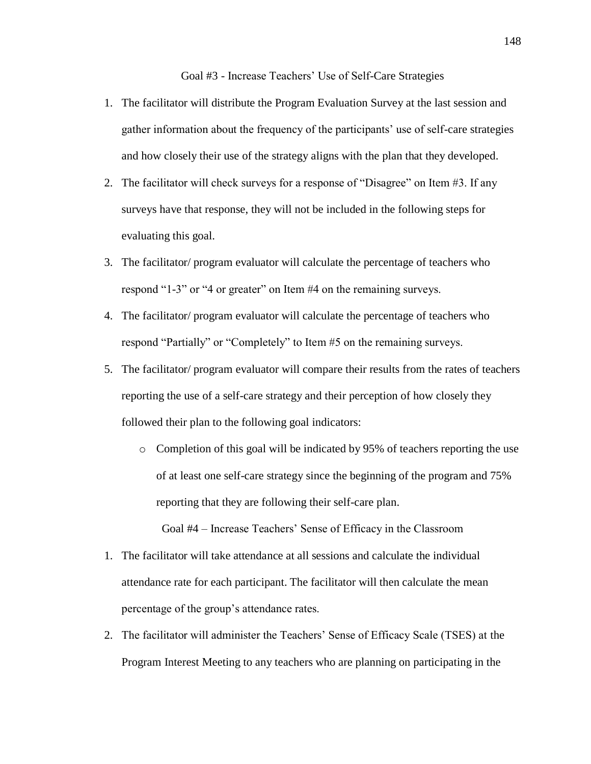### Goal #3 - Increase Teachers' Use of Self-Care Strategies

1. The facilitator will distribute the Program Evaluation Survey at the last session and gather information about the frequency of the participants' use of self-care strategies and how closely their use of the strategy aligns with the plan that they developed.
2. The facilitator will check surveys for a response of "Disagree" on Item #3. If any surveys have that response, they will not be included in the following steps for evaluating this goal.
3. The facilitator/ program evaluator will calculate the percentage of teachers who respond "1-3" or "4 or greater" on Item #4 on the remaining surveys.
4. The facilitator/ program evaluator will calculate the percentage of teachers who respond "Partially" or "Completely" to Item #5 on the remaining surveys.
5. The facilitator/ program evaluator will compare their results from the rates of teachers reporting the use of a self-care strategy and their perception of how closely they followed their plan to the following goal indicators:
   - Completion of this goal will be indicated by 95% of teachers reporting the use of at least one self-care strategy since the beginning of the program and 75% reporting that they are following their self-care plan.

### Goal #4 – Increase Teachers' Sense of Efficacy in the Classroom

1. The facilitator will take attendance at all sessions and calculate the individual attendance rate for each participant. The facilitator will then calculate the mean percentage of the group's attendance rates.
2. The facilitator will administer the Teachers' Sense of Efficacy Scale (TSES) at the Program Interest Meeting to any teachers who are planning on participating in the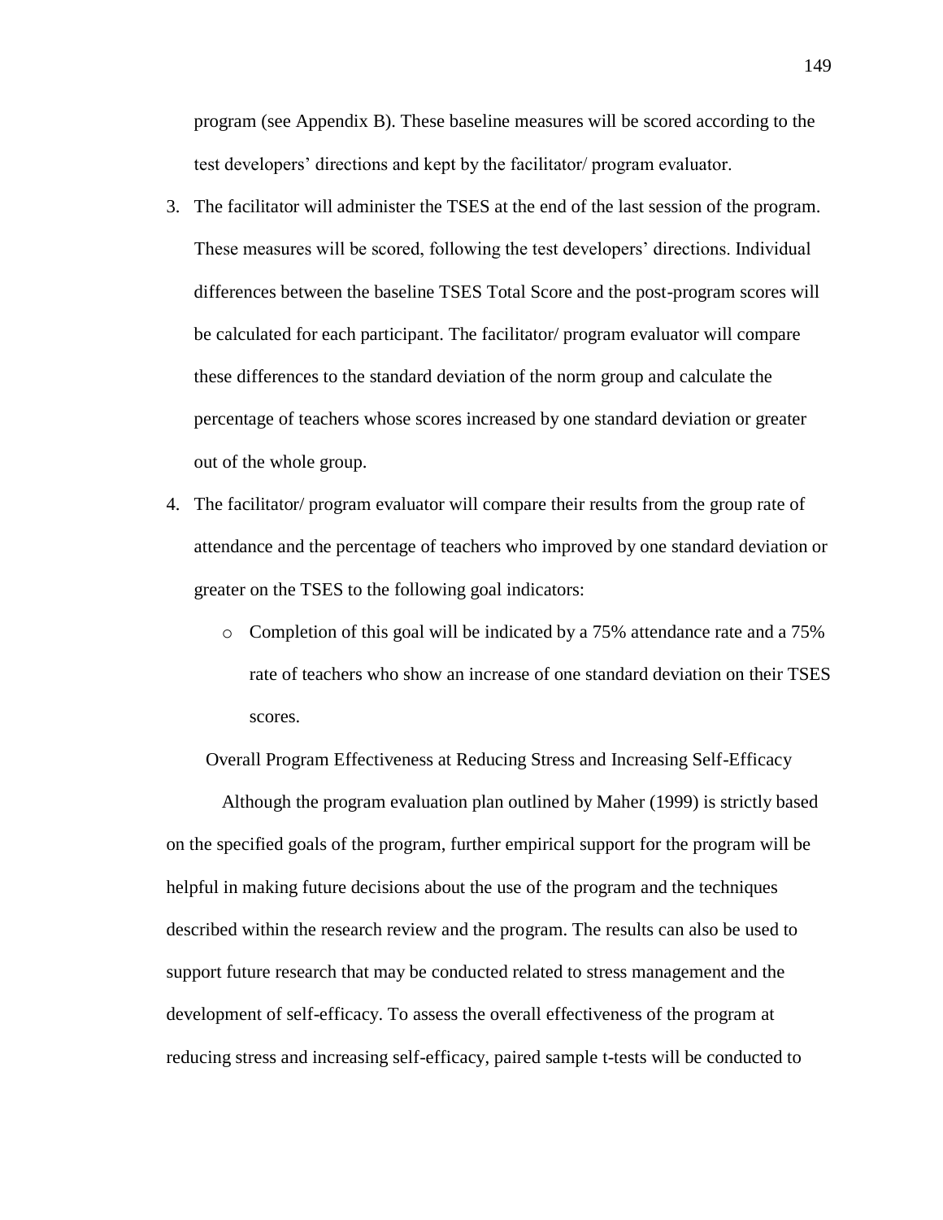program (see Appendix B). These baseline measures will be scored according to the test developers' directions and kept by the facilitator/ program evaluator.

3. The facilitator will administer the TSES at the end of the last session of the program. These measures will be scored, following the test developers' directions. Individual differences between the baseline TSES Total Score and the post-program scores will be calculated for each participant. The facilitator/ program evaluator will compare these differences to the standard deviation of the norm group and calculate the percentage of teachers whose scores increased by one standard deviation or greater out of the whole group.
4. The facilitator/ program evaluator will compare their results from the group rate of attendance and the percentage of teachers who improved by one standard deviation or greater on the TSES to the following goal indicators:
   - Completion of this goal will be indicated by a 75% attendance rate and a 75% rate of teachers who show an increase of one standard deviation on their TSES scores.

## Overall Program Effectiveness at Reducing Stress and Increasing Self-Efficacy

Although the program evaluation plan outlined by Maher (1999) is strictly based on the specified goals of the program, further empirical support for the program will be helpful in making future decisions about the use of the program and the techniques described within the research review and the program. The results can also be used to support future research that may be conducted related to stress management and the development of self-efficacy. To assess the overall effectiveness of the program at reducing stress and increasing self-efficacy, paired sample t-tests will be conducted to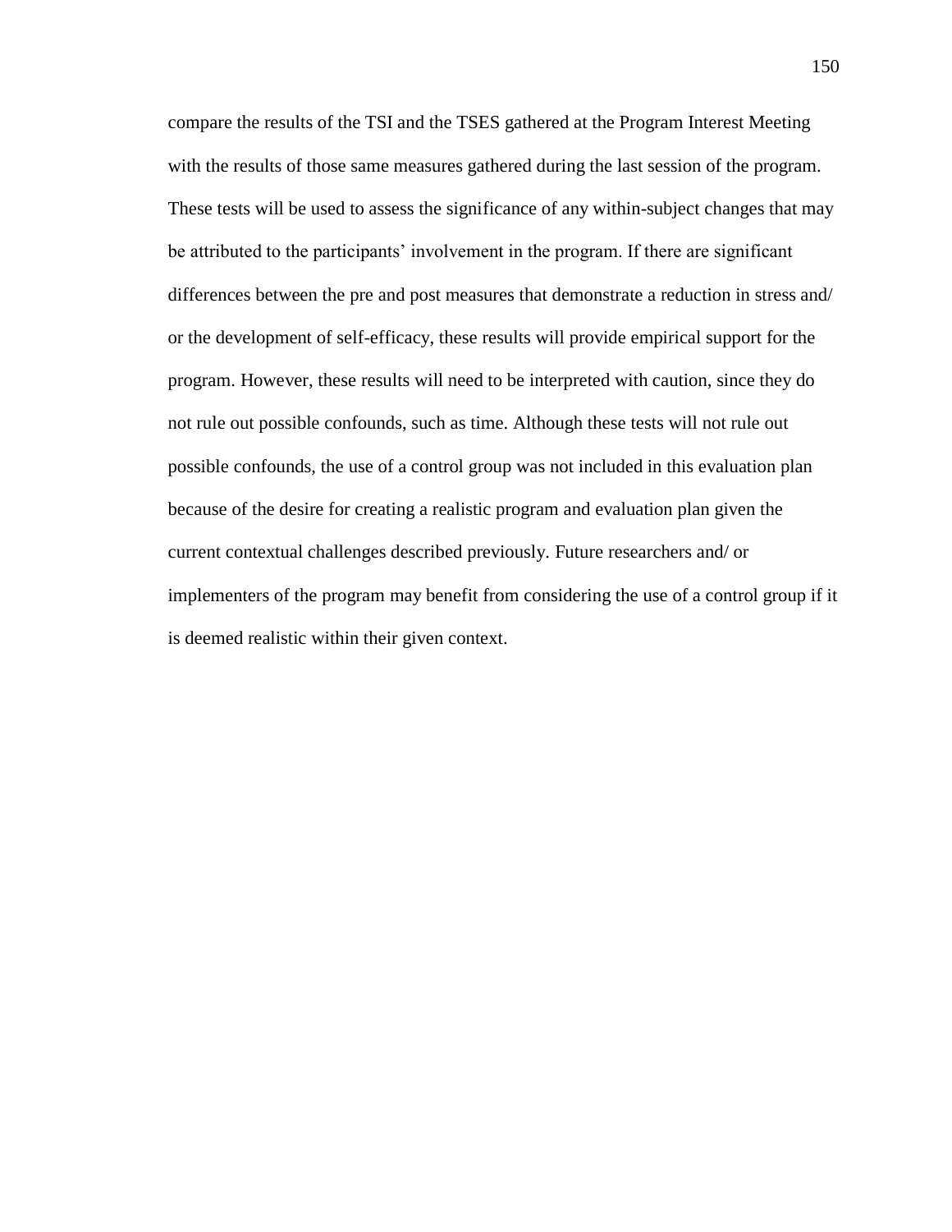compare the results of the TSI and the TSES gathered at the Program Interest Meeting with the results of those same measures gathered during the last session of the program. These tests will be used to assess the significance of any within-subject changes that may be attributed to the participants' involvement in the program. If there are significant differences between the pre and post measures that demonstrate a reduction in stress and/ or the development of self-efficacy, these results will provide empirical support for the program. However, these results will need to be interpreted with caution, since they do not rule out possible confounds, such as time. Although these tests will not rule out possible confounds, the use of a control group was not included in this evaluation plan because of the desire for creating a realistic program and evaluation plan given the current contextual challenges described previously. Future researchers and/ or implementers of the program may benefit from considering the use of a control group if it is deemed realistic within their given context.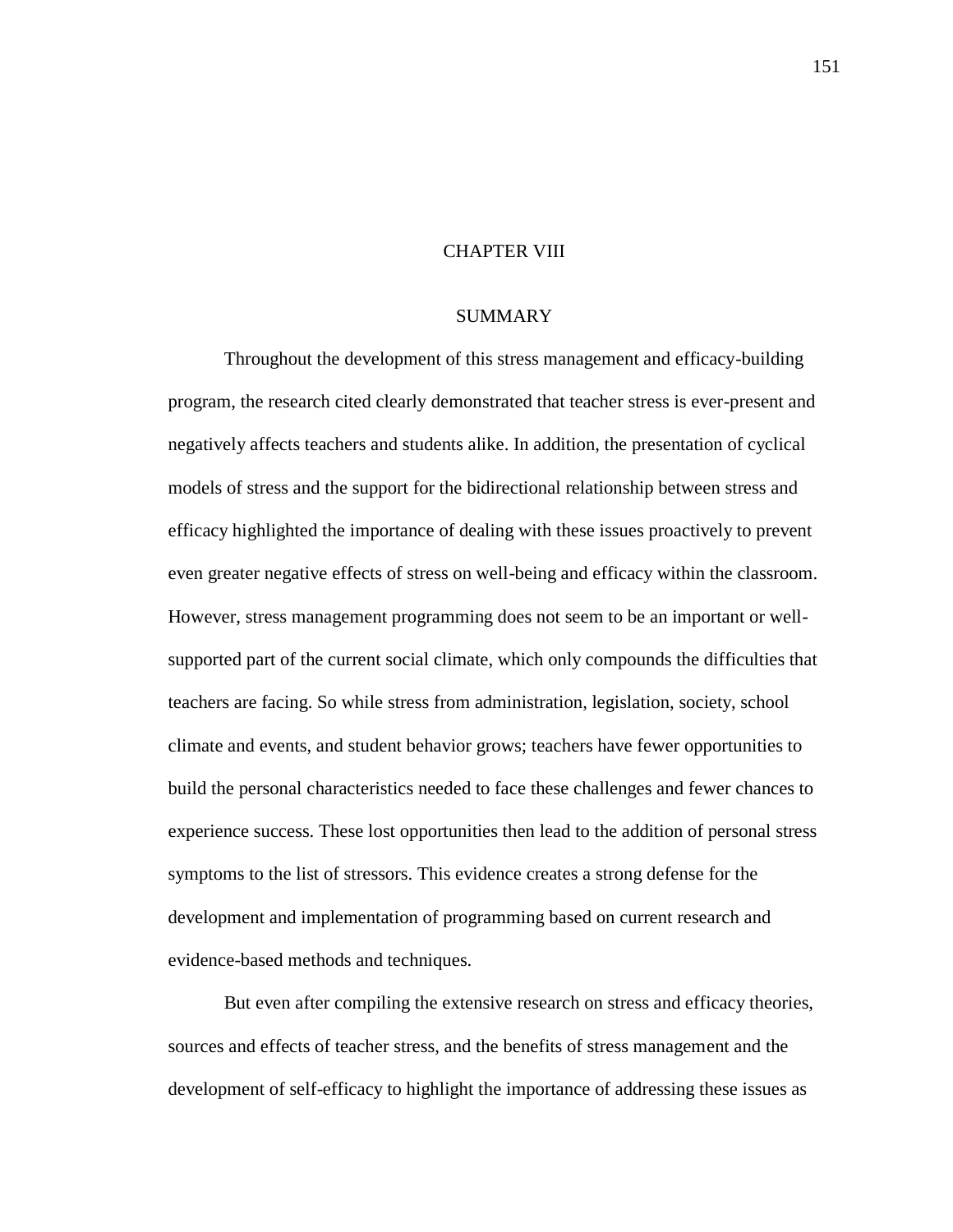# CHAPTER VIII

## SUMMARY

Throughout the development of this stress management and efficacy-building program, the research cited clearly demonstrated that teacher stress is ever-present and negatively affects teachers and students alike. In addition, the presentation of cyclical models of stress and the support for the bidirectional relationship between stress and efficacy highlighted the importance of dealing with these issues proactively to prevent even greater negative effects of stress on well-being and efficacy within the classroom. However, stress management programming does not seem to be an important or well-supported part of the current social climate, which only compounds the difficulties that teachers are facing. So while stress from administration, legislation, society, school climate and events, and student behavior grows; teachers have fewer opportunities to build the personal characteristics needed to face these challenges and fewer chances to experience success. These lost opportunities then lead to the addition of personal stress symptoms to the list of stressors. This evidence creates a strong defense for the development and implementation of programming based on current research and evidence-based methods and techniques.

But even after compiling the extensive research on stress and efficacy theories, sources and effects of teacher stress, and the benefits of stress management and the development of self-efficacy to highlight the importance of addressing these issues as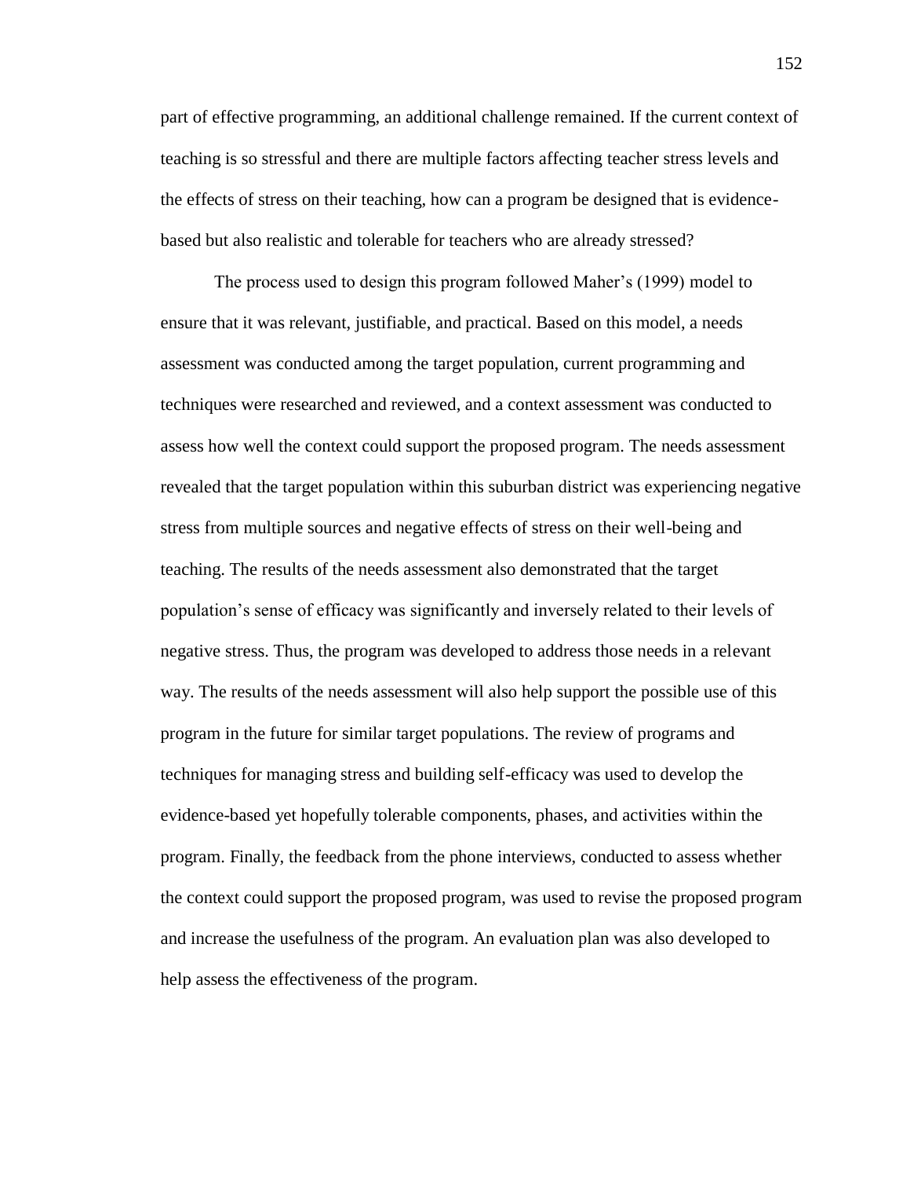part of effective programming, an additional challenge remained. If the current context of teaching is so stressful and there are multiple factors affecting teacher stress levels and the effects of stress on their teaching, how can a program be designed that is evidence-based but also realistic and tolerable for teachers who are already stressed?

The process used to design this program followed Maher's (1999) model to ensure that it was relevant, justifiable, and practical. Based on this model, a needs assessment was conducted among the target population, current programming and techniques were researched and reviewed, and a context assessment was conducted to assess how well the context could support the proposed program. The needs assessment revealed that the target population within this suburban district was experiencing negative stress from multiple sources and negative effects of stress on their well-being and teaching. The results of the needs assessment also demonstrated that the target population's sense of efficacy was significantly and inversely related to their levels of negative stress. Thus, the program was developed to address those needs in a relevant way. The results of the needs assessment will also help support the possible use of this program in the future for similar target populations. The review of programs and techniques for managing stress and building self-efficacy was used to develop the evidence-based yet hopefully tolerable components, phases, and activities within the program. Finally, the feedback from the phone interviews, conducted to assess whether the context could support the proposed program, was used to revise the proposed program and increase the usefulness of the program. An evaluation plan was also developed to help assess the effectiveness of the program.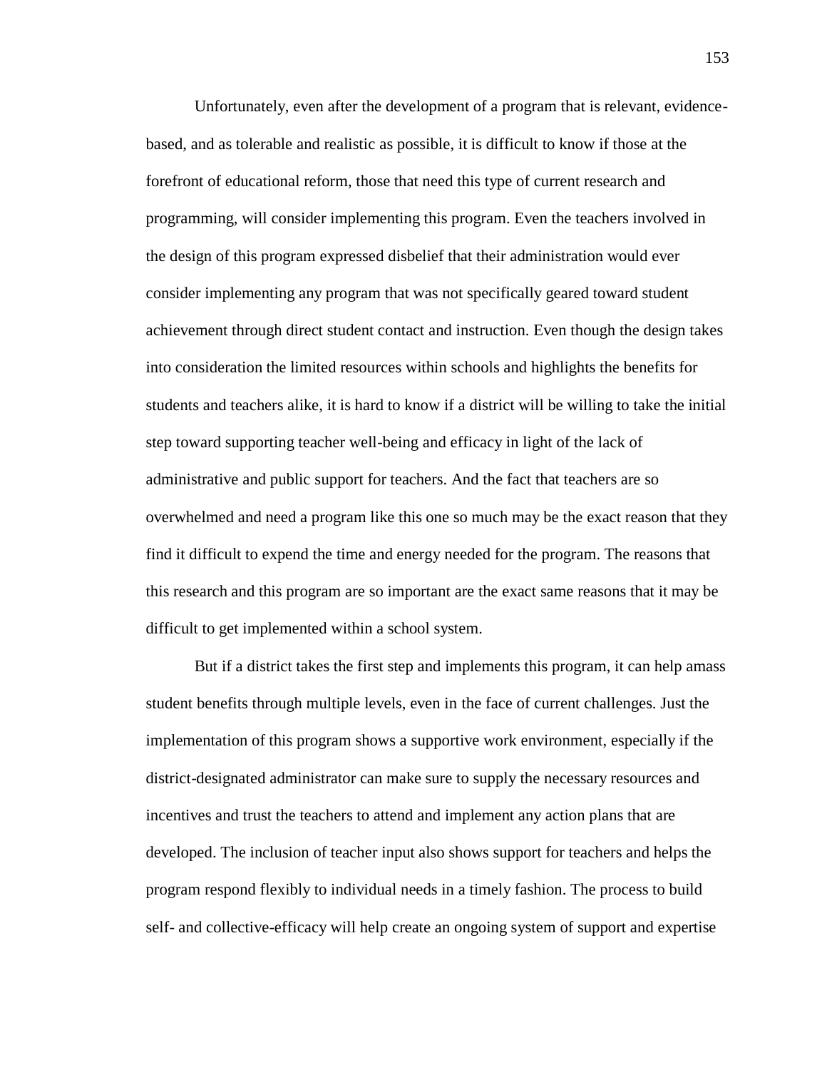Unfortunately, even after the development of a program that is relevant, evidence-based, and as tolerable and realistic as possible, it is difficult to know if those at the forefront of educational reform, those that need this type of current research and programming, will consider implementing this program. Even the teachers involved in the design of this program expressed disbelief that their administration would ever consider implementing any program that was not specifically geared toward student achievement through direct student contact and instruction. Even though the design takes into consideration the limited resources within schools and highlights the benefits for students and teachers alike, it is hard to know if a district will be willing to take the initial step toward supporting teacher well-being and efficacy in light of the lack of administrative and public support for teachers. And the fact that teachers are so overwhelmed and need a program like this one so much may be the exact reason that they find it difficult to expend the time and energy needed for the program. The reasons that this research and this program are so important are the exact same reasons that it may be difficult to get implemented within a school system.

But if a district takes the first step and implements this program, it can help amass student benefits through multiple levels, even in the face of current challenges. Just the implementation of this program shows a supportive work environment, especially if the district-designated administrator can make sure to supply the necessary resources and incentives and trust the teachers to attend and implement any action plans that are developed. The inclusion of teacher input also shows support for teachers and helps the program respond flexibly to individual needs in a timely fashion. The process to build self- and collective-efficacy will help create an ongoing system of support and expertise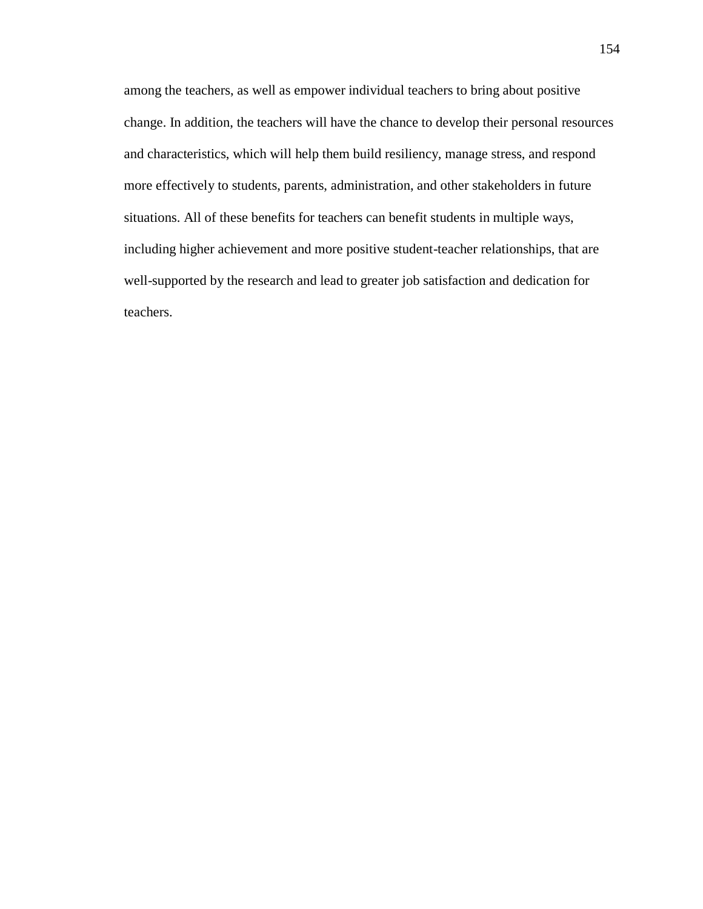among the teachers, as well as empower individual teachers to bring about positive change. In addition, the teachers will have the chance to develop their personal resources and characteristics, which will help them build resiliency, manage stress, and respond more effectively to students, parents, administration, and other stakeholders in future situations. All of these benefits for teachers can benefit students in multiple ways, including higher achievement and more positive student-teacher relationships, that are well-supported by the research and lead to greater job satisfaction and dedication for teachers.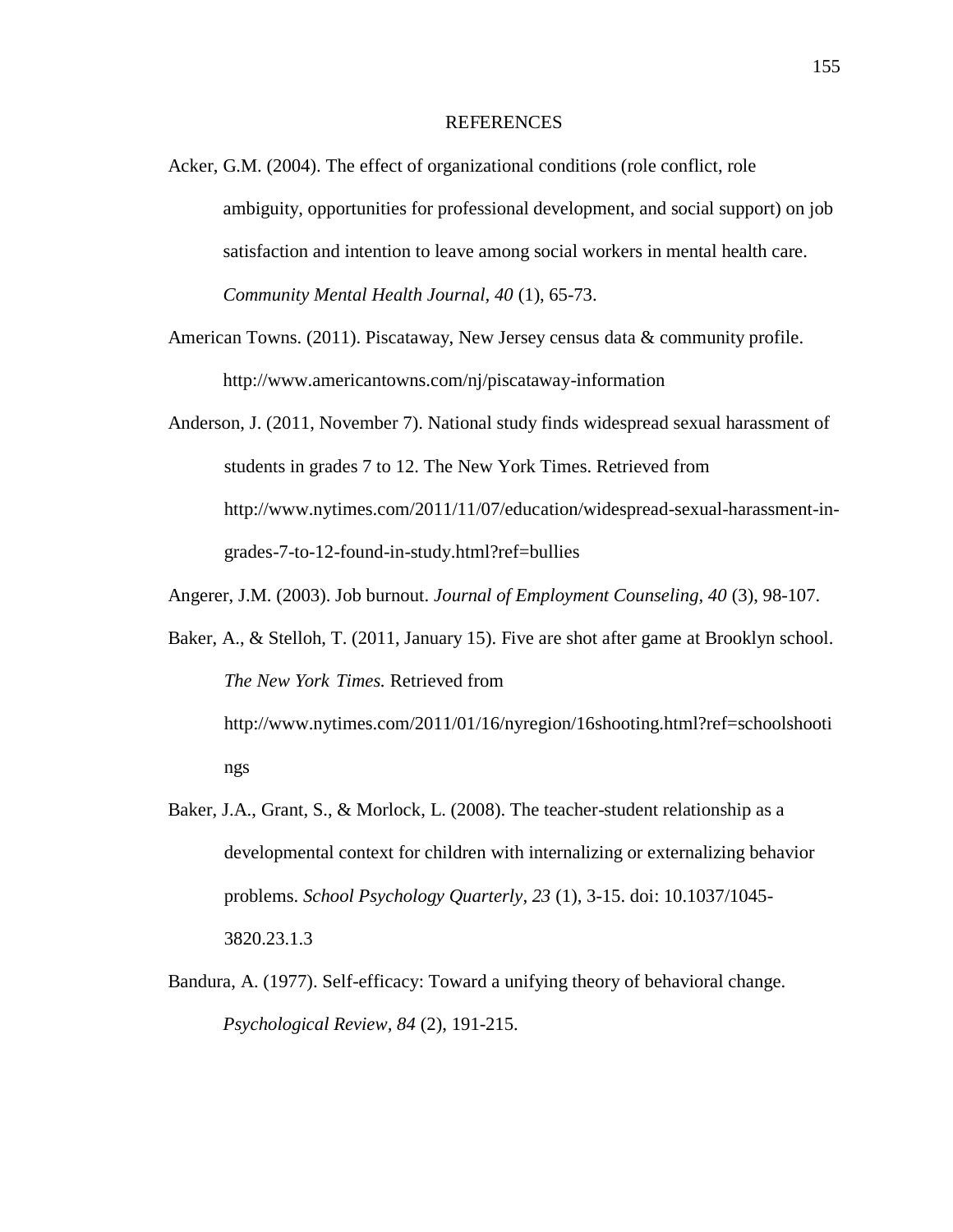# REFERENCES

Acker, G.M. (2004). The effect of organizational conditions (role conflict, role ambiguity, opportunities for professional development, and social support) on job satisfaction and intention to leave among social workers in mental health care. *Community Mental Health Journal, 40* (1), 65-73.

American Towns. (2011). Piscataway, New Jersey census data & community profile. http://www.americantowns.com/nj/piscataway-information

Anderson, J. (2011, November 7). National study finds widespread sexual harassment of students in grades 7 to 12. The New York Times. Retrieved from http://www.nytimes.com/2011/11/07/education/widespread-sexual-harassment-in-grades-7-to-12-found-in-study.html?ref=bullies

Angerer, J.M. (2003). Job burnout. *Journal of Employment Counseling, 40* (3), 98-107.

Baker, A., & Stelloh, T. (2011, January 15). Five are shot after game at Brooklyn school. *The New York Times.* Retrieved from http://www.nytimes.com/2011/01/16/nyregion/16shooting.html?ref=schoolshootings

Baker, J.A., Grant, S., & Morlock, L. (2008). The teacher-student relationship as a developmental context for children with internalizing or externalizing behavior problems. *School Psychology Quarterly*, *23* (1), 3-15. doi: 10.1037/1045-3820.23.1.3

Bandura, A. (1977). Self-efficacy: Toward a unifying theory of behavioral change. *Psychological Review, 84* (2), 191-215.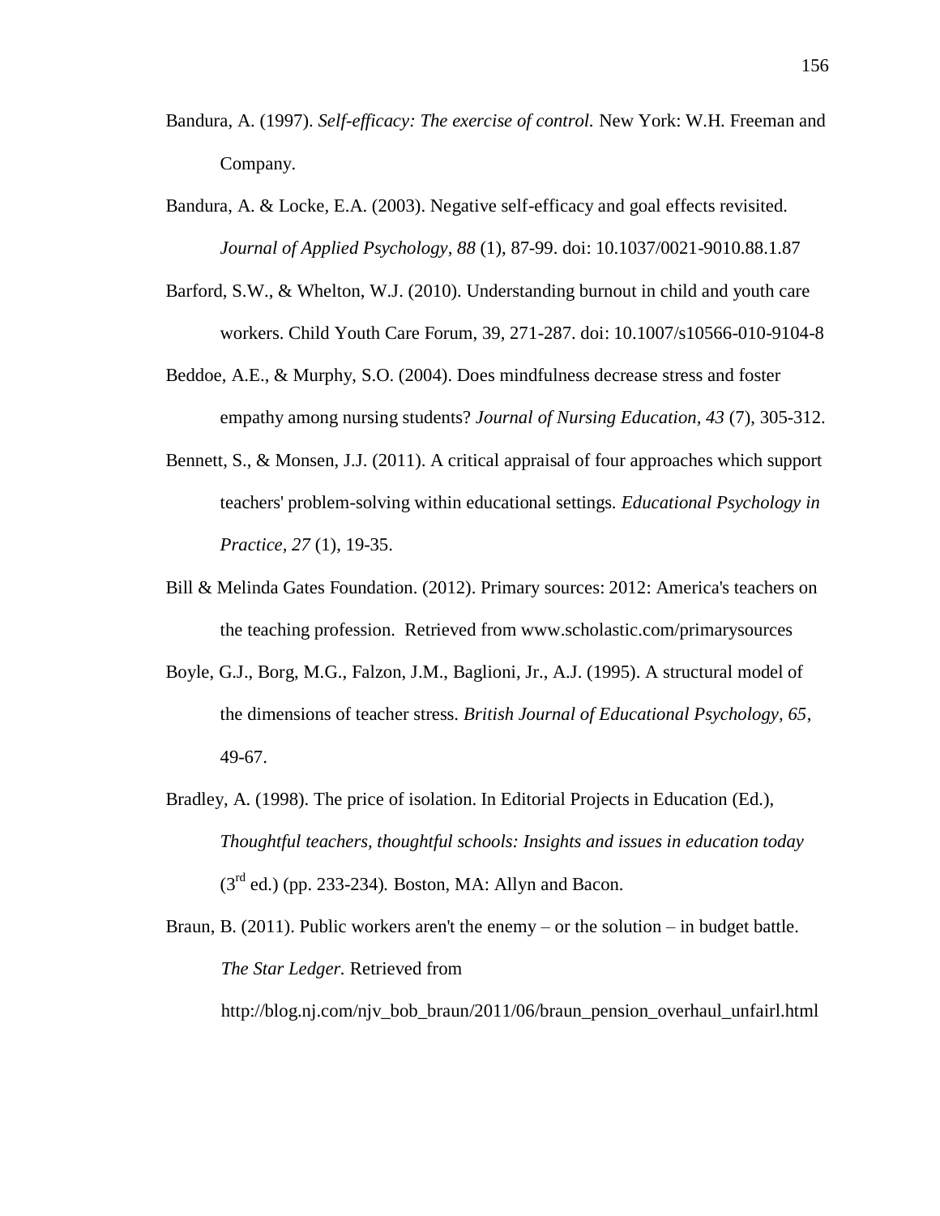Bandura, A. (1997). *Self-efficacy: The exercise of control.* New York: W.H. Freeman and Company.

Bandura, A. & Locke, E.A. (2003). Negative self-efficacy and goal effects revisited. *Journal of Applied Psychology, 88* (1), 87-99. doi: 10.1037/0021-9010.88.1.87

Barford, S.W., & Whelton, W.J. (2010). Understanding burnout in child and youth care workers. Child Youth Care Forum, 39, 271-287. doi: 10.1007/s10566-010-9104-8

Beddoe, A.E., & Murphy, S.O. (2004). Does mindfulness decrease stress and foster empathy among nursing students? *Journal of Nursing Education, 43* (7), 305-312.

Bennett, S., & Monsen, J.J. (2011). A critical appraisal of four approaches which support teachers' problem-solving within educational settings. *Educational Psychology in Practice, 27* (1), 19-35.

Bill & Melinda Gates Foundation. (2012). Primary sources: 2012: America's teachers on the teaching profession. Retrieved from www.scholastic.com/primarysources

Boyle, G.J., Borg, M.G., Falzon, J.M., Baglioni, Jr., A.J. (1995). A structural model of the dimensions of teacher stress. *British Journal of Educational Psychology, 65*, 49-67.

Bradley, A. (1998). The price of isolation. In Editorial Projects in Education (Ed.), *Thoughtful teachers, thoughtful schools: Insights and issues in education today* (3rd ed.) (pp. 233-234). Boston, MA: Allyn and Bacon.

Braun, B. (2011). Public workers aren't the enemy – or the solution – in budget battle. *The Star Ledger.* Retrieved from http://blog.nj.com/njv_bob_braun/2011/06/braun_pension_overhaul_unfairl.html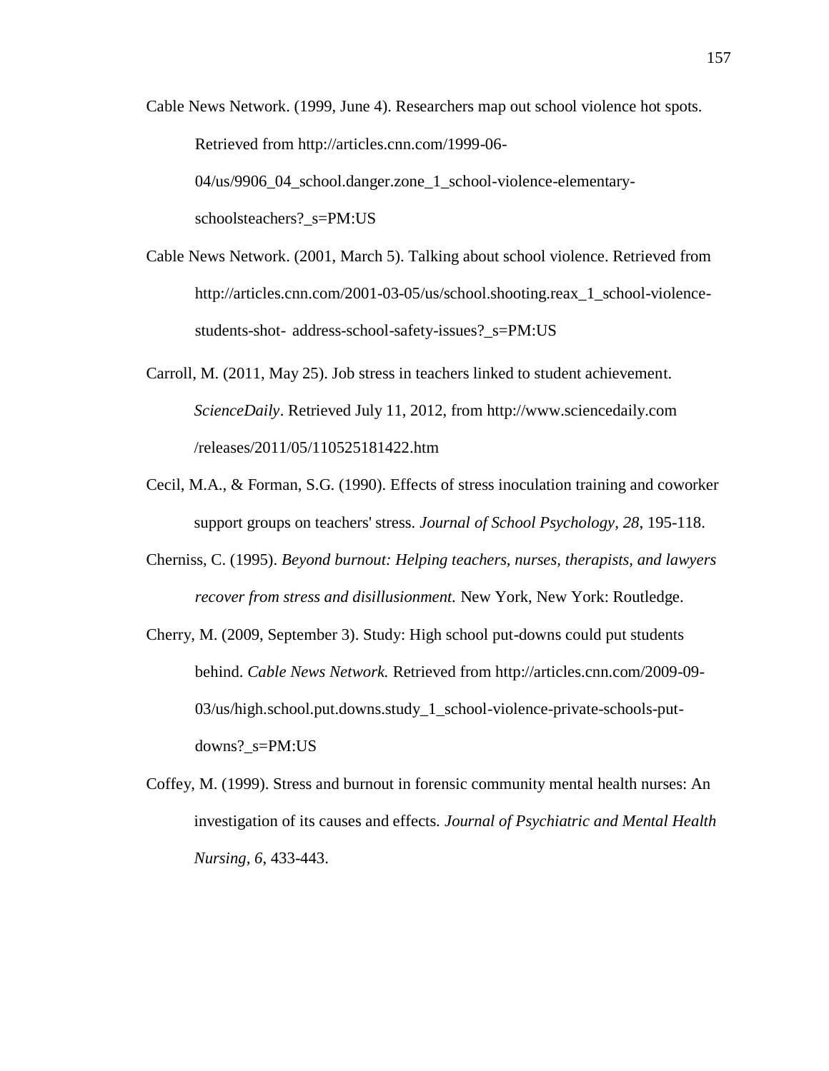Cable News Network. (1999, June 4). Researchers map out school violence hot spots. Retrieved from http://articles.cnn.com/1999-06-04/us/9906_04_school.danger.zone_1_school-violence-elementary-schoolsteachers?_s=PM:US

Cable News Network. (2001, March 5). Talking about school violence. Retrieved from http://articles.cnn.com/2001-03-05/us/school.shooting.reax_1_school-violence-students-shot- address-school-safety-issues?_s=PM:US

Carroll, M. (2011, May 25). Job stress in teachers linked to student achievement. *ScienceDaily*. Retrieved July 11, 2012, from http://www.sciencedaily.com /releases/2011/05/110525181422.htm

Cecil, M.A., & Forman, S.G. (1990). Effects of stress inoculation training and coworker support groups on teachers' stress. *Journal of School Psychology, 28*, 195-118.

Cherniss, C. (1995). *Beyond burnout: Helping teachers, nurses, therapists, and lawyers recover from stress and disillusionment.* New York, New York: Routledge.

Cherry, M. (2009, September 3). Study: High school put-downs could put students behind. *Cable News Network.* Retrieved from http://articles.cnn.com/2009-09-03/us/high.school.put.downs.study_1_school-violence-private-schools-put-downs?_s=PM:US

Coffey, M. (1999). Stress and burnout in forensic community mental health nurses: An investigation of its causes and effects. *Journal of Psychiatric and Mental Health Nursing, 6*, 433-443.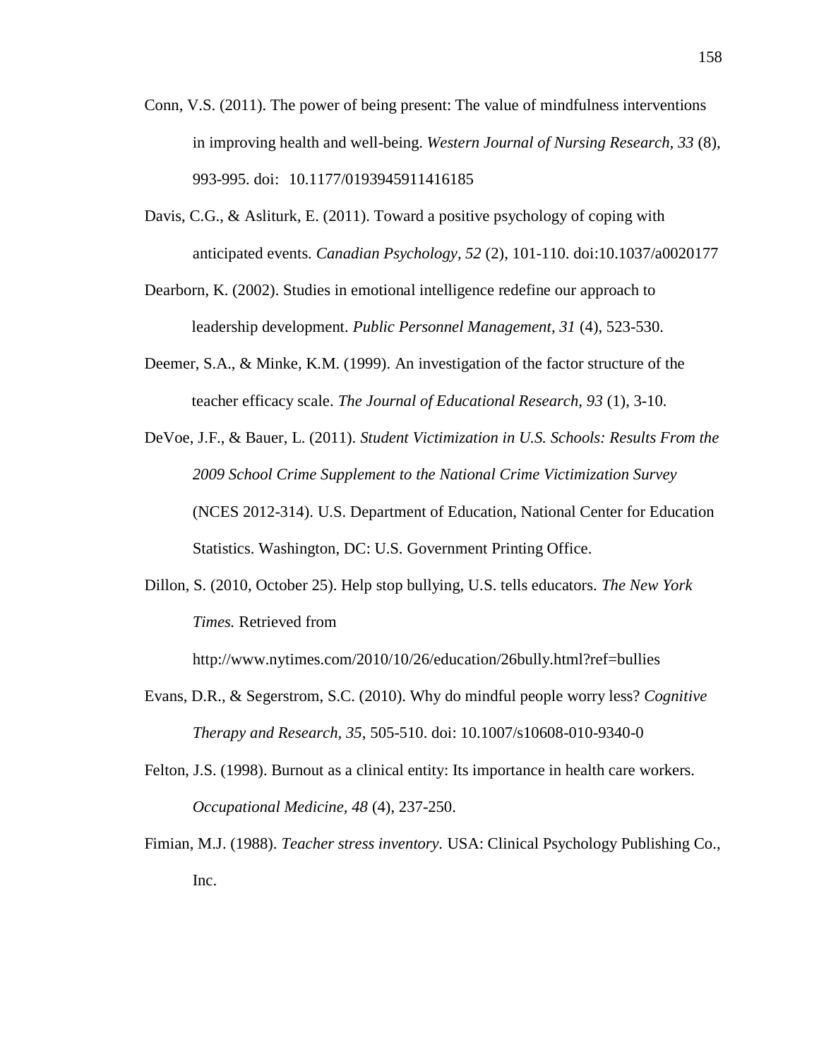Conn, V.S. (2011). The power of being present: The value of mindfulness interventions in improving health and well-being. *Western Journal of Nursing Research, 33* (8), 993-995. doi: 10.1177/0193945911416185

Davis, C.G., & Asliturk, E. (2011). Toward a positive psychology of coping with anticipated events. *Canadian Psychology, 52* (2), 101-110. doi:10.1037/a0020177

Dearborn, K. (2002). Studies in emotional intelligence redefine our approach to leadership development. *Public Personnel Management, 31* (4), 523-530.

Deemer, S.A., & Minke, K.M. (1999). An investigation of the factor structure of the teacher efficacy scale. *The Journal of Educational Research, 93* (1), 3-10.

DeVoe, J.F., & Bauer, L. (2011). *Student Victimization in U.S. Schools: Results From the 2009 School Crime Supplement to the National Crime Victimization Survey* (NCES 2012-314). U.S. Department of Education, National Center for Education Statistics. Washington, DC: U.S. Government Printing Office.

Dillon, S. (2010, October 25). Help stop bullying, U.S. tells educators. *The New York Times.* Retrieved from http://www.nytimes.com/2010/10/26/education/26bully.html?ref=bullies

Evans, D.R., & Segerstrom, S.C. (2010). Why do mindful people worry less? *Cognitive Therapy and Research, 35*, 505-510. doi: 10.1007/s10608-010-9340-0

Felton, J.S. (1998). Burnout as a clinical entity: Its importance in health care workers. *Occupational Medicine, 48* (4), 237-250.

Fimian, M.J. (1988). *Teacher stress inventory.* USA: Clinical Psychology Publishing Co., Inc.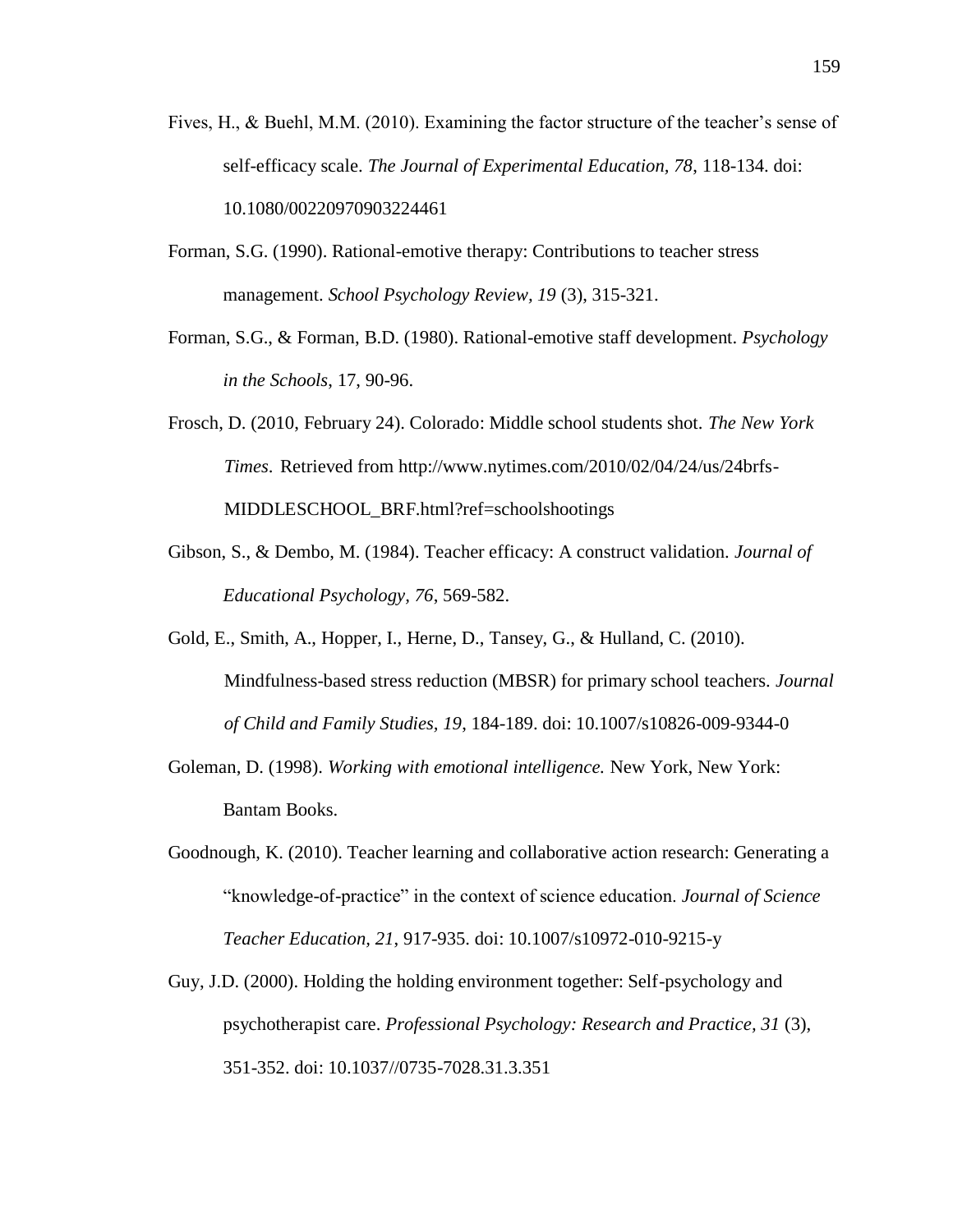Fives, H., & Buehl, M.M. (2010). Examining the factor structure of the teacher's sense of self-efficacy scale. *The Journal of Experimental Education, 78*, 118-134. doi: 10.1080/00220970903224461

Forman, S.G. (1990). Rational-emotive therapy: Contributions to teacher stress management. *School Psychology Review*, *19* (3), 315-321.

Forman, S.G., & Forman, B.D. (1980). Rational-emotive staff development. *Psychology in the Schools*, 17, 90-96.

Frosch, D. (2010, February 24). Colorado: Middle school students shot. *The New York Times*. Retrieved from http://www.nytimes.com/2010/02/04/24/us/24brfs-MIDDLESCHOOL_BRF.html?ref=schoolshootings

Gibson, S., & Dembo, M. (1984). Teacher efficacy: A construct validation. *Journal of Educational Psychology, 76*, 569-582.

Gold, E., Smith, A., Hopper, I., Herne, D., Tansey, G., & Hulland, C. (2010). Mindfulness-based stress reduction (MBSR) for primary school teachers. *Journal of Child and Family Studies*, *19*, 184-189. doi: 10.1007/s10826-009-9344-0

Goleman, D. (1998). *Working with emotional intelligence.* New York, New York: Bantam Books.

Goodnough, K. (2010). Teacher learning and collaborative action research: Generating a "knowledge-of-practice" in the context of science education. *Journal of Science Teacher Education*, *21*, 917-935. doi: 10.1007/s10972-010-9215-y

Guy, J.D. (2000). Holding the holding environment together: Self-psychology and psychotherapist care. *Professional Psychology: Research and Practice, 31* (3), 351-352. doi: 10.1037//0735-7028.31.3.351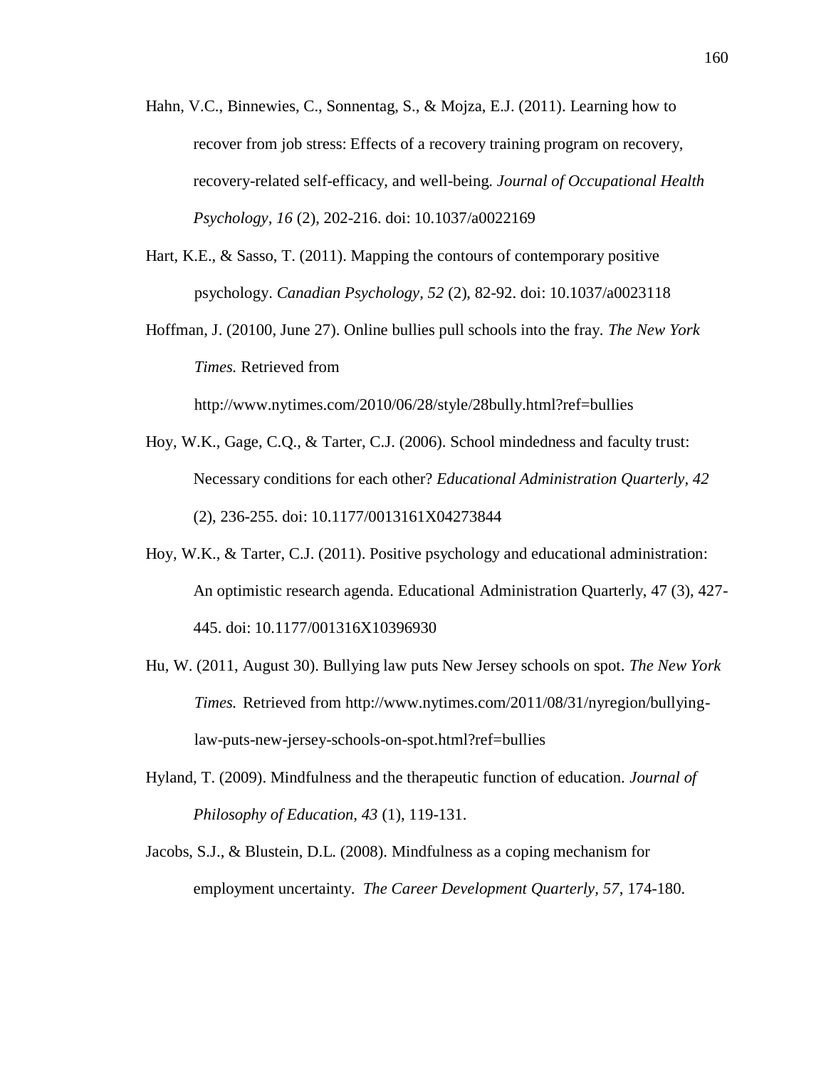Hahn, V.C., Binnewies, C., Sonnentag, S., & Mojza, E.J. (2011). Learning how to recover from job stress: Effects of a recovery training program on recovery, recovery-related self-efficacy, and well-being. *Journal of Occupational Health Psychology, 16* (2), 202-216. doi: 10.1037/a0022169

Hart, K.E., & Sasso, T. (2011). Mapping the contours of contemporary positive psychology. *Canadian Psychology, 52* (2), 82-92. doi: 10.1037/a0023118

Hoffman, J. (20100, June 27). Online bullies pull schools into the fray. *The New York Times.* Retrieved from http://www.nytimes.com/2010/06/28/style/28bully.html?ref=bullies

Hoy, W.K., Gage, C.Q., & Tarter, C.J. (2006). School mindedness and faculty trust: Necessary conditions for each other? *Educational Administration Quarterly, 42* (2), 236-255. doi: 10.1177/0013161X04273844

Hoy, W.K., & Tarter, C.J. (2011). Positive psychology and educational administration: An optimistic research agenda. Educational Administration Quarterly, 47 (3), 427-445. doi: 10.1177/001316X10396930

Hu, W. (2011, August 30). Bullying law puts New Jersey schools on spot. *The New York Times.* Retrieved from http://www.nytimes.com/2011/08/31/nyregion/bullying-law-puts-new-jersey-schools-on-spot.html?ref=bullies

Hyland, T. (2009). Mindfulness and the therapeutic function of education. *Journal of Philosophy of Education, 43* (1), 119-131.

Jacobs, S.J., & Blustein, D.L. (2008). Mindfulness as a coping mechanism for employment uncertainty. *The Career Development Quarterly, 57*, 174-180.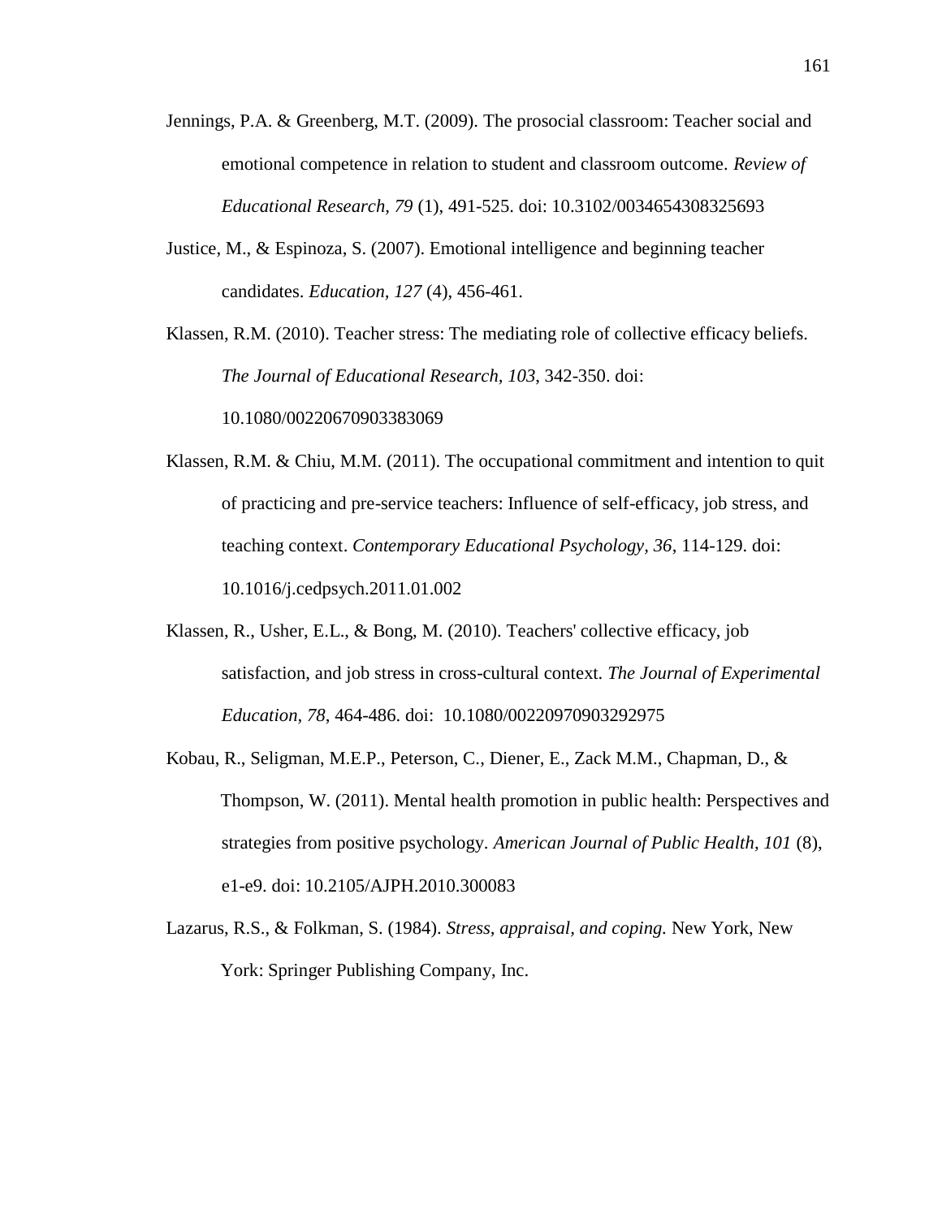Jennings, P.A. & Greenberg, M.T. (2009). The prosocial classroom: Teacher social and emotional competence in relation to student and classroom outcome. *Review of Educational Research, 79* (1), 491-525. doi: 10.3102/0034654308325693

Justice, M., & Espinoza, S. (2007). Emotional intelligence and beginning teacher candidates. *Education, 127* (4), 456-461.

Klassen, R.M. (2010). Teacher stress: The mediating role of collective efficacy beliefs. *The Journal of Educational Research, 103*, 342-350. doi: 10.1080/00220670903383069

Klassen, R.M. & Chiu, M.M. (2011). The occupational commitment and intention to quit of practicing and pre-service teachers: Influence of self-efficacy, job stress, and teaching context. *Contemporary Educational Psychology, 36*, 114-129. doi: 10.1016/j.cedpsych.2011.01.002

Klassen, R., Usher, E.L., & Bong, M. (2010). Teachers' collective efficacy, job satisfaction, and job stress in cross-cultural context. *The Journal of Experimental Education, 78*, 464-486. doi: 10.1080/00220970903292975

Kobau, R., Seligman, M.E.P., Peterson, C., Diener, E., Zack M.M., Chapman, D., & Thompson, W. (2011). Mental health promotion in public health: Perspectives and strategies from positive psychology. *American Journal of Public Health, 101* (8), e1-e9. doi: 10.2105/AJPH.2010.300083

Lazarus, R.S., & Folkman, S. (1984). *Stress, appraisal, and coping.* New York, New York: Springer Publishing Company, Inc.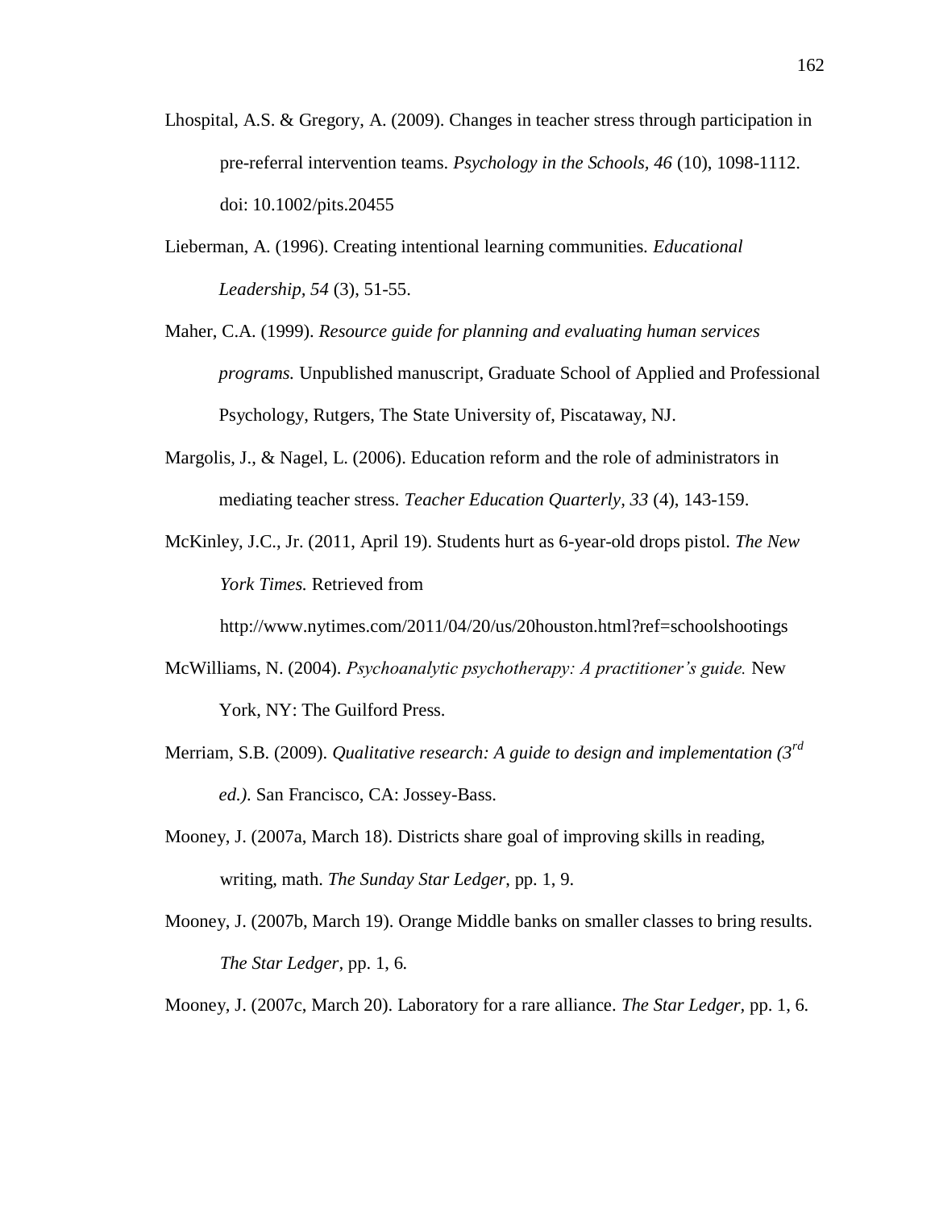Lhospital, A.S. & Gregory, A. (2009). Changes in teacher stress through participation in pre-referral intervention teams. *Psychology in the Schools, 46* (10), 1098-1112. doi: 10.1002/pits.20455

Lieberman, A. (1996). Creating intentional learning communities. *Educational Leadership, 54* (3), 51-55.

Maher, C.A. (1999). *Resource guide for planning and evaluating human services programs.* Unpublished manuscript, Graduate School of Applied and Professional Psychology, Rutgers, The State University of, Piscataway, NJ.

Margolis, J., & Nagel, L. (2006). Education reform and the role of administrators in mediating teacher stress. *Teacher Education Quarterly, 33* (4), 143-159.

McKinley, J.C., Jr. (2011, April 19). Students hurt as 6-year-old drops pistol. *The New York Times.* Retrieved from http://www.nytimes.com/2011/04/20/us/20houston.html?ref=schoolshootings

McWilliams, N. (2004). *Psychoanalytic psychotherapy: A practitioner's guide.* New York, NY: The Guilford Press.

Merriam, S.B. (2009). *Qualitative research: A guide to design and implementation (3rd ed.).* San Francisco, CA: Jossey-Bass.

Mooney, J. (2007a, March 18). Districts share goal of improving skills in reading, writing, math. *The Sunday Star Ledger,* pp. 1, 9.

Mooney, J. (2007b, March 19). Orange Middle banks on smaller classes to bring results. *The Star Ledger*, pp. 1, 6.

Mooney, J. (2007c, March 20). Laboratory for a rare alliance. *The Star Ledger*, pp. 1, 6.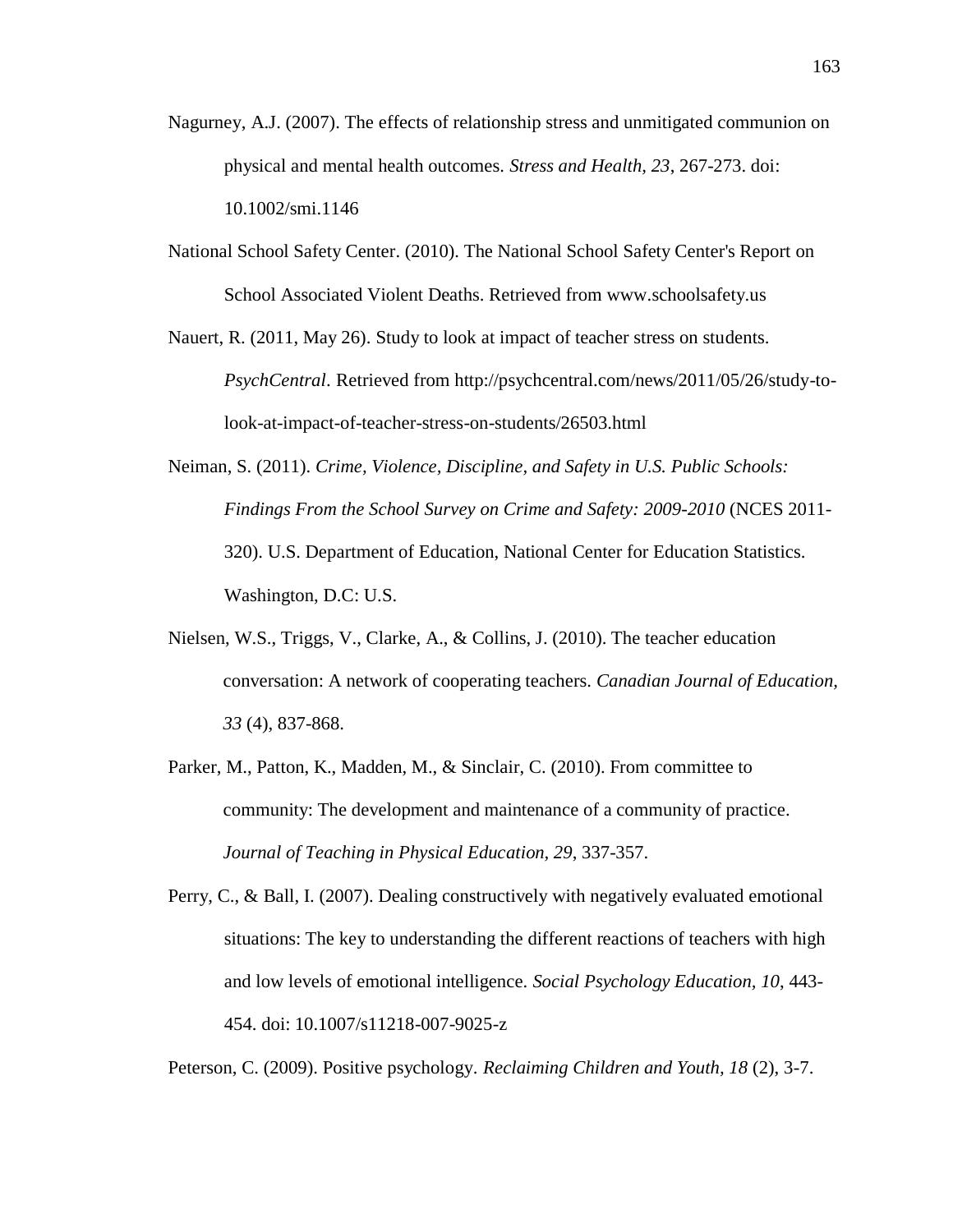Nagurney, A.J. (2007). The effects of relationship stress and unmitigated communion on physical and mental health outcomes. *Stress and Health, 23*, 267-273. doi: 10.1002/smi.1146

National School Safety Center. (2010). The National School Safety Center's Report on School Associated Violent Deaths. Retrieved from www.schoolsafety.us

Nauert, R. (2011, May 26). Study to look at impact of teacher stress on students. *PsychCentral*. Retrieved from http://psychcentral.com/news/2011/05/26/study-to-look-at-impact-of-teacher-stress-on-students/26503.html

Neiman, S. (2011). *Crime, Violence, Discipline, and Safety in U.S. Public Schools: Findings From the School Survey on Crime and Safety: 2009-2010* (NCES 2011-320). U.S. Department of Education, National Center for Education Statistics. Washington, D.C: U.S.

Nielsen, W.S., Triggs, V., Clarke, A., & Collins, J. (2010). The teacher education conversation: A network of cooperating teachers. *Canadian Journal of Education, 33* (4), 837-868.

Parker, M., Patton, K., Madden, M., & Sinclair, C. (2010). From committee to community: The development and maintenance of a community of practice. *Journal of Teaching in Physical Education, 29*, 337-357.

Perry, C., & Ball, I. (2007). Dealing constructively with negatively evaluated emotional situations: The key to understanding the different reactions of teachers with high and low levels of emotional intelligence. *Social Psychology Education, 10*, 443-454. doi: 10.1007/s11218-007-9025-z

Peterson, C. (2009). Positive psychology. *Reclaiming Children and Youth, 18* (2), 3-7.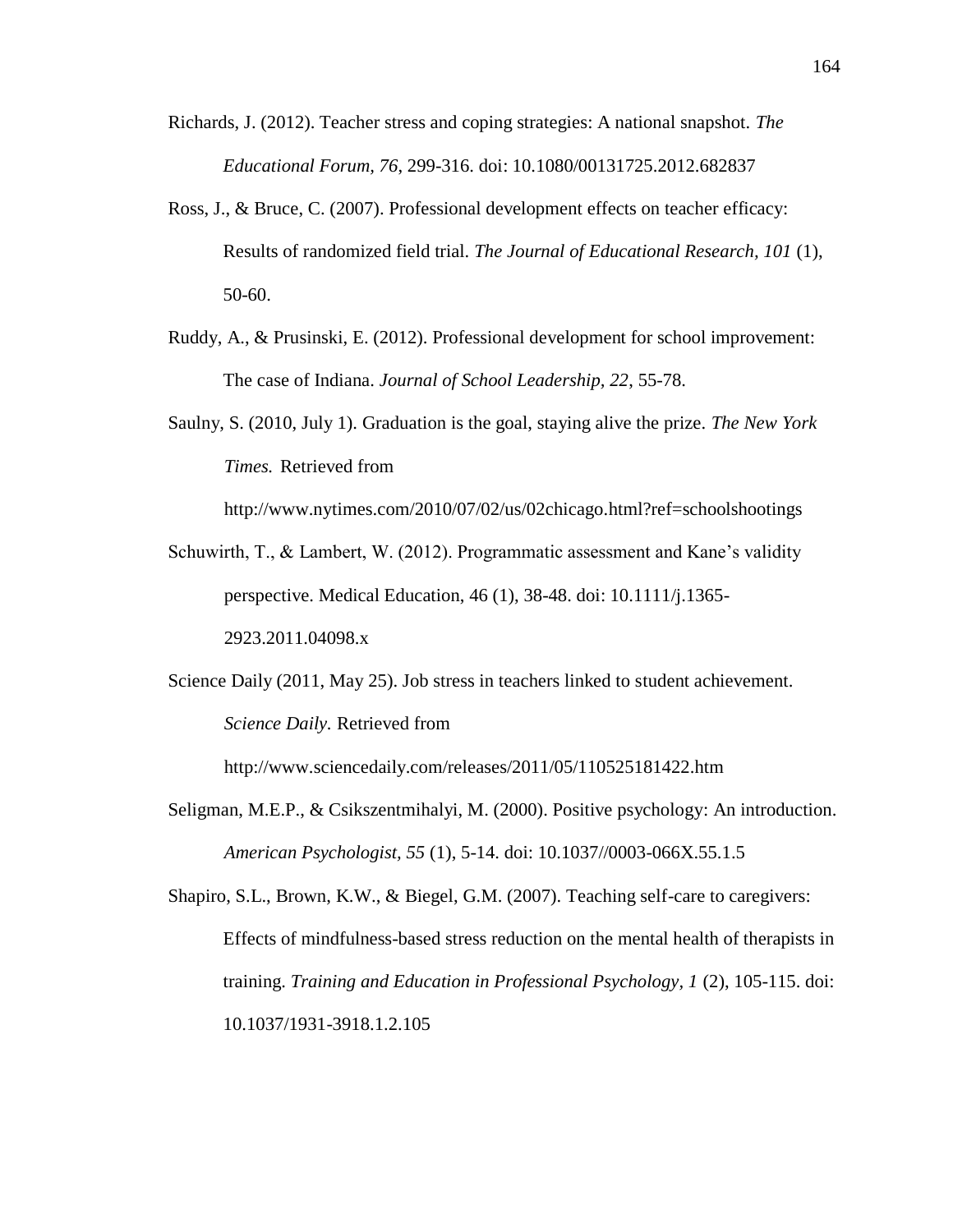Richards, J. (2012). Teacher stress and coping strategies: A national snapshot. *The Educational Forum, 76*, 299-316. doi: 10.1080/00131725.2012.682837

Ross, J., & Bruce, C. (2007). Professional development effects on teacher efficacy: Results of randomized field trial. *The Journal of Educational Research, 101* (1), 50-60.

Ruddy, A., & Prusinski, E. (2012). Professional development for school improvement: The case of Indiana. *Journal of School Leadership, 22*, 55-78.

Saulny, S. (2010, July 1). Graduation is the goal, staying alive the prize. *The New York Times.* Retrieved from http://www.nytimes.com/2010/07/02/us/02chicago.html?ref=schoolshootings

Schuwirth, T., & Lambert, W. (2012). Programmatic assessment and Kane's validity perspective. Medical Education, 46 (1), 38-48. doi: 10.1111/j.1365-2923.2011.04098.x

Science Daily (2011, May 25). Job stress in teachers linked to student achievement. *Science Daily.* Retrieved from http://www.sciencedaily.com/releases/2011/05/110525181422.htm

Seligman, M.E.P., & Csikszentmihalyi, M. (2000). Positive psychology: An introduction. *American Psychologist, 55* (1), 5-14. doi: 10.1037//0003-066X.55.1.5

Shapiro, S.L., Brown, K.W., & Biegel, G.M. (2007). Teaching self-care to caregivers: Effects of mindfulness-based stress reduction on the mental health of therapists in training. *Training and Education in Professional Psychology, 1* (2), 105-115. doi: 10.1037/1931-3918.1.2.105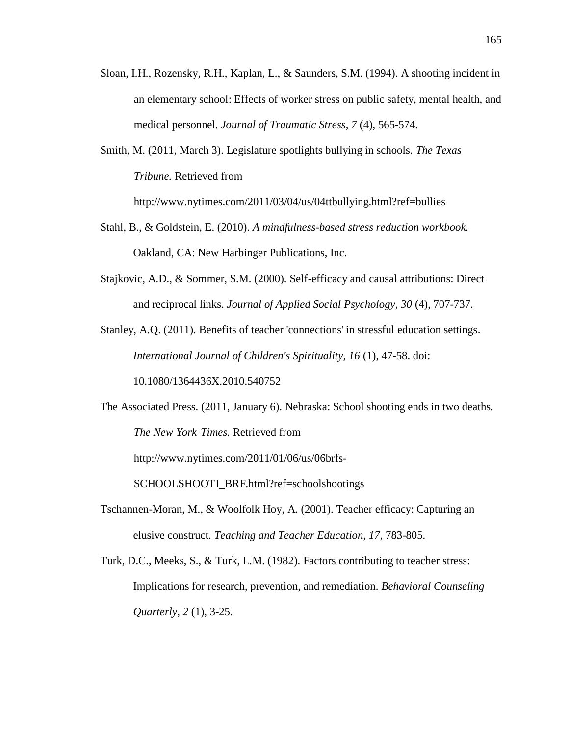Sloan, I.H., Rozensky, R.H., Kaplan, L., & Saunders, S.M. (1994). A shooting incident in an elementary school: Effects of worker stress on public safety, mental health, and medical personnel. *Journal of Traumatic Stress, 7* (4), 565-574.

Smith, M. (2011, March 3). Legislature spotlights bullying in schools. *The Texas Tribune.* Retrieved from http://www.nytimes.com/2011/03/04/us/04ttbullying.html?ref=bullies

Stahl, B., & Goldstein, E. (2010). *A mindfulness-based stress reduction workbook.* Oakland, CA: New Harbinger Publications, Inc.

Stajkovic, A.D., & Sommer, S.M. (2000). Self-efficacy and causal attributions: Direct and reciprocal links. *Journal of Applied Social Psychology, 30* (4), 707-737.

Stanley, A.Q. (2011). Benefits of teacher 'connections' in stressful education settings. *International Journal of Children's Spirituality, 16* (1), 47-58. doi: 10.1080/1364436X.2010.540752

The Associated Press. (2011, January 6). Nebraska: School shooting ends in two deaths. *The New York Times.* Retrieved from http://www.nytimes.com/2011/01/06/us/06brfs-SCHOOLSHOOTI_BRF.html?ref=schoolshootings

Tschannen-Moran, M., & Woolfolk Hoy, A. (2001). Teacher efficacy: Capturing an elusive construct. *Teaching and Teacher Education, 17*, 783-805.

Turk, D.C., Meeks, S., & Turk, L.M. (1982). Factors contributing to teacher stress: Implications for research, prevention, and remediation. *Behavioral Counseling Quarterly, 2* (1), 3-25.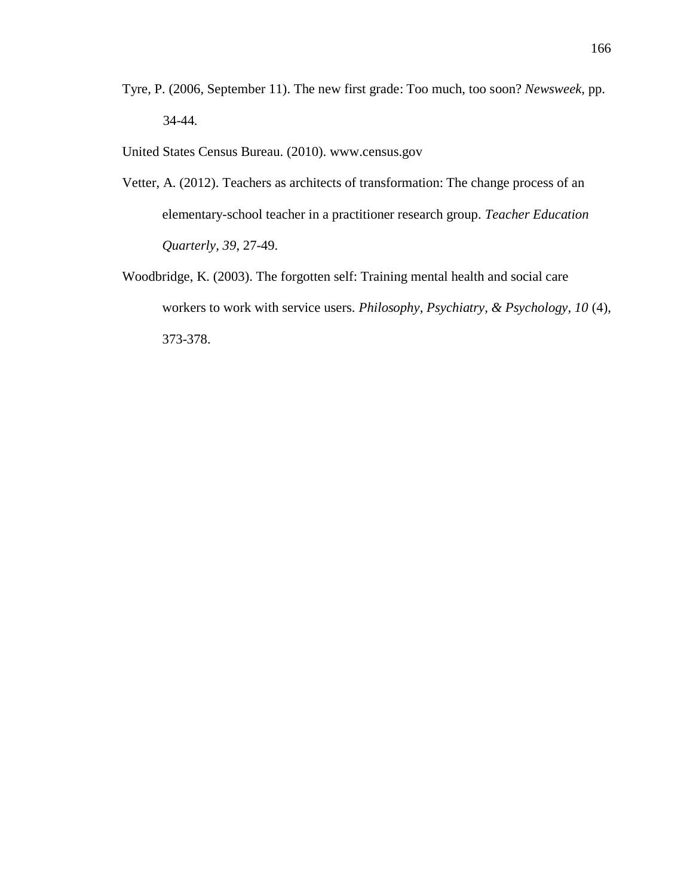Tyre, P. (2006, September 11). The new first grade: Too much, too soon? *Newsweek*, pp. 34-44.

United States Census Bureau. (2010). www.census.gov

Vetter, A. (2012). Teachers as architects of transformation: The change process of an elementary-school teacher in a practitioner research group. *Teacher Education Quarterly*, *39*, 27-49.

Woodbridge, K. (2003). The forgotten self: Training mental health and social care workers to work with service users. *Philosophy, Psychiatry, & Psychology*, *10* (4), 373-378.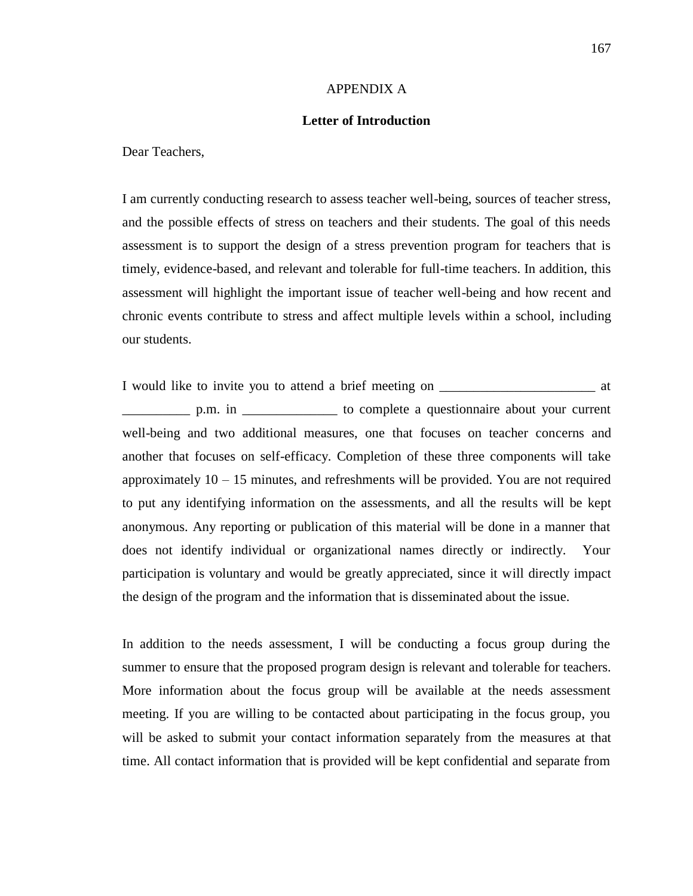APPENDIX A

**Letter of Introduction**

Dear Teachers,

I am currently conducting research to assess teacher well-being, sources of teacher stress, and the possible effects of stress on teachers and their students. The goal of this needs assessment is to support the design of a stress prevention program for teachers that is timely, evidence-based, and relevant and tolerable for full-time teachers. In addition, this assessment will highlight the important issue of teacher well-being and how recent and chronic events contribute to stress and affect multiple levels within a school, including our students.

I would like to invite you to attend a brief meeting on _______________________ at __________ p.m. in ______________ to complete a questionnaire about your current well-being and two additional measures, one that focuses on teacher concerns and another that focuses on self-efficacy. Completion of these three components will take approximately 10 – 15 minutes, and refreshments will be provided. You are not required to put any identifying information on the assessments, and all the results will be kept anonymous. Any reporting or publication of this material will be done in a manner that does not identify individual or organizational names directly or indirectly. Your participation is voluntary and would be greatly appreciated, since it will directly impact the design of the program and the information that is disseminated about the issue.

In addition to the needs assessment, I will be conducting a focus group during the summer to ensure that the proposed program design is relevant and tolerable for teachers. More information about the focus group will be available at the needs assessment meeting. If you are willing to be contacted about participating in the focus group, you will be asked to submit your contact information separately from the measures at that time. All contact information that is provided will be kept confidential and separate from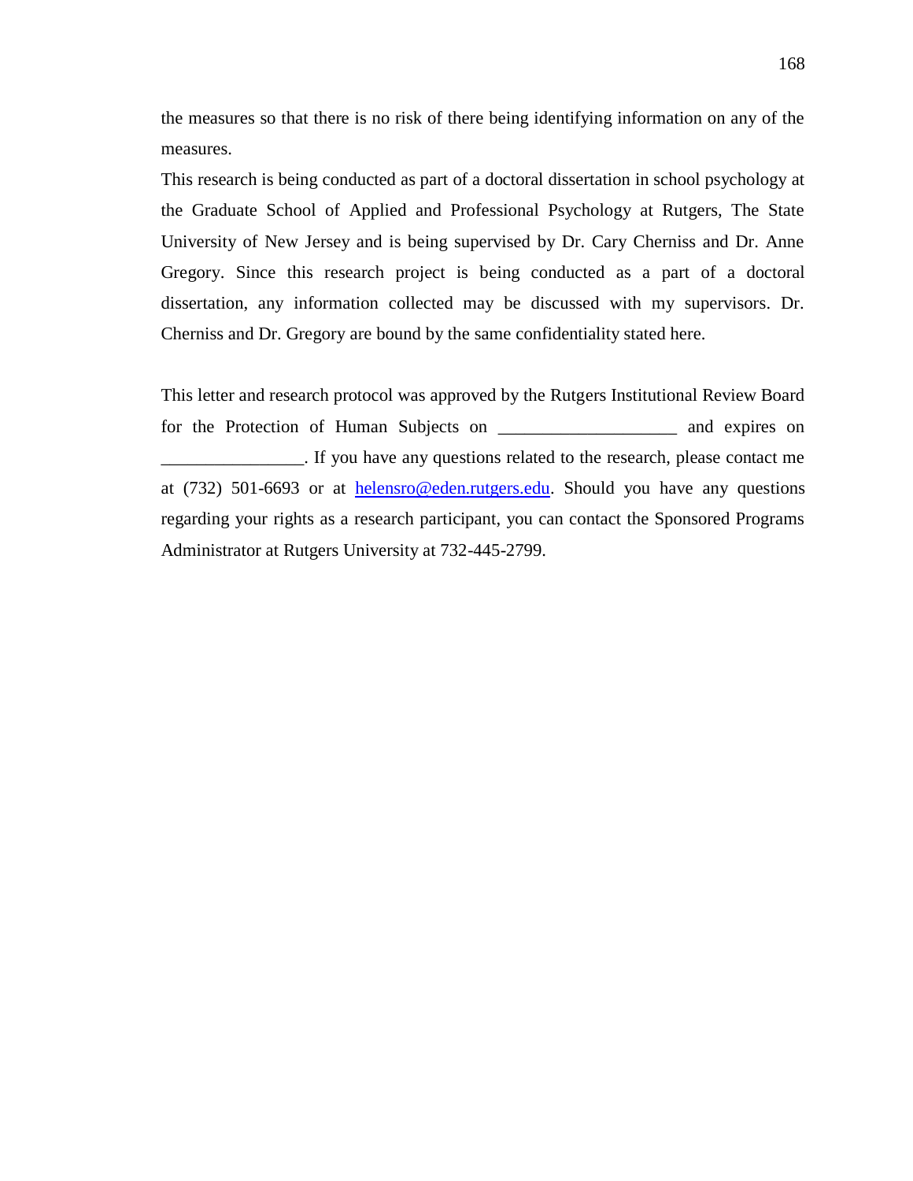the measures so that there is no risk of there being identifying information on any of the measures.

This research is being conducted as part of a doctoral dissertation in school psychology at the Graduate School of Applied and Professional Psychology at Rutgers, The State University of New Jersey and is being supervised by Dr. Cary Cherniss and Dr. Anne Gregory. Since this research project is being conducted as a part of a doctoral dissertation, any information collected may be discussed with my supervisors. Dr. Cherniss and Dr. Gregory are bound by the same confidentiality stated here.

This letter and research protocol was approved by the Rutgers Institutional Review Board for the Protection of Human Subjects on ____________________ and expires on ________________. If you have any questions related to the research, please contact me at (732) 501-6693 or at helensro@eden.rutgers.edu. Should you have any questions regarding your rights as a research participant, you can contact the Sponsored Programs Administrator at Rutgers University at 732-445-2799.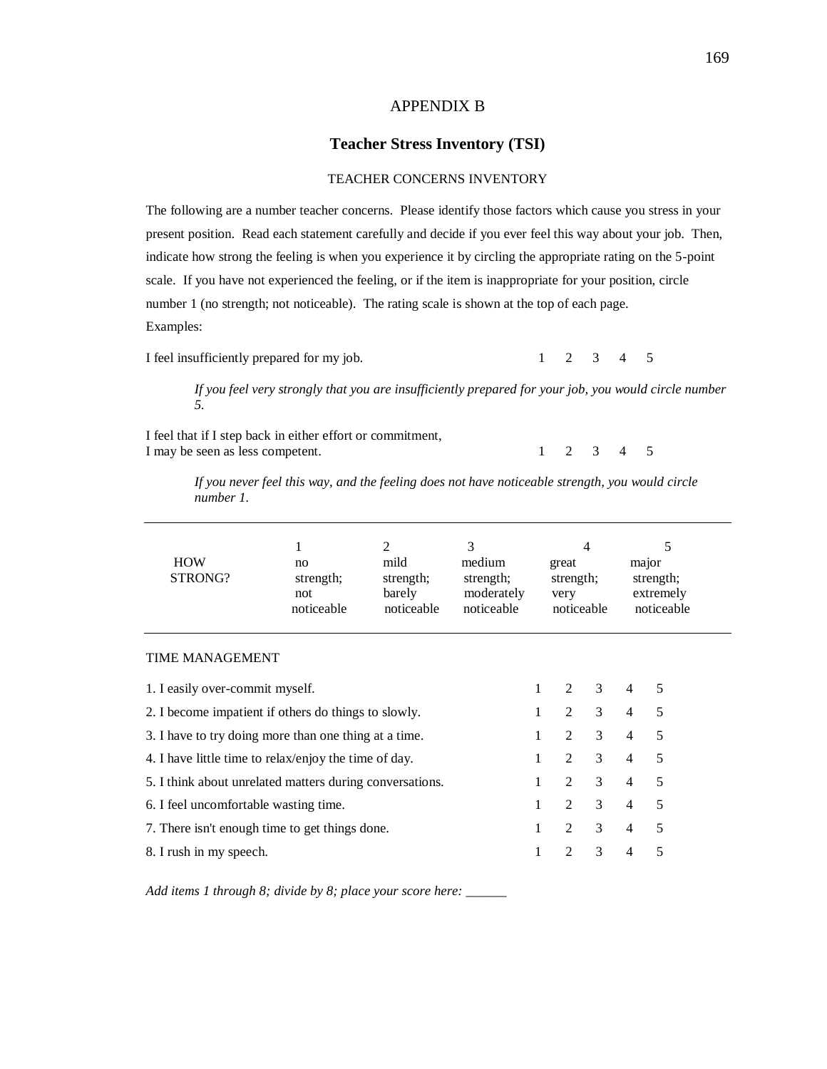# APPENDIX B

## Teacher Stress Inventory (TSI)

### TEACHER CONCERNS INVENTORY

The following are a number teacher concerns. Please identify those factors which cause you stress in your present position. Read each statement carefully and decide if you ever feel this way about your job. Then, indicate how strong the feeling is when you experience it by circling the appropriate rating on the 5-point scale. If you have not experienced the feeling, or if the item is inappropriate for your position, circle number 1 (no strength; not noticeable). The rating scale is shown at the top of each page.

Examples:

I feel insufficiently prepared for my job. 1 2 3 4 5

*If you feel very strongly that you are insufficiently prepared for your job, you would circle number 5.*

I feel that if I step back in either effort or commitment, I may be seen as less competent. 1 2 3 4 5

*If you never feel this way, and the feeling does not have noticeable strength, you would circle number 1.*

| HOW STRONG? | 1 | 2 | 3 | 4 | 5 |
|---|---|---|---|---|---|
| | no strength; not noticeable | mild strength; barely noticeable | medium strength; moderately noticeable | great strength; very noticeable | major strength; extremely noticeable |

TIME MANAGEMENT

| Item | | | | | |
|---|---|---|---|---|---|
| 1. I easily over-commit myself. | 1 | 2 | 3 | 4 | 5 |
| 2. I become impatient if others do things to slowly. | 1 | 2 | 3 | 4 | 5 |
| 3. I have to try doing more than one thing at a time. | 1 | 2 | 3 | 4 | 5 |
| 4. I have little time to relax/enjoy the time of day. | 1 | 2 | 3 | 4 | 5 |
| 5. I think about unrelated matters during conversations. | 1 | 2 | 3 | 4 | 5 |
| 6. I feel uncomfortable wasting time. | 1 | 2 | 3 | 4 | 5 |
| 7. There isn't enough time to get things done. | 1 | 2 | 3 | 4 | 5 |
| 8. I rush in my speech. | 1 | 2 | 3 | 4 | 5 |

*Add items 1 through 8; divide by 8; place your score here: ______*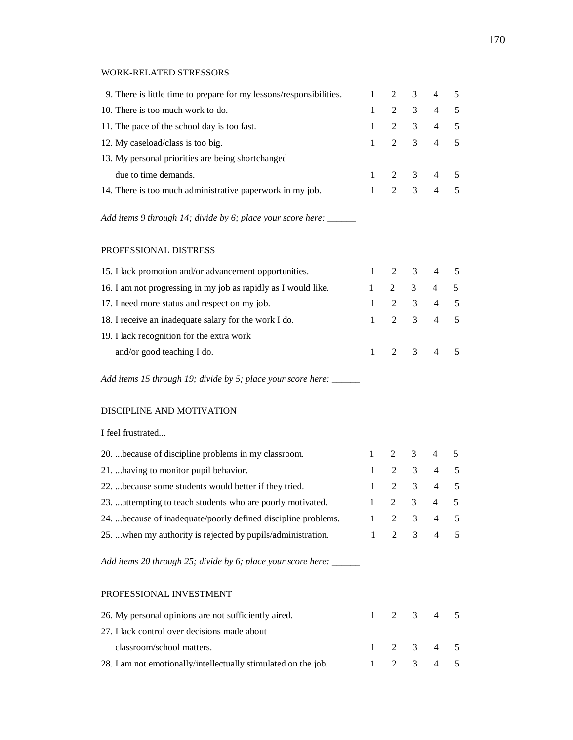WORK-RELATED STRESSORS

| | | | | | |
|---|---|---|---|---|---|
| 9. There is little time to prepare for my lessons/responsibilities. | 1 | 2 | 3 | 4 | 5 |
| 10. There is too much work to do. | 1 | 2 | 3 | 4 | 5 |
| 11. The pace of the school day is too fast. | 1 | 2 | 3 | 4 | 5 |
| 12. My caseload/class is too big. | 1 | 2 | 3 | 4 | 5 |
| 13. My personal priorities are being shortchanged due to time demands. | 1 | 2 | 3 | 4 | 5 |
| 14. There is too much administrative paperwork in my job. | 1 | 2 | 3 | 4 | 5 |

*Add items 9 through 14; divide by 6; place your score here:* ______

PROFESSIONAL DISTRESS

| | | | | | |
|---|---|---|---|---|---|
| 15. I lack promotion and/or advancement opportunities. | 1 | 2 | 3 | 4 | 5 |
| 16. I am not progressing in my job as rapidly as I would like. | 1 | 2 | 3 | 4 | 5 |
| 17. I need more status and respect on my job. | 1 | 2 | 3 | 4 | 5 |
| 18. I receive an inadequate salary for the work I do. | 1 | 2 | 3 | 4 | 5 |
| 19. I lack recognition for the extra work and/or good teaching I do. | 1 | 2 | 3 | 4 | 5 |

*Add items 15 through 19; divide by 5; place your score here:* ______

DISCIPLINE AND MOTIVATION

I feel frustrated...

| | | | | | |
|---|---|---|---|---|---|
| 20. ...because of discipline problems in my classroom. | 1 | 2 | 3 | 4 | 5 |
| 21. ...having to monitor pupil behavior. | 1 | 2 | 3 | 4 | 5 |
| 22. ...because some students would better if they tried. | 1 | 2 | 3 | 4 | 5 |
| 23. ...attempting to teach students who are poorly motivated. | 1 | 2 | 3 | 4 | 5 |
| 24. ...because of inadequate/poorly defined discipline problems. | 1 | 2 | 3 | 4 | 5 |
| 25. ...when my authority is rejected by pupils/administration. | 1 | 2 | 3 | 4 | 5 |

*Add items 20 through 25; divide by 6; place your score here:* ______

PROFESSIONAL INVESTMENT

| | | | | | |
|---|---|---|---|---|---|
| 26. My personal opinions are not sufficiently aired. | 1 | 2 | 3 | 4 | 5 |
| 27. I lack control over decisions made about classroom/school matters. | 1 | 2 | 3 | 4 | 5 |
| 28. I am not emotionally/intellectually stimulated on the job. | 1 | 2 | 3 | 4 | 5 |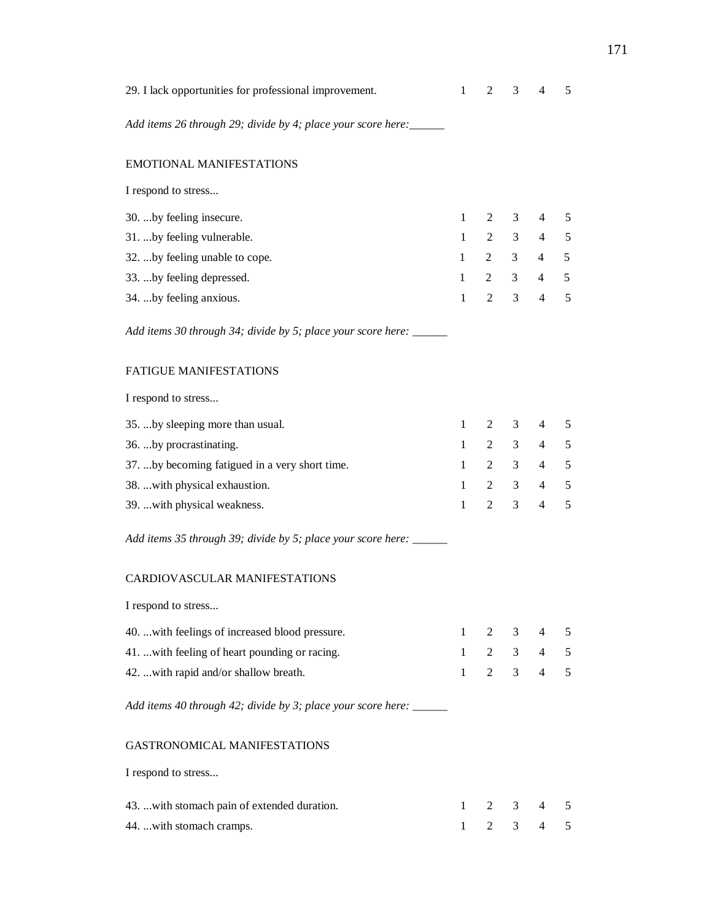29. I lack opportunities for professional improvement. 1 2 3 4 5

*Add items 26 through 29; divide by 4; place your score here:______*

EMOTIONAL MANIFESTATIONS

I respond to stress...

30. ...by feeling insecure. 1 2 3 4 5
31. ...by feeling vulnerable. 1 2 3 4 5
32. ...by feeling unable to cope. 1 2 3 4 5
33. ...by feeling depressed. 1 2 3 4 5
34. ...by feeling anxious. 1 2 3 4 5

*Add items 30 through 34; divide by 5; place your score here: ______*

FATIGUE MANIFESTATIONS

I respond to stress...

35. ...by sleeping more than usual. 1 2 3 4 5
36. ...by procrastinating. 1 2 3 4 5
37. ...by becoming fatigued in a very short time. 1 2 3 4 5
38. ...with physical exhaustion. 1 2 3 4 5
39. ...with physical weakness. 1 2 3 4 5

*Add items 35 through 39; divide by 5; place your score here: ______*

CARDIOVASCULAR MANIFESTATIONS

I respond to stress...

40. ...with feelings of increased blood pressure. 1 2 3 4 5
41. ...with feeling of heart pounding or racing. 1 2 3 4 5
42. ...with rapid and/or shallow breath. 1 2 3 4 5

*Add items 40 through 42; divide by 3; place your score here: ______*

GASTRONOMICAL MANIFESTATIONS

I respond to stress...

43. ...with stomach pain of extended duration. 1 2 3 4 5
44. ...with stomach cramps. 1 2 3 4 5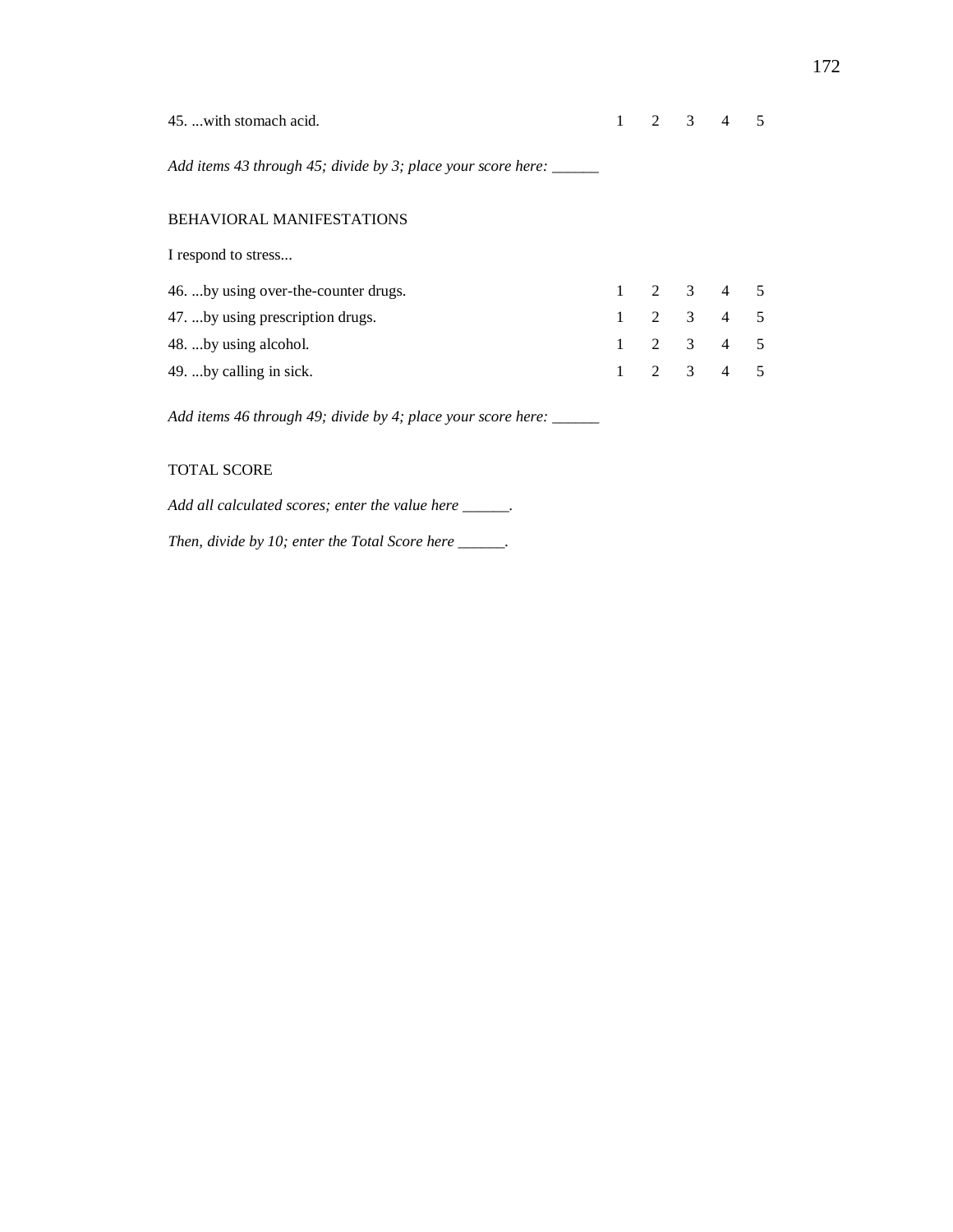| | | | | | |
|---|---|---|---|---|---|
| 45. ...with stomach acid. | 1 | 2 | 3 | 4 | 5 |

*Add items 43 through 45; divide by 3; place your score here: ______*

BEHAVIORAL MANIFESTATIONS

I respond to stress...

| | | | | | |
|---|---|---|---|---|---|
| 46. ...by using over-the-counter drugs. | 1 | 2 | 3 | 4 | 5 |
| 47. ...by using prescription drugs. | 1 | 2 | 3 | 4 | 5 |
| 48. ...by using alcohol. | 1 | 2 | 3 | 4 | 5 |
| 49. ...by calling in sick. | 1 | 2 | 3 | 4 | 5 |

*Add items 46 through 49; divide by 4; place your score here: ______*

TOTAL SCORE

*Add all calculated scores; enter the value here ______.*

*Then, divide by 10; enter the Total Score here ______.*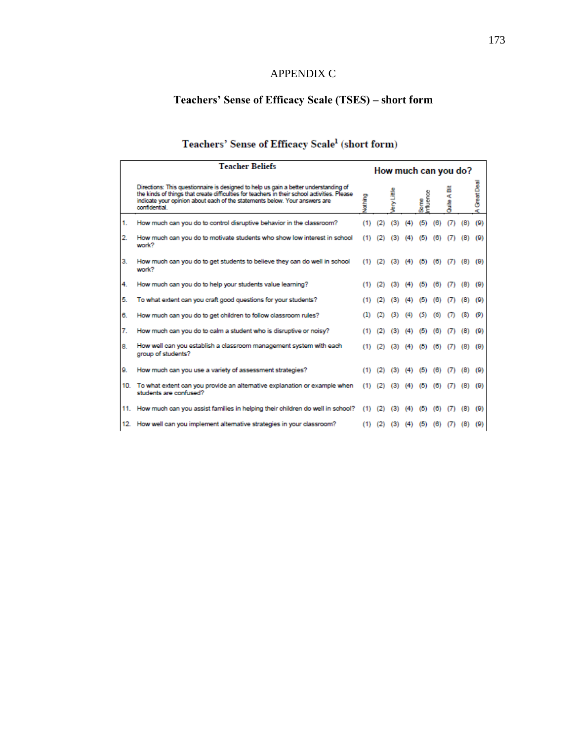# APPENDIX C

## Teachers' Sense of Efficacy Scale (TSES) – short form

### Teachers' Sense of Efficacy Scale[1] (short form)

| | Teacher Beliefs | How much can you do? | | | | | | | | |
|---|---|---|---|---|---|---|---|---|---|---|
| | Directions: This questionnaire is designed to help us gain a better understanding of the kinds of things that create difficulties for teachers in their school activities. Please indicate your opinion about each of the statements below. Your answers are confidential. | Nothing | | Very Little | | Some Influence | | Quite A Bit | | A Great Deal |
| 1. | How much can you do to control disruptive behavior in the classroom? | (1) | (2) | (3) | (4) | (5) | (6) | (7) | (8) | (9) |
| 2. | How much can you do to motivate students who show low interest in school work? | (1) | (2) | (3) | (4) | (5) | (6) | (7) | (8) | (9) |
| 3. | How much can you do to get students to believe they can do well in school work? | (1) | (2) | (3) | (4) | (5) | (6) | (7) | (8) | (9) |
| 4. | How much can you do to help your students value learning? | (1) | (2) | (3) | (4) | (5) | (6) | (7) | (8) | (9) |
| 5. | To what extent can you craft good questions for your students? | (1) | (2) | (3) | (4) | (5) | (6) | (7) | (8) | (9) |
| 6. | How much can you do to get children to follow classroom rules? | (1) | (2) | (3) | (4) | (5) | (6) | (7) | (8) | (9) |
| 7. | How much can you do to calm a student who is disruptive or noisy? | (1) | (2) | (3) | (4) | (5) | (6) | (7) | (8) | (9) |
| 8. | How well can you establish a classroom management system with each group of students? | (1) | (2) | (3) | (4) | (5) | (6) | (7) | (8) | (9) |
| 9. | How much can you use a variety of assessment strategies? | (1) | (2) | (3) | (4) | (5) | (6) | (7) | (8) | (9) |
| 10. | To what extent can you provide an alternative explanation or example when students are confused? | (1) | (2) | (3) | (4) | (5) | (6) | (7) | (8) | (9) |
| 11. | How much can you assist families in helping their children do well in school? | (1) | (2) | (3) | (4) | (5) | (6) | (7) | (8) | (9) |
| 12. | How well can you implement alternative strategies in your classroom? | (1) | (2) | (3) | (4) | (5) | (6) | (7) | (8) | (9) |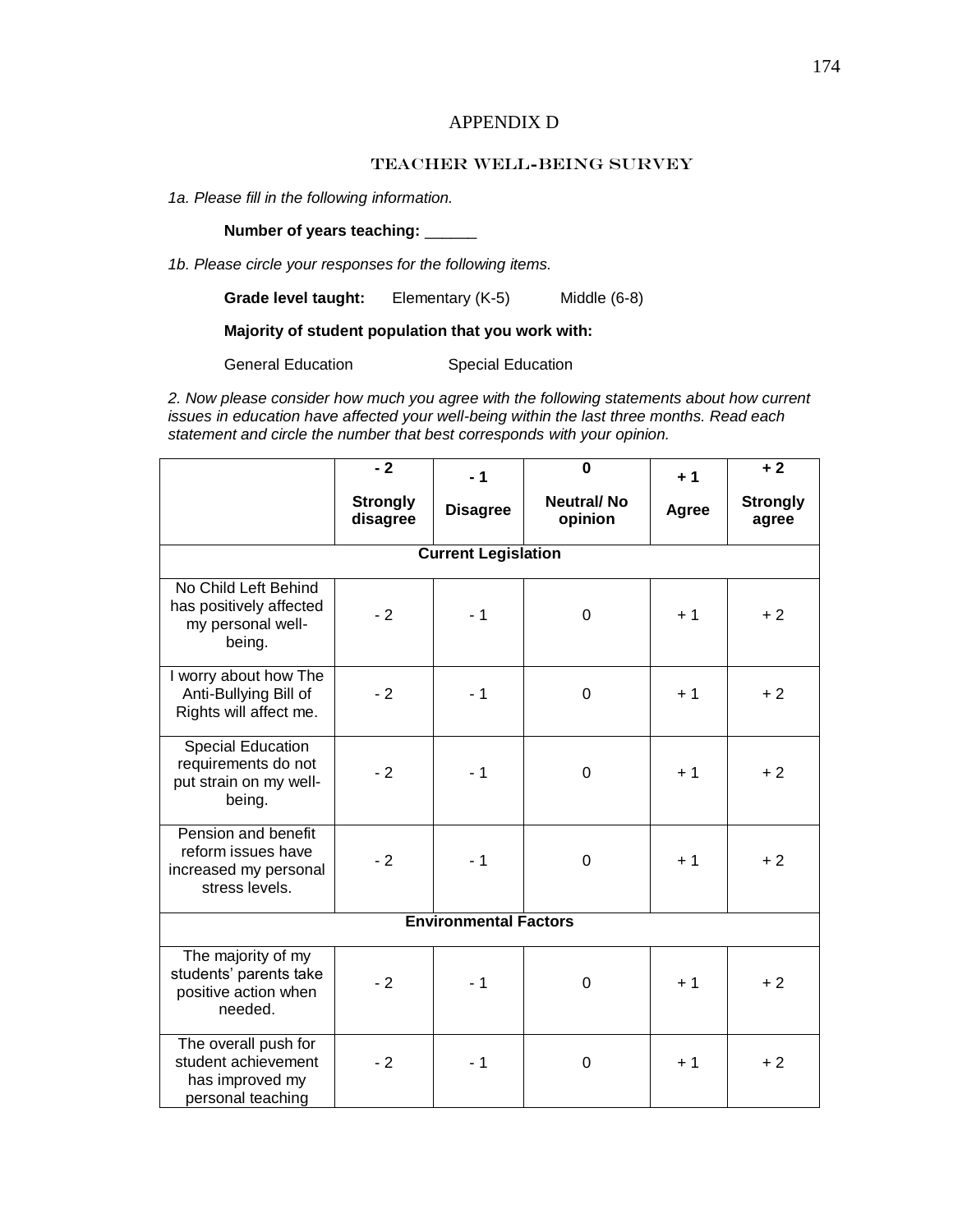# APPENDIX D

## TEACHER WELL-BEING SURVEY

*1a. Please fill in the following information.*

**Number of years teaching:** ______

*1b. Please circle your responses for the following items.*

**Grade level taught:** Elementary (K-5) Middle (6-8)

**Majority of student population that you work with:**

General Education Special Education

*2. Now please consider how much you agree with the following statements about how current issues in education have affected your well-being within the last three months. Read each statement and circle the number that best corresponds with your opinion.*

| | **- 2** **Strongly disagree** | **- 1** **Disagree** | **0** **Neutral/ No opinion** | **+ 1** **Agree** | **+ 2** **Strongly agree** |
|---|---|---|---|---|---|
| **Current Legislation** | | | | | |
| No Child Left Behind has positively affected my personal well-being. | - 2 | - 1 | 0 | + 1 | + 2 |
| I worry about how The Anti-Bullying Bill of Rights will affect me. | - 2 | - 1 | 0 | + 1 | + 2 |
| Special Education requirements do not put strain on my well-being. | - 2 | - 1 | 0 | + 1 | + 2 |
| Pension and benefit reform issues have increased my personal stress levels. | - 2 | - 1 | 0 | + 1 | + 2 |
| **Environmental Factors** | | | | | |
| The majority of my students' parents take positive action when needed. | - 2 | - 1 | 0 | + 1 | + 2 |
| The overall push for student achievement has improved my personal teaching | - 2 | - 1 | 0 | + 1 | + 2 |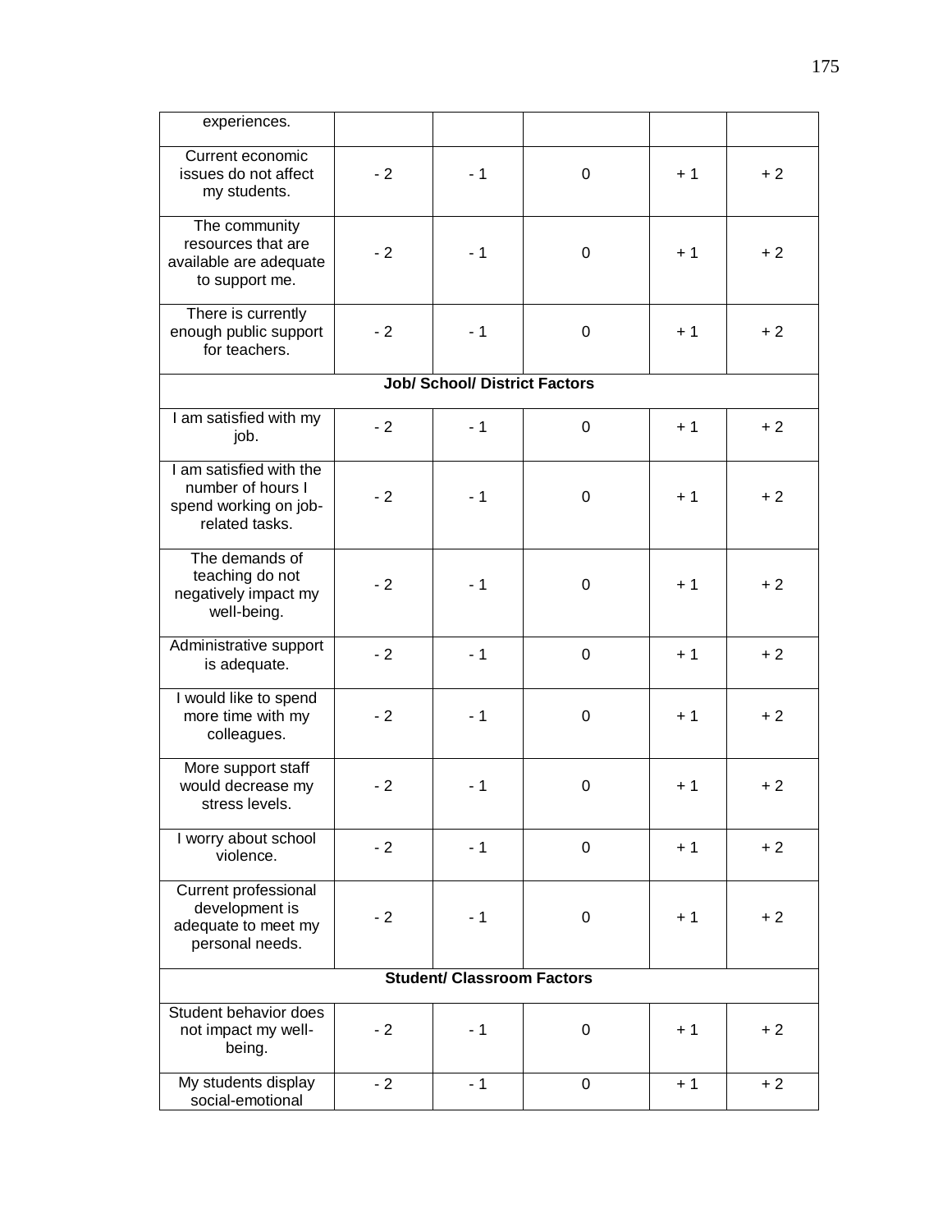| | | | | | |
|---|---|---|---|---|---|
| experiences. | | | | | |
| Current economic issues do not affect my students. | - 2 | - 1 | 0 | + 1 | + 2 |
| The community resources that are available are adequate to support me. | - 2 | - 1 | 0 | + 1 | + 2 |
| There is currently enough public support for teachers. | - 2 | - 1 | 0 | + 1 | + 2 |
| **Job/ School/ District Factors** | | | | | |
| I am satisfied with my job. | - 2 | - 1 | 0 | + 1 | + 2 |
| I am satisfied with the number of hours I spend working on job-related tasks. | - 2 | - 1 | 0 | + 1 | + 2 |
| The demands of teaching do not negatively impact my well-being. | - 2 | - 1 | 0 | + 1 | + 2 |
| Administrative support is adequate. | - 2 | - 1 | 0 | + 1 | + 2 |
| I would like to spend more time with my colleagues. | - 2 | - 1 | 0 | + 1 | + 2 |
| More support staff would decrease my stress levels. | - 2 | - 1 | 0 | + 1 | + 2 |
| I worry about school violence. | - 2 | - 1 | 0 | + 1 | + 2 |
| Current professional development is adequate to meet my personal needs. | - 2 | - 1 | 0 | + 1 | + 2 |
| **Student/ Classroom Factors** | | | | | |
| Student behavior does not impact my well-being. | - 2 | - 1 | 0 | + 1 | + 2 |
| My students display social-emotional | - 2 | - 1 | 0 | + 1 | + 2 |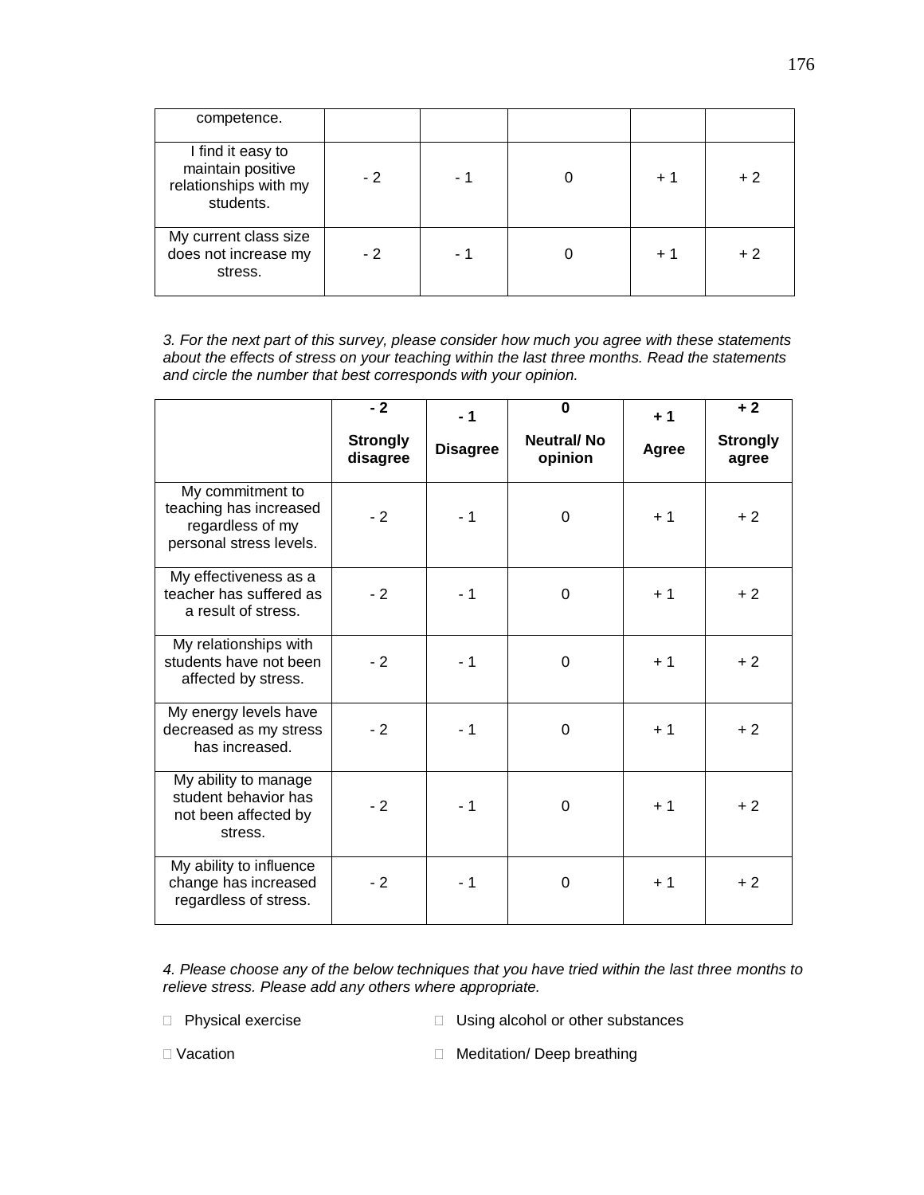| | | | | | |
|---|---|---|---|---|---|
| competence. | | | | | |
| I find it easy to maintain positive relationships with my students. | - 2 | - 1 | 0 | + 1 | + 2 |
| My current class size does not increase my stress. | - 2 | - 1 | 0 | + 1 | + 2 |

*3. For the next part of this survey, please consider how much you agree with these statements about the effects of stress on your teaching within the last three months. Read the statements and circle the number that best corresponds with your opinion.*

| | **- 2** **Strongly disagree** | **- 1** **Disagree** | **0** **Neutral/ No opinion** | **+ 1** **Agree** | **+ 2** **Strongly agree** |
|---|---|---|---|---|---|
| My commitment to teaching has increased regardless of my personal stress levels. | - 2 | - 1 | 0 | + 1 | + 2 |
| My effectiveness as a teacher has suffered as a result of stress. | - 2 | - 1 | 0 | + 1 | + 2 |
| My relationships with students have not been affected by stress. | - 2 | - 1 | 0 | + 1 | + 2 |
| My energy levels have decreased as my stress has increased. | - 2 | - 1 | 0 | + 1 | + 2 |
| My ability to manage student behavior has not been affected by stress. | - 2 | - 1 | 0 | + 1 | + 2 |
| My ability to influence change has increased regardless of stress. | - 2 | - 1 | 0 | + 1 | + 2 |

*4. Please choose any of the below techniques that you have tried within the last three months to relieve stress. Please add any others where appropriate.*

- ☐ Physical exercise
- ☐ Using alcohol or other substances
- ☐ Vacation
- ☐ Meditation/ Deep breathing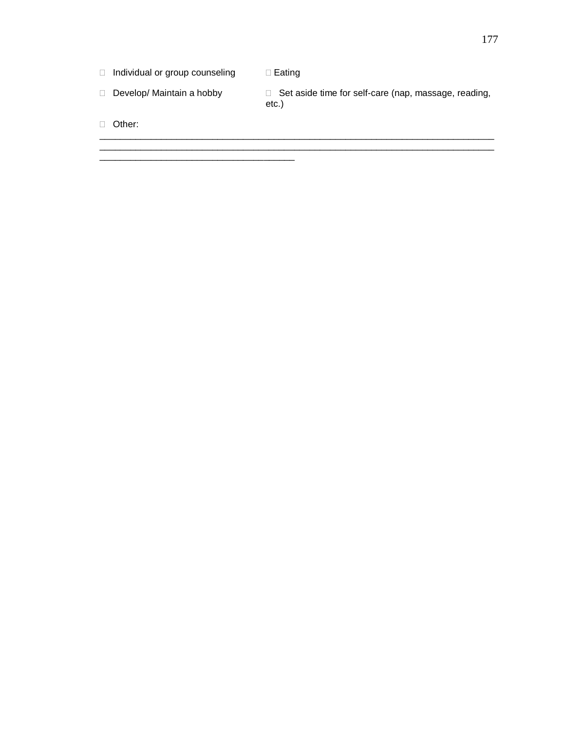- Individual or group counseling
- Eating
- Develop/ Maintain a hobby
- Set aside time for self-care (nap, massage, reading, etc.)
- Other: ________________________________________________________________________________
________________________________________________________________________________
______________________________________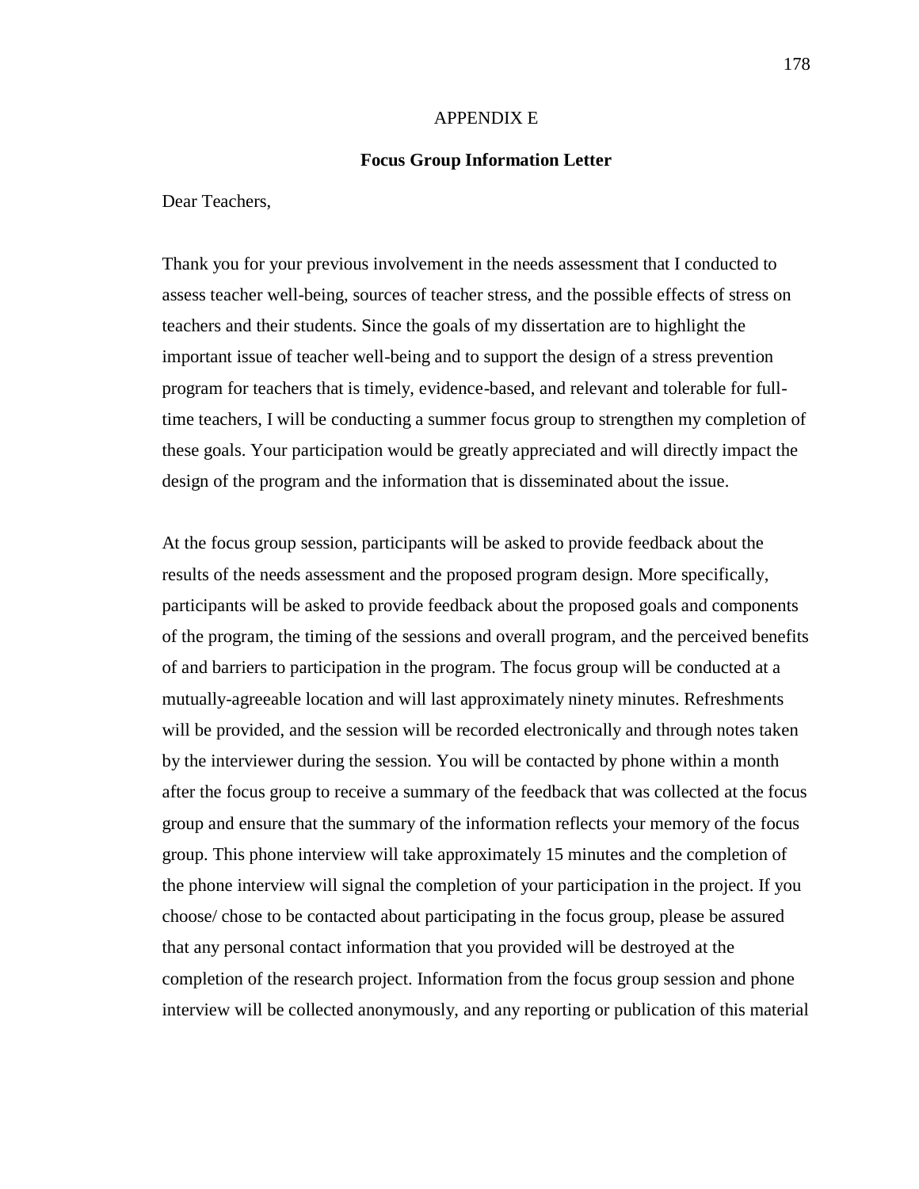APPENDIX E

**Focus Group Information Letter**

Dear Teachers,

Thank you for your previous involvement in the needs assessment that I conducted to assess teacher well-being, sources of teacher stress, and the possible effects of stress on teachers and their students. Since the goals of my dissertation are to highlight the important issue of teacher well-being and to support the design of a stress prevention program for teachers that is timely, evidence-based, and relevant and tolerable for full-time teachers, I will be conducting a summer focus group to strengthen my completion of these goals. Your participation would be greatly appreciated and will directly impact the design of the program and the information that is disseminated about the issue.

At the focus group session, participants will be asked to provide feedback about the results of the needs assessment and the proposed program design. More specifically, participants will be asked to provide feedback about the proposed goals and components of the program, the timing of the sessions and overall program, and the perceived benefits of and barriers to participation in the program. The focus group will be conducted at a mutually-agreeable location and will last approximately ninety minutes. Refreshments will be provided, and the session will be recorded electronically and through notes taken by the interviewer during the session. You will be contacted by phone within a month after the focus group to receive a summary of the feedback that was collected at the focus group and ensure that the summary of the information reflects your memory of the focus group. This phone interview will take approximately 15 minutes and the completion of the phone interview will signal the completion of your participation in the project. If you choose/ chose to be contacted about participating in the focus group, please be assured that any personal contact information that you provided will be destroyed at the completion of the research project. Information from the focus group session and phone interview will be collected anonymously, and any reporting or publication of this material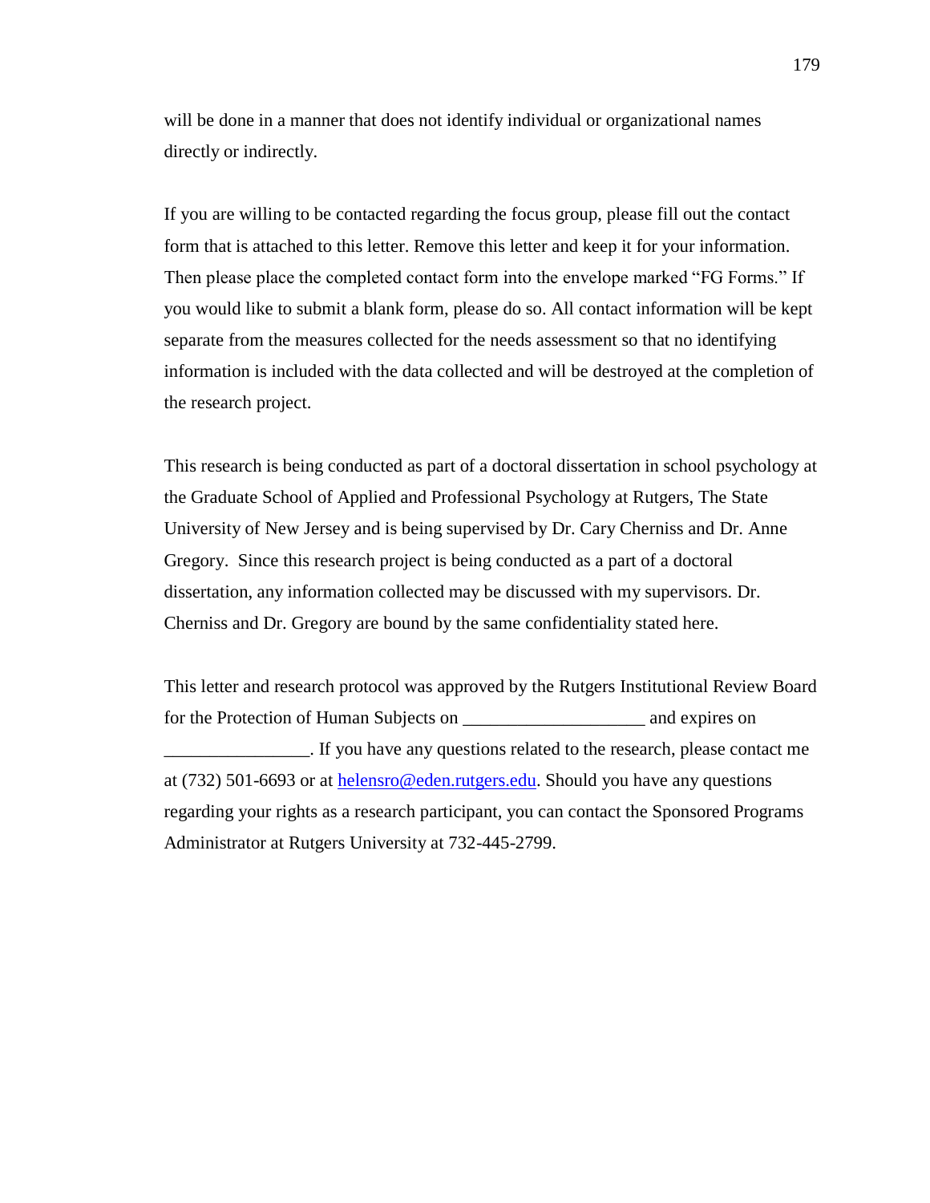will be done in a manner that does not identify individual or organizational names directly or indirectly.

If you are willing to be contacted regarding the focus group, please fill out the contact form that is attached to this letter. Remove this letter and keep it for your information. Then please place the completed contact form into the envelope marked "FG Forms." If you would like to submit a blank form, please do so. All contact information will be kept separate from the measures collected for the needs assessment so that no identifying information is included with the data collected and will be destroyed at the completion of the research project.

This research is being conducted as part of a doctoral dissertation in school psychology at the Graduate School of Applied and Professional Psychology at Rutgers, The State University of New Jersey and is being supervised by Dr. Cary Cherniss and Dr. Anne Gregory. Since this research project is being conducted as a part of a doctoral dissertation, any information collected may be discussed with my supervisors. Dr. Cherniss and Dr. Gregory are bound by the same confidentiality stated here.

This letter and research protocol was approved by the Rutgers Institutional Review Board for the Protection of Human Subjects on ____________________ and expires on ________________. If you have any questions related to the research, please contact me at (732) 501-6693 or at helensro@eden.rutgers.edu. Should you have any questions regarding your rights as a research participant, you can contact the Sponsored Programs Administrator at Rutgers University at 732-445-2799.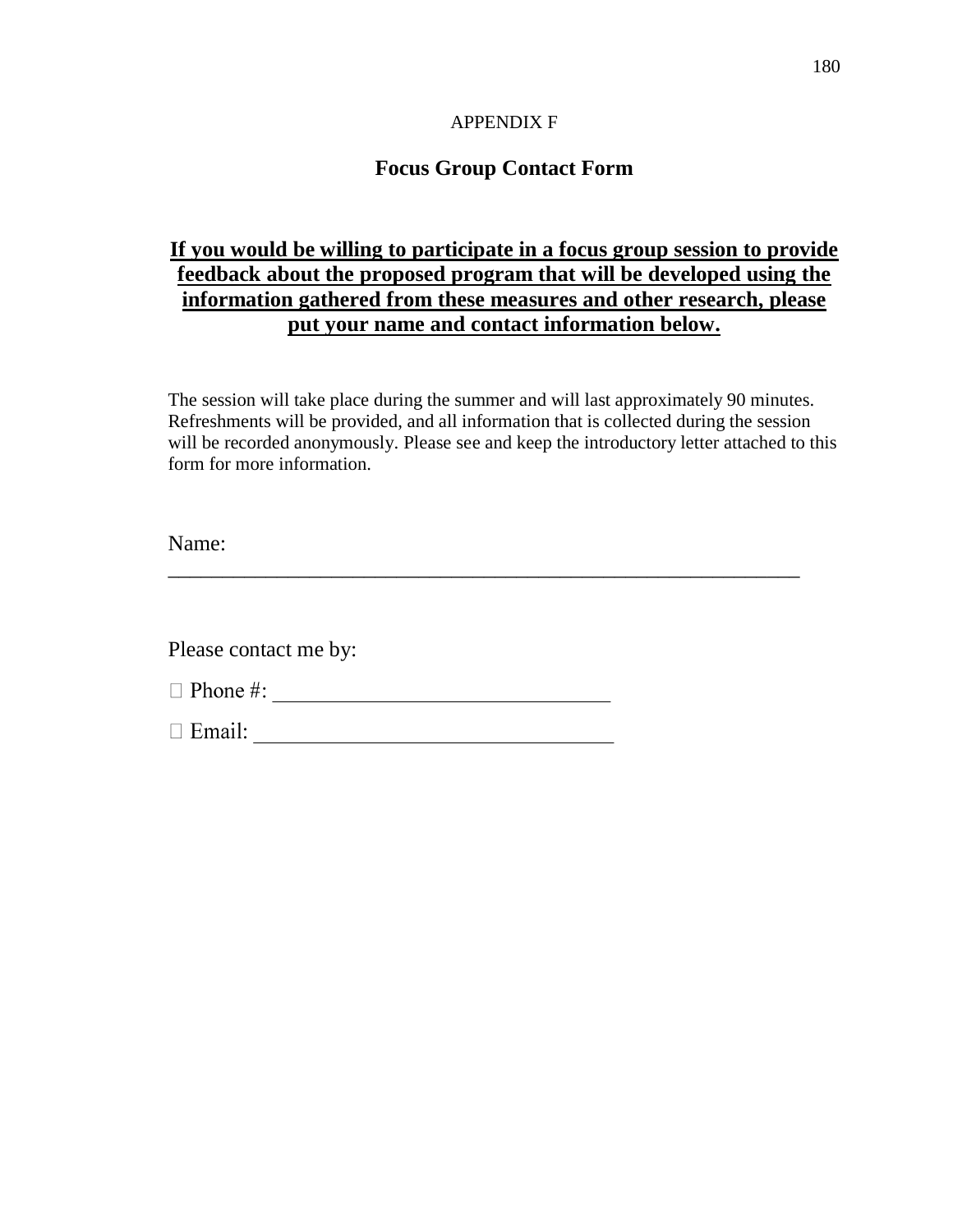APPENDIX F

## Focus Group Contact Form

**<u>If you would be willing to participate in a focus group session to provide feedback about the proposed program that will be developed using the information gathered from these measures and other research, please put your name and contact information below.</u>**

The session will take place during the summer and will last approximately 90 minutes. Refreshments will be provided, and all information that is collected during the session will be recorded anonymously. Please see and keep the introductory letter attached to this form for more information.

Name: ____________________________________________________________

Please contact me by:

☐ Phone #: ________________________________

☐ Email: __________________________________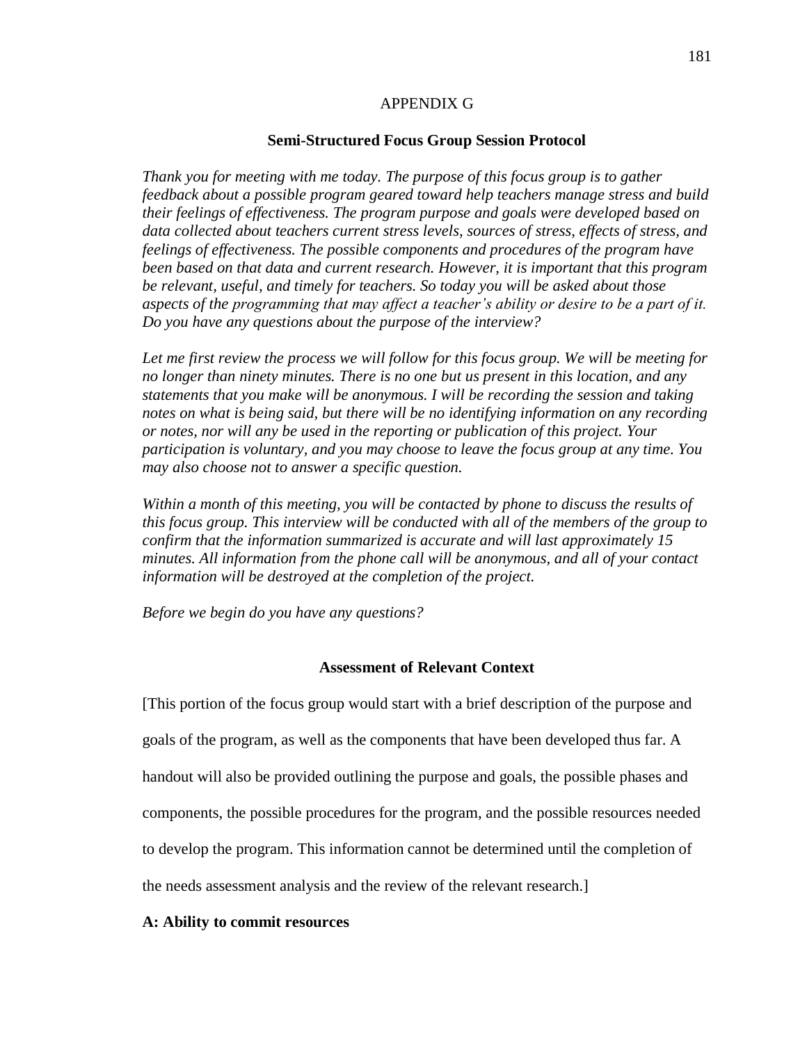APPENDIX G

**Semi-Structured Focus Group Session Protocol**

*Thank you for meeting with me today. The purpose of this focus group is to gather feedback about a possible program geared toward help teachers manage stress and build their feelings of effectiveness. The program purpose and goals were developed based on data collected about teachers current stress levels, sources of stress, effects of stress, and feelings of effectiveness. The possible components and procedures of the program have been based on that data and current research. However, it is important that this program be relevant, useful, and timely for teachers. So today you will be asked about those aspects of the programming that may affect a teacher's ability or desire to be a part of it. Do you have any questions about the purpose of the interview?*

*Let me first review the process we will follow for this focus group. We will be meeting for no longer than ninety minutes. There is no one but us present in this location, and any statements that you make will be anonymous. I will be recording the session and taking notes on what is being said, but there will be no identifying information on any recording or notes, nor will any be used in the reporting or publication of this project. Your participation is voluntary, and you may choose to leave the focus group at any time. You may also choose not to answer a specific question.*

*Within a month of this meeting, you will be contacted by phone to discuss the results of this focus group. This interview will be conducted with all of the members of the group to confirm that the information summarized is accurate and will last approximately 15 minutes. All information from the phone call will be anonymous, and all of your contact information will be destroyed at the completion of the project.*

*Before we begin do you have any questions?*

**Assessment of Relevant Context**

[This portion of the focus group would start with a brief description of the purpose and goals of the program, as well as the components that have been developed thus far. A handout will also be provided outlining the purpose and goals, the possible phases and components, the possible procedures for the program, and the possible resources needed to develop the program. This information cannot be determined until the completion of the needs assessment analysis and the review of the relevant research.]

**A: Ability to commit resources**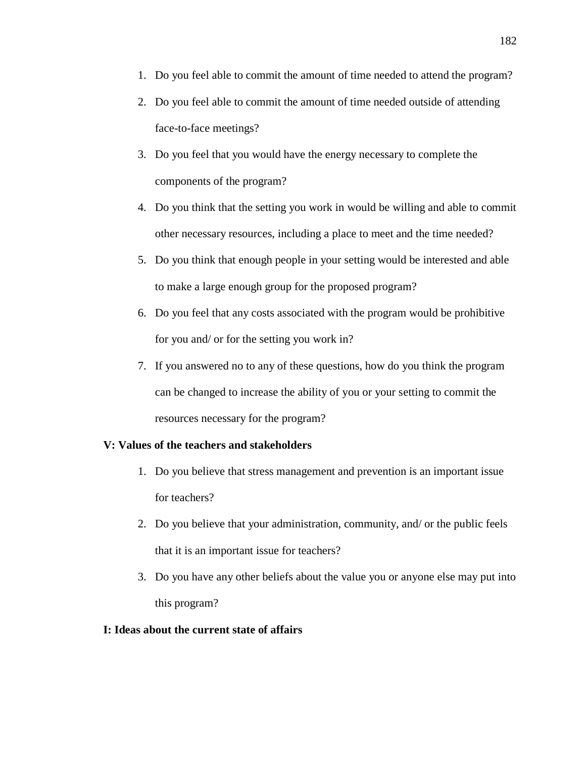1. Do you feel able to commit the amount of time needed to attend the program?
2. Do you feel able to commit the amount of time needed outside of attending face-to-face meetings?
3. Do you feel that you would have the energy necessary to complete the components of the program?
4. Do you think that the setting you work in would be willing and able to commit other necessary resources, including a place to meet and the time needed?
5. Do you think that enough people in your setting would be interested and able to make a large enough group for the proposed program?
6. Do you feel that any costs associated with the program would be prohibitive for you and/ or for the setting you work in?
7. If you answered no to any of these questions, how do you think the program can be changed to increase the ability of you or your setting to commit the resources necessary for the program?

**V: Values of the teachers and stakeholders**

1. Do you believe that stress management and prevention is an important issue for teachers?
2. Do you believe that your administration, community, and/ or the public feels that it is an important issue for teachers?
3. Do you have any other beliefs about the value you or anyone else may put into this program?

**I: Ideas about the current state of affairs**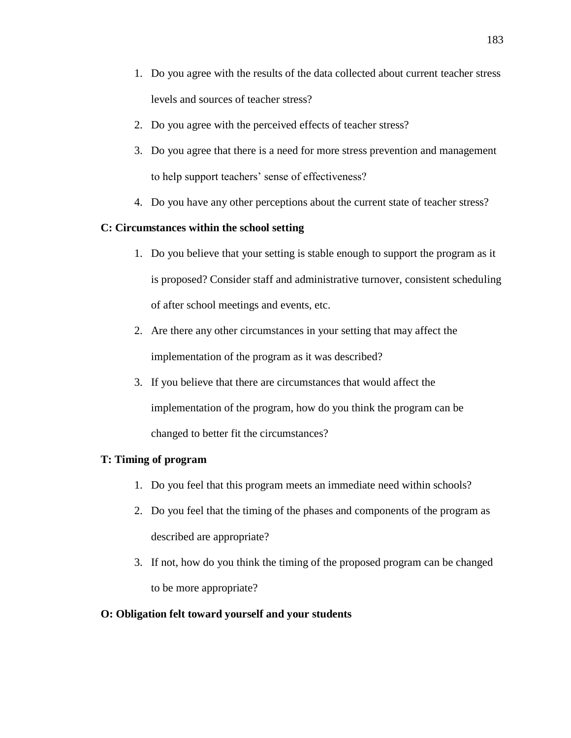1. Do you agree with the results of the data collected about current teacher stress levels and sources of teacher stress?
2. Do you agree with the perceived effects of teacher stress?
3. Do you agree that there is a need for more stress prevention and management to help support teachers' sense of effectiveness?
4. Do you have any other perceptions about the current state of teacher stress?

**C: Circumstances within the school setting**

1. Do you believe that your setting is stable enough to support the program as it is proposed? Consider staff and administrative turnover, consistent scheduling of after school meetings and events, etc.
2. Are there any other circumstances in your setting that may affect the implementation of the program as it was described?
3. If you believe that there are circumstances that would affect the implementation of the program, how do you think the program can be changed to better fit the circumstances?

**T: Timing of program**

1. Do you feel that this program meets an immediate need within schools?
2. Do you feel that the timing of the phases and components of the program as described are appropriate?
3. If not, how do you think the timing of the proposed program can be changed to be more appropriate?

**O: Obligation felt toward yourself and your students**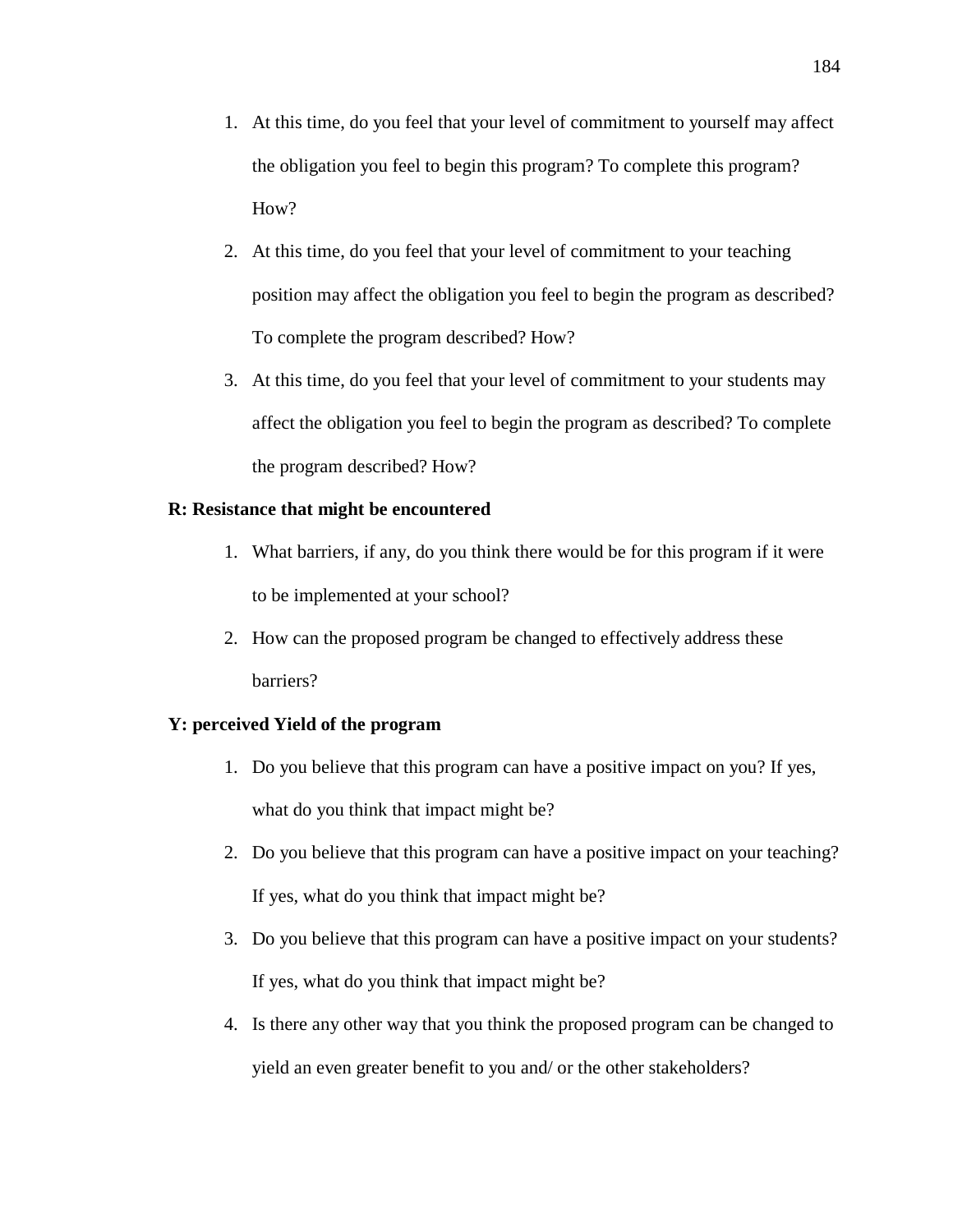1. At this time, do you feel that your level of commitment to yourself may affect the obligation you feel to begin this program? To complete this program? How?
2. At this time, do you feel that your level of commitment to your teaching position may affect the obligation you feel to begin the program as described? To complete the program described? How?
3. At this time, do you feel that your level of commitment to your students may affect the obligation you feel to begin the program as described? To complete the program described? How?

**R: Resistance that might be encountered**

1. What barriers, if any, do you think there would be for this program if it were to be implemented at your school?
2. How can the proposed program be changed to effectively address these barriers?

**Y: perceived Yield of the program**

1. Do you believe that this program can have a positive impact on you? If yes, what do you think that impact might be?
2. Do you believe that this program can have a positive impact on your teaching? If yes, what do you think that impact might be?
3. Do you believe that this program can have a positive impact on your students? If yes, what do you think that impact might be?
4. Is there any other way that you think the proposed program can be changed to yield an even greater benefit to you and/ or the other stakeholders?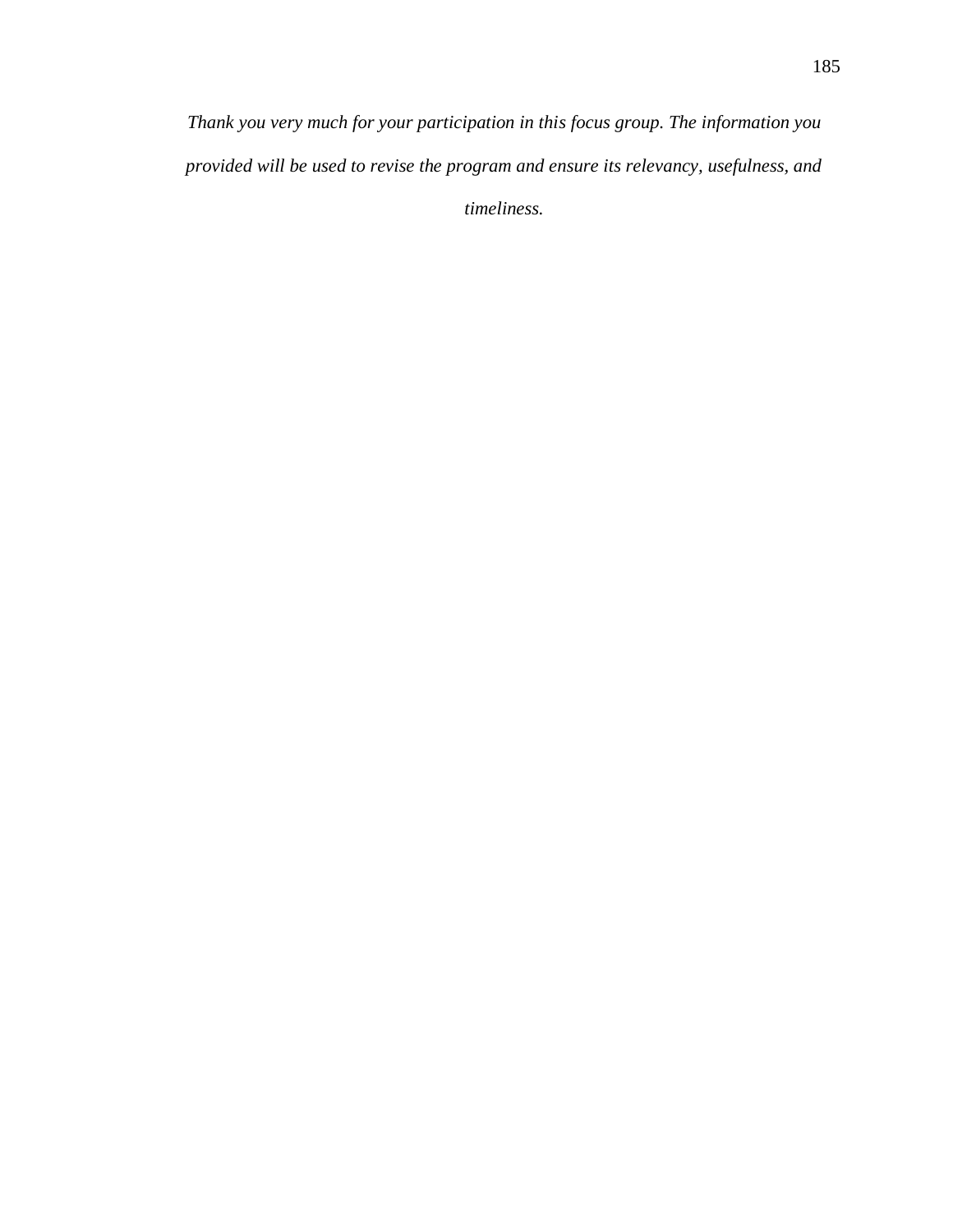*Thank you very much for your participation in this focus group. The information you provided will be used to revise the program and ensure its relevancy, usefulness, and timeliness.*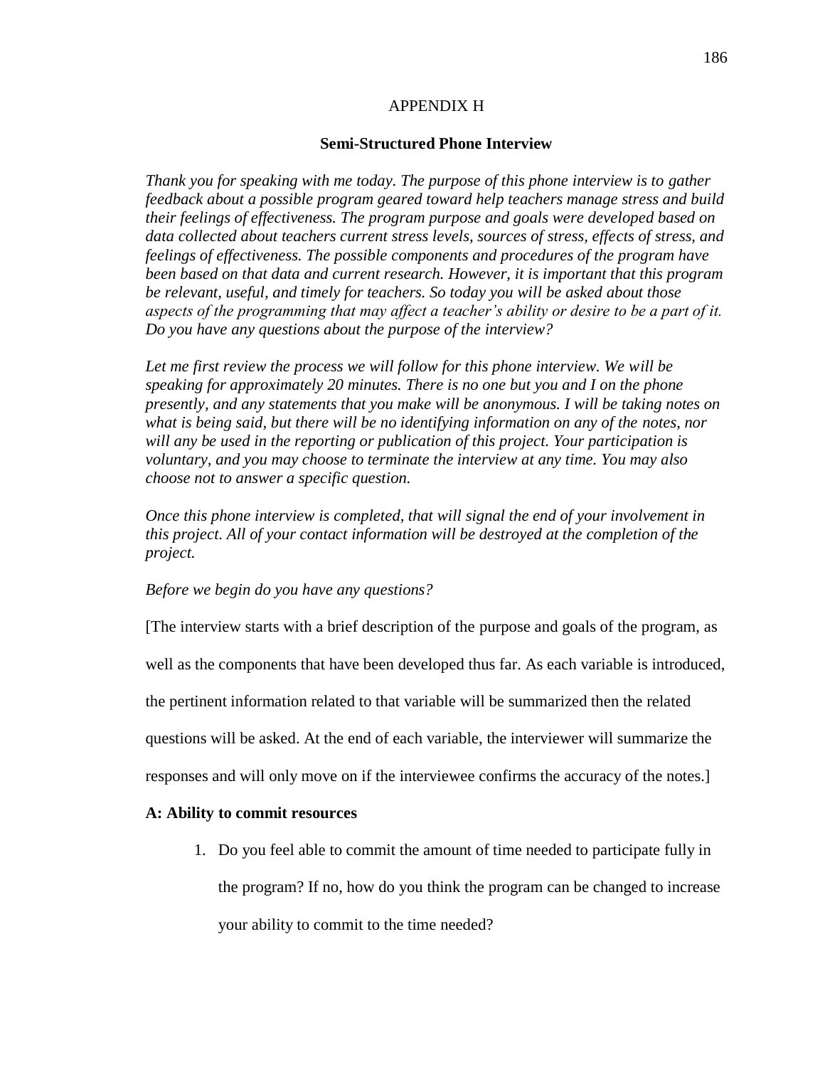## APPENDIX H

### Semi-Structured Phone Interview

*Thank you for speaking with me today. The purpose of this phone interview is to gather feedback about a possible program geared toward help teachers manage stress and build their feelings of effectiveness. The program purpose and goals were developed based on data collected about teachers current stress levels, sources of stress, effects of stress, and feelings of effectiveness. The possible components and procedures of the program have been based on that data and current research. However, it is important that this program be relevant, useful, and timely for teachers. So today you will be asked about those aspects of the programming that may affect a teacher's ability or desire to be a part of it. Do you have any questions about the purpose of the interview?*

*Let me first review the process we will follow for this phone interview. We will be speaking for approximately 20 minutes. There is no one but you and I on the phone presently, and any statements that you make will be anonymous. I will be taking notes on what is being said, but there will be no identifying information on any of the notes, nor will any be used in the reporting or publication of this project. Your participation is voluntary, and you may choose to terminate the interview at any time. You may also choose not to answer a specific question.*

*Once this phone interview is completed, that will signal the end of your involvement in this project. All of your contact information will be destroyed at the completion of the project.*

*Before we begin do you have any questions?*

[The interview starts with a brief description of the purpose and goals of the program, as well as the components that have been developed thus far. As each variable is introduced, the pertinent information related to that variable will be summarized then the related questions will be asked. At the end of each variable, the interviewer will summarize the responses and will only move on if the interviewee confirms the accuracy of the notes.]

**A: Ability to commit resources**

1. Do you feel able to commit the amount of time needed to participate fully in the program? If no, how do you think the program can be changed to increase your ability to commit to the time needed?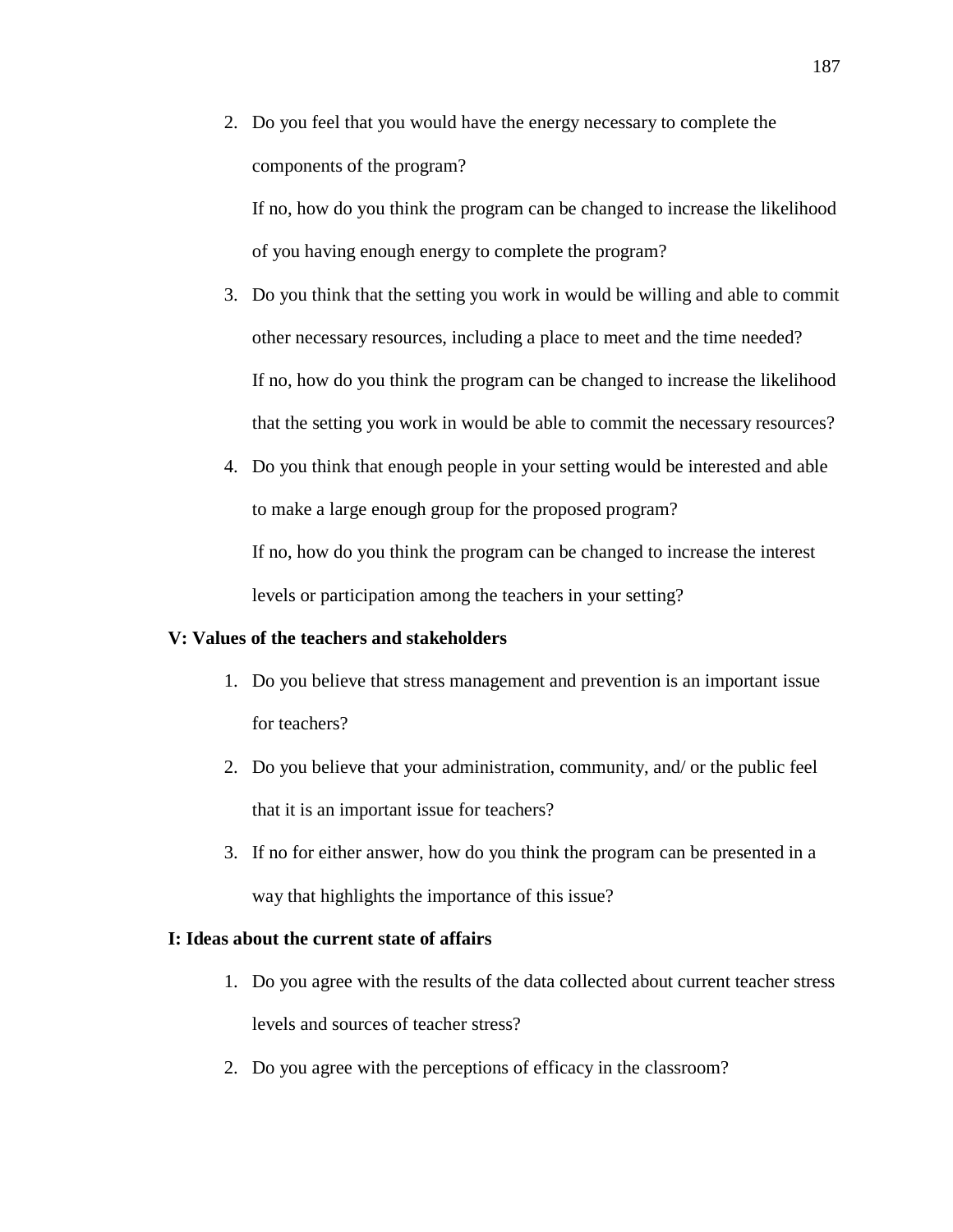2. Do you feel that you would have the energy necessary to complete the components of the program?

   If no, how do you think the program can be changed to increase the likelihood of you having enough energy to complete the program?

3. Do you think that the setting you work in would be willing and able to commit other necessary resources, including a place to meet and the time needed?

   If no, how do you think the program can be changed to increase the likelihood that the setting you work in would be able to commit the necessary resources?

4. Do you think that enough people in your setting would be interested and able to make a large enough group for the proposed program?

   If no, how do you think the program can be changed to increase the interest levels or participation among the teachers in your setting?

**V: Values of the teachers and stakeholders**

1. Do you believe that stress management and prevention is an important issue for teachers?
2. Do you believe that your administration, community, and/ or the public feel that it is an important issue for teachers?
3. If no for either answer, how do you think the program can be presented in a way that highlights the importance of this issue?

**I: Ideas about the current state of affairs**

1. Do you agree with the results of the data collected about current teacher stress levels and sources of teacher stress?
2. Do you agree with the perceptions of efficacy in the classroom?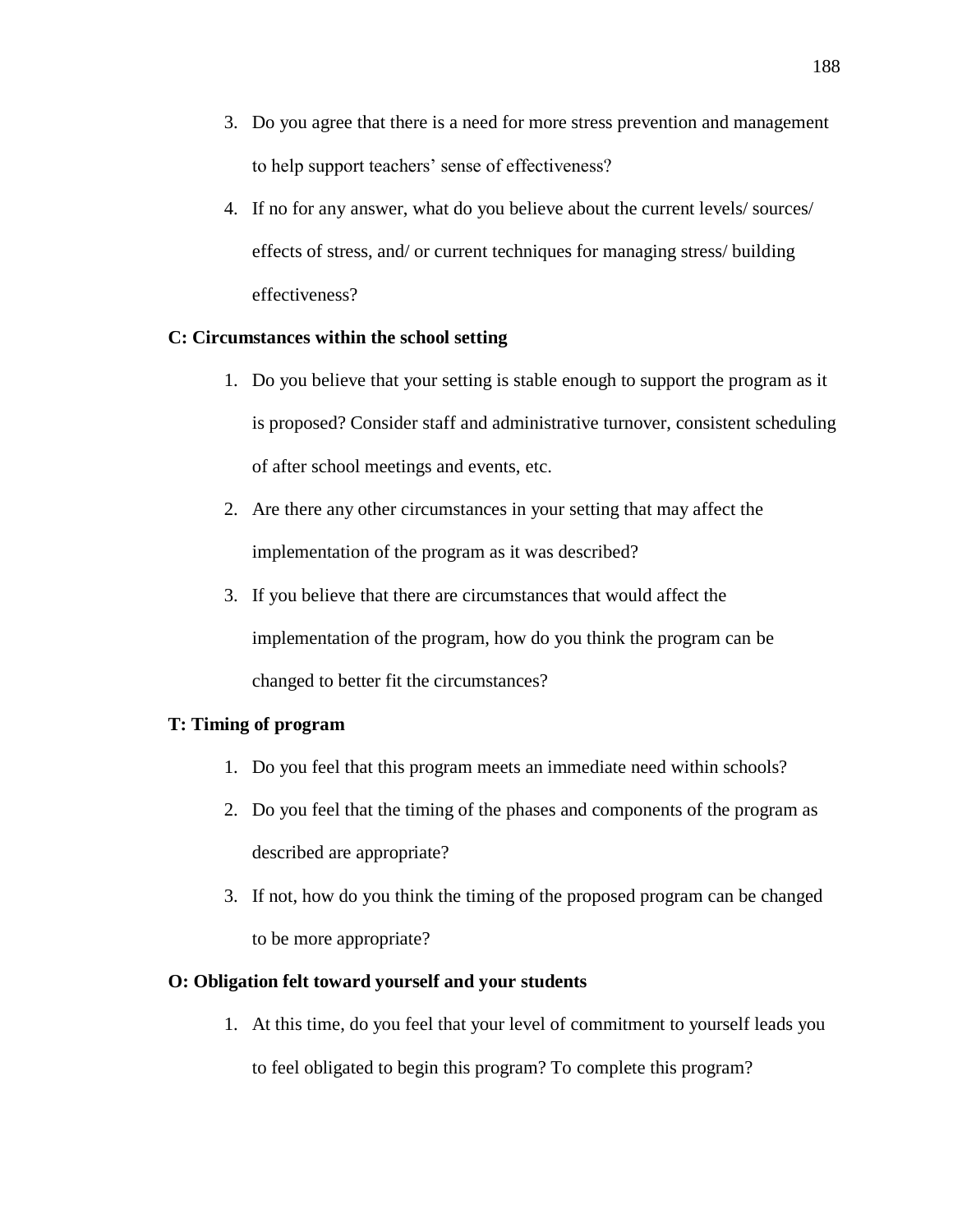3. Do you agree that there is a need for more stress prevention and management to help support teachers' sense of effectiveness?
4. If no for any answer, what do you believe about the current levels/ sources/ effects of stress, and/ or current techniques for managing stress/ building effectiveness?

**C: Circumstances within the school setting**

1. Do you believe that your setting is stable enough to support the program as it is proposed? Consider staff and administrative turnover, consistent scheduling of after school meetings and events, etc.
2. Are there any other circumstances in your setting that may affect the implementation of the program as it was described?
3. If you believe that there are circumstances that would affect the implementation of the program, how do you think the program can be changed to better fit the circumstances?

**T: Timing of program**

1. Do you feel that this program meets an immediate need within schools?
2. Do you feel that the timing of the phases and components of the program as described are appropriate?
3. If not, how do you think the timing of the proposed program can be changed to be more appropriate?

**O: Obligation felt toward yourself and your students**

1. At this time, do you feel that your level of commitment to yourself leads you to feel obligated to begin this program? To complete this program?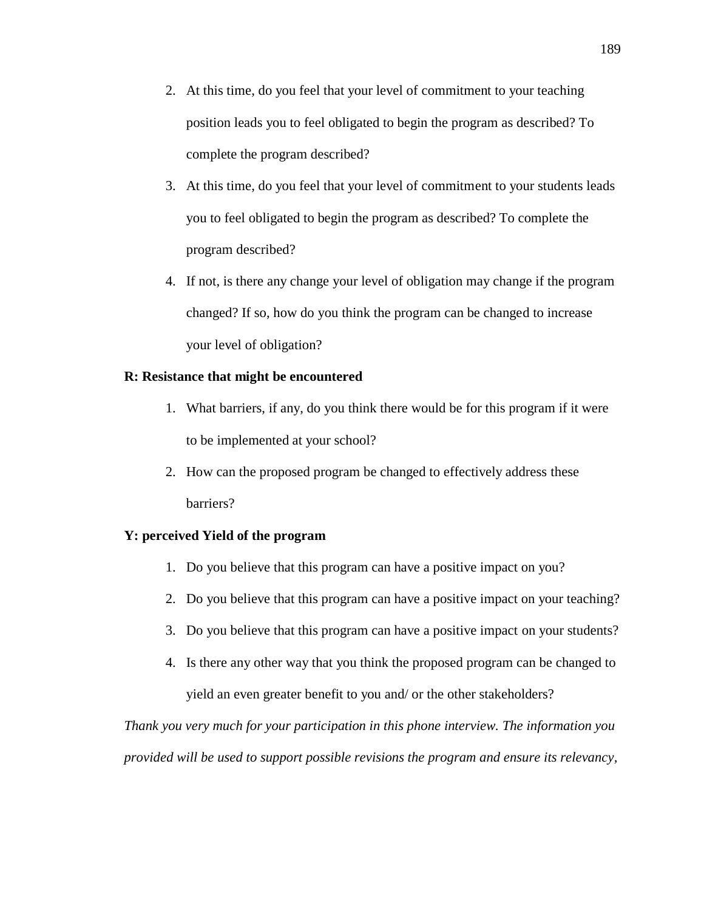2. At this time, do you feel that your level of commitment to your teaching position leads you to feel obligated to begin the program as described? To complete the program described?
3. At this time, do you feel that your level of commitment to your students leads you to feel obligated to begin the program as described? To complete the program described?
4. If not, is there any change your level of obligation may change if the program changed? If so, how do you think the program can be changed to increase your level of obligation?

**R: Resistance that might be encountered**

1. What barriers, if any, do you think there would be for this program if it were to be implemented at your school?
2. How can the proposed program be changed to effectively address these barriers?

**Y: perceived Yield of the program**

1. Do you believe that this program can have a positive impact on you?
2. Do you believe that this program can have a positive impact on your teaching?
3. Do you believe that this program can have a positive impact on your students?
4. Is there any other way that you think the proposed program can be changed to yield an even greater benefit to you and/ or the other stakeholders?

*Thank you very much for your participation in this phone interview. The information you provided will be used to support possible revisions the program and ensure its relevancy,*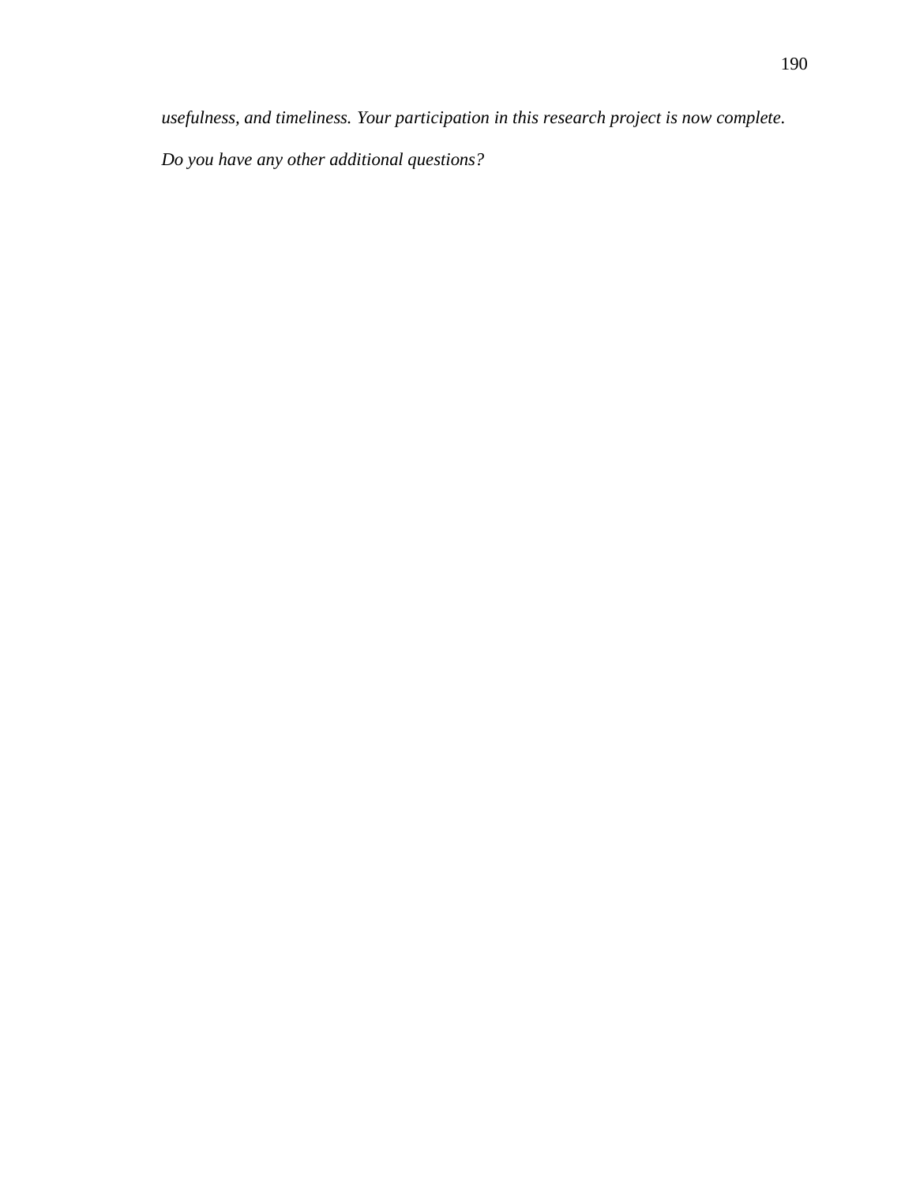*usefulness, and timeliness. Your participation in this research project is now complete. Do you have any other additional questions?*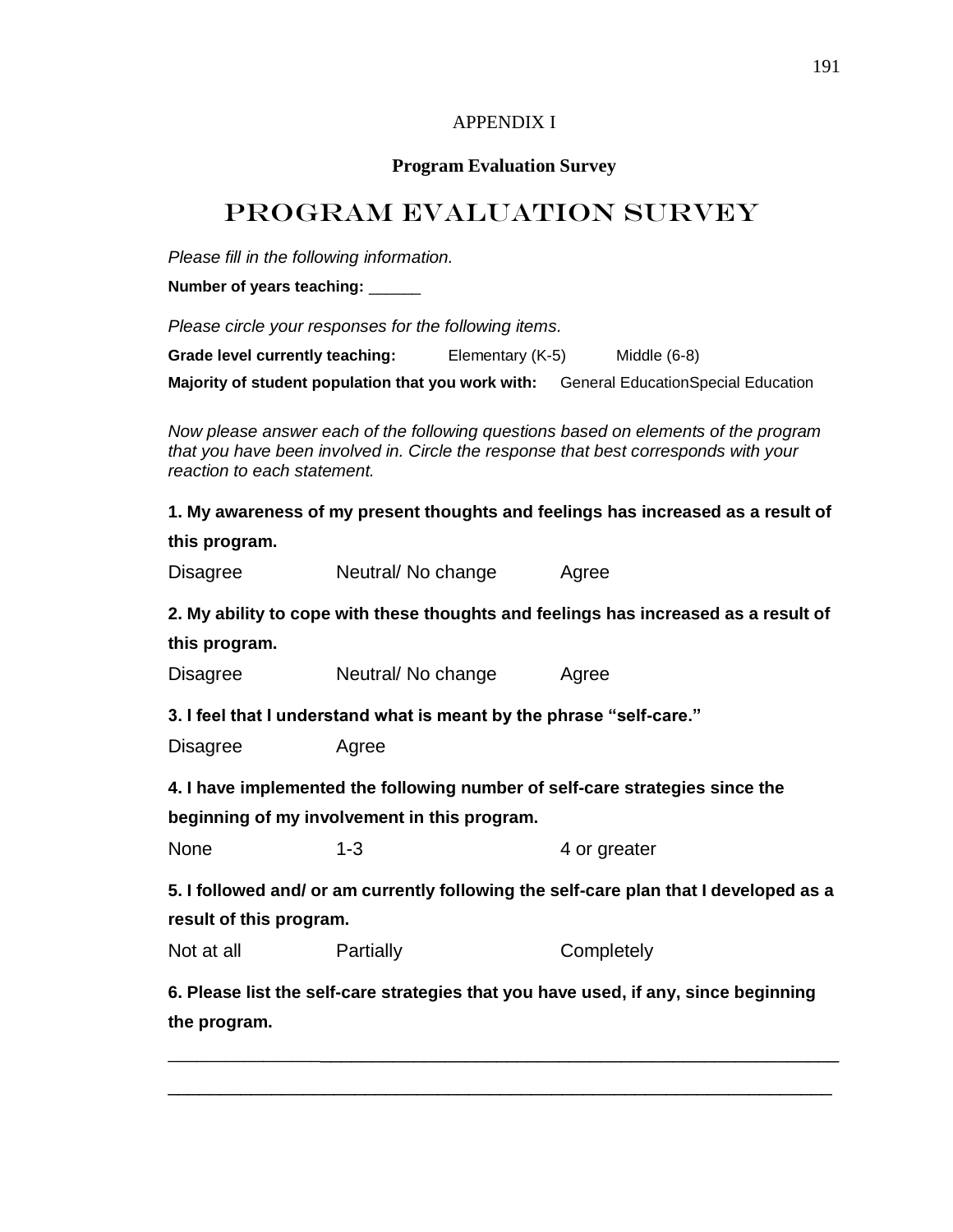APPENDIX I

**Program Evaluation Survey**

# PROGRAM EVALUATION SURVEY

*Please fill in the following information.*

**Number of years teaching:** ______

*Please circle your responses for the following items.*

**Grade level currently teaching:** Elementary (K-5) Middle (6-8)

**Majority of student population that you work with:** General EducationSpecial Education

*Now please answer each of the following questions based on elements of the program that you have been involved in. Circle the response that best corresponds with your reaction to each statement.*

**1. My awareness of my present thoughts and feelings has increased as a result of this program.**

Disagree Neutral/ No change Agree

**2. My ability to cope with these thoughts and feelings has increased as a result of this program.**

Disagree Neutral/ No change Agree

**3. I feel that I understand what is meant by the phrase "self-care."**

Disagree Agree

**4. I have implemented the following number of self-care strategies since the beginning of my involvement in this program.**

None 1-3 4 or greater

**5. I followed and/ or am currently following the self-care plan that I developed as a result of this program.**

Not at all Partially Completely

**6. Please list the self-care strategies that you have used, if any, since beginning the program.**

________________________________________________________________________

________________________________________________________________________